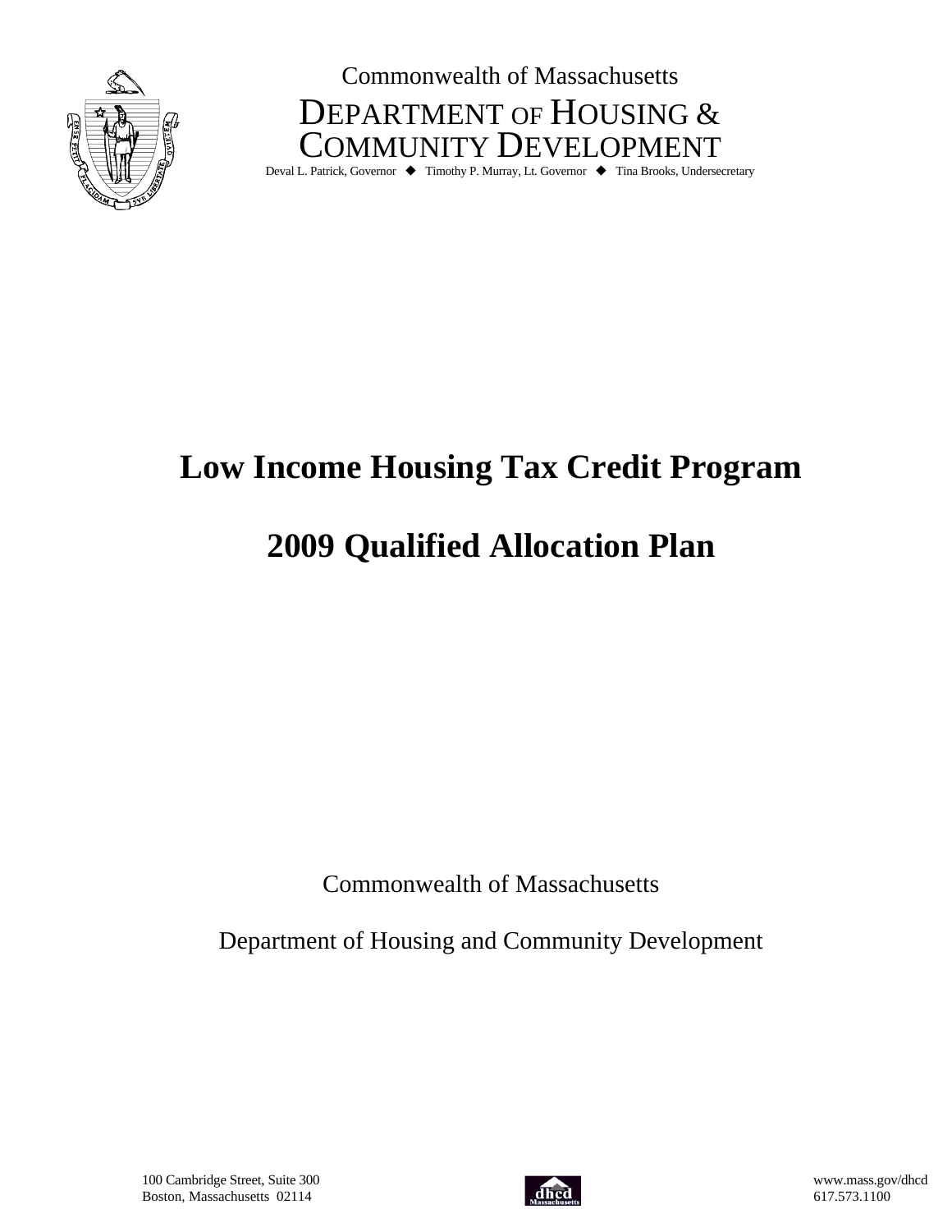Commonwealth of Massachusetts

DEPARTMENT OF HOUSING & COMMUNITY DEVELOPMENT

Deval L. Patrick, Governor ◆ Timothy P. Murray, Lt. Governor ◆ Tina Brooks, Undersecretary

# Low Income Housing Tax Credit Program

# 2009 Qualified Allocation Plan

Commonwealth of Massachusetts

Department of Housing and Community Development

100 Cambridge Street, Suite 300
Boston, Massachusetts 02114

www.mass.gov/dhcd
617.573.1100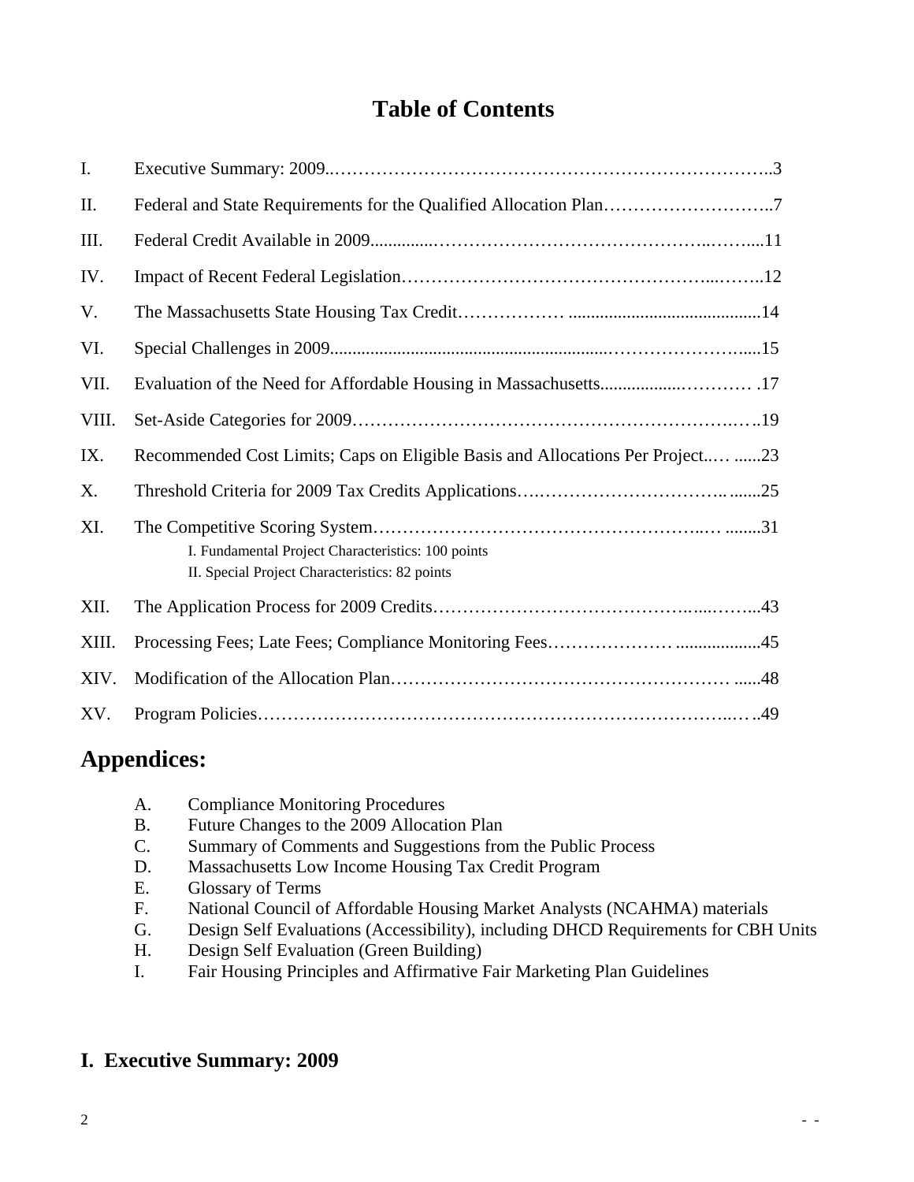# Table of Contents

| | | |
|---|---|---|
| I. | Executive Summary: 2009 | 3 |
| II. | Federal and State Requirements for the Qualified Allocation Plan | 7 |
| III. | Federal Credit Available in 2009 | 11 |
| IV. | Impact of Recent Federal Legislation | 12 |
| V. | The Massachusetts State Housing Tax Credit | 14 |
| VI. | Special Challenges in 2009 | 15 |
| VII. | Evaluation of the Need for Affordable Housing in Massachusetts | 17 |
| VIII. | Set-Aside Categories for 2009 | 19 |
| IX. | Recommended Cost Limits; Caps on Eligible Basis and Allocations Per Project | 23 |
| X. | Threshold Criteria for 2009 Tax Credits Applications | 25 |
| XI. | The Competitive Scoring System<br>I. Fundamental Project Characteristics: 100 points<br>II. Special Project Characteristics: 82 points | 31 |
| XII. | The Application Process for 2009 Credits | 43 |
| XIII. | Processing Fees; Late Fees; Compliance Monitoring Fees | 45 |
| XIV. | Modification of the Allocation Plan | 48 |
| XV. | Program Policies | 49 |

## Appendices:

A. Compliance Monitoring Procedures
B. Future Changes to the 2009 Allocation Plan
C. Summary of Comments and Suggestions from the Public Process
D. Massachusetts Low Income Housing Tax Credit Program
E. Glossary of Terms
F. National Council of Affordable Housing Market Analysts (NCAHMA) materials
G. Design Self Evaluations (Accessibility), including DHCD Requirements for CBH Units
H. Design Self Evaluation (Green Building)
I. Fair Housing Principles and Affirmative Fair Marketing Plan Guidelines

## I. Executive Summary: 2009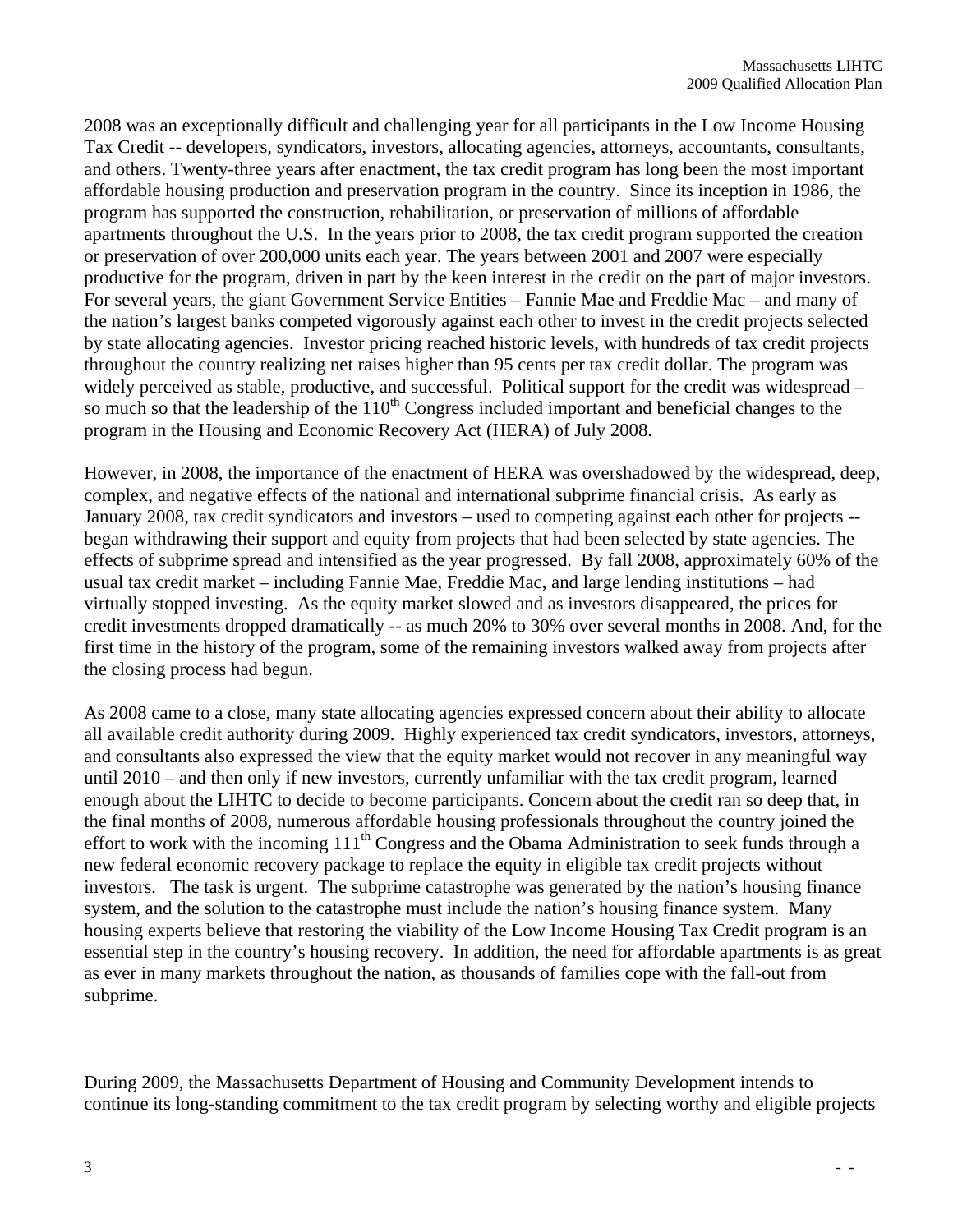2008 was an exceptionally difficult and challenging year for all participants in the Low Income Housing Tax Credit -- developers, syndicators, investors, allocating agencies, attorneys, accountants, consultants, and others. Twenty-three years after enactment, the tax credit program has long been the most important affordable housing production and preservation program in the country. Since its inception in 1986, the program has supported the construction, rehabilitation, or preservation of millions of affordable apartments throughout the U.S. In the years prior to 2008, the tax credit program supported the creation or preservation of over 200,000 units each year. The years between 2001 and 2007 were especially productive for the program, driven in part by the keen interest in the credit on the part of major investors. For several years, the giant Government Service Entities – Fannie Mae and Freddie Mac – and many of the nation's largest banks competed vigorously against each other to invest in the credit projects selected by state allocating agencies. Investor pricing reached historic levels, with hundreds of tax credit projects throughout the country realizing net raises higher than 95 cents per tax credit dollar. The program was widely perceived as stable, productive, and successful. Political support for the credit was widespread – so much so that the leadership of the 110th Congress included important and beneficial changes to the program in the Housing and Economic Recovery Act (HERA) of July 2008.

However, in 2008, the importance of the enactment of HERA was overshadowed by the widespread, deep, complex, and negative effects of the national and international subprime financial crisis. As early as January 2008, tax credit syndicators and investors – used to competing against each other for projects -- began withdrawing their support and equity from projects that had been selected by state agencies. The effects of subprime spread and intensified as the year progressed. By fall 2008, approximately 60% of the usual tax credit market – including Fannie Mae, Freddie Mac, and large lending institutions – had virtually stopped investing. As the equity market slowed and as investors disappeared, the prices for credit investments dropped dramatically -- as much 20% to 30% over several months in 2008. And, for the first time in the history of the program, some of the remaining investors walked away from projects after the closing process had begun.

As 2008 came to a close, many state allocating agencies expressed concern about their ability to allocate all available credit authority during 2009. Highly experienced tax credit syndicators, investors, attorneys, and consultants also expressed the view that the equity market would not recover in any meaningful way until 2010 – and then only if new investors, currently unfamiliar with the tax credit program, learned enough about the LIHTC to decide to become participants. Concern about the credit ran so deep that, in the final months of 2008, numerous affordable housing professionals throughout the country joined the effort to work with the incoming 111th Congress and the Obama Administration to seek funds through a new federal economic recovery package to replace the equity in eligible tax credit projects without investors. The task is urgent. The subprime catastrophe was generated by the nation's housing finance system, and the solution to the catastrophe must include the nation's housing finance system. Many housing experts believe that restoring the viability of the Low Income Housing Tax Credit program is an essential step in the country's housing recovery. In addition, the need for affordable apartments is as great as ever in many markets throughout the nation, as thousands of families cope with the fall-out from subprime.

During 2009, the Massachusetts Department of Housing and Community Development intends to continue its long-standing commitment to the tax credit program by selecting worthy and eligible projects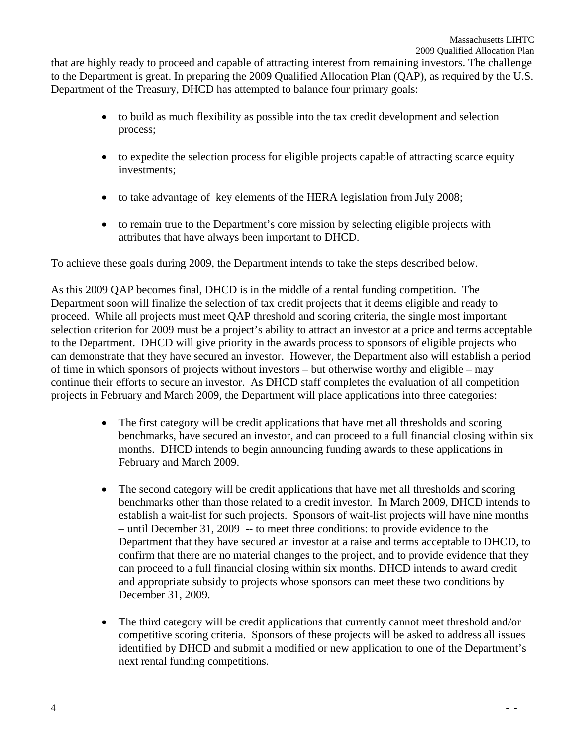that are highly ready to proceed and capable of attracting interest from remaining investors. The challenge to the Department is great. In preparing the 2009 Qualified Allocation Plan (QAP), as required by the U.S. Department of the Treasury, DHCD has attempted to balance four primary goals:

- to build as much flexibility as possible into the tax credit development and selection process;
- to expedite the selection process for eligible projects capable of attracting scarce equity investments;
- to take advantage of key elements of the HERA legislation from July 2008;
- to remain true to the Department's core mission by selecting eligible projects with attributes that have always been important to DHCD.

To achieve these goals during 2009, the Department intends to take the steps described below.

As this 2009 QAP becomes final, DHCD is in the middle of a rental funding competition. The Department soon will finalize the selection of tax credit projects that it deems eligible and ready to proceed. While all projects must meet QAP threshold and scoring criteria, the single most important selection criterion for 2009 must be a project's ability to attract an investor at a price and terms acceptable to the Department. DHCD will give priority in the awards process to sponsors of eligible projects who can demonstrate that they have secured an investor. However, the Department also will establish a period of time in which sponsors of projects without investors – but otherwise worthy and eligible – may continue their efforts to secure an investor. As DHCD staff completes the evaluation of all competition projects in February and March 2009, the Department will place applications into three categories:

- The first category will be credit applications that have met all thresholds and scoring benchmarks, have secured an investor, and can proceed to a full financial closing within six months. DHCD intends to begin announcing funding awards to these applications in February and March 2009.
- The second category will be credit applications that have met all thresholds and scoring benchmarks other than those related to a credit investor. In March 2009, DHCD intends to establish a wait-list for such projects. Sponsors of wait-list projects will have nine months – until December 31, 2009 -- to meet three conditions: to provide evidence to the Department that they have secured an investor at a raise and terms acceptable to DHCD, to confirm that there are no material changes to the project, and to provide evidence that they can proceed to a full financial closing within six months. DHCD intends to award credit and appropriate subsidy to projects whose sponsors can meet these two conditions by December 31, 2009.
- The third category will be credit applications that currently cannot meet threshold and/or competitive scoring criteria. Sponsors of these projects will be asked to address all issues identified by DHCD and submit a modified or new application to one of the Department's next rental funding competitions.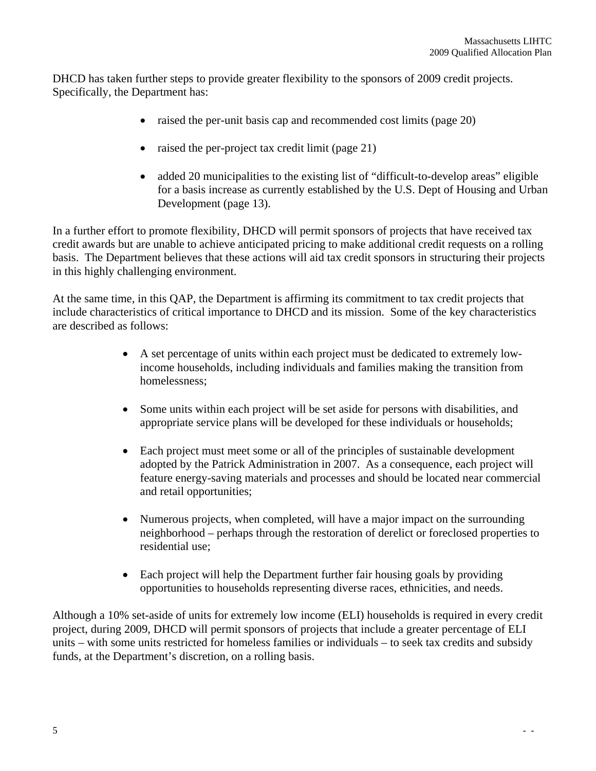DHCD has taken further steps to provide greater flexibility to the sponsors of 2009 credit projects. Specifically, the Department has:

- raised the per-unit basis cap and recommended cost limits (page 20)
- raised the per-project tax credit limit (page 21)
- added 20 municipalities to the existing list of "difficult-to-develop areas" eligible for a basis increase as currently established by the U.S. Dept of Housing and Urban Development (page 13).

In a further effort to promote flexibility, DHCD will permit sponsors of projects that have received tax credit awards but are unable to achieve anticipated pricing to make additional credit requests on a rolling basis. The Department believes that these actions will aid tax credit sponsors in structuring their projects in this highly challenging environment.

At the same time, in this QAP, the Department is affirming its commitment to tax credit projects that include characteristics of critical importance to DHCD and its mission. Some of the key characteristics are described as follows:

- A set percentage of units within each project must be dedicated to extremely low-income households, including individuals and families making the transition from homelessness;
- Some units within each project will be set aside for persons with disabilities, and appropriate service plans will be developed for these individuals or households;
- Each project must meet some or all of the principles of sustainable development adopted by the Patrick Administration in 2007. As a consequence, each project will feature energy-saving materials and processes and should be located near commercial and retail opportunities;
- Numerous projects, when completed, will have a major impact on the surrounding neighborhood – perhaps through the restoration of derelict or foreclosed properties to residential use;
- Each project will help the Department further fair housing goals by providing opportunities to households representing diverse races, ethnicities, and needs.

Although a 10% set-aside of units for extremely low income (ELI) households is required in every credit project, during 2009, DHCD will permit sponsors of projects that include a greater percentage of ELI units – with some units restricted for homeless families or individuals – to seek tax credits and subsidy funds, at the Department's discretion, on a rolling basis.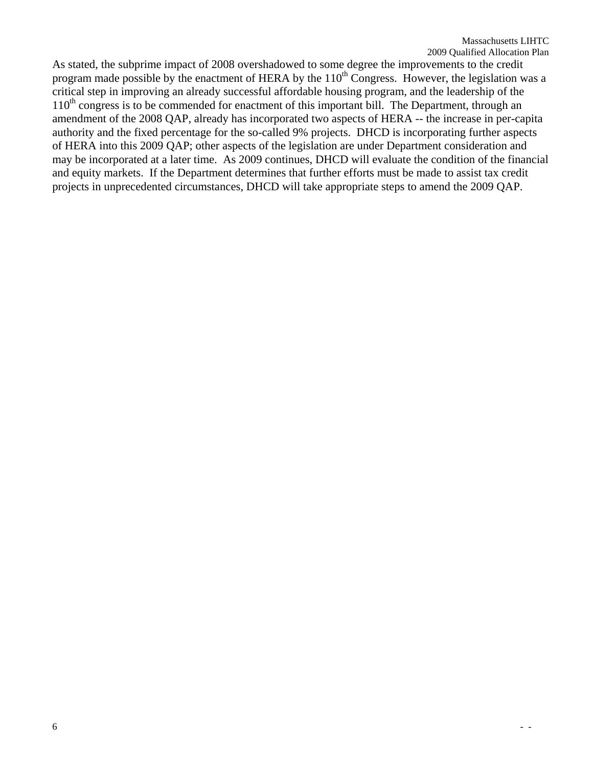As stated, the subprime impact of 2008 overshadowed to some degree the improvements to the credit program made possible by the enactment of HERA by the 110th Congress. However, the legislation was a critical step in improving an already successful affordable housing program, and the leadership of the 110th congress is to be commended for enactment of this important bill. The Department, through an amendment of the 2008 QAP, already has incorporated two aspects of HERA -- the increase in per-capita authority and the fixed percentage for the so-called 9% projects. DHCD is incorporating further aspects of HERA into this 2009 QAP; other aspects of the legislation are under Department consideration and may be incorporated at a later time. As 2009 continues, DHCD will evaluate the condition of the financial and equity markets. If the Department determines that further efforts must be made to assist tax credit projects in unprecedented circumstances, DHCD will take appropriate steps to amend the 2009 QAP.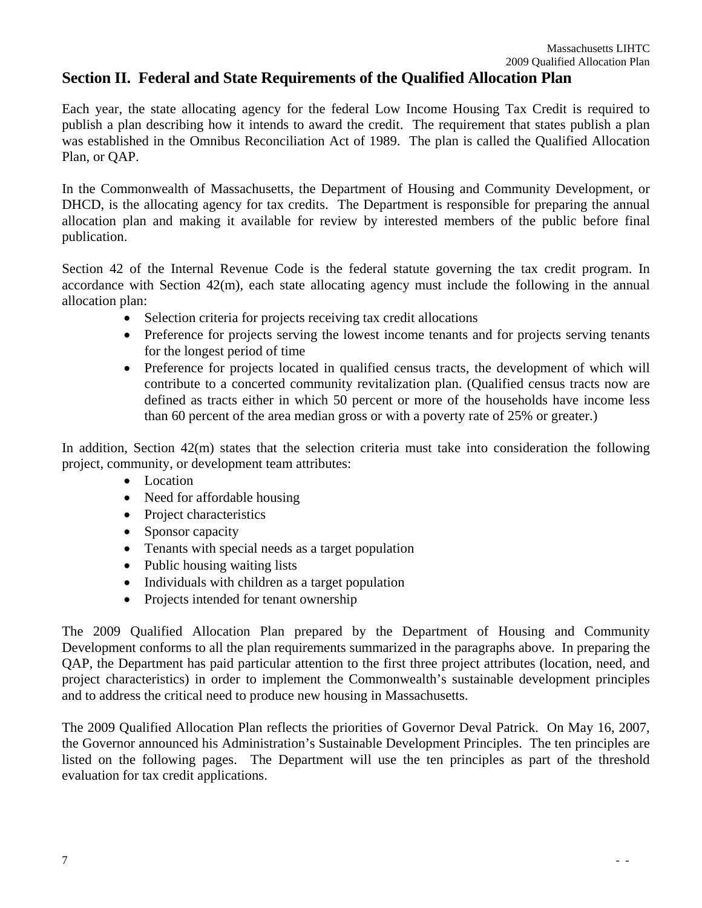## Section II. Federal and State Requirements of the Qualified Allocation Plan

Each year, the state allocating agency for the federal Low Income Housing Tax Credit is required to publish a plan describing how it intends to award the credit. The requirement that states publish a plan was established in the Omnibus Reconciliation Act of 1989. The plan is called the Qualified Allocation Plan, or QAP.

In the Commonwealth of Massachusetts, the Department of Housing and Community Development, or DHCD, is the allocating agency for tax credits. The Department is responsible for preparing the annual allocation plan and making it available for review by interested members of the public before final publication.

Section 42 of the Internal Revenue Code is the federal statute governing the tax credit program. In accordance with Section 42(m), each state allocating agency must include the following in the annual allocation plan:

- Selection criteria for projects receiving tax credit allocations
- Preference for projects serving the lowest income tenants and for projects serving tenants for the longest period of time
- Preference for projects located in qualified census tracts, the development of which will contribute to a concerted community revitalization plan. (Qualified census tracts now are defined as tracts either in which 50 percent or more of the households have income less than 60 percent of the area median gross or with a poverty rate of 25% or greater.)

In addition, Section 42(m) states that the selection criteria must take into consideration the following project, community, or development team attributes:

- Location
- Need for affordable housing
- Project characteristics
- Sponsor capacity
- Tenants with special needs as a target population
- Public housing waiting lists
- Individuals with children as a target population
- Projects intended for tenant ownership

The 2009 Qualified Allocation Plan prepared by the Department of Housing and Community Development conforms to all the plan requirements summarized in the paragraphs above. In preparing the QAP, the Department has paid particular attention to the first three project attributes (location, need, and project characteristics) in order to implement the Commonwealth's sustainable development principles and to address the critical need to produce new housing in Massachusetts.

The 2009 Qualified Allocation Plan reflects the priorities of Governor Deval Patrick. On May 16, 2007, the Governor announced his Administration's Sustainable Development Principles. The ten principles are listed on the following pages. The Department will use the ten principles as part of the threshold evaluation for tax credit applications.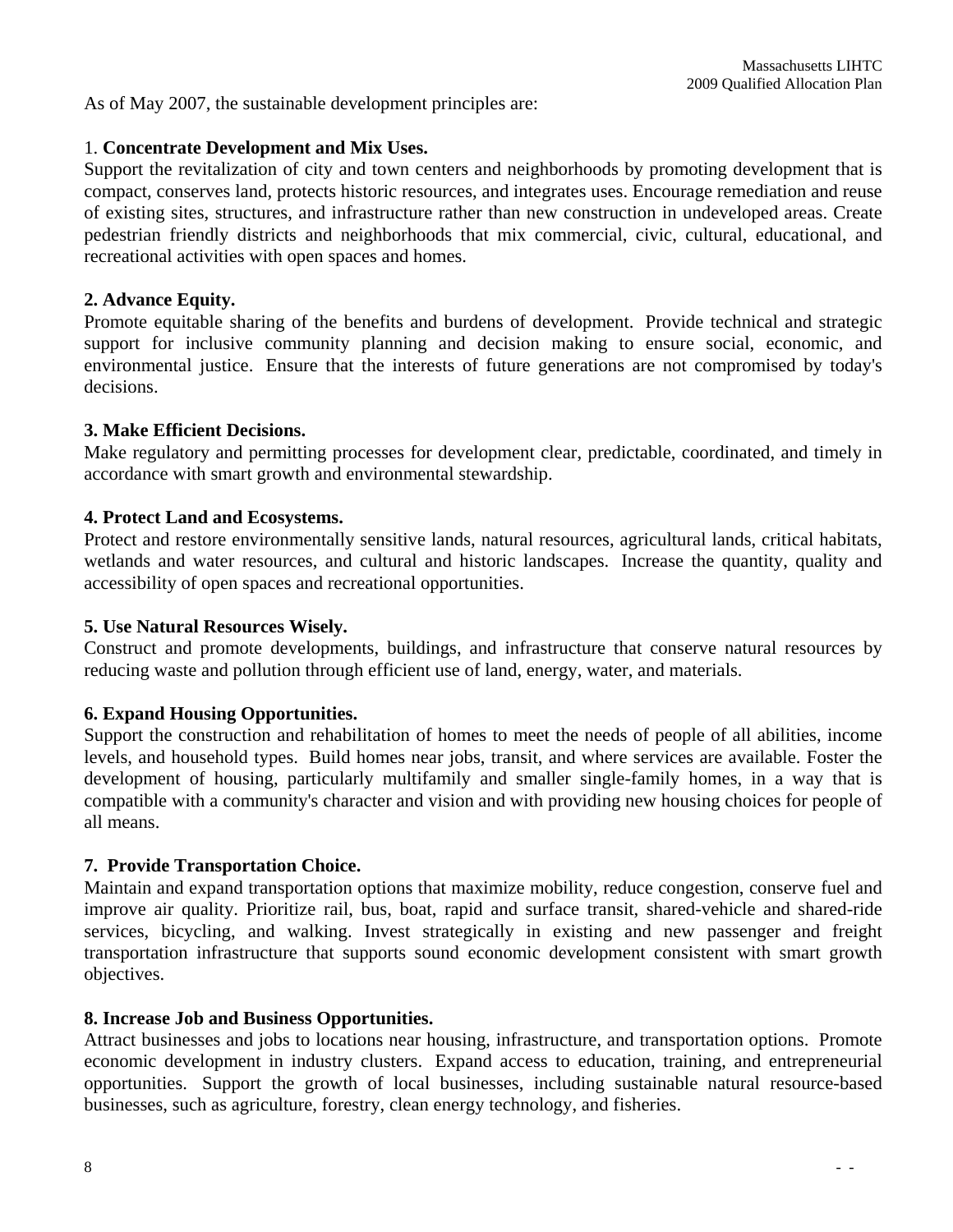As of May 2007, the sustainable development principles are:

1. **Concentrate Development and Mix Uses.**
Support the revitalization of city and town centers and neighborhoods by promoting development that is compact, conserves land, protects historic resources, and integrates uses. Encourage remediation and reuse of existing sites, structures, and infrastructure rather than new construction in undeveloped areas. Create pedestrian friendly districts and neighborhoods that mix commercial, civic, cultural, educational, and recreational activities with open spaces and homes.

**2. Advance Equity.**
Promote equitable sharing of the benefits and burdens of development. Provide technical and strategic support for inclusive community planning and decision making to ensure social, economic, and environmental justice. Ensure that the interests of future generations are not compromised by today's decisions.

**3. Make Efficient Decisions.**
Make regulatory and permitting processes for development clear, predictable, coordinated, and timely in accordance with smart growth and environmental stewardship.

**4. Protect Land and Ecosystems.**
Protect and restore environmentally sensitive lands, natural resources, agricultural lands, critical habitats, wetlands and water resources, and cultural and historic landscapes. Increase the quantity, quality and accessibility of open spaces and recreational opportunities.

**5. Use Natural Resources Wisely.**
Construct and promote developments, buildings, and infrastructure that conserve natural resources by reducing waste and pollution through efficient use of land, energy, water, and materials.

**6. Expand Housing Opportunities.**
Support the construction and rehabilitation of homes to meet the needs of people of all abilities, income levels, and household types. Build homes near jobs, transit, and where services are available. Foster the development of housing, particularly multifamily and smaller single-family homes, in a way that is compatible with a community's character and vision and with providing new housing choices for people of all means.

**7. Provide Transportation Choice.**
Maintain and expand transportation options that maximize mobility, reduce congestion, conserve fuel and improve air quality. Prioritize rail, bus, boat, rapid and surface transit, shared-vehicle and shared-ride services, bicycling, and walking. Invest strategically in existing and new passenger and freight transportation infrastructure that supports sound economic development consistent with smart growth objectives.

**8. Increase Job and Business Opportunities.**
Attract businesses and jobs to locations near housing, infrastructure, and transportation options. Promote economic development in industry clusters. Expand access to education, training, and entrepreneurial opportunities. Support the growth of local businesses, including sustainable natural resource-based businesses, such as agriculture, forestry, clean energy technology, and fisheries.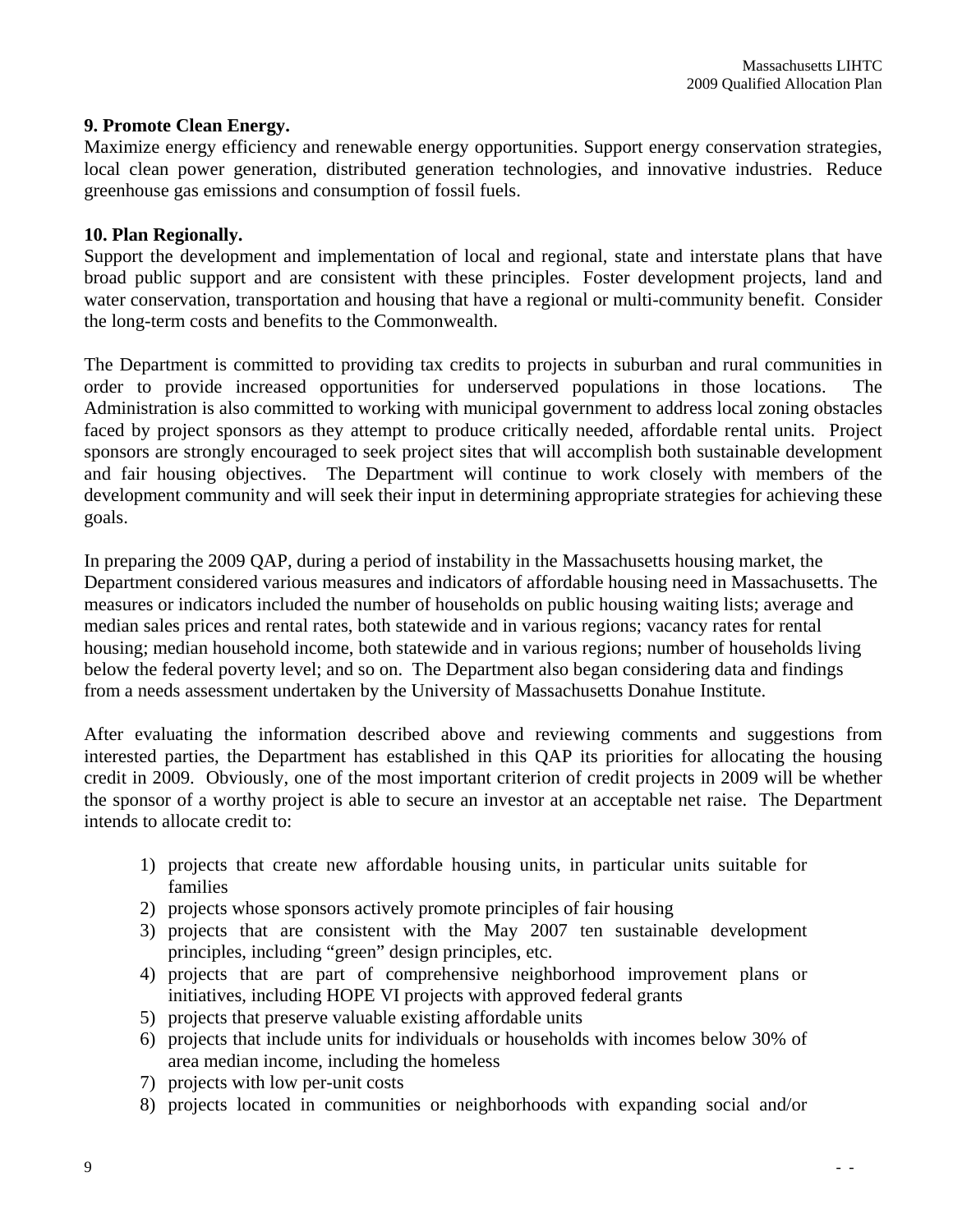**9. Promote Clean Energy.**
Maximize energy efficiency and renewable energy opportunities. Support energy conservation strategies, local clean power generation, distributed generation technologies, and innovative industries. Reduce greenhouse gas emissions and consumption of fossil fuels.

**10. Plan Regionally.**
Support the development and implementation of local and regional, state and interstate plans that have broad public support and are consistent with these principles. Foster development projects, land and water conservation, transportation and housing that have a regional or multi-community benefit. Consider the long-term costs and benefits to the Commonwealth.

The Department is committed to providing tax credits to projects in suburban and rural communities in order to provide increased opportunities for underserved populations in those locations. The Administration is also committed to working with municipal government to address local zoning obstacles faced by project sponsors as they attempt to produce critically needed, affordable rental units. Project sponsors are strongly encouraged to seek project sites that will accomplish both sustainable development and fair housing objectives. The Department will continue to work closely with members of the development community and will seek their input in determining appropriate strategies for achieving these goals.

In preparing the 2009 QAP, during a period of instability in the Massachusetts housing market, the Department considered various measures and indicators of affordable housing need in Massachusetts. The measures or indicators included the number of households on public housing waiting lists; average and median sales prices and rental rates, both statewide and in various regions; vacancy rates for rental housing; median household income, both statewide and in various regions; number of households living below the federal poverty level; and so on. The Department also began considering data and findings from a needs assessment undertaken by the University of Massachusetts Donahue Institute.

After evaluating the information described above and reviewing comments and suggestions from interested parties, the Department has established in this QAP its priorities for allocating the housing credit in 2009. Obviously, one of the most important criterion of credit projects in 2009 will be whether the sponsor of a worthy project is able to secure an investor at an acceptable net raise. The Department intends to allocate credit to:

1) projects that create new affordable housing units, in particular units suitable for families
2) projects whose sponsors actively promote principles of fair housing
3) projects that are consistent with the May 2007 ten sustainable development principles, including "green" design principles, etc.
4) projects that are part of comprehensive neighborhood improvement plans or initiatives, including HOPE VI projects with approved federal grants
5) projects that preserve valuable existing affordable units
6) projects that include units for individuals or households with incomes below 30% of area median income, including the homeless
7) projects with low per-unit costs
8) projects located in communities or neighborhoods with expanding social and/or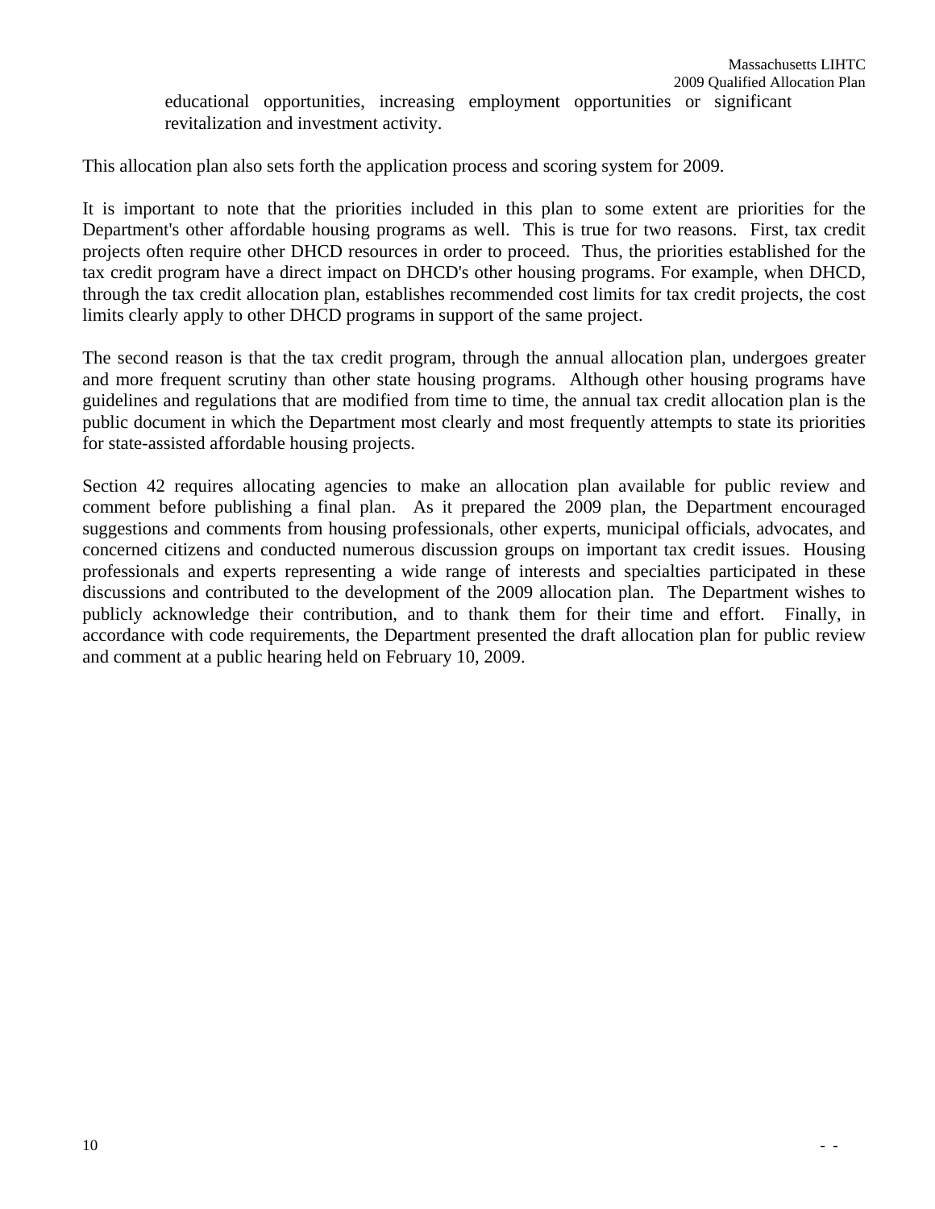educational opportunities, increasing employment opportunities or significant revitalization and investment activity.

This allocation plan also sets forth the application process and scoring system for 2009.

It is important to note that the priorities included in this plan to some extent are priorities for the Department's other affordable housing programs as well. This is true for two reasons. First, tax credit projects often require other DHCD resources in order to proceed. Thus, the priorities established for the tax credit program have a direct impact on DHCD's other housing programs. For example, when DHCD, through the tax credit allocation plan, establishes recommended cost limits for tax credit projects, the cost limits clearly apply to other DHCD programs in support of the same project.

The second reason is that the tax credit program, through the annual allocation plan, undergoes greater and more frequent scrutiny than other state housing programs. Although other housing programs have guidelines and regulations that are modified from time to time, the annual tax credit allocation plan is the public document in which the Department most clearly and most frequently attempts to state its priorities for state-assisted affordable housing projects.

Section 42 requires allocating agencies to make an allocation plan available for public review and comment before publishing a final plan. As it prepared the 2009 plan, the Department encouraged suggestions and comments from housing professionals, other experts, municipal officials, advocates, and concerned citizens and conducted numerous discussion groups on important tax credit issues. Housing professionals and experts representing a wide range of interests and specialties participated in these discussions and contributed to the development of the 2009 allocation plan. The Department wishes to publicly acknowledge their contribution, and to thank them for their time and effort. Finally, in accordance with code requirements, the Department presented the draft allocation plan for public review and comment at a public hearing held on February 10, 2009.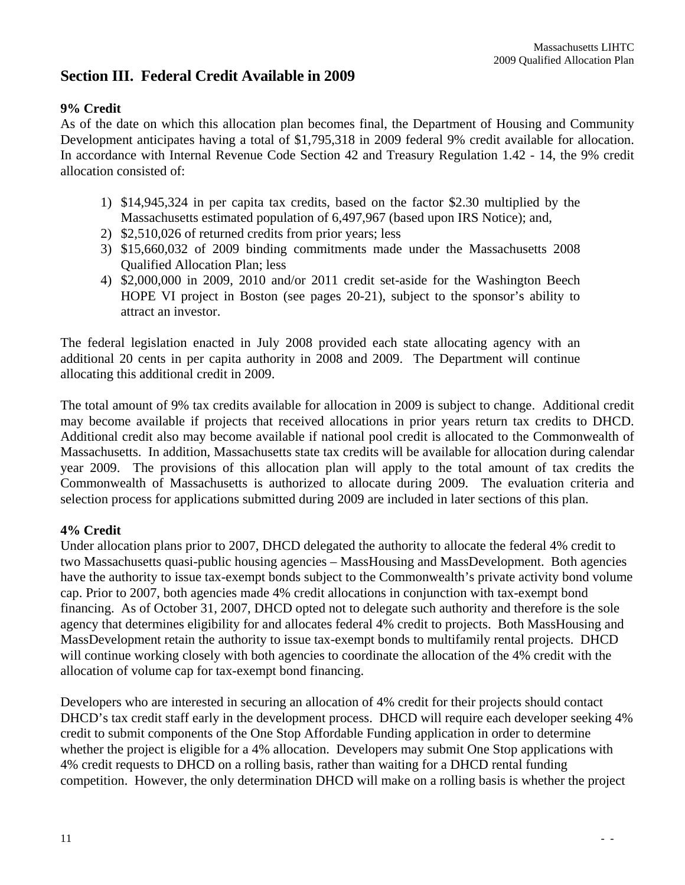## Section III. Federal Credit Available in 2009

**9% Credit**

As of the date on which this allocation plan becomes final, the Department of Housing and Community Development anticipates having a total of $1,795,318 in 2009 federal 9% credit available for allocation. In accordance with Internal Revenue Code Section 42 and Treasury Regulation 1.42 - 14, the 9% credit allocation consisted of:

1) $14,945,324 in per capita tax credits, based on the factor $2.30 multiplied by the Massachusetts estimated population of 6,497,967 (based upon IRS Notice); and,
2) $2,510,026 of returned credits from prior years; less
3) $15,660,032 of 2009 binding commitments made under the Massachusetts 2008 Qualified Allocation Plan; less
4) $2,000,000 in 2009, 2010 and/or 2011 credit set-aside for the Washington Beech HOPE VI project in Boston (see pages 20-21), subject to the sponsor's ability to attract an investor.

The federal legislation enacted in July 2008 provided each state allocating agency with an additional 20 cents in per capita authority in 2008 and 2009. The Department will continue allocating this additional credit in 2009.

The total amount of 9% tax credits available for allocation in 2009 is subject to change. Additional credit may become available if projects that received allocations in prior years return tax credits to DHCD. Additional credit also may become available if national pool credit is allocated to the Commonwealth of Massachusetts. In addition, Massachusetts state tax credits will be available for allocation during calendar year 2009. The provisions of this allocation plan will apply to the total amount of tax credits the Commonwealth of Massachusetts is authorized to allocate during 2009. The evaluation criteria and selection process for applications submitted during 2009 are included in later sections of this plan.

**4% Credit**

Under allocation plans prior to 2007, DHCD delegated the authority to allocate the federal 4% credit to two Massachusetts quasi-public housing agencies – MassHousing and MassDevelopment. Both agencies have the authority to issue tax-exempt bonds subject to the Commonwealth's private activity bond volume cap. Prior to 2007, both agencies made 4% credit allocations in conjunction with tax-exempt bond financing. As of October 31, 2007, DHCD opted not to delegate such authority and therefore is the sole agency that determines eligibility for and allocates federal 4% credit to projects. Both MassHousing and MassDevelopment retain the authority to issue tax-exempt bonds to multifamily rental projects. DHCD will continue working closely with both agencies to coordinate the allocation of the 4% credit with the allocation of volume cap for tax-exempt bond financing.

Developers who are interested in securing an allocation of 4% credit for their projects should contact DHCD's tax credit staff early in the development process. DHCD will require each developer seeking 4% credit to submit components of the One Stop Affordable Funding application in order to determine whether the project is eligible for a 4% allocation. Developers may submit One Stop applications with 4% credit requests to DHCD on a rolling basis, rather than waiting for a DHCD rental funding competition. However, the only determination DHCD will make on a rolling basis is whether the project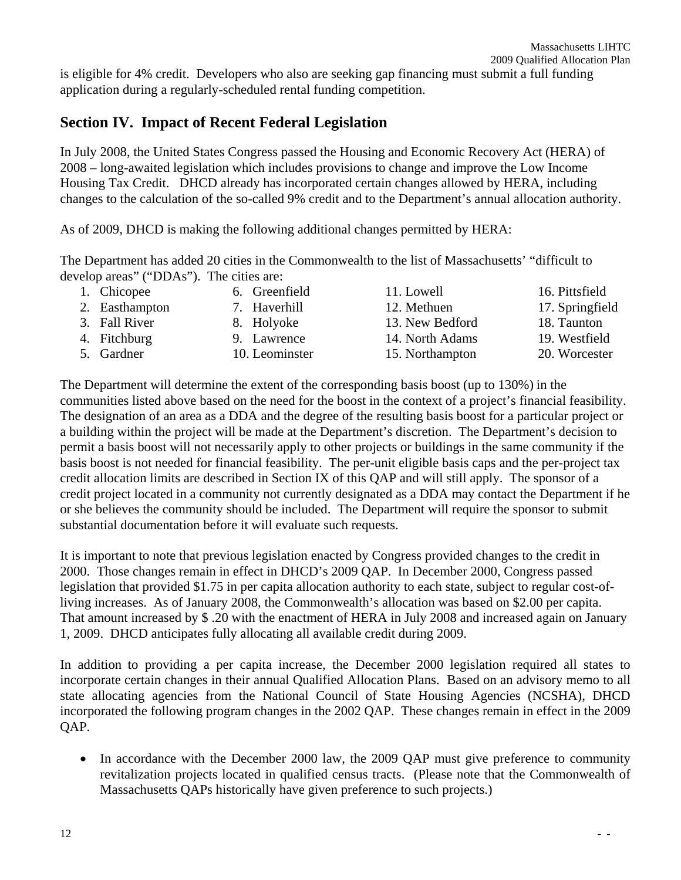is eligible for 4% credit. Developers who also are seeking gap financing must submit a full funding application during a regularly-scheduled rental funding competition.

## Section IV. Impact of Recent Federal Legislation

In July 2008, the United States Congress passed the Housing and Economic Recovery Act (HERA) of 2008 – long-awaited legislation which includes provisions to change and improve the Low Income Housing Tax Credit. DHCD already has incorporated certain changes allowed by HERA, including changes to the calculation of the so-called 9% credit and to the Department's annual allocation authority.

As of 2009, DHCD is making the following additional changes permitted by HERA:

The Department has added 20 cities in the Commonwealth to the list of Massachusetts' "difficult to develop areas" ("DDAs"). The cities are:

1. Chicopee
2. Easthampton
3. Fall River
4. Fitchburg
5. Gardner
6. Greenfield
7. Haverhill
8. Holyoke
9. Lawrence
10. Leominster
11. Lowell
12. Methuen
13. New Bedford
14. North Adams
15. Northampton
16. Pittsfield
17. Springfield
18. Taunton
19. Westfield
20. Worcester

The Department will determine the extent of the corresponding basis boost (up to 130%) in the communities listed above based on the need for the boost in the context of a project's financial feasibility. The designation of an area as a DDA and the degree of the resulting basis boost for a particular project or a building within the project will be made at the Department's discretion. The Department's decision to permit a basis boost will not necessarily apply to other projects or buildings in the same community if the basis boost is not needed for financial feasibility. The per-unit eligible basis caps and the per-project tax credit allocation limits are described in Section IX of this QAP and will still apply. The sponsor of a credit project located in a community not currently designated as a DDA may contact the Department if he or she believes the community should be included. The Department will require the sponsor to submit substantial documentation before it will evaluate such requests.

It is important to note that previous legislation enacted by Congress provided changes to the credit in 2000. Those changes remain in effect in DHCD's 2009 QAP. In December 2000, Congress passed legislation that provided $1.75 in per capita allocation authority to each state, subject to regular cost-of-living increases. As of January 2008, the Commonwealth's allocation was based on $2.00 per capita. That amount increased by $ .20 with the enactment of HERA in July 2008 and increased again on January 1, 2009. DHCD anticipates fully allocating all available credit during 2009.

In addition to providing a per capita increase, the December 2000 legislation required all states to incorporate certain changes in their annual Qualified Allocation Plans. Based on an advisory memo to all state allocating agencies from the National Council of State Housing Agencies (NCSHA), DHCD incorporated the following program changes in the 2002 QAP. These changes remain in effect in the 2009 QAP.

- In accordance with the December 2000 law, the 2009 QAP must give preference to community revitalization projects located in qualified census tracts. (Please note that the Commonwealth of Massachusetts QAPs historically have given preference to such projects.)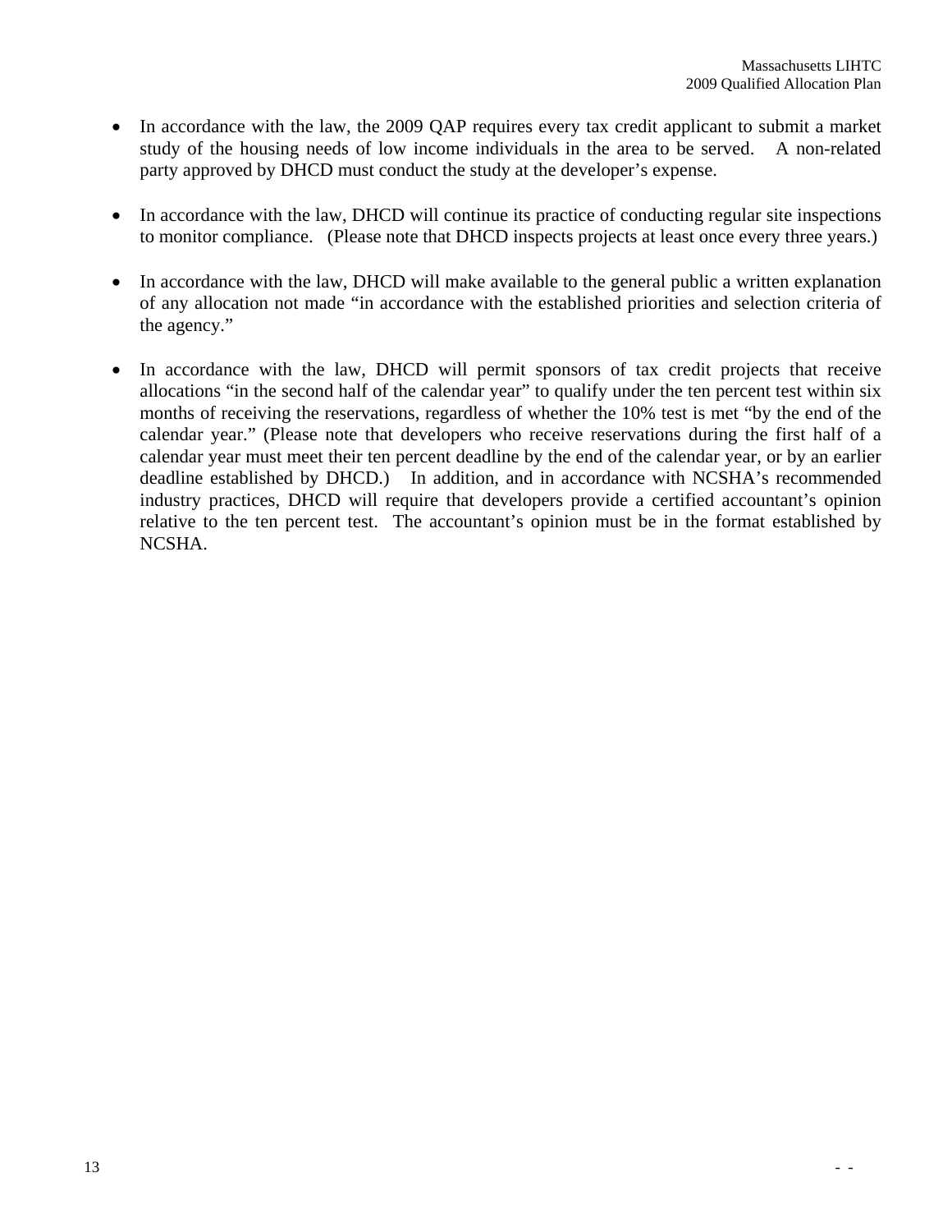- In accordance with the law, the 2009 QAP requires every tax credit applicant to submit a market study of the housing needs of low income individuals in the area to be served. A non-related party approved by DHCD must conduct the study at the developer's expense.

- In accordance with the law, DHCD will continue its practice of conducting regular site inspections to monitor compliance. (Please note that DHCD inspects projects at least once every three years.)

- In accordance with the law, DHCD will make available to the general public a written explanation of any allocation not made "in accordance with the established priorities and selection criteria of the agency."

- In accordance with the law, DHCD will permit sponsors of tax credit projects that receive allocations "in the second half of the calendar year" to qualify under the ten percent test within six months of receiving the reservations, regardless of whether the 10% test is met "by the end of the calendar year." (Please note that developers who receive reservations during the first half of a calendar year must meet their ten percent deadline by the end of the calendar year, or by an earlier deadline established by DHCD.) In addition, and in accordance with NCSHA's recommended industry practices, DHCD will require that developers provide a certified accountant's opinion relative to the ten percent test. The accountant's opinion must be in the format established by NCSHA.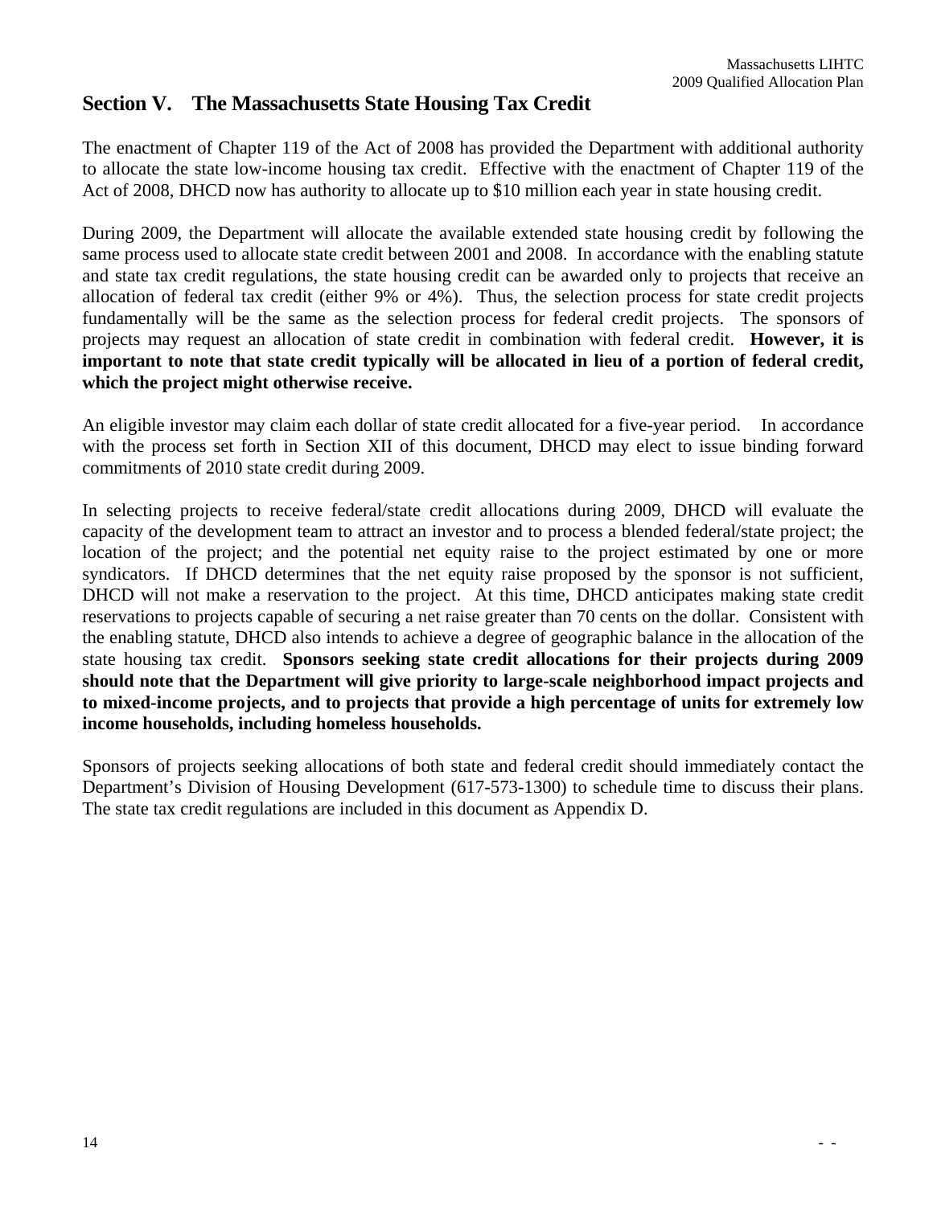## Section V. The Massachusetts State Housing Tax Credit

The enactment of Chapter 119 of the Act of 2008 has provided the Department with additional authority to allocate the state low-income housing tax credit. Effective with the enactment of Chapter 119 of the Act of 2008, DHCD now has authority to allocate up to $10 million each year in state housing credit.

During 2009, the Department will allocate the available extended state housing credit by following the same process used to allocate state credit between 2001 and 2008. In accordance with the enabling statute and state tax credit regulations, the state housing credit can be awarded only to projects that receive an allocation of federal tax credit (either 9% or 4%). Thus, the selection process for state credit projects fundamentally will be the same as the selection process for federal credit projects. The sponsors of projects may request an allocation of state credit in combination with federal credit. **However, it is important to note that state credit typically will be allocated in lieu of a portion of federal credit, which the project might otherwise receive.**

An eligible investor may claim each dollar of state credit allocated for a five-year period. In accordance with the process set forth in Section XII of this document, DHCD may elect to issue binding forward commitments of 2010 state credit during 2009.

In selecting projects to receive federal/state credit allocations during 2009, DHCD will evaluate the capacity of the development team to attract an investor and to process a blended federal/state project; the location of the project; and the potential net equity raise to the project estimated by one or more syndicators. If DHCD determines that the net equity raise proposed by the sponsor is not sufficient, DHCD will not make a reservation to the project. At this time, DHCD anticipates making state credit reservations to projects capable of securing a net raise greater than 70 cents on the dollar. Consistent with the enabling statute, DHCD also intends to achieve a degree of geographic balance in the allocation of the state housing tax credit. **Sponsors seeking state credit allocations for their projects during 2009 should note that the Department will give priority to large-scale neighborhood impact projects and to mixed-income projects, and to projects that provide a high percentage of units for extremely low income households, including homeless households.**

Sponsors of projects seeking allocations of both state and federal credit should immediately contact the Department's Division of Housing Development (617-573-1300) to schedule time to discuss their plans. The state tax credit regulations are included in this document as Appendix D.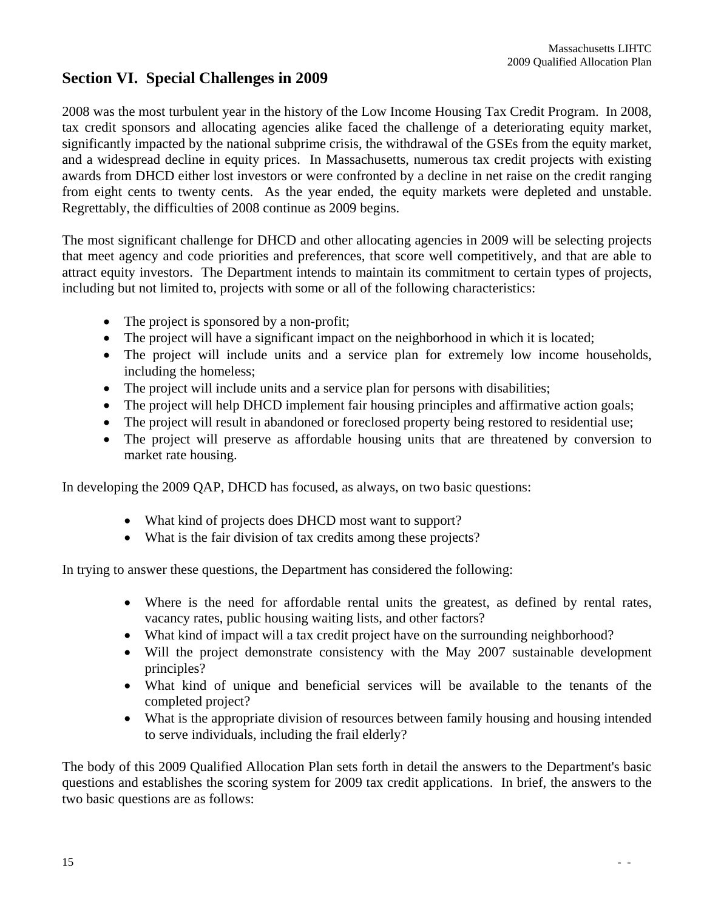## Section VI. Special Challenges in 2009

2008 was the most turbulent year in the history of the Low Income Housing Tax Credit Program. In 2008, tax credit sponsors and allocating agencies alike faced the challenge of a deteriorating equity market, significantly impacted by the national subprime crisis, the withdrawal of the GSEs from the equity market, and a widespread decline in equity prices. In Massachusetts, numerous tax credit projects with existing awards from DHCD either lost investors or were confronted by a decline in net raise on the credit ranging from eight cents to twenty cents. As the year ended, the equity markets were depleted and unstable. Regrettably, the difficulties of 2008 continue as 2009 begins.

The most significant challenge for DHCD and other allocating agencies in 2009 will be selecting projects that meet agency and code priorities and preferences, that score well competitively, and that are able to attract equity investors. The Department intends to maintain its commitment to certain types of projects, including but not limited to, projects with some or all of the following characteristics:

- The project is sponsored by a non-profit;
- The project will have a significant impact on the neighborhood in which it is located;
- The project will include units and a service plan for extremely low income households, including the homeless;
- The project will include units and a service plan for persons with disabilities;
- The project will help DHCD implement fair housing principles and affirmative action goals;
- The project will result in abandoned or foreclosed property being restored to residential use;
- The project will preserve as affordable housing units that are threatened by conversion to market rate housing.

In developing the 2009 QAP, DHCD has focused, as always, on two basic questions:

- What kind of projects does DHCD most want to support?
- What is the fair division of tax credits among these projects?

In trying to answer these questions, the Department has considered the following:

- Where is the need for affordable rental units the greatest, as defined by rental rates, vacancy rates, public housing waiting lists, and other factors?
- What kind of impact will a tax credit project have on the surrounding neighborhood?
- Will the project demonstrate consistency with the May 2007 sustainable development principles?
- What kind of unique and beneficial services will be available to the tenants of the completed project?
- What is the appropriate division of resources between family housing and housing intended to serve individuals, including the frail elderly?

The body of this 2009 Qualified Allocation Plan sets forth in detail the answers to the Department's basic questions and establishes the scoring system for 2009 tax credit applications. In brief, the answers to the two basic questions are as follows: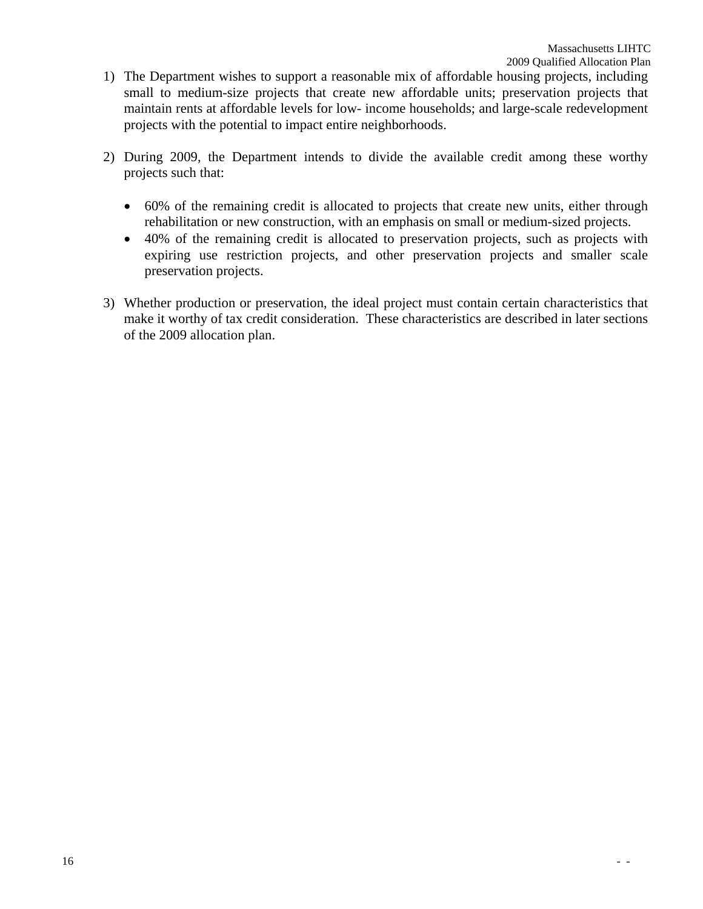1) The Department wishes to support a reasonable mix of affordable housing projects, including small to medium-size projects that create new affordable units; preservation projects that maintain rents at affordable levels for low- income households; and large-scale redevelopment projects with the potential to impact entire neighborhoods.

2) During 2009, the Department intends to divide the available credit among these worthy projects such that:

   - 60% of the remaining credit is allocated to projects that create new units, either through rehabilitation or new construction, with an emphasis on small or medium-sized projects.
   - 40% of the remaining credit is allocated to preservation projects, such as projects with expiring use restriction projects, and other preservation projects and smaller scale preservation projects.

3) Whether production or preservation, the ideal project must contain certain characteristics that make it worthy of tax credit consideration. These characteristics are described in later sections of the 2009 allocation plan.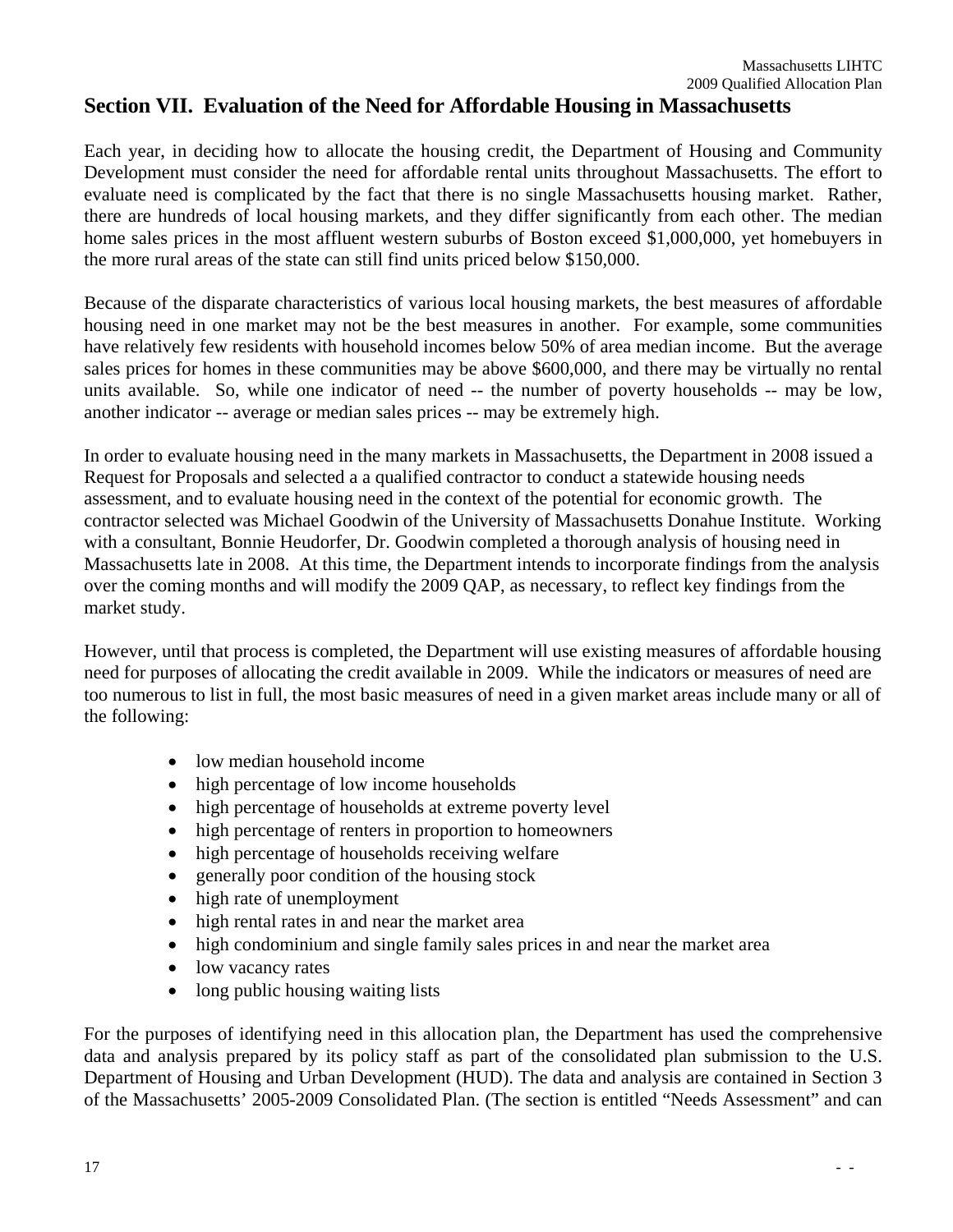## Section VII. Evaluation of the Need for Affordable Housing in Massachusetts

Each year, in deciding how to allocate the housing credit, the Department of Housing and Community Development must consider the need for affordable rental units throughout Massachusetts. The effort to evaluate need is complicated by the fact that there is no single Massachusetts housing market. Rather, there are hundreds of local housing markets, and they differ significantly from each other. The median home sales prices in the most affluent western suburbs of Boston exceed $1,000,000, yet homebuyers in the more rural areas of the state can still find units priced below $150,000.

Because of the disparate characteristics of various local housing markets, the best measures of affordable housing need in one market may not be the best measures in another. For example, some communities have relatively few residents with household incomes below 50% of area median income. But the average sales prices for homes in these communities may be above $600,000, and there may be virtually no rental units available. So, while one indicator of need -- the number of poverty households -- may be low, another indicator -- average or median sales prices -- may be extremely high.

In order to evaluate housing need in the many markets in Massachusetts, the Department in 2008 issued a Request for Proposals and selected a a qualified contractor to conduct a statewide housing needs assessment, and to evaluate housing need in the context of the potential for economic growth. The contractor selected was Michael Goodwin of the University of Massachusetts Donahue Institute. Working with a consultant, Bonnie Heudorfer, Dr. Goodwin completed a thorough analysis of housing need in Massachusetts late in 2008. At this time, the Department intends to incorporate findings from the analysis over the coming months and will modify the 2009 QAP, as necessary, to reflect key findings from the market study.

However, until that process is completed, the Department will use existing measures of affordable housing need for purposes of allocating the credit available in 2009. While the indicators or measures of need are too numerous to list in full, the most basic measures of need in a given market areas include many or all of the following:

- low median household income
- high percentage of low income households
- high percentage of households at extreme poverty level
- high percentage of renters in proportion to homeowners
- high percentage of households receiving welfare
- generally poor condition of the housing stock
- high rate of unemployment
- high rental rates in and near the market area
- high condominium and single family sales prices in and near the market area
- low vacancy rates
- long public housing waiting lists

For the purposes of identifying need in this allocation plan, the Department has used the comprehensive data and analysis prepared by its policy staff as part of the consolidated plan submission to the U.S. Department of Housing and Urban Development (HUD). The data and analysis are contained in Section 3 of the Massachusetts' 2005-2009 Consolidated Plan. (The section is entitled "Needs Assessment" and can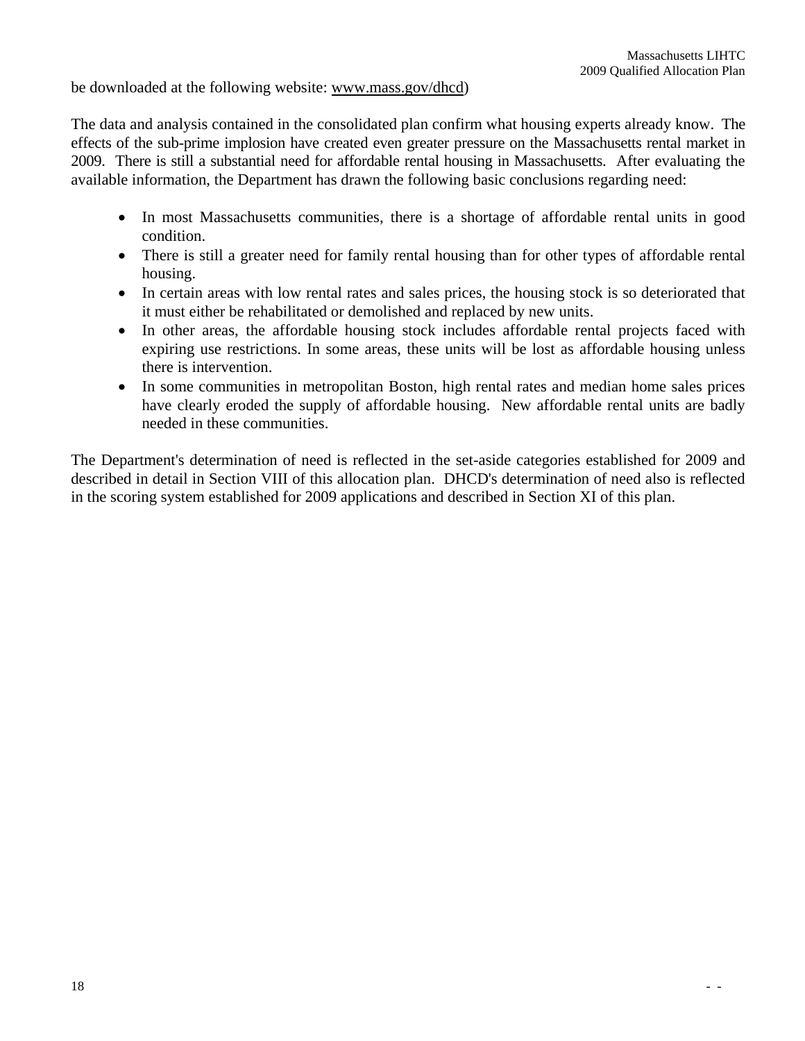be downloaded at the following website: www.mass.gov/dhcd)

The data and analysis contained in the consolidated plan confirm what housing experts already know. The effects of the sub-prime implosion have created even greater pressure on the Massachusetts rental market in 2009. There is still a substantial need for affordable rental housing in Massachusetts. After evaluating the available information, the Department has drawn the following basic conclusions regarding need:

- In most Massachusetts communities, there is a shortage of affordable rental units in good condition.
- There is still a greater need for family rental housing than for other types of affordable rental housing.
- In certain areas with low rental rates and sales prices, the housing stock is so deteriorated that it must either be rehabilitated or demolished and replaced by new units.
- In other areas, the affordable housing stock includes affordable rental projects faced with expiring use restrictions. In some areas, these units will be lost as affordable housing unless there is intervention.
- In some communities in metropolitan Boston, high rental rates and median home sales prices have clearly eroded the supply of affordable housing. New affordable rental units are badly needed in these communities.

The Department's determination of need is reflected in the set-aside categories established for 2009 and described in detail in Section VIII of this allocation plan. DHCD's determination of need also is reflected in the scoring system established for 2009 applications and described in Section XI of this plan.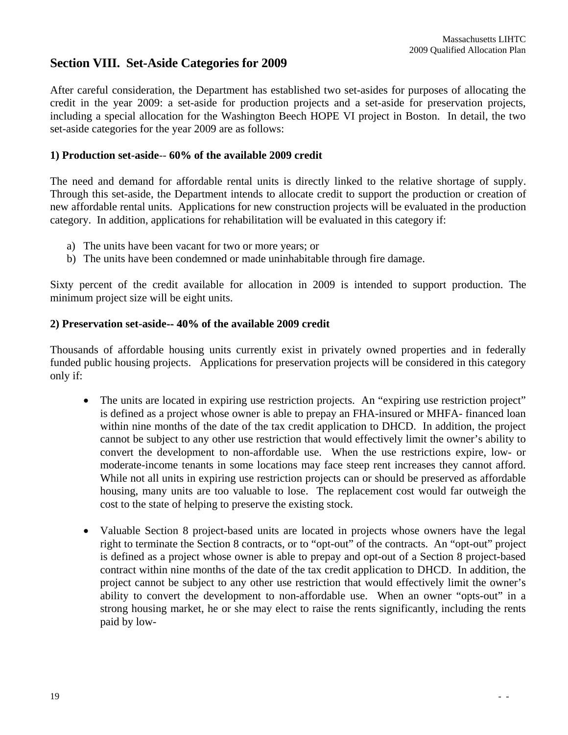## Section VIII. Set-Aside Categories for 2009

After careful consideration, the Department has established two set-asides for purposes of allocating the credit in the year 2009: a set-aside for production projects and a set-aside for preservation projects, including a special allocation for the Washington Beech HOPE VI project in Boston. In detail, the two set-aside categories for the year 2009 are as follows:

### 1) Production set-aside-- 60% of the available 2009 credit

The need and demand for affordable rental units is directly linked to the relative shortage of supply. Through this set-aside, the Department intends to allocate credit to support the production or creation of new affordable rental units. Applications for new construction projects will be evaluated in the production category. In addition, applications for rehabilitation will be evaluated in this category if:

a) The units have been vacant for two or more years; or
b) The units have been condemned or made uninhabitable through fire damage.

Sixty percent of the credit available for allocation in 2009 is intended to support production. The minimum project size will be eight units.

### 2) Preservation set-aside-- 40% of the available 2009 credit

Thousands of affordable housing units currently exist in privately owned properties and in federally funded public housing projects. Applications for preservation projects will be considered in this category only if:

- The units are located in expiring use restriction projects. An "expiring use restriction project" is defined as a project whose owner is able to prepay an FHA-insured or MHFA- financed loan within nine months of the date of the tax credit application to DHCD. In addition, the project cannot be subject to any other use restriction that would effectively limit the owner's ability to convert the development to non-affordable use. When the use restrictions expire, low- or moderate-income tenants in some locations may face steep rent increases they cannot afford. While not all units in expiring use restriction projects can or should be preserved as affordable housing, many units are too valuable to lose. The replacement cost would far outweigh the cost to the state of helping to preserve the existing stock.

- Valuable Section 8 project-based units are located in projects whose owners have the legal right to terminate the Section 8 contracts, or to "opt-out" of the contracts. An "opt-out" project is defined as a project whose owner is able to prepay and opt-out of a Section 8 project-based contract within nine months of the date of the tax credit application to DHCD. In addition, the project cannot be subject to any other use restriction that would effectively limit the owner's ability to convert the development to non-affordable use. When an owner "opts-out" in a strong housing market, he or she may elect to raise the rents significantly, including the rents paid by low-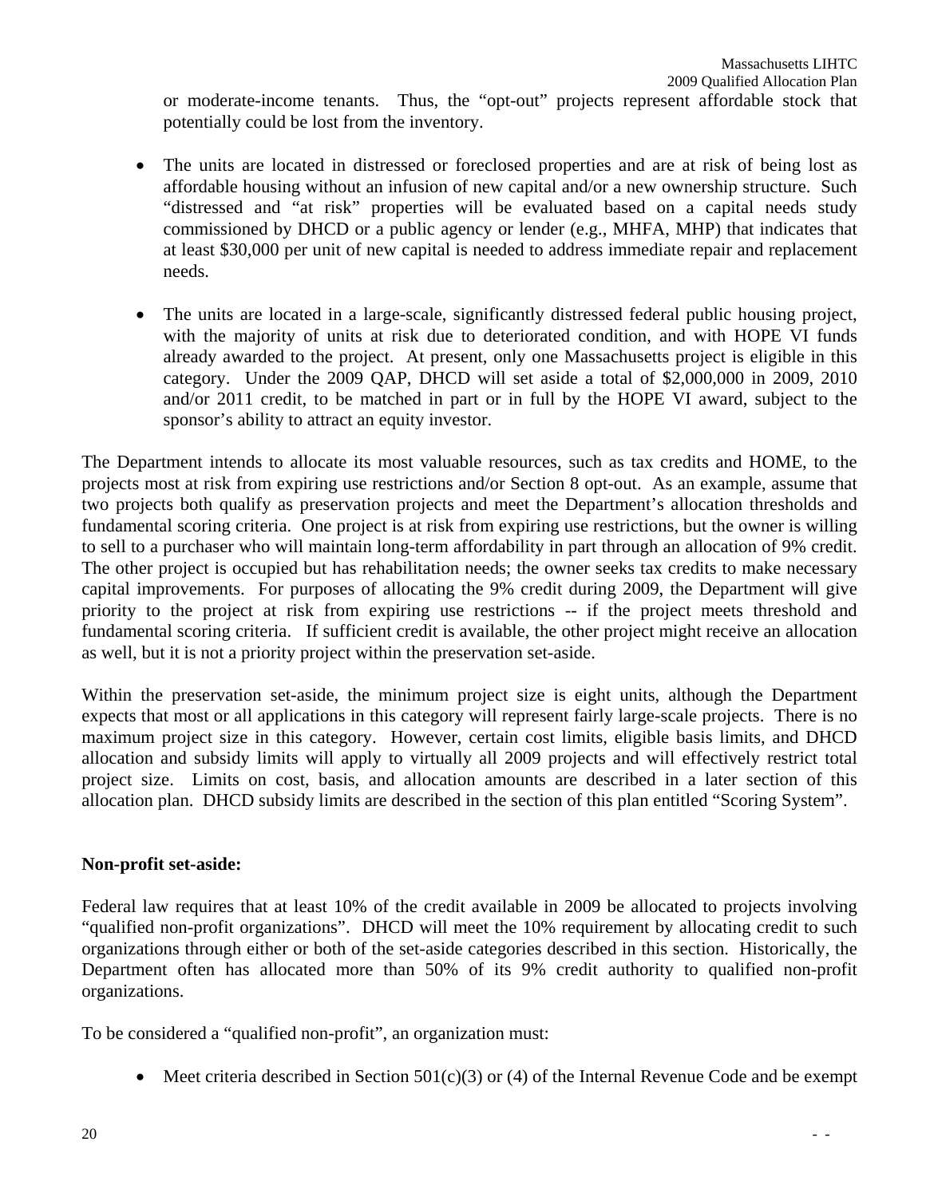or moderate-income tenants. Thus, the "opt-out" projects represent affordable stock that potentially could be lost from the inventory.

- The units are located in distressed or foreclosed properties and are at risk of being lost as affordable housing without an infusion of new capital and/or a new ownership structure. Such "distressed and "at risk" properties will be evaluated based on a capital needs study commissioned by DHCD or a public agency or lender (e.g., MHFA, MHP) that indicates that at least $30,000 per unit of new capital is needed to address immediate repair and replacement needs.

- The units are located in a large-scale, significantly distressed federal public housing project, with the majority of units at risk due to deteriorated condition, and with HOPE VI funds already awarded to the project. At present, only one Massachusetts project is eligible in this category. Under the 2009 QAP, DHCD will set aside a total of $2,000,000 in 2009, 2010 and/or 2011 credit, to be matched in part or in full by the HOPE VI award, subject to the sponsor's ability to attract an equity investor.

The Department intends to allocate its most valuable resources, such as tax credits and HOME, to the projects most at risk from expiring use restrictions and/or Section 8 opt-out. As an example, assume that two projects both qualify as preservation projects and meet the Department's allocation thresholds and fundamental scoring criteria. One project is at risk from expiring use restrictions, but the owner is willing to sell to a purchaser who will maintain long-term affordability in part through an allocation of 9% credit. The other project is occupied but has rehabilitation needs; the owner seeks tax credits to make necessary capital improvements. For purposes of allocating the 9% credit during 2009, the Department will give priority to the project at risk from expiring use restrictions -- if the project meets threshold and fundamental scoring criteria. If sufficient credit is available, the other project might receive an allocation as well, but it is not a priority project within the preservation set-aside.

Within the preservation set-aside, the minimum project size is eight units, although the Department expects that most or all applications in this category will represent fairly large-scale projects. There is no maximum project size in this category. However, certain cost limits, eligible basis limits, and DHCD allocation and subsidy limits will apply to virtually all 2009 projects and will effectively restrict total project size. Limits on cost, basis, and allocation amounts are described in a later section of this allocation plan. DHCD subsidy limits are described in the section of this plan entitled "Scoring System".

**Non-profit set-aside:**

Federal law requires that at least 10% of the credit available in 2009 be allocated to projects involving "qualified non-profit organizations". DHCD will meet the 10% requirement by allocating credit to such organizations through either or both of the set-aside categories described in this section. Historically, the Department often has allocated more than 50% of its 9% credit authority to qualified non-profit organizations.

To be considered a "qualified non-profit", an organization must:

- Meet criteria described in Section 501(c)(3) or (4) of the Internal Revenue Code and be exempt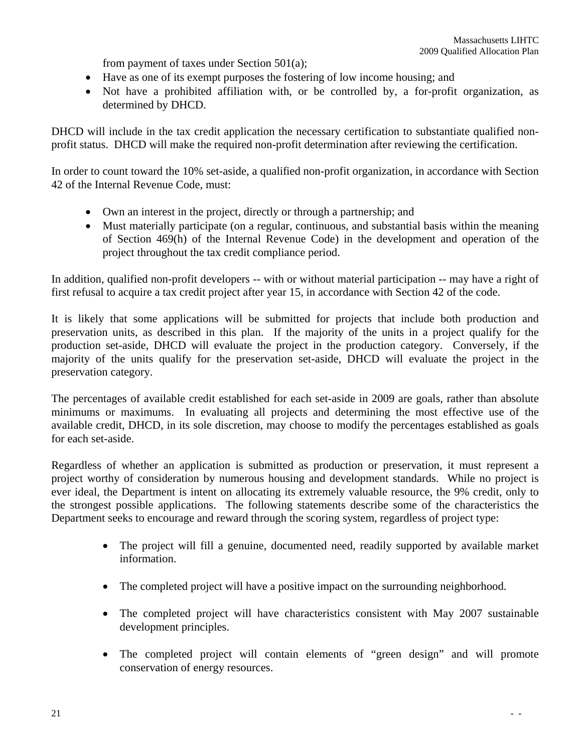from payment of taxes under Section 501(a);

- Have as one of its exempt purposes the fostering of low income housing; and
- Not have a prohibited affiliation with, or be controlled by, a for-profit organization, as determined by DHCD.

DHCD will include in the tax credit application the necessary certification to substantiate qualified non-profit status. DHCD will make the required non-profit determination after reviewing the certification.

In order to count toward the 10% set-aside, a qualified non-profit organization, in accordance with Section 42 of the Internal Revenue Code, must:

- Own an interest in the project, directly or through a partnership; and
- Must materially participate (on a regular, continuous, and substantial basis within the meaning of Section 469(h) of the Internal Revenue Code) in the development and operation of the project throughout the tax credit compliance period.

In addition, qualified non-profit developers -- with or without material participation -- may have a right of first refusal to acquire a tax credit project after year 15, in accordance with Section 42 of the code.

It is likely that some applications will be submitted for projects that include both production and preservation units, as described in this plan. If the majority of the units in a project qualify for the production set-aside, DHCD will evaluate the project in the production category. Conversely, if the majority of the units qualify for the preservation set-aside, DHCD will evaluate the project in the preservation category.

The percentages of available credit established for each set-aside in 2009 are goals, rather than absolute minimums or maximums. In evaluating all projects and determining the most effective use of the available credit, DHCD, in its sole discretion, may choose to modify the percentages established as goals for each set-aside.

Regardless of whether an application is submitted as production or preservation, it must represent a project worthy of consideration by numerous housing and development standards. While no project is ever ideal, the Department is intent on allocating its extremely valuable resource, the 9% credit, only to the strongest possible applications. The following statements describe some of the characteristics the Department seeks to encourage and reward through the scoring system, regardless of project type:

- The project will fill a genuine, documented need, readily supported by available market information.
- The completed project will have a positive impact on the surrounding neighborhood.
- The completed project will have characteristics consistent with May 2007 sustainable development principles.
- The completed project will contain elements of "green design" and will promote conservation of energy resources.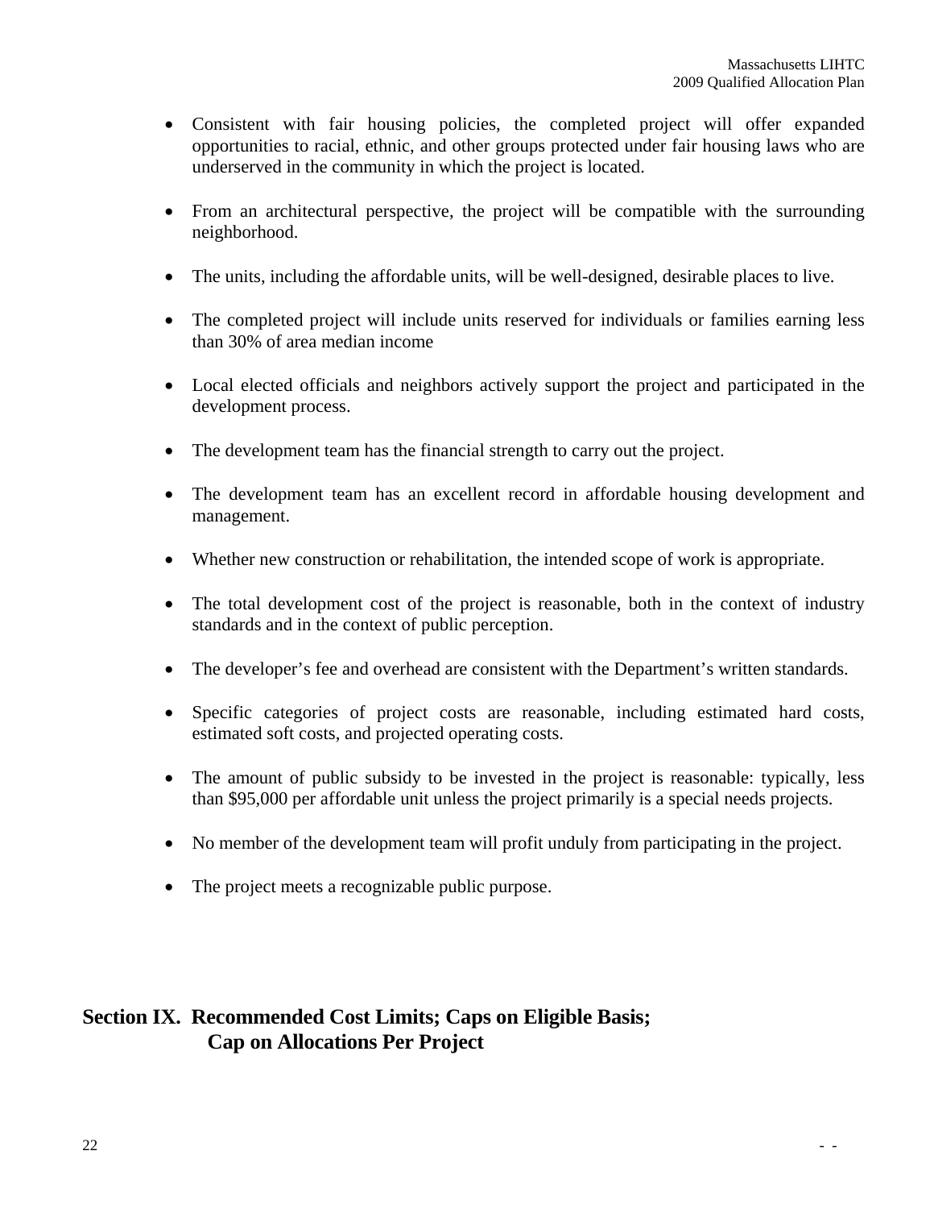- Consistent with fair housing policies, the completed project will offer expanded opportunities to racial, ethnic, and other groups protected under fair housing laws who are underserved in the community in which the project is located.

- From an architectural perspective, the project will be compatible with the surrounding neighborhood.

- The units, including the affordable units, will be well-designed, desirable places to live.

- The completed project will include units reserved for individuals or families earning less than 30% of area median income

- Local elected officials and neighbors actively support the project and participated in the development process.

- The development team has the financial strength to carry out the project.

- The development team has an excellent record in affordable housing development and management.

- Whether new construction or rehabilitation, the intended scope of work is appropriate.

- The total development cost of the project is reasonable, both in the context of industry standards and in the context of public perception.

- The developer's fee and overhead are consistent with the Department's written standards.

- Specific categories of project costs are reasonable, including estimated hard costs, estimated soft costs, and projected operating costs.

- The amount of public subsidy to be invested in the project is reasonable: typically, less than $95,000 per affordable unit unless the project primarily is a special needs projects.

- No member of the development team will profit unduly from participating in the project.

- The project meets a recognizable public purpose.

## Section IX. Recommended Cost Limits; Caps on Eligible Basis; Cap on Allocations Per Project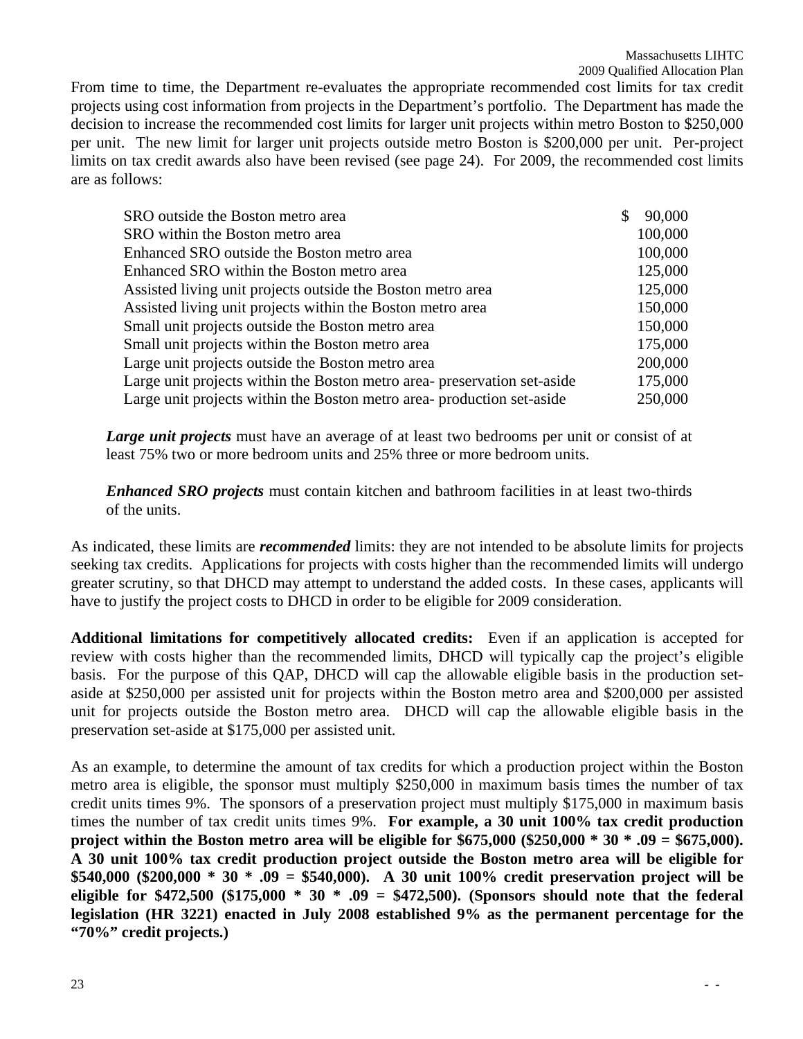From time to time, the Department re-evaluates the appropriate recommended cost limits for tax credit projects using cost information from projects in the Department's portfolio. The Department has made the decision to increase the recommended cost limits for larger unit projects within metro Boston to $250,000 per unit. The new limit for larger unit projects outside metro Boston is $200,000 per unit. Per-project limits on tax credit awards also have been revised (see page 24). For 2009, the recommended cost limits are as follows:

| | |
|---|---|
| SRO outside the Boston metro area | $ 90,000 |
| SRO within the Boston metro area | 100,000 |
| Enhanced SRO outside the Boston metro area | 100,000 |
| Enhanced SRO within the Boston metro area | 125,000 |
| Assisted living unit projects outside the Boston metro area | 125,000 |
| Assisted living unit projects within the Boston metro area | 150,000 |
| Small unit projects outside the Boston metro area | 150,000 |
| Small unit projects within the Boston metro area | 175,000 |
| Large unit projects outside the Boston metro area | 200,000 |
| Large unit projects within the Boston metro area- preservation set-aside | 175,000 |
| Large unit projects within the Boston metro area- production set-aside | 250,000 |

> ***Large unit projects*** must have an average of at least two bedrooms per unit or consist of at least 75% two or more bedroom units and 25% three or more bedroom units.
>
> ***Enhanced SRO projects*** must contain kitchen and bathroom facilities in at least two-thirds of the units.

As indicated, these limits are ***recommended*** limits: they are not intended to be absolute limits for projects seeking tax credits. Applications for projects with costs higher than the recommended limits will undergo greater scrutiny, so that DHCD may attempt to understand the added costs. In these cases, applicants will have to justify the project costs to DHCD in order to be eligible for 2009 consideration.

**Additional limitations for competitively allocated credits:** Even if an application is accepted for review with costs higher than the recommended limits, DHCD will typically cap the project's eligible basis. For the purpose of this QAP, DHCD will cap the allowable eligible basis in the production set-aside at $250,000 per assisted unit for projects within the Boston metro area and $200,000 per assisted unit for projects outside the Boston metro area. DHCD will cap the allowable eligible basis in the preservation set-aside at $175,000 per assisted unit.

As an example, to determine the amount of tax credits for which a production project within the Boston metro area is eligible, the sponsor must multiply $250,000 in maximum basis times the number of tax credit units times 9%. The sponsors of a preservation project must multiply $175,000 in maximum basis times the number of tax credit units times 9%. **For example, a 30 unit 100% tax credit production project within the Boston metro area will be eligible for $675,000 ($250,000 * 30 * .09 = $675,000). A 30 unit 100% tax credit production project outside the Boston metro area will be eligible for $540,000 ($200,000 * 30 * .09 = $540,000). A 30 unit 100% credit preservation project will be eligible for $472,500 ($175,000 * 30 * .09 = $472,500). (Sponsors should note that the federal legislation (HR 3221) enacted in July 2008 established 9% as the permanent percentage for the "70%" credit projects.)**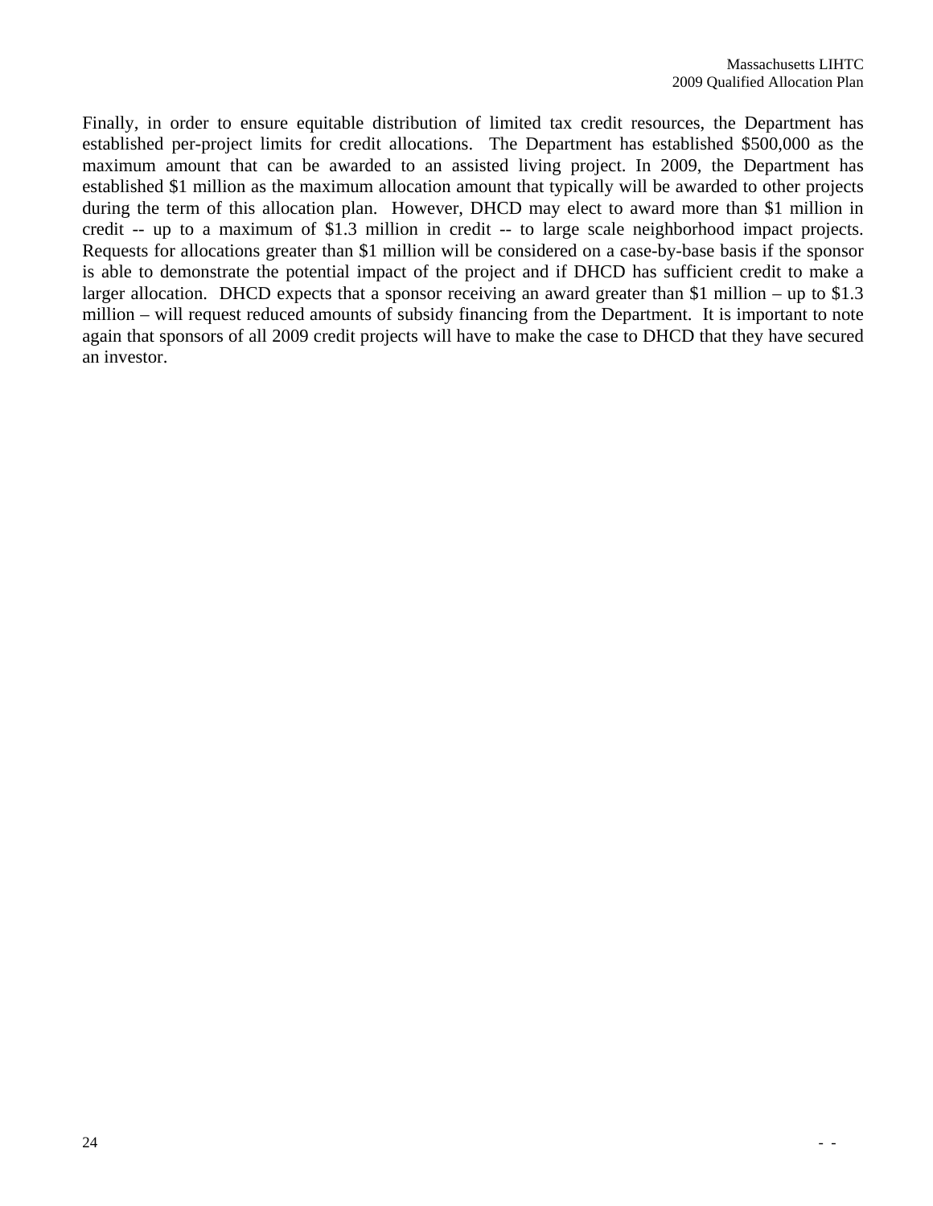Finally, in order to ensure equitable distribution of limited tax credit resources, the Department has established per-project limits for credit allocations. The Department has established $500,000 as the maximum amount that can be awarded to an assisted living project. In 2009, the Department has established $1 million as the maximum allocation amount that typically will be awarded to other projects during the term of this allocation plan. However, DHCD may elect to award more than $1 million in credit -- up to a maximum of $1.3 million in credit -- to large scale neighborhood impact projects. Requests for allocations greater than $1 million will be considered on a case-by-base basis if the sponsor is able to demonstrate the potential impact of the project and if DHCD has sufficient credit to make a larger allocation. DHCD expects that a sponsor receiving an award greater than $1 million – up to $1.3 million – will request reduced amounts of subsidy financing from the Department. It is important to note again that sponsors of all 2009 credit projects will have to make the case to DHCD that they have secured an investor.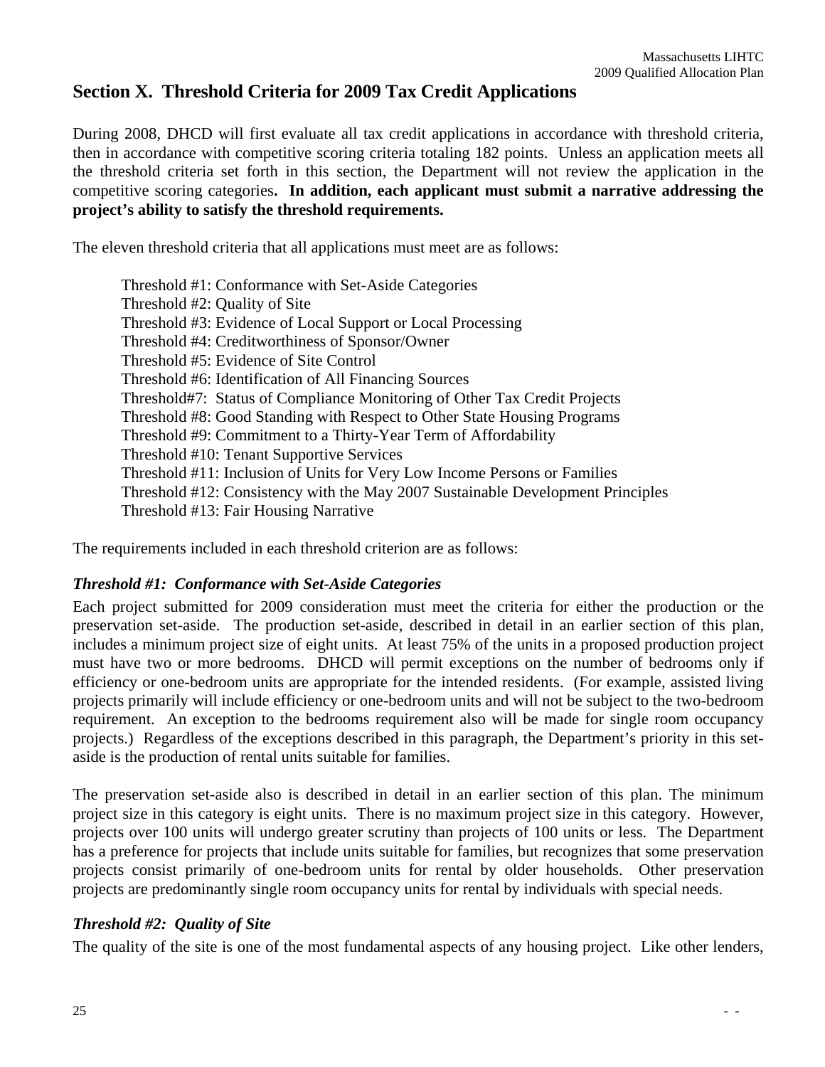## Section X. Threshold Criteria for 2009 Tax Credit Applications

During 2008, DHCD will first evaluate all tax credit applications in accordance with threshold criteria, then in accordance with competitive scoring criteria totaling 182 points. Unless an application meets all the threshold criteria set forth in this section, the Department will not review the application in the competitive scoring categories**. In addition, each applicant must submit a narrative addressing the project's ability to satisfy the threshold requirements.**

The eleven threshold criteria that all applications must meet are as follows:

Threshold #1: Conformance with Set-Aside Categories
Threshold #2: Quality of Site
Threshold #3: Evidence of Local Support or Local Processing
Threshold #4: Creditworthiness of Sponsor/Owner
Threshold #5: Evidence of Site Control
Threshold #6: Identification of All Financing Sources
Threshold#7: Status of Compliance Monitoring of Other Tax Credit Projects
Threshold #8: Good Standing with Respect to Other State Housing Programs
Threshold #9: Commitment to a Thirty-Year Term of Affordability
Threshold #10: Tenant Supportive Services
Threshold #11: Inclusion of Units for Very Low Income Persons or Families
Threshold #12: Consistency with the May 2007 Sustainable Development Principles
Threshold #13: Fair Housing Narrative

The requirements included in each threshold criterion are as follows:

### *Threshold #1: Conformance with Set-Aside Categories*

Each project submitted for 2009 consideration must meet the criteria for either the production or the preservation set-aside. The production set-aside, described in detail in an earlier section of this plan, includes a minimum project size of eight units. At least 75% of the units in a proposed production project must have two or more bedrooms. DHCD will permit exceptions on the number of bedrooms only if efficiency or one-bedroom units are appropriate for the intended residents. (For example, assisted living projects primarily will include efficiency or one-bedroom units and will not be subject to the two-bedroom requirement. An exception to the bedrooms requirement also will be made for single room occupancy projects.) Regardless of the exceptions described in this paragraph, the Department's priority in this set-aside is the production of rental units suitable for families.

The preservation set-aside also is described in detail in an earlier section of this plan. The minimum project size in this category is eight units. There is no maximum project size in this category. However, projects over 100 units will undergo greater scrutiny than projects of 100 units or less. The Department has a preference for projects that include units suitable for families, but recognizes that some preservation projects consist primarily of one-bedroom units for rental by older households. Other preservation projects are predominantly single room occupancy units for rental by individuals with special needs.

### *Threshold #2: Quality of Site*

The quality of the site is one of the most fundamental aspects of any housing project. Like other lenders,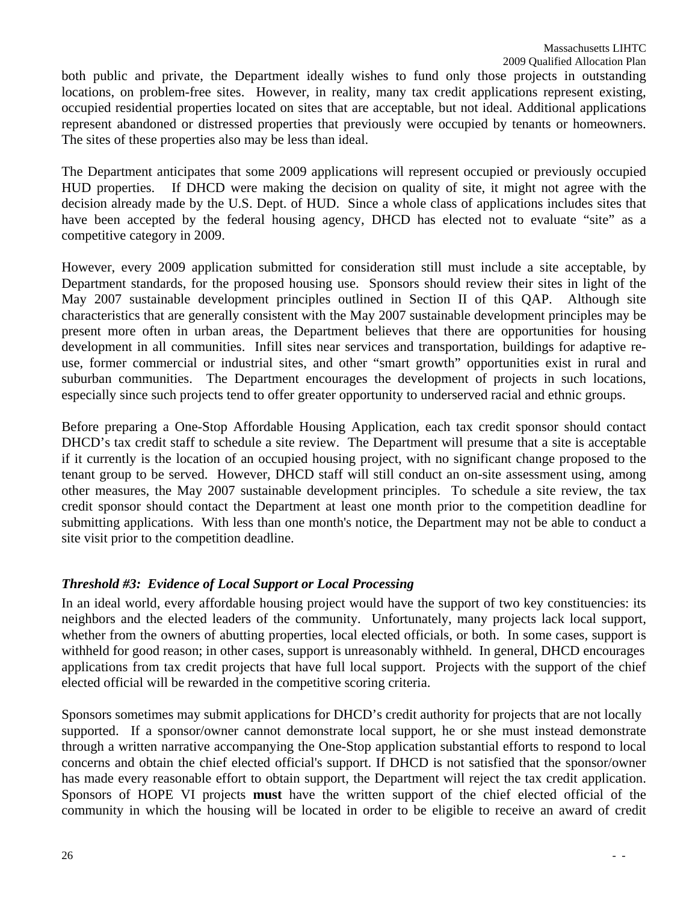both public and private, the Department ideally wishes to fund only those projects in outstanding locations, on problem-free sites. However, in reality, many tax credit applications represent existing, occupied residential properties located on sites that are acceptable, but not ideal. Additional applications represent abandoned or distressed properties that previously were occupied by tenants or homeowners. The sites of these properties also may be less than ideal.

The Department anticipates that some 2009 applications will represent occupied or previously occupied HUD properties. If DHCD were making the decision on quality of site, it might not agree with the decision already made by the U.S. Dept. of HUD. Since a whole class of applications includes sites that have been accepted by the federal housing agency, DHCD has elected not to evaluate "site" as a competitive category in 2009.

However, every 2009 application submitted for consideration still must include a site acceptable, by Department standards, for the proposed housing use. Sponsors should review their sites in light of the May 2007 sustainable development principles outlined in Section II of this QAP. Although site characteristics that are generally consistent with the May 2007 sustainable development principles may be present more often in urban areas, the Department believes that there are opportunities for housing development in all communities. Infill sites near services and transportation, buildings for adaptive re-use, former commercial or industrial sites, and other "smart growth" opportunities exist in rural and suburban communities. The Department encourages the development of projects in such locations, especially since such projects tend to offer greater opportunity to underserved racial and ethnic groups.

Before preparing a One-Stop Affordable Housing Application, each tax credit sponsor should contact DHCD's tax credit staff to schedule a site review. The Department will presume that a site is acceptable if it currently is the location of an occupied housing project, with no significant change proposed to the tenant group to be served. However, DHCD staff will still conduct an on-site assessment using, among other measures, the May 2007 sustainable development principles. To schedule a site review, the tax credit sponsor should contact the Department at least one month prior to the competition deadline for submitting applications. With less than one month's notice, the Department may not be able to conduct a site visit prior to the competition deadline.

### *Threshold #3: Evidence of Local Support or Local Processing*

In an ideal world, every affordable housing project would have the support of two key constituencies: its neighbors and the elected leaders of the community. Unfortunately, many projects lack local support, whether from the owners of abutting properties, local elected officials, or both. In some cases, support is withheld for good reason; in other cases, support is unreasonably withheld. In general, DHCD encourages applications from tax credit projects that have full local support. Projects with the support of the chief elected official will be rewarded in the competitive scoring criteria.

Sponsors sometimes may submit applications for DHCD's credit authority for projects that are not locally supported. If a sponsor/owner cannot demonstrate local support, he or she must instead demonstrate through a written narrative accompanying the One-Stop application substantial efforts to respond to local concerns and obtain the chief elected official's support. If DHCD is not satisfied that the sponsor/owner has made every reasonable effort to obtain support, the Department will reject the tax credit application. Sponsors of HOPE VI projects **must** have the written support of the chief elected official of the community in which the housing will be located in order to be eligible to receive an award of credit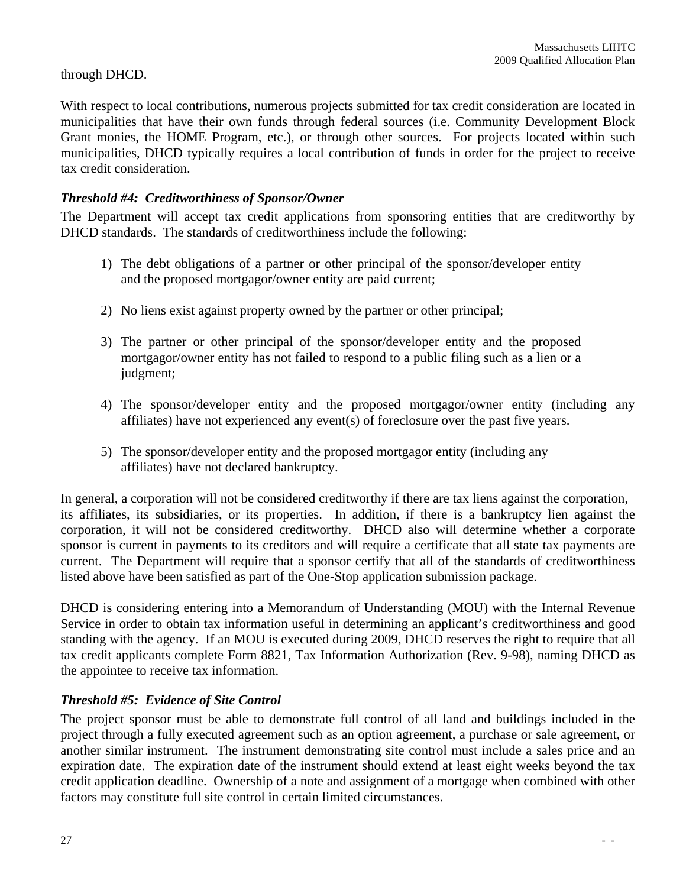through DHCD.

With respect to local contributions, numerous projects submitted for tax credit consideration are located in municipalities that have their own funds through federal sources (i.e. Community Development Block Grant monies, the HOME Program, etc.), or through other sources. For projects located within such municipalities, DHCD typically requires a local contribution of funds in order for the project to receive tax credit consideration.

***Threshold #4: Creditworthiness of Sponsor/Owner***

The Department will accept tax credit applications from sponsoring entities that are creditworthy by DHCD standards. The standards of creditworthiness include the following:

1) The debt obligations of a partner or other principal of the sponsor/developer entity and the proposed mortgagor/owner entity are paid current;

2) No liens exist against property owned by the partner or other principal;

3) The partner or other principal of the sponsor/developer entity and the proposed mortgagor/owner entity has not failed to respond to a public filing such as a lien or a judgment;

4) The sponsor/developer entity and the proposed mortgagor/owner entity (including any affiliates) have not experienced any event(s) of foreclosure over the past five years.

5) The sponsor/developer entity and the proposed mortgagor entity (including any affiliates) have not declared bankruptcy.

In general, a corporation will not be considered creditworthy if there are tax liens against the corporation, its affiliates, its subsidiaries, or its properties. In addition, if there is a bankruptcy lien against the corporation, it will not be considered creditworthy. DHCD also will determine whether a corporate sponsor is current in payments to its creditors and will require a certificate that all state tax payments are current. The Department will require that a sponsor certify that all of the standards of creditworthiness listed above have been satisfied as part of the One-Stop application submission package.

DHCD is considering entering into a Memorandum of Understanding (MOU) with the Internal Revenue Service in order to obtain tax information useful in determining an applicant's creditworthiness and good standing with the agency. If an MOU is executed during 2009, DHCD reserves the right to require that all tax credit applicants complete Form 8821, Tax Information Authorization (Rev. 9-98), naming DHCD as the appointee to receive tax information.

***Threshold #5: Evidence of Site Control***

The project sponsor must be able to demonstrate full control of all land and buildings included in the project through a fully executed agreement such as an option agreement, a purchase or sale agreement, or another similar instrument. The instrument demonstrating site control must include a sales price and an expiration date. The expiration date of the instrument should extend at least eight weeks beyond the tax credit application deadline. Ownership of a note and assignment of a mortgage when combined with other factors may constitute full site control in certain limited circumstances.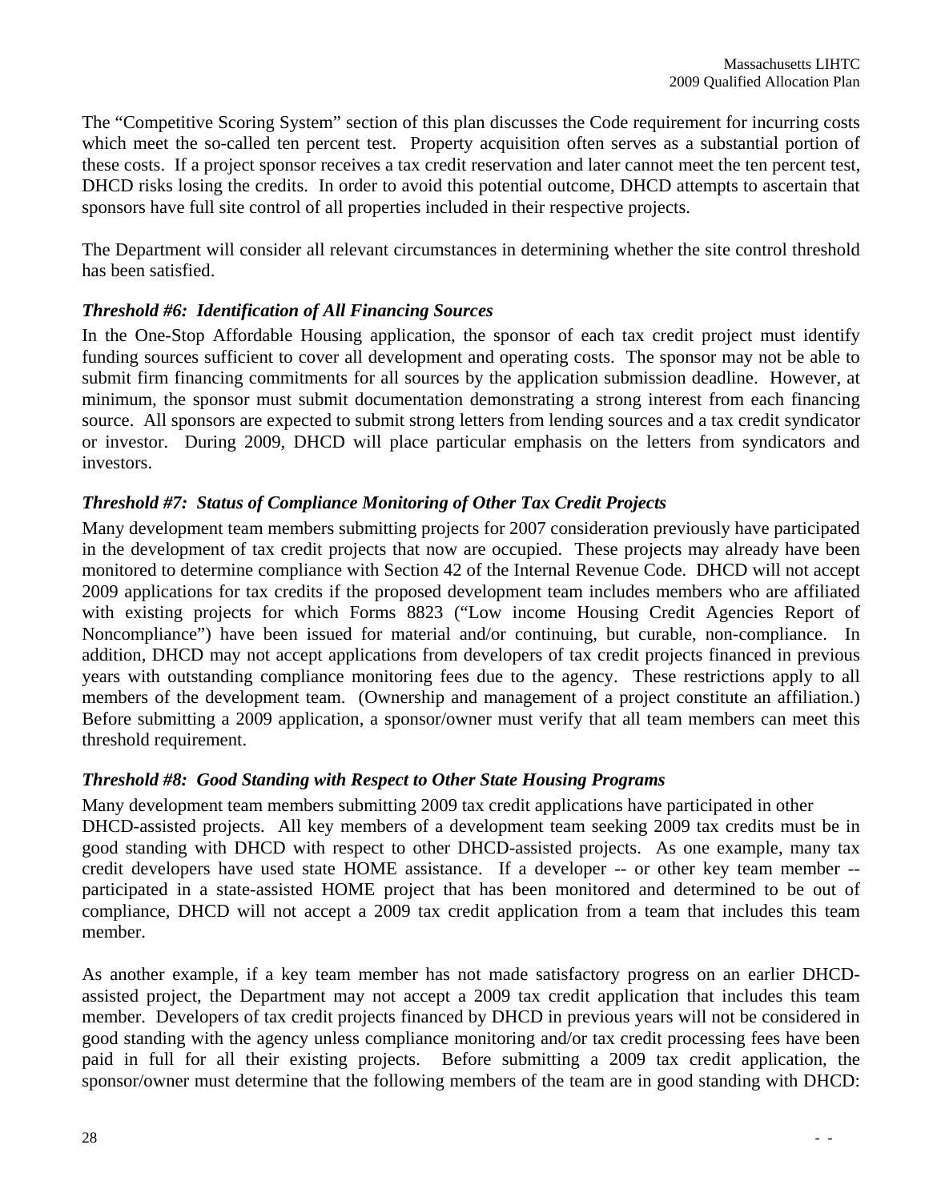The "Competitive Scoring System" section of this plan discusses the Code requirement for incurring costs which meet the so-called ten percent test. Property acquisition often serves as a substantial portion of these costs. If a project sponsor receives a tax credit reservation and later cannot meet the ten percent test, DHCD risks losing the credits. In order to avoid this potential outcome, DHCD attempts to ascertain that sponsors have full site control of all properties included in their respective projects.

The Department will consider all relevant circumstances in determining whether the site control threshold has been satisfied.

### *Threshold #6: Identification of All Financing Sources*

In the One-Stop Affordable Housing application, the sponsor of each tax credit project must identify funding sources sufficient to cover all development and operating costs. The sponsor may not be able to submit firm financing commitments for all sources by the application submission deadline. However, at minimum, the sponsor must submit documentation demonstrating a strong interest from each financing source. All sponsors are expected to submit strong letters from lending sources and a tax credit syndicator or investor. During 2009, DHCD will place particular emphasis on the letters from syndicators and investors.

### *Threshold #7: Status of Compliance Monitoring of Other Tax Credit Projects*

Many development team members submitting projects for 2007 consideration previously have participated in the development of tax credit projects that now are occupied. These projects may already have been monitored to determine compliance with Section 42 of the Internal Revenue Code. DHCD will not accept 2009 applications for tax credits if the proposed development team includes members who are affiliated with existing projects for which Forms 8823 ("Low income Housing Credit Agencies Report of Noncompliance") have been issued for material and/or continuing, but curable, non-compliance. In addition, DHCD may not accept applications from developers of tax credit projects financed in previous years with outstanding compliance monitoring fees due to the agency. These restrictions apply to all members of the development team. (Ownership and management of a project constitute an affiliation.) Before submitting a 2009 application, a sponsor/owner must verify that all team members can meet this threshold requirement.

### *Threshold #8: Good Standing with Respect to Other State Housing Programs*

Many development team members submitting 2009 tax credit applications have participated in other DHCD-assisted projects. All key members of a development team seeking 2009 tax credits must be in good standing with DHCD with respect to other DHCD-assisted projects. As one example, many tax credit developers have used state HOME assistance. If a developer -- or other key team member -- participated in a state-assisted HOME project that has been monitored and determined to be out of compliance, DHCD will not accept a 2009 tax credit application from a team that includes this team member.

As another example, if a key team member has not made satisfactory progress on an earlier DHCD-assisted project, the Department may not accept a 2009 tax credit application that includes this team member. Developers of tax credit projects financed by DHCD in previous years will not be considered in good standing with the agency unless compliance monitoring and/or tax credit processing fees have been paid in full for all their existing projects. Before submitting a 2009 tax credit application, the sponsor/owner must determine that the following members of the team are in good standing with DHCD: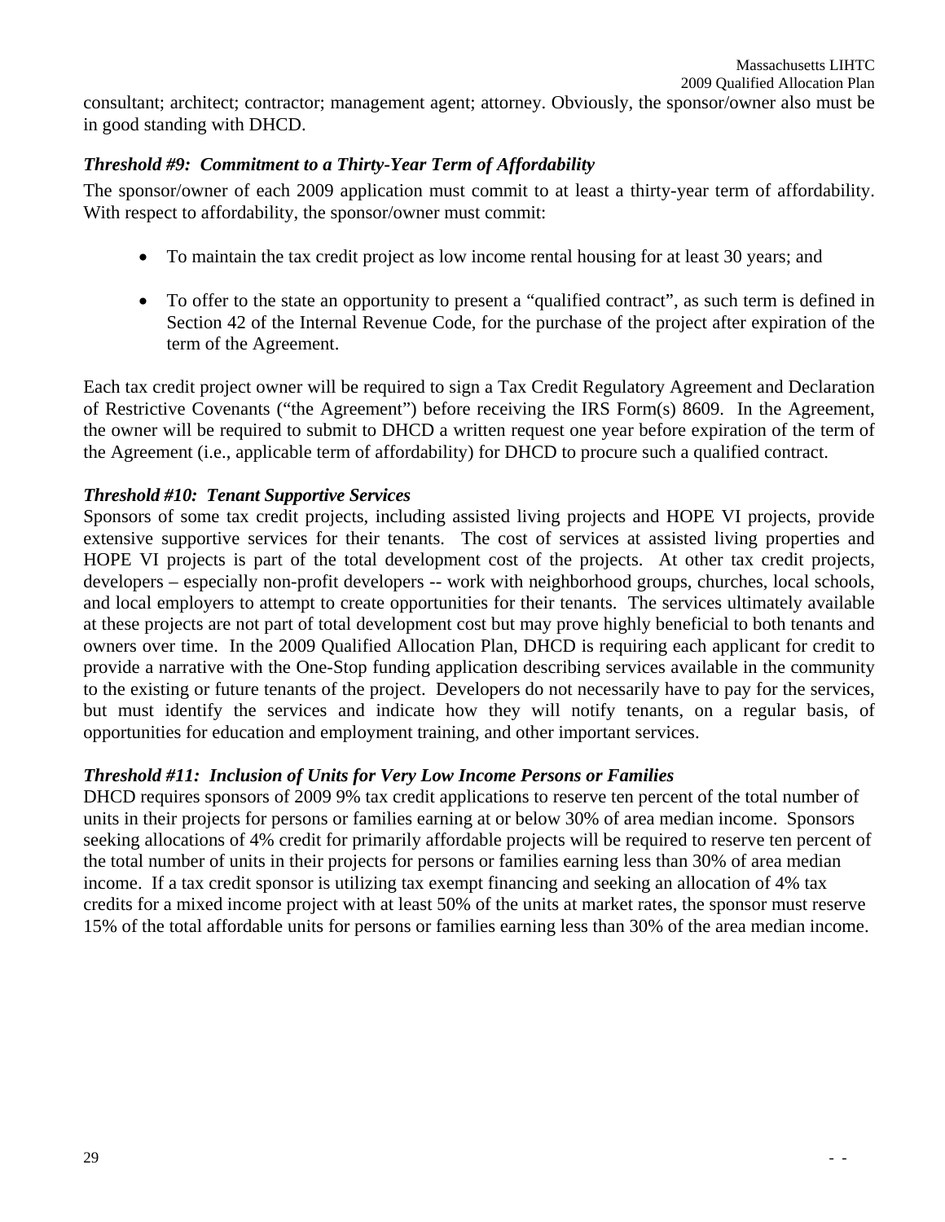consultant; architect; contractor; management agent; attorney. Obviously, the sponsor/owner also must be in good standing with DHCD.

### *Threshold #9: Commitment to a Thirty-Year Term of Affordability*

The sponsor/owner of each 2009 application must commit to at least a thirty-year term of affordability. With respect to affordability, the sponsor/owner must commit:

- To maintain the tax credit project as low income rental housing for at least 30 years; and
- To offer to the state an opportunity to present a "qualified contract", as such term is defined in Section 42 of the Internal Revenue Code, for the purchase of the project after expiration of the term of the Agreement.

Each tax credit project owner will be required to sign a Tax Credit Regulatory Agreement and Declaration of Restrictive Covenants ("the Agreement") before receiving the IRS Form(s) 8609. In the Agreement, the owner will be required to submit to DHCD a written request one year before expiration of the term of the Agreement (i.e., applicable term of affordability) for DHCD to procure such a qualified contract.

### *Threshold #10: Tenant Supportive Services*

Sponsors of some tax credit projects, including assisted living projects and HOPE VI projects, provide extensive supportive services for their tenants. The cost of services at assisted living properties and HOPE VI projects is part of the total development cost of the projects. At other tax credit projects, developers – especially non-profit developers -- work with neighborhood groups, churches, local schools, and local employers to attempt to create opportunities for their tenants. The services ultimately available at these projects are not part of total development cost but may prove highly beneficial to both tenants and owners over time. In the 2009 Qualified Allocation Plan, DHCD is requiring each applicant for credit to provide a narrative with the One-Stop funding application describing services available in the community to the existing or future tenants of the project. Developers do not necessarily have to pay for the services, but must identify the services and indicate how they will notify tenants, on a regular basis, of opportunities for education and employment training, and other important services.

### *Threshold #11: Inclusion of Units for Very Low Income Persons or Families*

DHCD requires sponsors of 2009 9% tax credit applications to reserve ten percent of the total number of units in their projects for persons or families earning at or below 30% of area median income. Sponsors seeking allocations of 4% credit for primarily affordable projects will be required to reserve ten percent of the total number of units in their projects for persons or families earning less than 30% of area median income. If a tax credit sponsor is utilizing tax exempt financing and seeking an allocation of 4% tax credits for a mixed income project with at least 50% of the units at market rates, the sponsor must reserve 15% of the total affordable units for persons or families earning less than 30% of the area median income.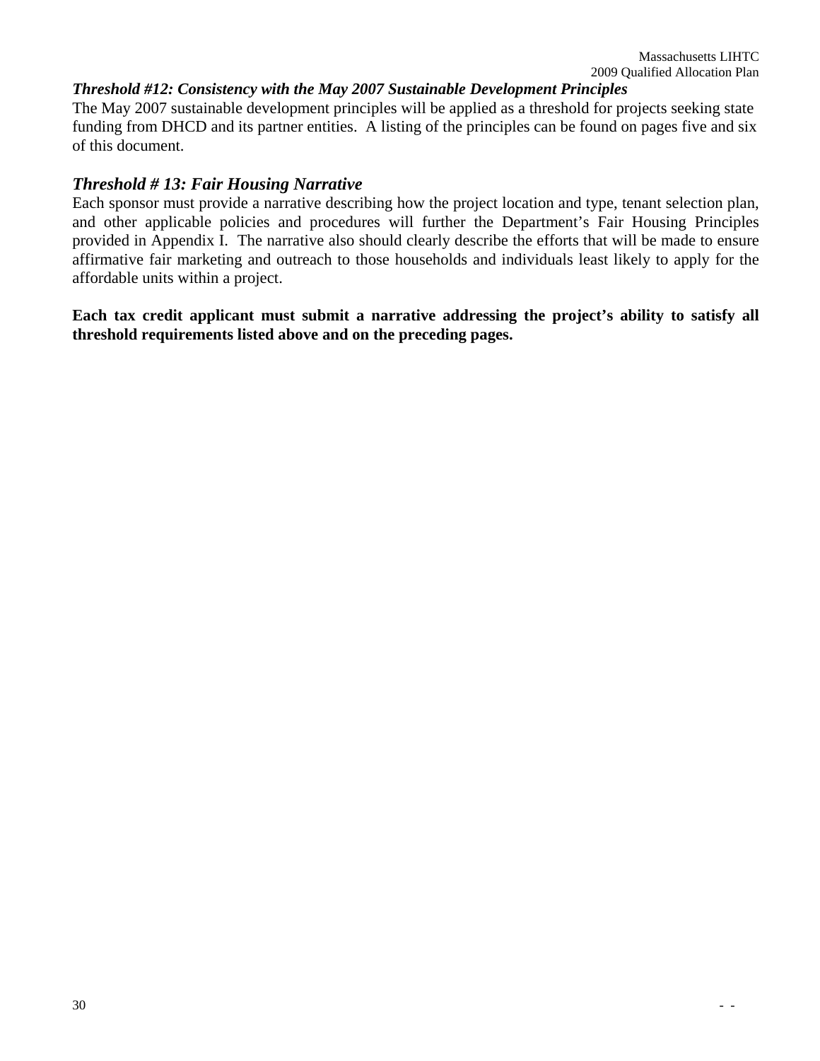***Threshold #12: Consistency with the May 2007 Sustainable Development Principles***

The May 2007 sustainable development principles will be applied as a threshold for projects seeking state funding from DHCD and its partner entities. A listing of the principles can be found on pages five and six of this document.

### *Threshold # 13: Fair Housing Narrative*

Each sponsor must provide a narrative describing how the project location and type, tenant selection plan, and other applicable policies and procedures will further the Department's Fair Housing Principles provided in Appendix I. The narrative also should clearly describe the efforts that will be made to ensure affirmative fair marketing and outreach to those households and individuals least likely to apply for the affordable units within a project.

**Each tax credit applicant must submit a narrative addressing the project's ability to satisfy all threshold requirements listed above and on the preceding pages.**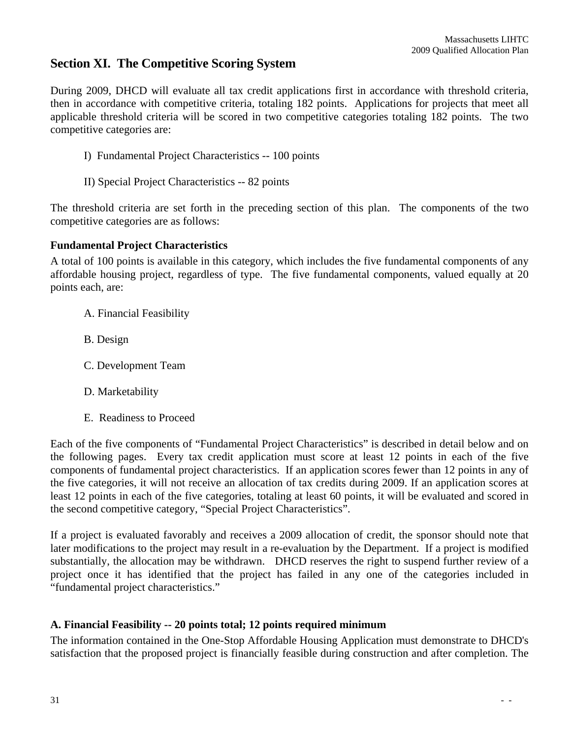## Section XI. The Competitive Scoring System

During 2009, DHCD will evaluate all tax credit applications first in accordance with threshold criteria, then in accordance with competitive criteria, totaling 182 points. Applications for projects that meet all applicable threshold criteria will be scored in two competitive categories totaling 182 points. The two competitive categories are:

I) Fundamental Project Characteristics -- 100 points

II) Special Project Characteristics -- 82 points

The threshold criteria are set forth in the preceding section of this plan. The components of the two competitive categories are as follows:

### Fundamental Project Characteristics

A total of 100 points is available in this category, which includes the five fundamental components of any affordable housing project, regardless of type. The five fundamental components, valued equally at 20 points each, are:

A. Financial Feasibility

B. Design

C. Development Team

D. Marketability

E. Readiness to Proceed

Each of the five components of "Fundamental Project Characteristics" is described in detail below and on the following pages. Every tax credit application must score at least 12 points in each of the five components of fundamental project characteristics. If an application scores fewer than 12 points in any of the five categories, it will not receive an allocation of tax credits during 2009. If an application scores at least 12 points in each of the five categories, totaling at least 60 points, it will be evaluated and scored in the second competitive category, "Special Project Characteristics".

If a project is evaluated favorably and receives a 2009 allocation of credit, the sponsor should note that later modifications to the project may result in a re-evaluation by the Department. If a project is modified substantially, the allocation may be withdrawn. DHCD reserves the right to suspend further review of a project once it has identified that the project has failed in any one of the categories included in "fundamental project characteristics."

### A. Financial Feasibility -- 20 points total; 12 points required minimum

The information contained in the One-Stop Affordable Housing Application must demonstrate to DHCD's satisfaction that the proposed project is financially feasible during construction and after completion. The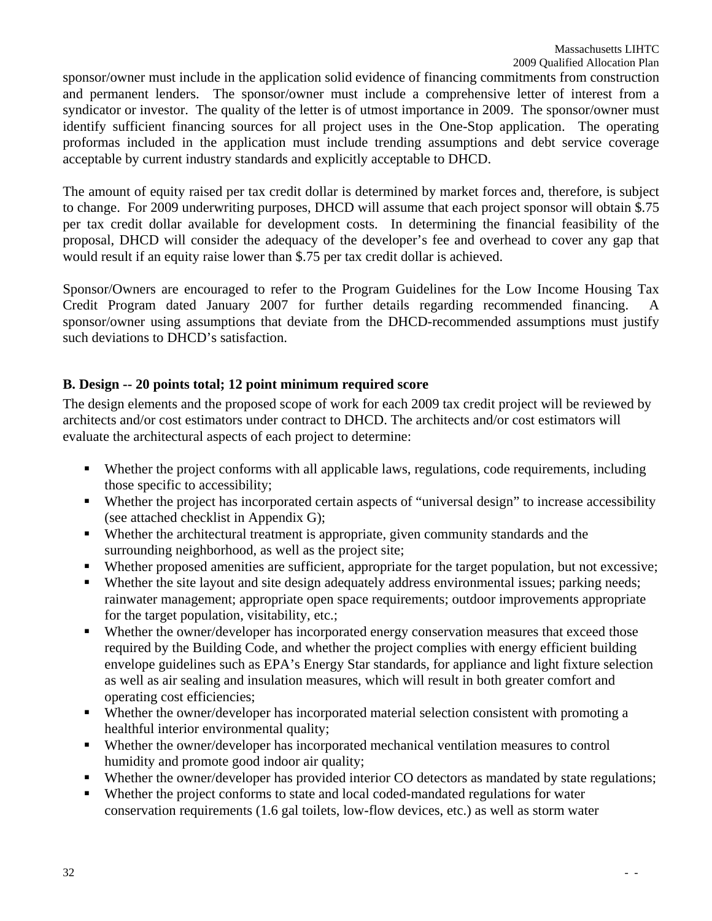sponsor/owner must include in the application solid evidence of financing commitments from construction and permanent lenders. The sponsor/owner must include a comprehensive letter of interest from a syndicator or investor. The quality of the letter is of utmost importance in 2009. The sponsor/owner must identify sufficient financing sources for all project uses in the One-Stop application. The operating proformas included in the application must include trending assumptions and debt service coverage acceptable by current industry standards and explicitly acceptable to DHCD.

The amount of equity raised per tax credit dollar is determined by market forces and, therefore, is subject to change. For 2009 underwriting purposes, DHCD will assume that each project sponsor will obtain $.75 per tax credit dollar available for development costs. In determining the financial feasibility of the proposal, DHCD will consider the adequacy of the developer's fee and overhead to cover any gap that would result if an equity raise lower than $.75 per tax credit dollar is achieved.

Sponsor/Owners are encouraged to refer to the Program Guidelines for the Low Income Housing Tax Credit Program dated January 2007 for further details regarding recommended financing. A sponsor/owner using assumptions that deviate from the DHCD-recommended assumptions must justify such deviations to DHCD's satisfaction.

**B. Design -- 20 points total; 12 point minimum required score**

The design elements and the proposed scope of work for each 2009 tax credit project will be reviewed by architects and/or cost estimators under contract to DHCD. The architects and/or cost estimators will evaluate the architectural aspects of each project to determine:

- Whether the project conforms with all applicable laws, regulations, code requirements, including those specific to accessibility;
- Whether the project has incorporated certain aspects of "universal design" to increase accessibility (see attached checklist in Appendix G);
- Whether the architectural treatment is appropriate, given community standards and the surrounding neighborhood, as well as the project site;
- Whether proposed amenities are sufficient, appropriate for the target population, but not excessive;
- Whether the site layout and site design adequately address environmental issues; parking needs; rainwater management; appropriate open space requirements; outdoor improvements appropriate for the target population, visitability, etc.;
- Whether the owner/developer has incorporated energy conservation measures that exceed those required by the Building Code, and whether the project complies with energy efficient building envelope guidelines such as EPA's Energy Star standards, for appliance and light fixture selection as well as air sealing and insulation measures, which will result in both greater comfort and operating cost efficiencies;
- Whether the owner/developer has incorporated material selection consistent with promoting a healthful interior environmental quality;
- Whether the owner/developer has incorporated mechanical ventilation measures to control humidity and promote good indoor air quality;
- Whether the owner/developer has provided interior CO detectors as mandated by state regulations;
- Whether the project conforms to state and local coded-mandated regulations for water conservation requirements (1.6 gal toilets, low-flow devices, etc.) as well as storm water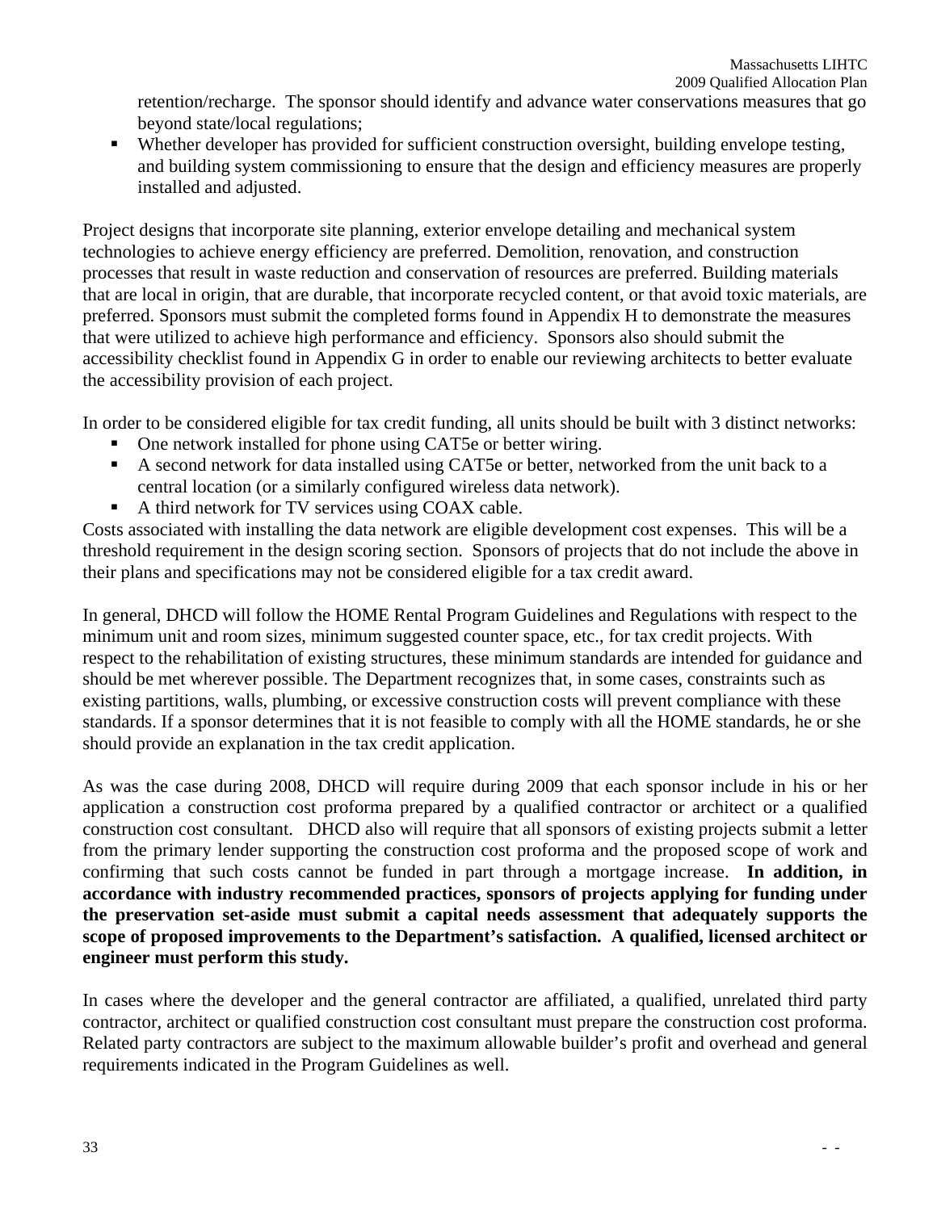retention/recharge. The sponsor should identify and advance water conservations measures that go beyond state/local regulations;

- Whether developer has provided for sufficient construction oversight, building envelope testing, and building system commissioning to ensure that the design and efficiency measures are properly installed and adjusted.

Project designs that incorporate site planning, exterior envelope detailing and mechanical system technologies to achieve energy efficiency are preferred. Demolition, renovation, and construction processes that result in waste reduction and conservation of resources are preferred. Building materials that are local in origin, that are durable, that incorporate recycled content, or that avoid toxic materials, are preferred. Sponsors must submit the completed forms found in Appendix H to demonstrate the measures that were utilized to achieve high performance and efficiency. Sponsors also should submit the accessibility checklist found in Appendix G in order to enable our reviewing architects to better evaluate the accessibility provision of each project.

In order to be considered eligible for tax credit funding, all units should be built with 3 distinct networks:

- One network installed for phone using CAT5e or better wiring.
- A second network for data installed using CAT5e or better, networked from the unit back to a central location (or a similarly configured wireless data network).
- A third network for TV services using COAX cable.

Costs associated with installing the data network are eligible development cost expenses. This will be a threshold requirement in the design scoring section. Sponsors of projects that do not include the above in their plans and specifications may not be considered eligible for a tax credit award.

In general, DHCD will follow the HOME Rental Program Guidelines and Regulations with respect to the minimum unit and room sizes, minimum suggested counter space, etc., for tax credit projects. With respect to the rehabilitation of existing structures, these minimum standards are intended for guidance and should be met wherever possible. The Department recognizes that, in some cases, constraints such as existing partitions, walls, plumbing, or excessive construction costs will prevent compliance with these standards. If a sponsor determines that it is not feasible to comply with all the HOME standards, he or she should provide an explanation in the tax credit application.

As was the case during 2008, DHCD will require during 2009 that each sponsor include in his or her application a construction cost proforma prepared by a qualified contractor or architect or a qualified construction cost consultant. DHCD also will require that all sponsors of existing projects submit a letter from the primary lender supporting the construction cost proforma and the proposed scope of work and confirming that such costs cannot be funded in part through a mortgage increase. **In addition, in accordance with industry recommended practices, sponsors of projects applying for funding under the preservation set-aside must submit a capital needs assessment that adequately supports the scope of proposed improvements to the Department's satisfaction. A qualified, licensed architect or engineer must perform this study.**

In cases where the developer and the general contractor are affiliated, a qualified, unrelated third party contractor, architect or qualified construction cost consultant must prepare the construction cost proforma. Related party contractors are subject to the maximum allowable builder's profit and overhead and general requirements indicated in the Program Guidelines as well.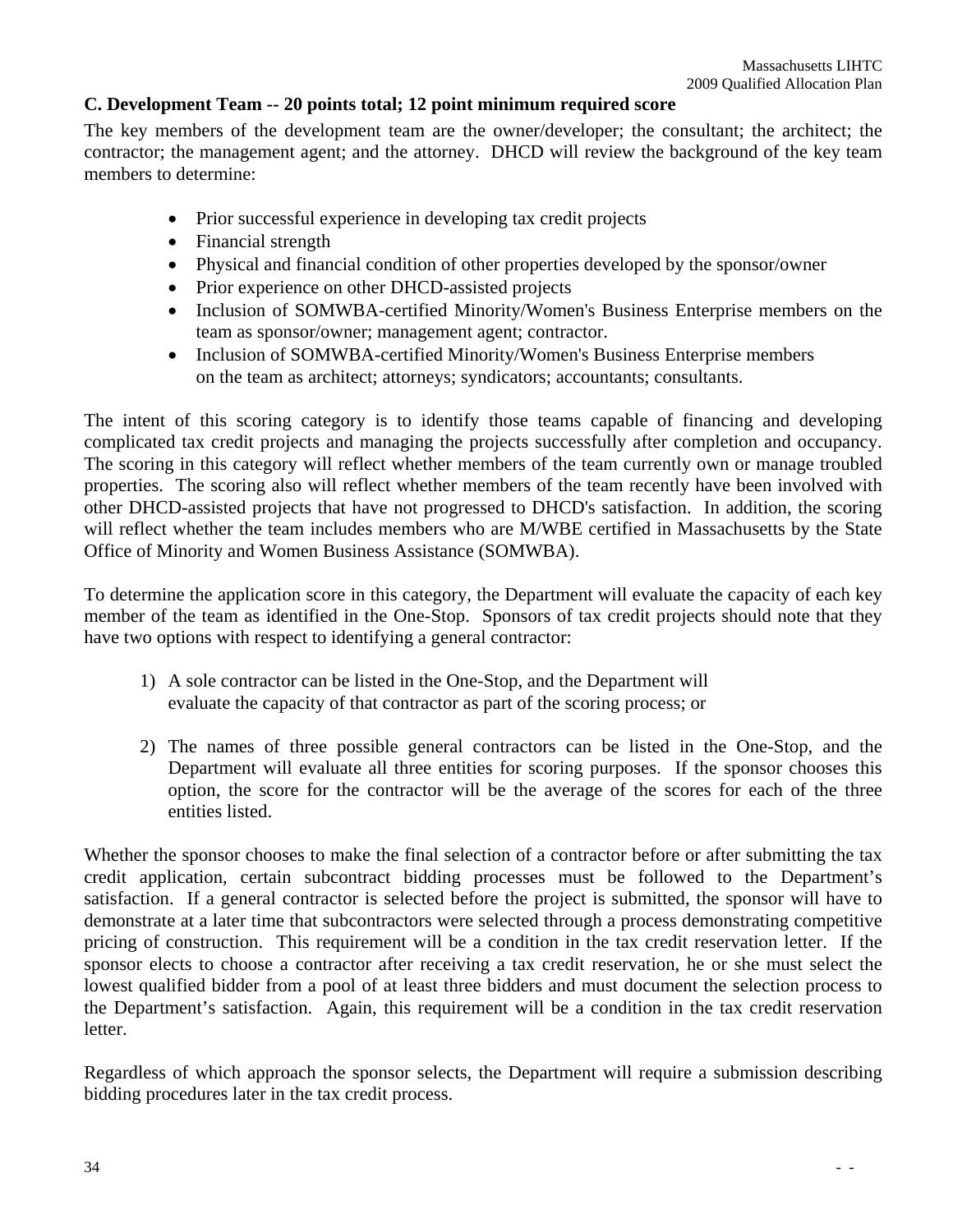**C. Development Team -- 20 points total; 12 point minimum required score**

The key members of the development team are the owner/developer; the consultant; the architect; the contractor; the management agent; and the attorney. DHCD will review the background of the key team members to determine:

- Prior successful experience in developing tax credit projects
- Financial strength
- Physical and financial condition of other properties developed by the sponsor/owner
- Prior experience on other DHCD-assisted projects
- Inclusion of SOMWBA-certified Minority/Women's Business Enterprise members on the team as sponsor/owner; management agent; contractor.
- Inclusion of SOMWBA-certified Minority/Women's Business Enterprise members on the team as architect; attorneys; syndicators; accountants; consultants.

The intent of this scoring category is to identify those teams capable of financing and developing complicated tax credit projects and managing the projects successfully after completion and occupancy. The scoring in this category will reflect whether members of the team currently own or manage troubled properties. The scoring also will reflect whether members of the team recently have been involved with other DHCD-assisted projects that have not progressed to DHCD's satisfaction. In addition, the scoring will reflect whether the team includes members who are M/WBE certified in Massachusetts by the State Office of Minority and Women Business Assistance (SOMWBA).

To determine the application score in this category, the Department will evaluate the capacity of each key member of the team as identified in the One-Stop. Sponsors of tax credit projects should note that they have two options with respect to identifying a general contractor:

1) A sole contractor can be listed in the One-Stop, and the Department will evaluate the capacity of that contractor as part of the scoring process; or

2) The names of three possible general contractors can be listed in the One-Stop, and the Department will evaluate all three entities for scoring purposes. If the sponsor chooses this option, the score for the contractor will be the average of the scores for each of the three entities listed.

Whether the sponsor chooses to make the final selection of a contractor before or after submitting the tax credit application, certain subcontract bidding processes must be followed to the Department's satisfaction. If a general contractor is selected before the project is submitted, the sponsor will have to demonstrate at a later time that subcontractors were selected through a process demonstrating competitive pricing of construction. This requirement will be a condition in the tax credit reservation letter. If the sponsor elects to choose a contractor after receiving a tax credit reservation, he or she must select the lowest qualified bidder from a pool of at least three bidders and must document the selection process to the Department's satisfaction. Again, this requirement will be a condition in the tax credit reservation letter.

Regardless of which approach the sponsor selects, the Department will require a submission describing bidding procedures later in the tax credit process.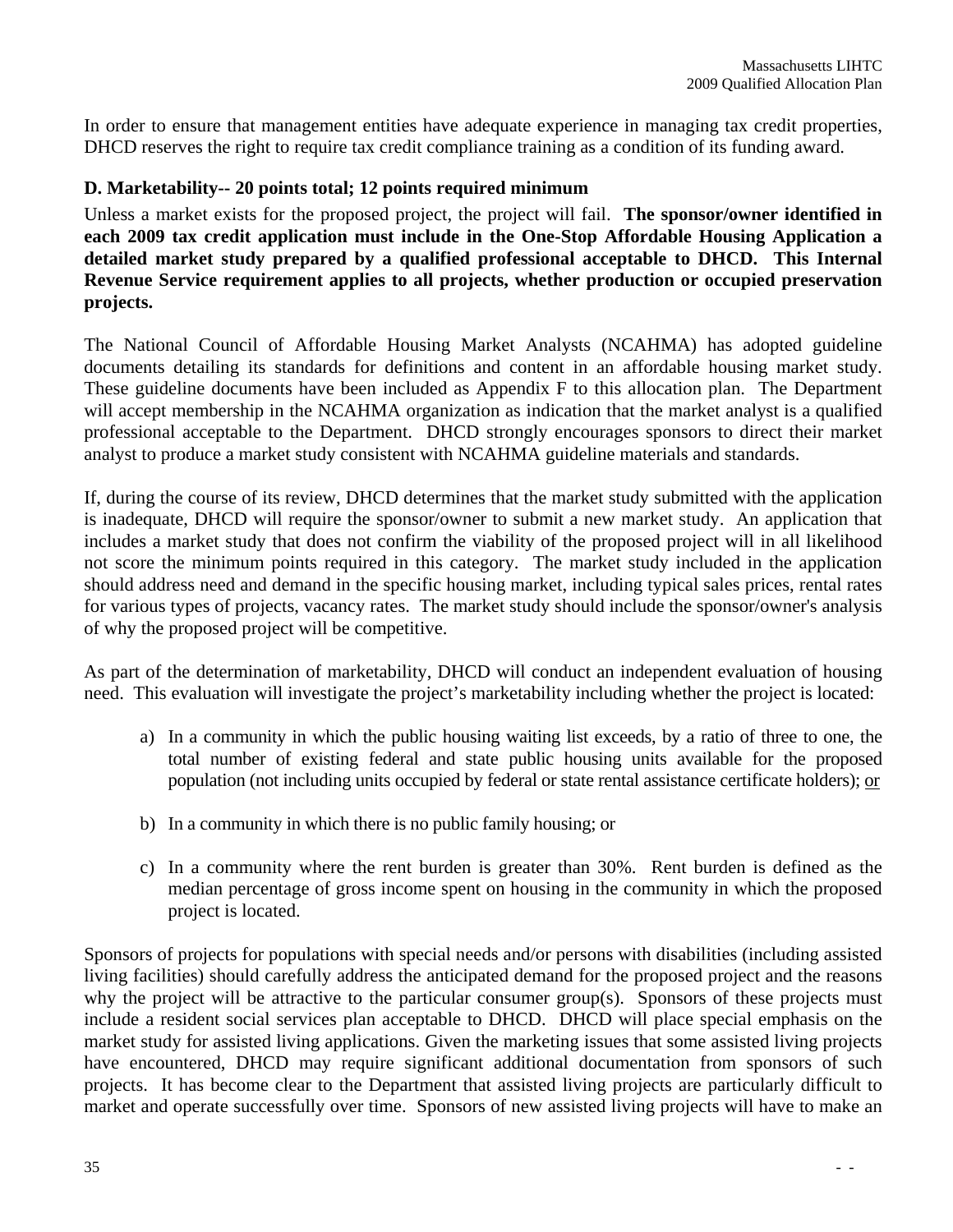In order to ensure that management entities have adequate experience in managing tax credit properties, DHCD reserves the right to require tax credit compliance training as a condition of its funding award.

### D. Marketability-- 20 points total; 12 points required minimum

Unless a market exists for the proposed project, the project will fail. **The sponsor/owner identified in each 2009 tax credit application must include in the One-Stop Affordable Housing Application a detailed market study prepared by a qualified professional acceptable to DHCD. This Internal Revenue Service requirement applies to all projects, whether production or occupied preservation projects.**

The National Council of Affordable Housing Market Analysts (NCAHMA) has adopted guideline documents detailing its standards for definitions and content in an affordable housing market study. These guideline documents have been included as Appendix F to this allocation plan. The Department will accept membership in the NCAHMA organization as indication that the market analyst is a qualified professional acceptable to the Department. DHCD strongly encourages sponsors to direct their market analyst to produce a market study consistent with NCAHMA guideline materials and standards.

If, during the course of its review, DHCD determines that the market study submitted with the application is inadequate, DHCD will require the sponsor/owner to submit a new market study. An application that includes a market study that does not confirm the viability of the proposed project will in all likelihood not score the minimum points required in this category. The market study included in the application should address need and demand in the specific housing market, including typical sales prices, rental rates for various types of projects, vacancy rates. The market study should include the sponsor/owner's analysis of why the proposed project will be competitive.

As part of the determination of marketability, DHCD will conduct an independent evaluation of housing need. This evaluation will investigate the project's marketability including whether the project is located:

a) In a community in which the public housing waiting list exceeds, by a ratio of three to one, the total number of existing federal and state public housing units available for the proposed population (not including units occupied by federal or state rental assistance certificate holders); or

b) In a community in which there is no public family housing; or

c) In a community where the rent burden is greater than 30%. Rent burden is defined as the median percentage of gross income spent on housing in the community in which the proposed project is located.

Sponsors of projects for populations with special needs and/or persons with disabilities (including assisted living facilities) should carefully address the anticipated demand for the proposed project and the reasons why the project will be attractive to the particular consumer group(s). Sponsors of these projects must include a resident social services plan acceptable to DHCD. DHCD will place special emphasis on the market study for assisted living applications. Given the marketing issues that some assisted living projects have encountered, DHCD may require significant additional documentation from sponsors of such projects. It has become clear to the Department that assisted living projects are particularly difficult to market and operate successfully over time. Sponsors of new assisted living projects will have to make an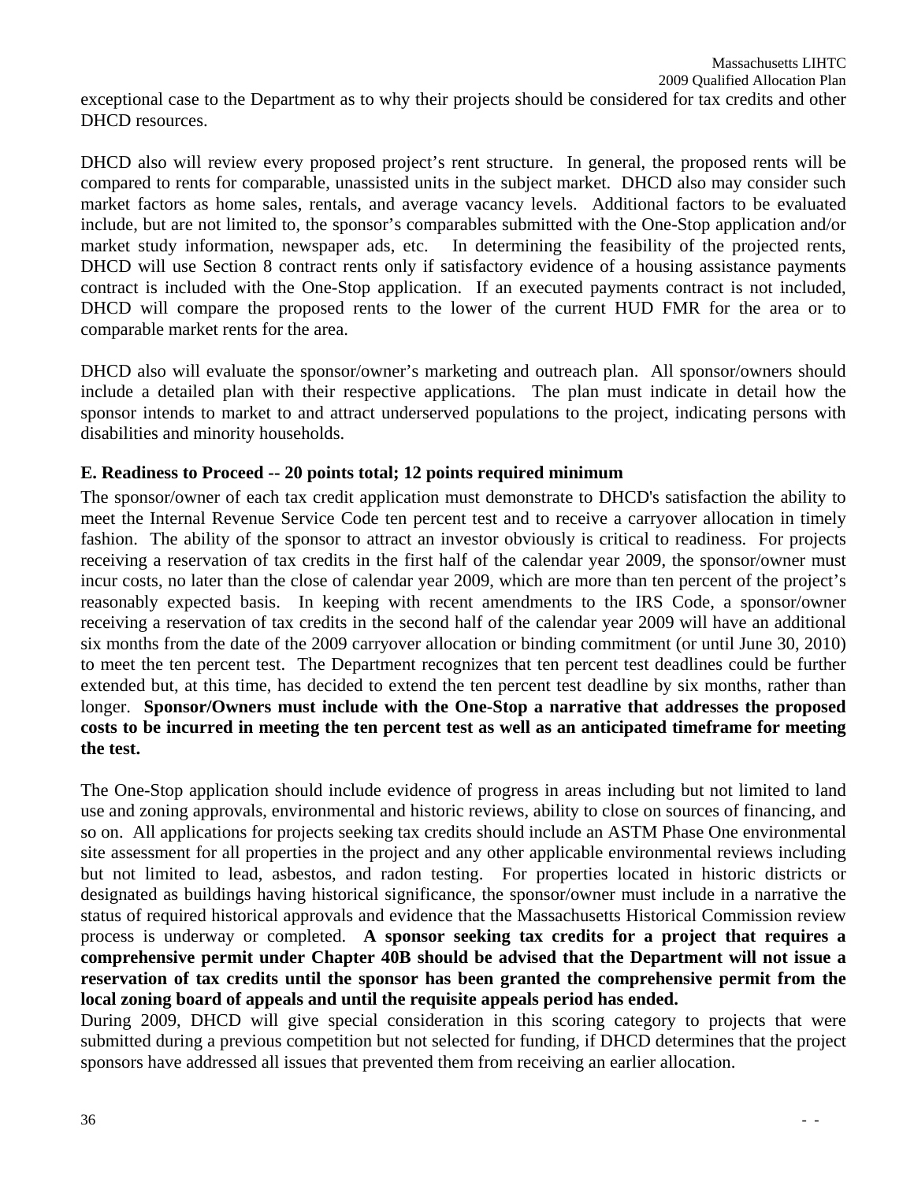exceptional case to the Department as to why their projects should be considered for tax credits and other DHCD resources.

DHCD also will review every proposed project's rent structure. In general, the proposed rents will be compared to rents for comparable, unassisted units in the subject market. DHCD also may consider such market factors as home sales, rentals, and average vacancy levels. Additional factors to be evaluated include, but are not limited to, the sponsor's comparables submitted with the One-Stop application and/or market study information, newspaper ads, etc. In determining the feasibility of the projected rents, DHCD will use Section 8 contract rents only if satisfactory evidence of a housing assistance payments contract is included with the One-Stop application. If an executed payments contract is not included, DHCD will compare the proposed rents to the lower of the current HUD FMR for the area or to comparable market rents for the area.

DHCD also will evaluate the sponsor/owner's marketing and outreach plan. All sponsor/owners should include a detailed plan with their respective applications. The plan must indicate in detail how the sponsor intends to market to and attract underserved populations to the project, indicating persons with disabilities and minority households.

**E. Readiness to Proceed -- 20 points total; 12 points required minimum**

The sponsor/owner of each tax credit application must demonstrate to DHCD's satisfaction the ability to meet the Internal Revenue Service Code ten percent test and to receive a carryover allocation in timely fashion. The ability of the sponsor to attract an investor obviously is critical to readiness. For projects receiving a reservation of tax credits in the first half of the calendar year 2009, the sponsor/owner must incur costs, no later than the close of calendar year 2009, which are more than ten percent of the project's reasonably expected basis. In keeping with recent amendments to the IRS Code, a sponsor/owner receiving a reservation of tax credits in the second half of the calendar year 2009 will have an additional six months from the date of the 2009 carryover allocation or binding commitment (or until June 30, 2010) to meet the ten percent test. The Department recognizes that ten percent test deadlines could be further extended but, at this time, has decided to extend the ten percent test deadline by six months, rather than longer. **Sponsor/Owners must include with the One-Stop a narrative that addresses the proposed costs to be incurred in meeting the ten percent test as well as an anticipated timeframe for meeting the test.**

The One-Stop application should include evidence of progress in areas including but not limited to land use and zoning approvals, environmental and historic reviews, ability to close on sources of financing, and so on. All applications for projects seeking tax credits should include an ASTM Phase One environmental site assessment for all properties in the project and any other applicable environmental reviews including but not limited to lead, asbestos, and radon testing. For properties located in historic districts or designated as buildings having historical significance, the sponsor/owner must include in a narrative the status of required historical approvals and evidence that the Massachusetts Historical Commission review process is underway or completed. **A sponsor seeking tax credits for a project that requires a comprehensive permit under Chapter 40B should be advised that the Department will not issue a reservation of tax credits until the sponsor has been granted the comprehensive permit from the local zoning board of appeals and until the requisite appeals period has ended.**

During 2009, DHCD will give special consideration in this scoring category to projects that were submitted during a previous competition but not selected for funding, if DHCD determines that the project sponsors have addressed all issues that prevented them from receiving an earlier allocation.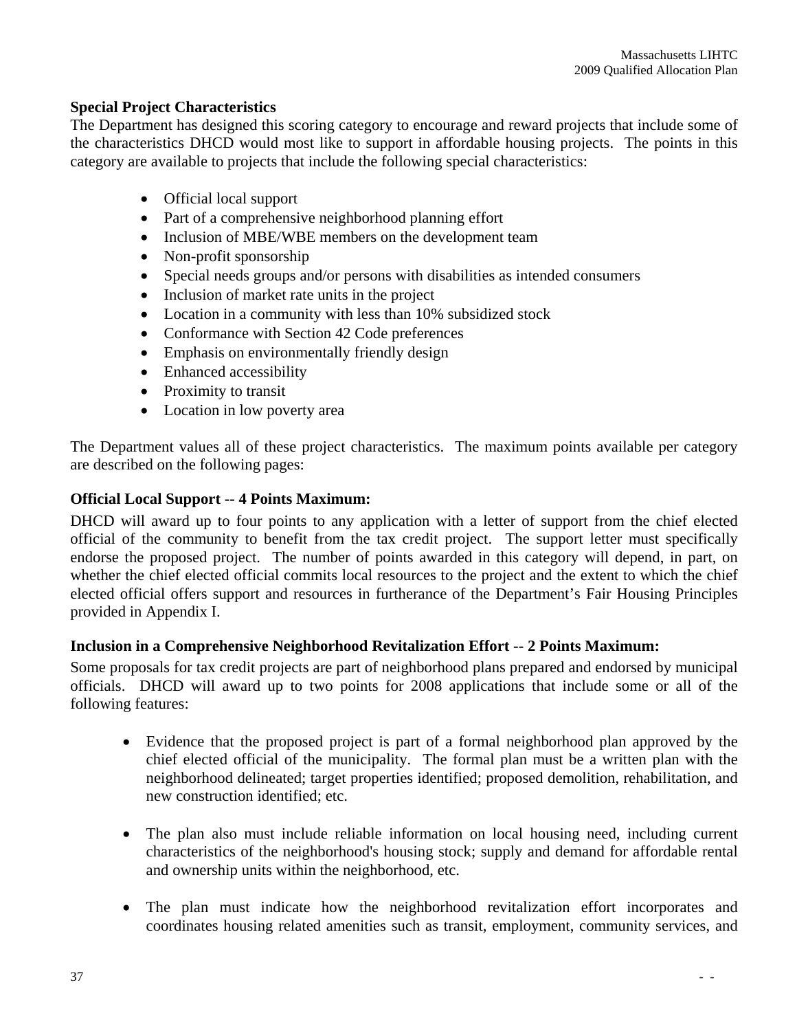**Special Project Characteristics**

The Department has designed this scoring category to encourage and reward projects that include some of the characteristics DHCD would most like to support in affordable housing projects. The points in this category are available to projects that include the following special characteristics:

- Official local support
- Part of a comprehensive neighborhood planning effort
- Inclusion of MBE/WBE members on the development team
- Non-profit sponsorship
- Special needs groups and/or persons with disabilities as intended consumers
- Inclusion of market rate units in the project
- Location in a community with less than 10% subsidized stock
- Conformance with Section 42 Code preferences
- Emphasis on environmentally friendly design
- Enhanced accessibility
- Proximity to transit
- Location in low poverty area

The Department values all of these project characteristics. The maximum points available per category are described on the following pages:

**Official Local Support -- 4 Points Maximum:**

DHCD will award up to four points to any application with a letter of support from the chief elected official of the community to benefit from the tax credit project. The support letter must specifically endorse the proposed project. The number of points awarded in this category will depend, in part, on whether the chief elected official commits local resources to the project and the extent to which the chief elected official offers support and resources in furtherance of the Department's Fair Housing Principles provided in Appendix I.

**Inclusion in a Comprehensive Neighborhood Revitalization Effort -- 2 Points Maximum:**

Some proposals for tax credit projects are part of neighborhood plans prepared and endorsed by municipal officials. DHCD will award up to two points for 2008 applications that include some or all of the following features:

- Evidence that the proposed project is part of a formal neighborhood plan approved by the chief elected official of the municipality. The formal plan must be a written plan with the neighborhood delineated; target properties identified; proposed demolition, rehabilitation, and new construction identified; etc.

- The plan also must include reliable information on local housing need, including current characteristics of the neighborhood's housing stock; supply and demand for affordable rental and ownership units within the neighborhood, etc.

- The plan must indicate how the neighborhood revitalization effort incorporates and coordinates housing related amenities such as transit, employment, community services, and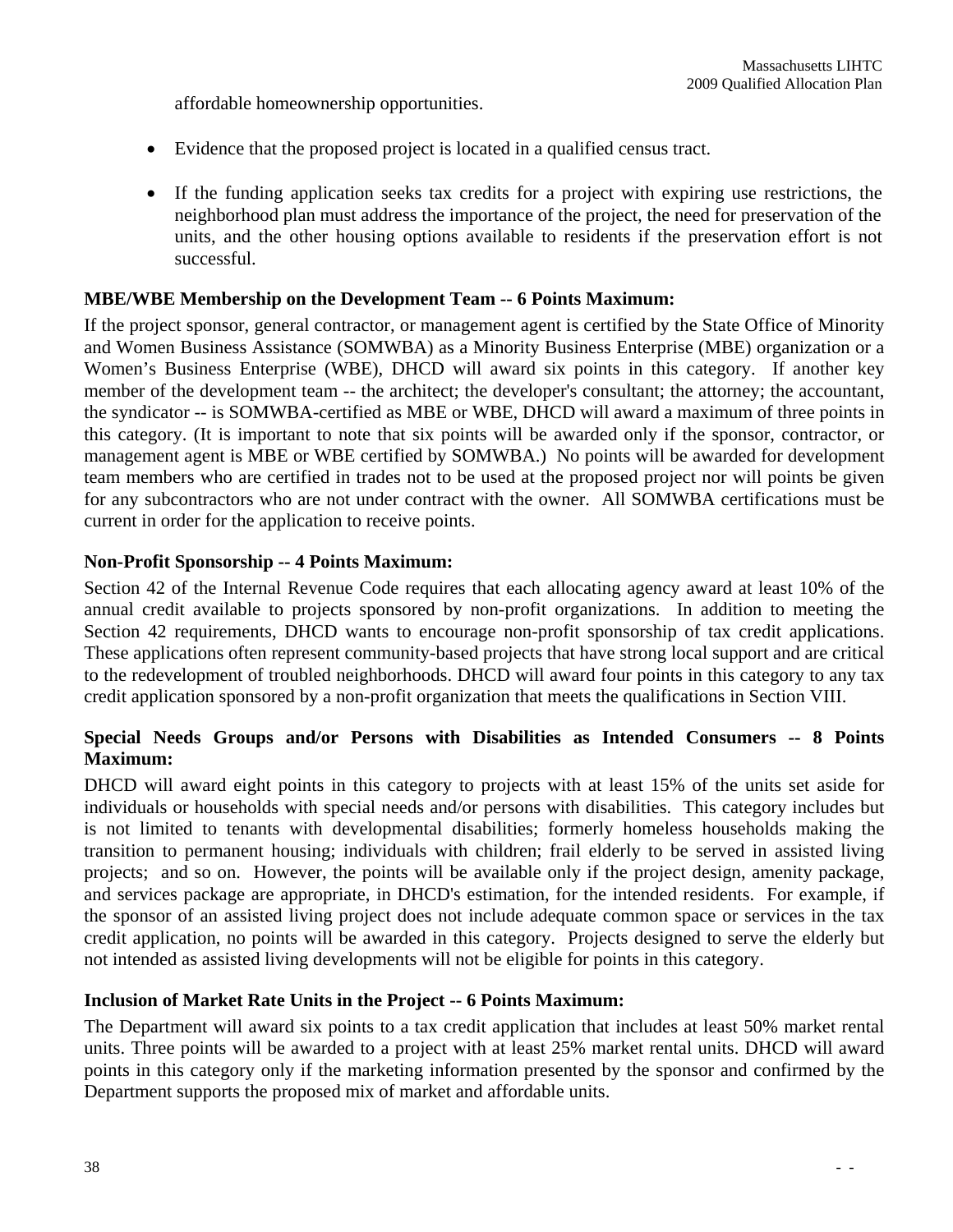affordable homeownership opportunities.

- Evidence that the proposed project is located in a qualified census tract.
- If the funding application seeks tax credits for a project with expiring use restrictions, the neighborhood plan must address the importance of the project, the need for preservation of the units, and the other housing options available to residents if the preservation effort is not successful.

**MBE/WBE Membership on the Development Team -- 6 Points Maximum:**

If the project sponsor, general contractor, or management agent is certified by the State Office of Minority and Women Business Assistance (SOMWBA) as a Minority Business Enterprise (MBE) organization or a Women's Business Enterprise (WBE), DHCD will award six points in this category. If another key member of the development team -- the architect; the developer's consultant; the attorney; the accountant, the syndicator -- is SOMWBA-certified as MBE or WBE, DHCD will award a maximum of three points in this category. (It is important to note that six points will be awarded only if the sponsor, contractor, or management agent is MBE or WBE certified by SOMWBA.) No points will be awarded for development team members who are certified in trades not to be used at the proposed project nor will points be given for any subcontractors who are not under contract with the owner. All SOMWBA certifications must be current in order for the application to receive points.

**Non-Profit Sponsorship -- 4 Points Maximum:**

Section 42 of the Internal Revenue Code requires that each allocating agency award at least 10% of the annual credit available to projects sponsored by non-profit organizations. In addition to meeting the Section 42 requirements, DHCD wants to encourage non-profit sponsorship of tax credit applications. These applications often represent community-based projects that have strong local support and are critical to the redevelopment of troubled neighborhoods. DHCD will award four points in this category to any tax credit application sponsored by a non-profit organization that meets the qualifications in Section VIII.

**Special Needs Groups and/or Persons with Disabilities as Intended Consumers -- 8 Points Maximum:**

DHCD will award eight points in this category to projects with at least 15% of the units set aside for individuals or households with special needs and/or persons with disabilities. This category includes but is not limited to tenants with developmental disabilities; formerly homeless households making the transition to permanent housing; individuals with children; frail elderly to be served in assisted living projects; and so on. However, the points will be available only if the project design, amenity package, and services package are appropriate, in DHCD's estimation, for the intended residents. For example, if the sponsor of an assisted living project does not include adequate common space or services in the tax credit application, no points will be awarded in this category. Projects designed to serve the elderly but not intended as assisted living developments will not be eligible for points in this category.

**Inclusion of Market Rate Units in the Project -- 6 Points Maximum:**

The Department will award six points to a tax credit application that includes at least 50% market rental units. Three points will be awarded to a project with at least 25% market rental units. DHCD will award points in this category only if the marketing information presented by the sponsor and confirmed by the Department supports the proposed mix of market and affordable units.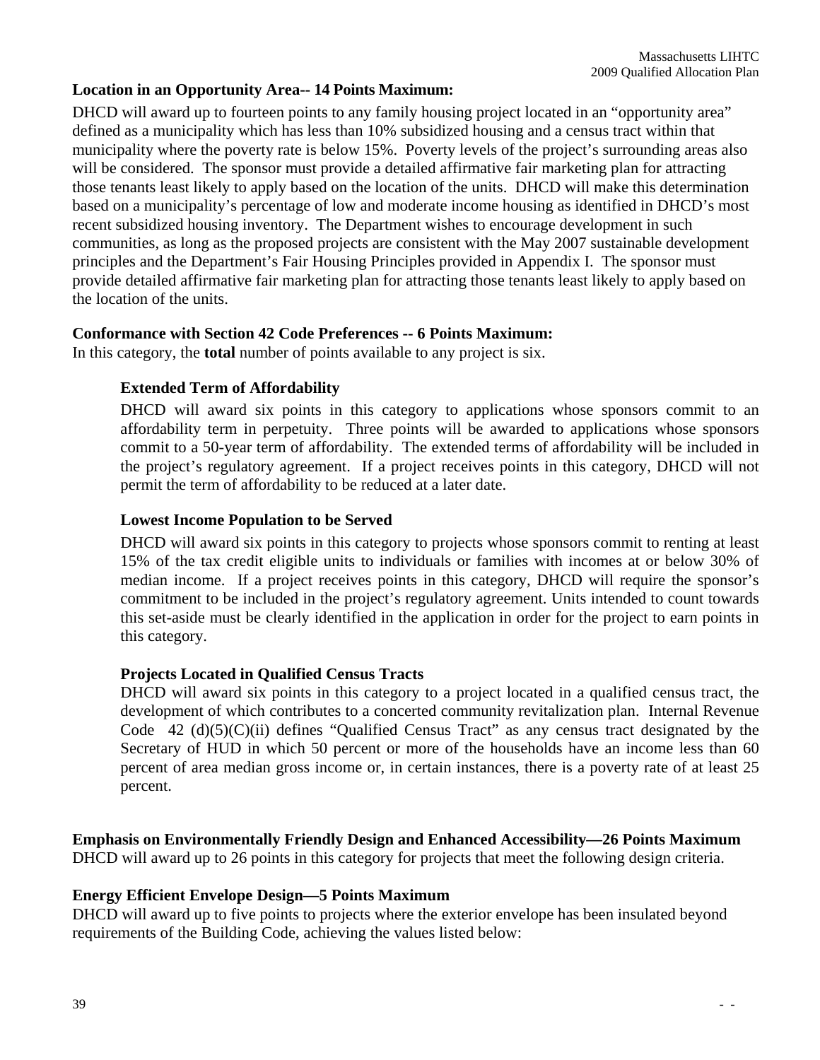**Location in an Opportunity Area-- 14 Points Maximum:**

DHCD will award up to fourteen points to any family housing project located in an "opportunity area" defined as a municipality which has less than 10% subsidized housing and a census tract within that municipality where the poverty rate is below 15%. Poverty levels of the project's surrounding areas also will be considered. The sponsor must provide a detailed affirmative fair marketing plan for attracting those tenants least likely to apply based on the location of the units. DHCD will make this determination based on a municipality's percentage of low and moderate income housing as identified in DHCD's most recent subsidized housing inventory. The Department wishes to encourage development in such communities, as long as the proposed projects are consistent with the May 2007 sustainable development principles and the Department's Fair Housing Principles provided in Appendix I. The sponsor must provide detailed affirmative fair marketing plan for attracting those tenants least likely to apply based on the location of the units.

**Conformance with Section 42 Code Preferences -- 6 Points Maximum:**

In this category, the **total** number of points available to any project is six.

**Extended Term of Affordability**

DHCD will award six points in this category to applications whose sponsors commit to an affordability term in perpetuity. Three points will be awarded to applications whose sponsors commit to a 50-year term of affordability. The extended terms of affordability will be included in the project's regulatory agreement. If a project receives points in this category, DHCD will not permit the term of affordability to be reduced at a later date.

**Lowest Income Population to be Served**

DHCD will award six points in this category to projects whose sponsors commit to renting at least 15% of the tax credit eligible units to individuals or families with incomes at or below 30% of median income. If a project receives points in this category, DHCD will require the sponsor's commitment to be included in the project's regulatory agreement. Units intended to count towards this set-aside must be clearly identified in the application in order for the project to earn points in this category.

**Projects Located in Qualified Census Tracts**

DHCD will award six points in this category to a project located in a qualified census tract, the development of which contributes to a concerted community revitalization plan. Internal Revenue Code 42 (d)(5)(C)(ii) defines "Qualified Census Tract" as any census tract designated by the Secretary of HUD in which 50 percent or more of the households have an income less than 60 percent of area median gross income or, in certain instances, there is a poverty rate of at least 25 percent.

**Emphasis on Environmentally Friendly Design and Enhanced Accessibility—26 Points Maximum**

DHCD will award up to 26 points in this category for projects that meet the following design criteria.

**Energy Efficient Envelope Design—5 Points Maximum**

DHCD will award up to five points to projects where the exterior envelope has been insulated beyond requirements of the Building Code, achieving the values listed below: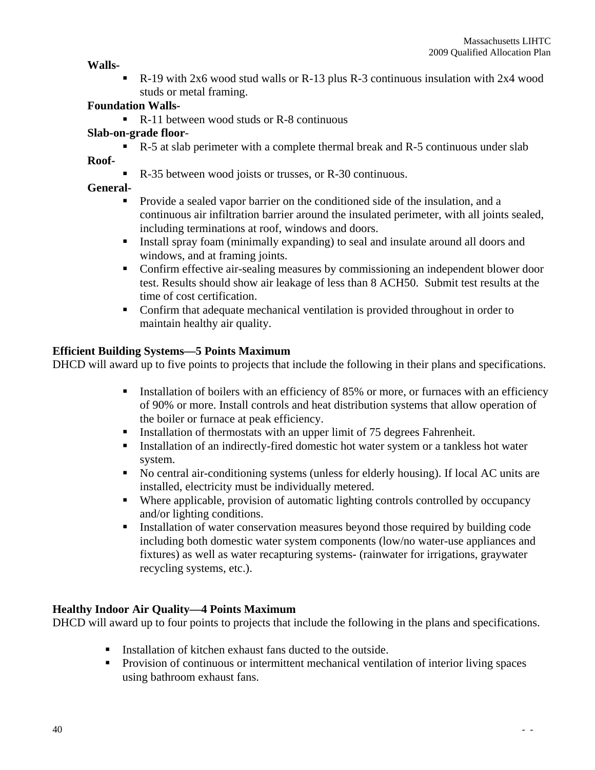**Walls-**

- R-19 with 2x6 wood stud walls or R-13 plus R-3 continuous insulation with 2x4 wood studs or metal framing.

**Foundation Walls-**

- R-11 between wood studs or R-8 continuous

**Slab-on-grade floor-**

- R-5 at slab perimeter with a complete thermal break and R-5 continuous under slab

**Roof-**

- R-35 between wood joists or trusses, or R-30 continuous.

**General-**

- Provide a sealed vapor barrier on the conditioned side of the insulation, and a continuous air infiltration barrier around the insulated perimeter, with all joints sealed, including terminations at roof, windows and doors.
- Install spray foam (minimally expanding) to seal and insulate around all doors and windows, and at framing joints.
- Confirm effective air-sealing measures by commissioning an independent blower door test. Results should show air leakage of less than 8 ACH50. Submit test results at the time of cost certification.
- Confirm that adequate mechanical ventilation is provided throughout in order to maintain healthy air quality.

**Efficient Building Systems—5 Points Maximum**

DHCD will award up to five points to projects that include the following in their plans and specifications.

- Installation of boilers with an efficiency of 85% or more, or furnaces with an efficiency of 90% or more. Install controls and heat distribution systems that allow operation of the boiler or furnace at peak efficiency.
- Installation of thermostats with an upper limit of 75 degrees Fahrenheit.
- Installation of an indirectly-fired domestic hot water system or a tankless hot water system.
- No central air-conditioning systems (unless for elderly housing). If local AC units are installed, electricity must be individually metered.
- Where applicable, provision of automatic lighting controls controlled by occupancy and/or lighting conditions.
- Installation of water conservation measures beyond those required by building code including both domestic water system components (low/no water-use appliances and fixtures) as well as water recapturing systems- (rainwater for irrigations, graywater recycling systems, etc.).

**Healthy Indoor Air Quality—4 Points Maximum**

DHCD will award up to four points to projects that include the following in the plans and specifications.

- Installation of kitchen exhaust fans ducted to the outside.
- Provision of continuous or intermittent mechanical ventilation of interior living spaces using bathroom exhaust fans.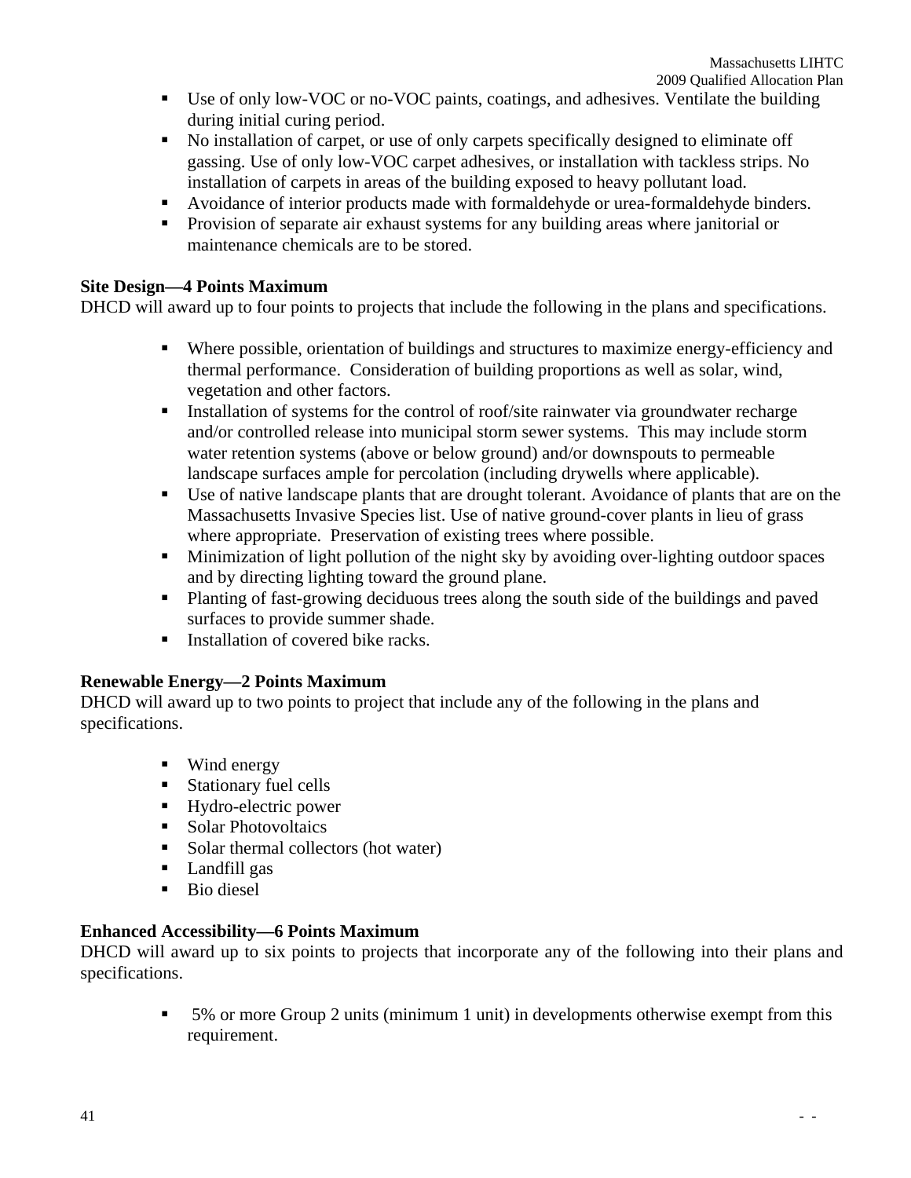- Use of only low-VOC or no-VOC paints, coatings, and adhesives. Ventilate the building during initial curing period.
- No installation of carpet, or use of only carpets specifically designed to eliminate off gassing. Use of only low-VOC carpet adhesives, or installation with tackless strips. No installation of carpets in areas of the building exposed to heavy pollutant load.
- Avoidance of interior products made with formaldehyde or urea-formaldehyde binders.
- Provision of separate air exhaust systems for any building areas where janitorial or maintenance chemicals are to be stored.

**Site Design—4 Points Maximum**

DHCD will award up to four points to projects that include the following in the plans and specifications.

- Where possible, orientation of buildings and structures to maximize energy-efficiency and thermal performance. Consideration of building proportions as well as solar, wind, vegetation and other factors.
- Installation of systems for the control of roof/site rainwater via groundwater recharge and/or controlled release into municipal storm sewer systems. This may include storm water retention systems (above or below ground) and/or downspouts to permeable landscape surfaces ample for percolation (including drywells where applicable).
- Use of native landscape plants that are drought tolerant. Avoidance of plants that are on the Massachusetts Invasive Species list. Use of native ground-cover plants in lieu of grass where appropriate. Preservation of existing trees where possible.
- Minimization of light pollution of the night sky by avoiding over-lighting outdoor spaces and by directing lighting toward the ground plane.
- Planting of fast-growing deciduous trees along the south side of the buildings and paved surfaces to provide summer shade.
- Installation of covered bike racks.

**Renewable Energy—2 Points Maximum**

DHCD will award up to two points to project that include any of the following in the plans and specifications.

- Wind energy
- Stationary fuel cells
- Hydro-electric power
- Solar Photovoltaics
- Solar thermal collectors (hot water)
- Landfill gas
- Bio diesel

**Enhanced Accessibility—6 Points Maximum**

DHCD will award up to six points to projects that incorporate any of the following into their plans and specifications.

- 5% or more Group 2 units (minimum 1 unit) in developments otherwise exempt from this requirement.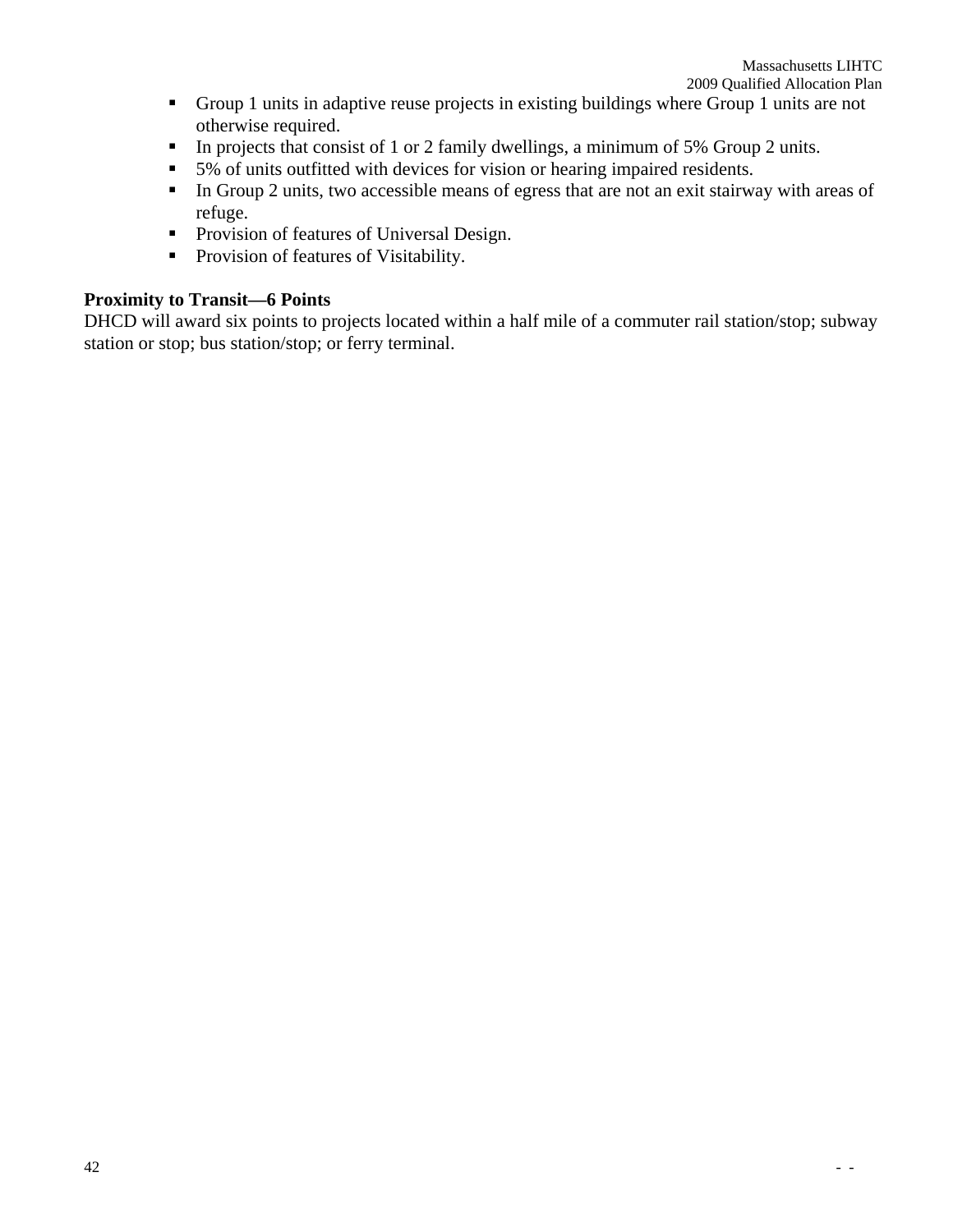- Group 1 units in adaptive reuse projects in existing buildings where Group 1 units are not otherwise required.
- In projects that consist of 1 or 2 family dwellings, a minimum of 5% Group 2 units.
- 5% of units outfitted with devices for vision or hearing impaired residents.
- In Group 2 units, two accessible means of egress that are not an exit stairway with areas of refuge.
- Provision of features of Universal Design.
- Provision of features of Visitability.

**Proximity to Transit—6 Points**
DHCD will award six points to projects located within a half mile of a commuter rail station/stop; subway station or stop; bus station/stop; or ferry terminal.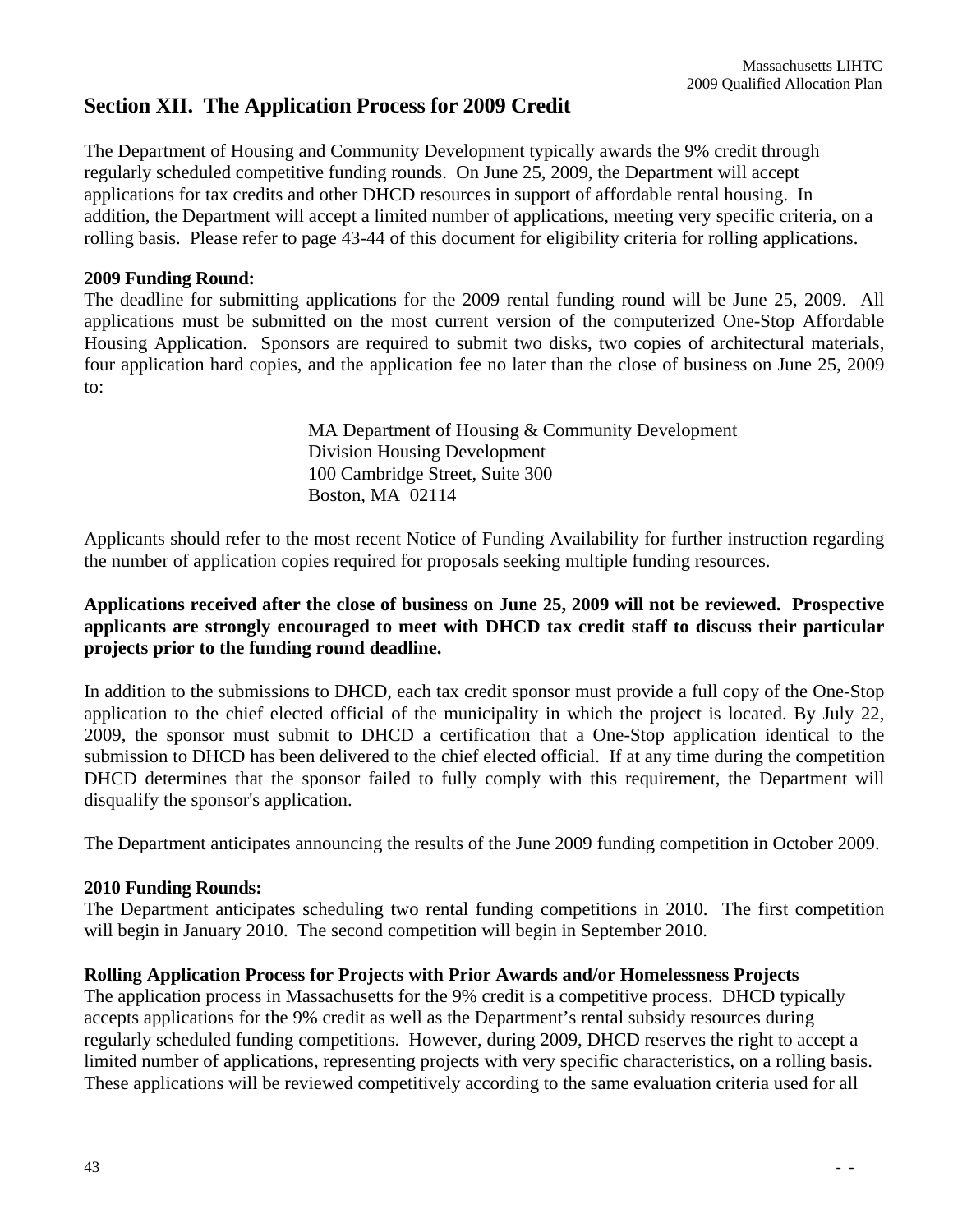## Section XII. The Application Process for 2009 Credit

The Department of Housing and Community Development typically awards the 9% credit through regularly scheduled competitive funding rounds. On June 25, 2009, the Department will accept applications for tax credits and other DHCD resources in support of affordable rental housing. In addition, the Department will accept a limited number of applications, meeting very specific criteria, on a rolling basis. Please refer to page 43-44 of this document for eligibility criteria for rolling applications.

**2009 Funding Round:**

The deadline for submitting applications for the 2009 rental funding round will be June 25, 2009. All applications must be submitted on the most current version of the computerized One-Stop Affordable Housing Application. Sponsors are required to submit two disks, two copies of architectural materials, four application hard copies, and the application fee no later than the close of business on June 25, 2009 to:

MA Department of Housing & Community Development
Division Housing Development
100 Cambridge Street, Suite 300
Boston, MA 02114

Applicants should refer to the most recent Notice of Funding Availability for further instruction regarding the number of application copies required for proposals seeking multiple funding resources.

**Applications received after the close of business on June 25, 2009 will not be reviewed. Prospective applicants are strongly encouraged to meet with DHCD tax credit staff to discuss their particular projects prior to the funding round deadline.**

In addition to the submissions to DHCD, each tax credit sponsor must provide a full copy of the One-Stop application to the chief elected official of the municipality in which the project is located. By July 22, 2009, the sponsor must submit to DHCD a certification that a One-Stop application identical to the submission to DHCD has been delivered to the chief elected official. If at any time during the competition DHCD determines that the sponsor failed to fully comply with this requirement, the Department will disqualify the sponsor's application.

The Department anticipates announcing the results of the June 2009 funding competition in October 2009.

**2010 Funding Rounds:**

The Department anticipates scheduling two rental funding competitions in 2010. The first competition will begin in January 2010. The second competition will begin in September 2010.

**Rolling Application Process for Projects with Prior Awards and/or Homelessness Projects**

The application process in Massachusetts for the 9% credit is a competitive process. DHCD typically accepts applications for the 9% credit as well as the Department's rental subsidy resources during regularly scheduled funding competitions. However, during 2009, DHCD reserves the right to accept a limited number of applications, representing projects with very specific characteristics, on a rolling basis. These applications will be reviewed competitively according to the same evaluation criteria used for all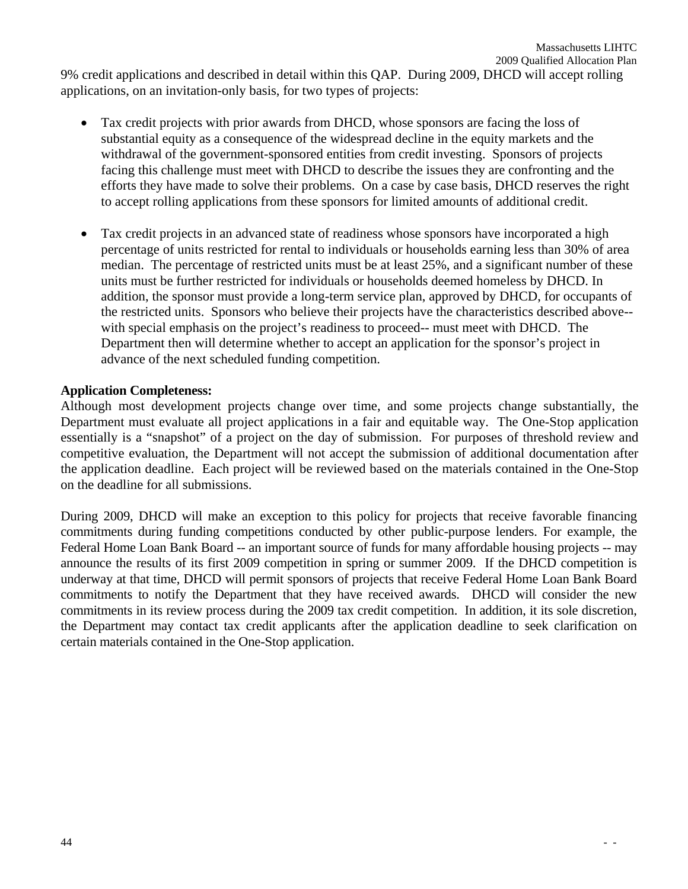9% credit applications and described in detail within this QAP. During 2009, DHCD will accept rolling applications, on an invitation-only basis, for two types of projects:

- Tax credit projects with prior awards from DHCD, whose sponsors are facing the loss of substantial equity as a consequence of the widespread decline in the equity markets and the withdrawal of the government-sponsored entities from credit investing. Sponsors of projects facing this challenge must meet with DHCD to describe the issues they are confronting and the efforts they have made to solve their problems. On a case by case basis, DHCD reserves the right to accept rolling applications from these sponsors for limited amounts of additional credit.

- Tax credit projects in an advanced state of readiness whose sponsors have incorporated a high percentage of units restricted for rental to individuals or households earning less than 30% of area median. The percentage of restricted units must be at least 25%, and a significant number of these units must be further restricted for individuals or households deemed homeless by DHCD. In addition, the sponsor must provide a long-term service plan, approved by DHCD, for occupants of the restricted units. Sponsors who believe their projects have the characteristics described above--with special emphasis on the project's readiness to proceed-- must meet with DHCD. The Department then will determine whether to accept an application for the sponsor's project in advance of the next scheduled funding competition.

**Application Completeness:**

Although most development projects change over time, and some projects change substantially, the Department must evaluate all project applications in a fair and equitable way. The One-Stop application essentially is a "snapshot" of a project on the day of submission. For purposes of threshold review and competitive evaluation, the Department will not accept the submission of additional documentation after the application deadline. Each project will be reviewed based on the materials contained in the One-Stop on the deadline for all submissions.

During 2009, DHCD will make an exception to this policy for projects that receive favorable financing commitments during funding competitions conducted by other public-purpose lenders. For example, the Federal Home Loan Bank Board -- an important source of funds for many affordable housing projects -- may announce the results of its first 2009 competition in spring or summer 2009. If the DHCD competition is underway at that time, DHCD will permit sponsors of projects that receive Federal Home Loan Bank Board commitments to notify the Department that they have received awards. DHCD will consider the new commitments in its review process during the 2009 tax credit competition. In addition, it its sole discretion, the Department may contact tax credit applicants after the application deadline to seek clarification on certain materials contained in the One-Stop application.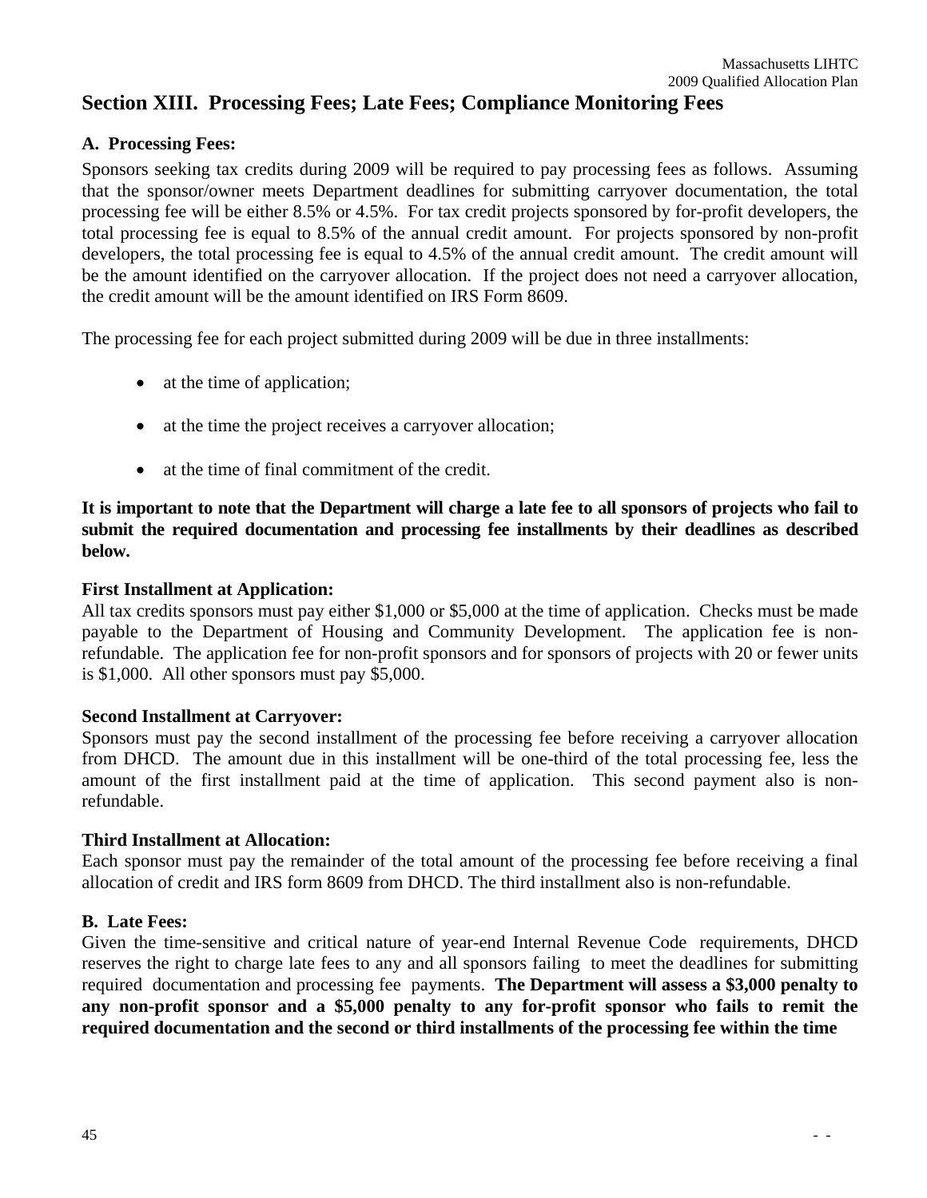## Section XIII. Processing Fees; Late Fees; Compliance Monitoring Fees

### A. Processing Fees:

Sponsors seeking tax credits during 2009 will be required to pay processing fees as follows. Assuming that the sponsor/owner meets Department deadlines for submitting carryover documentation, the total processing fee will be either 8.5% or 4.5%. For tax credit projects sponsored by for-profit developers, the total processing fee is equal to 8.5% of the annual credit amount. For projects sponsored by non-profit developers, the total processing fee is equal to 4.5% of the annual credit amount. The credit amount will be the amount identified on the carryover allocation. If the project does not need a carryover allocation, the credit amount will be the amount identified on IRS Form 8609.

The processing fee for each project submitted during 2009 will be due in three installments:

- at the time of application;
- at the time the project receives a carryover allocation;
- at the time of final commitment of the credit.

**It is important to note that the Department will charge a late fee to all sponsors of projects who fail to submit the required documentation and processing fee installments by their deadlines as described below.**

**First Installment at Application:**
All tax credits sponsors must pay either $1,000 or $5,000 at the time of application. Checks must be made payable to the Department of Housing and Community Development. The application fee is non-refundable. The application fee for non-profit sponsors and for sponsors of projects with 20 or fewer units is $1,000. All other sponsors must pay $5,000.

**Second Installment at Carryover:**
Sponsors must pay the second installment of the processing fee before receiving a carryover allocation from DHCD. The amount due in this installment will be one-third of the total processing fee, less the amount of the first installment paid at the time of application. This second payment also is non-refundable.

**Third Installment at Allocation:**
Each sponsor must pay the remainder of the total amount of the processing fee before receiving a final allocation of credit and IRS form 8609 from DHCD. The third installment also is non-refundable.

### B. Late Fees:

Given the time-sensitive and critical nature of year-end Internal Revenue Code requirements, DHCD reserves the right to charge late fees to any and all sponsors failing to meet the deadlines for submitting required documentation and processing fee payments. **The Department will assess a $3,000 penalty to any non-profit sponsor and a $5,000 penalty to any for-profit sponsor who fails to remit the required documentation and the second or third installments of the processing fee within the time**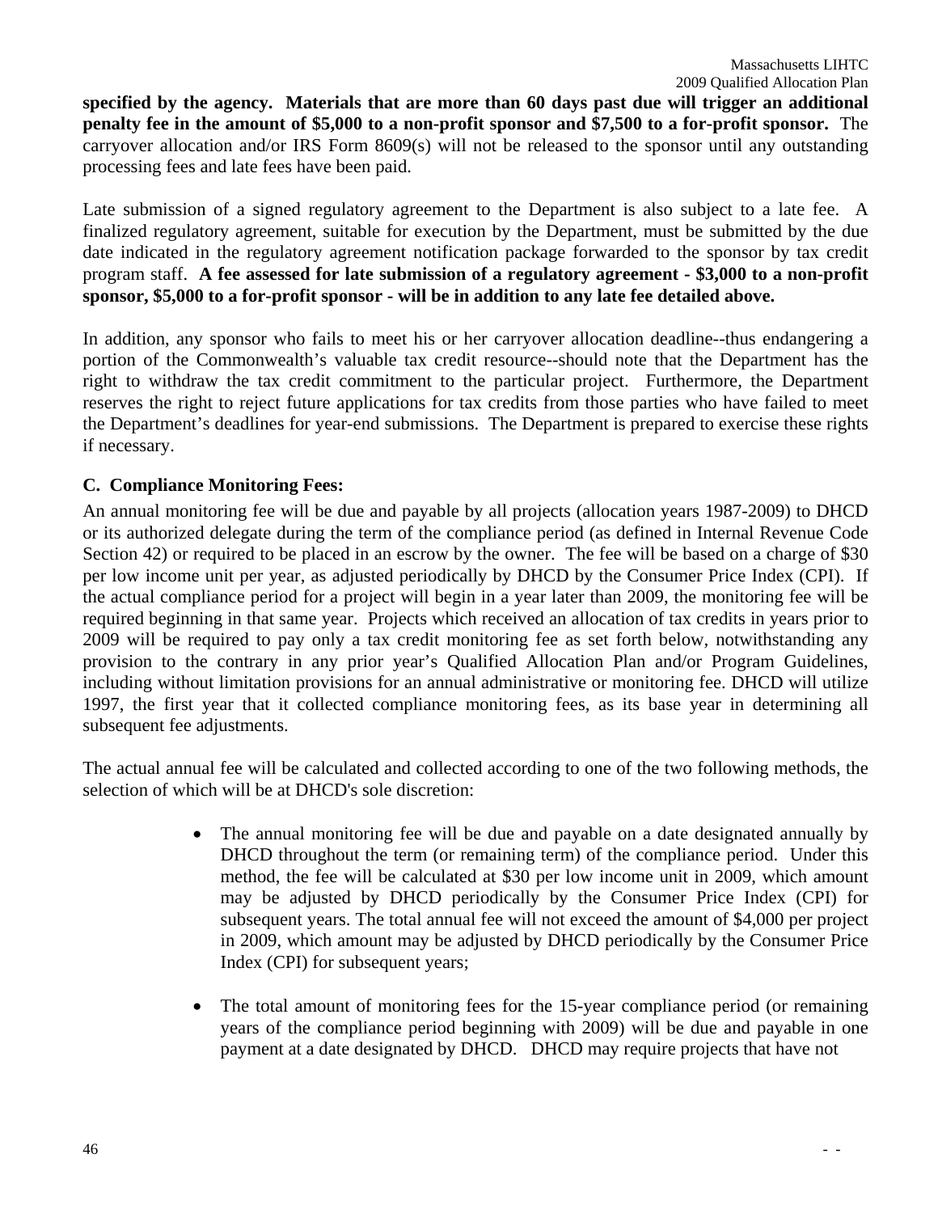**specified by the agency. Materials that are more than 60 days past due will trigger an additional penalty fee in the amount of $5,000 to a non-profit sponsor and $7,500 to a for-profit sponsor.** The carryover allocation and/or IRS Form 8609(s) will not be released to the sponsor until any outstanding processing fees and late fees have been paid.

Late submission of a signed regulatory agreement to the Department is also subject to a late fee. A finalized regulatory agreement, suitable for execution by the Department, must be submitted by the due date indicated in the regulatory agreement notification package forwarded to the sponsor by tax credit program staff. **A fee assessed for late submission of a regulatory agreement - $3,000 to a non-profit sponsor, $5,000 to a for-profit sponsor - will be in addition to any late fee detailed above.**

In addition, any sponsor who fails to meet his or her carryover allocation deadline--thus endangering a portion of the Commonwealth's valuable tax credit resource--should note that the Department has the right to withdraw the tax credit commitment to the particular project. Furthermore, the Department reserves the right to reject future applications for tax credits from those parties who have failed to meet the Department's deadlines for year-end submissions. The Department is prepared to exercise these rights if necessary.

### C. Compliance Monitoring Fees:

An annual monitoring fee will be due and payable by all projects (allocation years 1987-2009) to DHCD or its authorized delegate during the term of the compliance period (as defined in Internal Revenue Code Section 42) or required to be placed in an escrow by the owner. The fee will be based on a charge of $30 per low income unit per year, as adjusted periodically by DHCD by the Consumer Price Index (CPI). If the actual compliance period for a project will begin in a year later than 2009, the monitoring fee will be required beginning in that same year. Projects which received an allocation of tax credits in years prior to 2009 will be required to pay only a tax credit monitoring fee as set forth below, notwithstanding any provision to the contrary in any prior year's Qualified Allocation Plan and/or Program Guidelines, including without limitation provisions for an annual administrative or monitoring fee. DHCD will utilize 1997, the first year that it collected compliance monitoring fees, as its base year in determining all subsequent fee adjustments.

The actual annual fee will be calculated and collected according to one of the two following methods, the selection of which will be at DHCD's sole discretion:

- The annual monitoring fee will be due and payable on a date designated annually by DHCD throughout the term (or remaining term) of the compliance period. Under this method, the fee will be calculated at $30 per low income unit in 2009, which amount may be adjusted by DHCD periodically by the Consumer Price Index (CPI) for subsequent years. The total annual fee will not exceed the amount of $4,000 per project in 2009, which amount may be adjusted by DHCD periodically by the Consumer Price Index (CPI) for subsequent years;

- The total amount of monitoring fees for the 15-year compliance period (or remaining years of the compliance period beginning with 2009) will be due and payable in one payment at a date designated by DHCD. DHCD may require projects that have not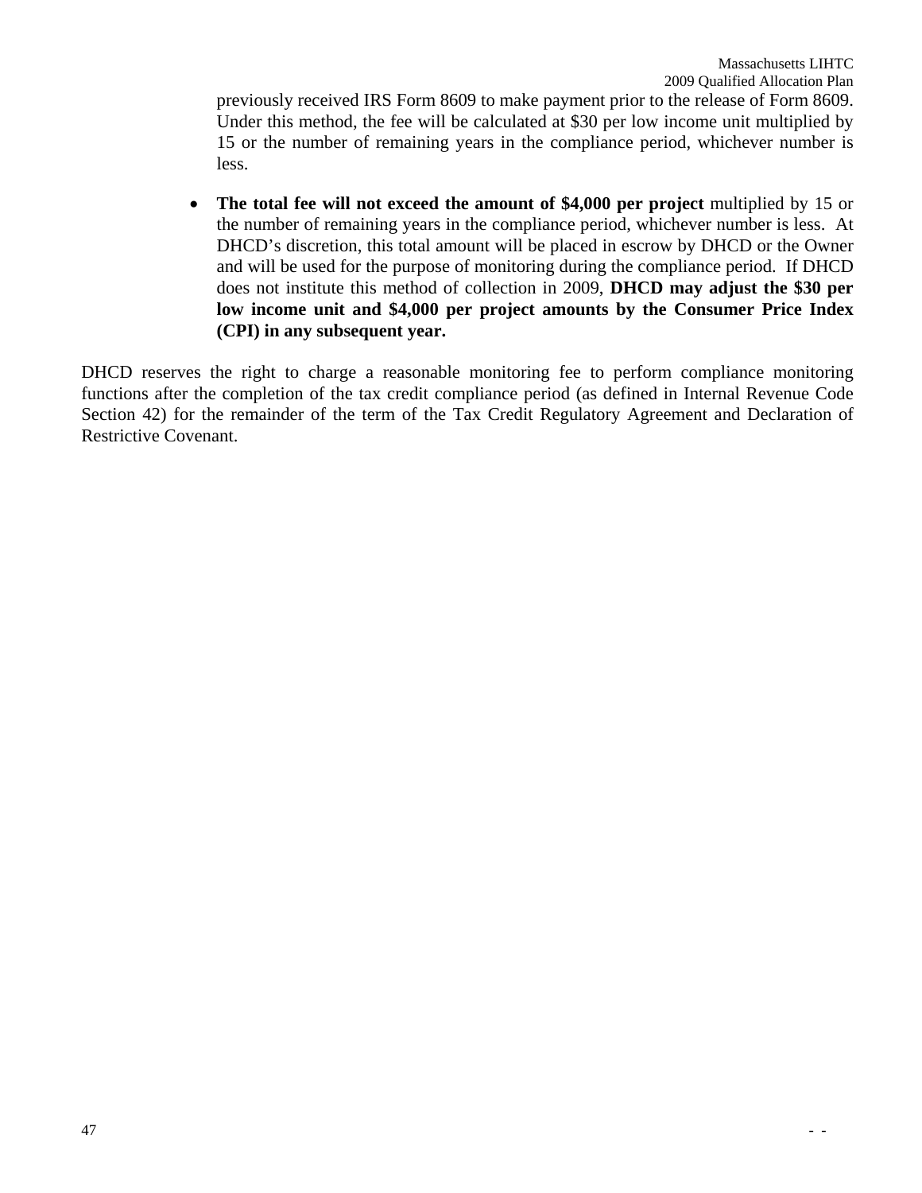previously received IRS Form 8609 to make payment prior to the release of Form 8609. Under this method, the fee will be calculated at $30 per low income unit multiplied by 15 or the number of remaining years in the compliance period, whichever number is less.

- **The total fee will not exceed the amount of $4,000 per project** multiplied by 15 or the number of remaining years in the compliance period, whichever number is less. At DHCD's discretion, this total amount will be placed in escrow by DHCD or the Owner and will be used for the purpose of monitoring during the compliance period. If DHCD does not institute this method of collection in 2009, **DHCD may adjust the $30 per low income unit and $4,000 per project amounts by the Consumer Price Index (CPI) in any subsequent year.**

DHCD reserves the right to charge a reasonable monitoring fee to perform compliance monitoring functions after the completion of the tax credit compliance period (as defined in Internal Revenue Code Section 42) for the remainder of the term of the Tax Credit Regulatory Agreement and Declaration of Restrictive Covenant.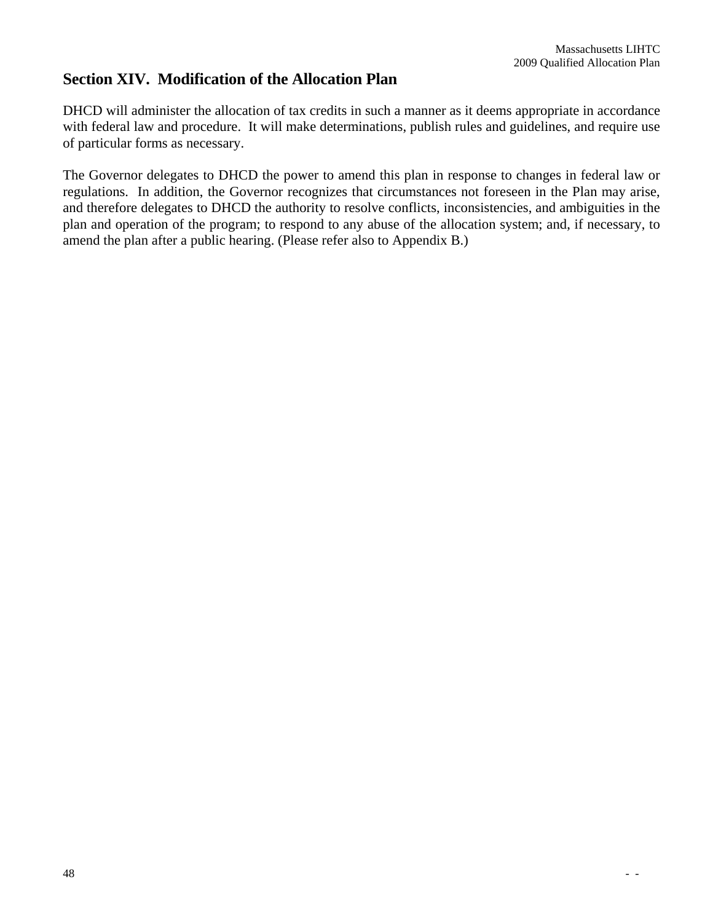## Section XIV. Modification of the Allocation Plan

DHCD will administer the allocation of tax credits in such a manner as it deems appropriate in accordance with federal law and procedure. It will make determinations, publish rules and guidelines, and require use of particular forms as necessary.

The Governor delegates to DHCD the power to amend this plan in response to changes in federal law or regulations. In addition, the Governor recognizes that circumstances not foreseen in the Plan may arise, and therefore delegates to DHCD the authority to resolve conflicts, inconsistencies, and ambiguities in the plan and operation of the program; to respond to any abuse of the allocation system; and, if necessary, to amend the plan after a public hearing. (Please refer also to Appendix B.)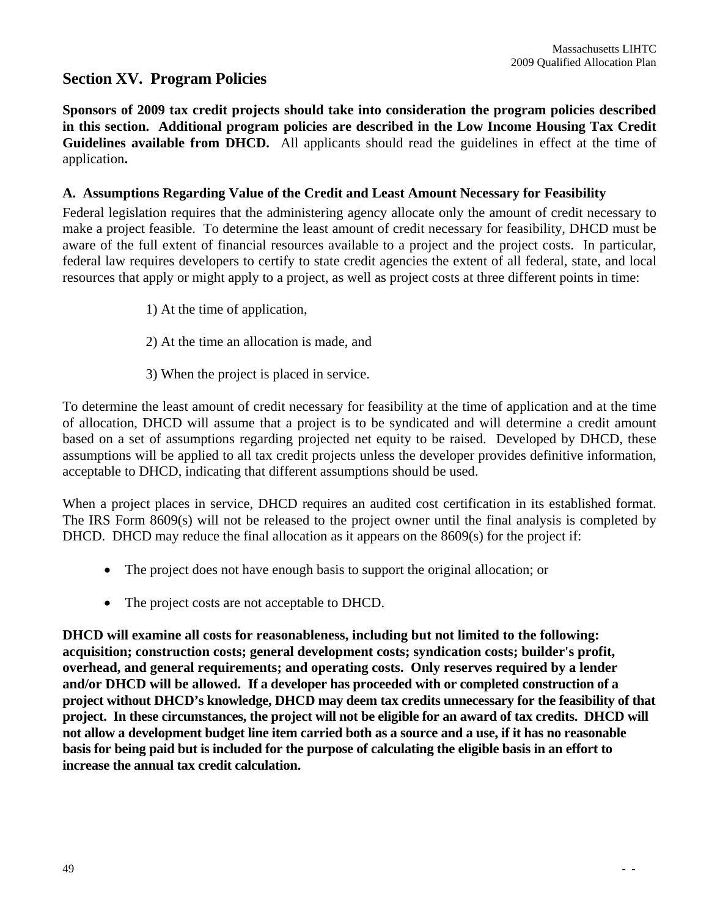## Section XV. Program Policies

**Sponsors of 2009 tax credit projects should take into consideration the program policies described in this section. Additional program policies are described in the Low Income Housing Tax Credit Guidelines available from DHCD.** All applicants should read the guidelines in effect at the time of application**.**

### A. Assumptions Regarding Value of the Credit and Least Amount Necessary for Feasibility

Federal legislation requires that the administering agency allocate only the amount of credit necessary to make a project feasible. To determine the least amount of credit necessary for feasibility, DHCD must be aware of the full extent of financial resources available to a project and the project costs. In particular, federal law requires developers to certify to state credit agencies the extent of all federal, state, and local resources that apply or might apply to a project, as well as project costs at three different points in time:

1) At the time of application,

2) At the time an allocation is made, and

3) When the project is placed in service.

To determine the least amount of credit necessary for feasibility at the time of application and at the time of allocation, DHCD will assume that a project is to be syndicated and will determine a credit amount based on a set of assumptions regarding projected net equity to be raised. Developed by DHCD, these assumptions will be applied to all tax credit projects unless the developer provides definitive information, acceptable to DHCD, indicating that different assumptions should be used.

When a project places in service, DHCD requires an audited cost certification in its established format. The IRS Form 8609(s) will not be released to the project owner until the final analysis is completed by DHCD. DHCD may reduce the final allocation as it appears on the 8609(s) for the project if:

- The project does not have enough basis to support the original allocation; or
- The project costs are not acceptable to DHCD.

**DHCD will examine all costs for reasonableness, including but not limited to the following: acquisition; construction costs; general development costs; syndication costs; builder's profit, overhead, and general requirements; and operating costs. Only reserves required by a lender and/or DHCD will be allowed. If a developer has proceeded with or completed construction of a project without DHCD's knowledge, DHCD may deem tax credits unnecessary for the feasibility of that project. In these circumstances, the project will not be eligible for an award of tax credits. DHCD will not allow a development budget line item carried both as a source and a use, if it has no reasonable basis for being paid but is included for the purpose of calculating the eligible basis in an effort to increase the annual tax credit calculation.**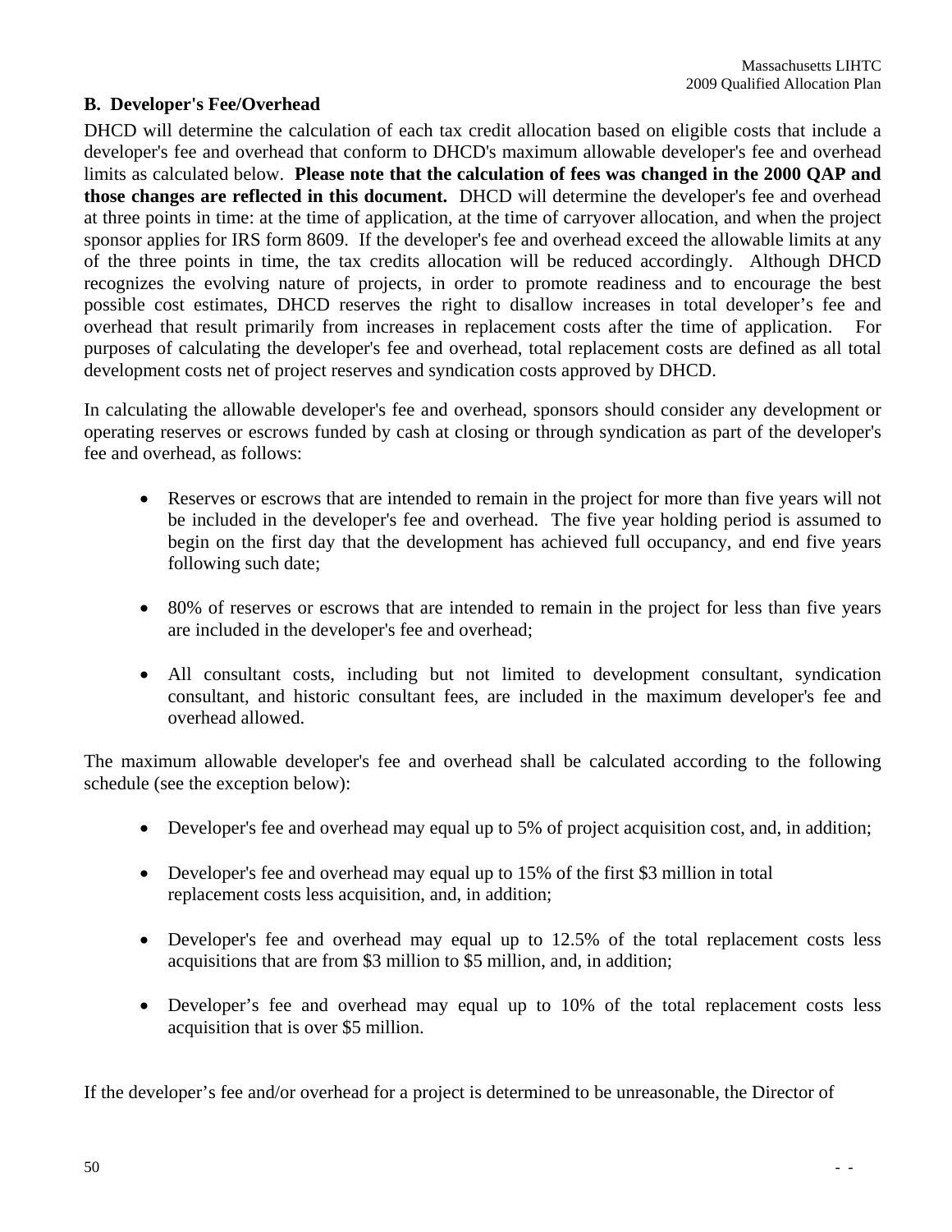### B. Developer's Fee/Overhead

DHCD will determine the calculation of each tax credit allocation based on eligible costs that include a developer's fee and overhead that conform to DHCD's maximum allowable developer's fee and overhead limits as calculated below. **Please note that the calculation of fees was changed in the 2000 QAP and those changes are reflected in this document.** DHCD will determine the developer's fee and overhead at three points in time: at the time of application, at the time of carryover allocation, and when the project sponsor applies for IRS form 8609. If the developer's fee and overhead exceed the allowable limits at any of the three points in time, the tax credits allocation will be reduced accordingly. Although DHCD recognizes the evolving nature of projects, in order to promote readiness and to encourage the best possible cost estimates, DHCD reserves the right to disallow increases in total developer's fee and overhead that result primarily from increases in replacement costs after the time of application. For purposes of calculating the developer's fee and overhead, total replacement costs are defined as all total development costs net of project reserves and syndication costs approved by DHCD.

In calculating the allowable developer's fee and overhead, sponsors should consider any development or operating reserves or escrows funded by cash at closing or through syndication as part of the developer's fee and overhead, as follows:

- Reserves or escrows that are intended to remain in the project for more than five years will not be included in the developer's fee and overhead. The five year holding period is assumed to begin on the first day that the development has achieved full occupancy, and end five years following such date;
- 80% of reserves or escrows that are intended to remain in the project for less than five years are included in the developer's fee and overhead;
- All consultant costs, including but not limited to development consultant, syndication consultant, and historic consultant fees, are included in the maximum developer's fee and overhead allowed.

The maximum allowable developer's fee and overhead shall be calculated according to the following schedule (see the exception below):

- Developer's fee and overhead may equal up to 5% of project acquisition cost, and, in addition;
- Developer's fee and overhead may equal up to 15% of the first $3 million in total replacement costs less acquisition, and, in addition;
- Developer's fee and overhead may equal up to 12.5% of the total replacement costs less acquisitions that are from $3 million to $5 million, and, in addition;
- Developer's fee and overhead may equal up to 10% of the total replacement costs less acquisition that is over $5 million.

If the developer's fee and/or overhead for a project is determined to be unreasonable, the Director of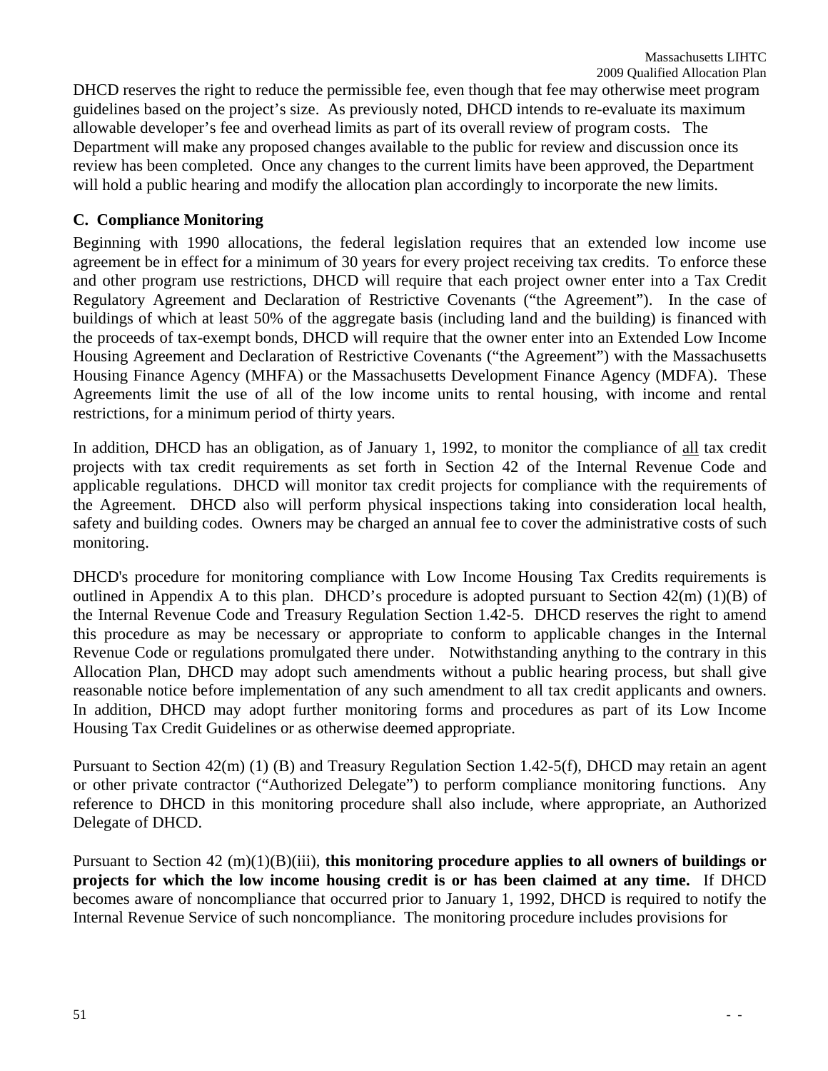DHCD reserves the right to reduce the permissible fee, even though that fee may otherwise meet program guidelines based on the project's size. As previously noted, DHCD intends to re-evaluate its maximum allowable developer's fee and overhead limits as part of its overall review of program costs. The Department will make any proposed changes available to the public for review and discussion once its review has been completed. Once any changes to the current limits have been approved, the Department will hold a public hearing and modify the allocation plan accordingly to incorporate the new limits.

### C. Compliance Monitoring

Beginning with 1990 allocations, the federal legislation requires that an extended low income use agreement be in effect for a minimum of 30 years for every project receiving tax credits. To enforce these and other program use restrictions, DHCD will require that each project owner enter into a Tax Credit Regulatory Agreement and Declaration of Restrictive Covenants ("the Agreement"). In the case of buildings of which at least 50% of the aggregate basis (including land and the building) is financed with the proceeds of tax-exempt bonds, DHCD will require that the owner enter into an Extended Low Income Housing Agreement and Declaration of Restrictive Covenants ("the Agreement") with the Massachusetts Housing Finance Agency (MHFA) or the Massachusetts Development Finance Agency (MDFA). These Agreements limit the use of all of the low income units to rental housing, with income and rental restrictions, for a minimum period of thirty years.

In addition, DHCD has an obligation, as of January 1, 1992, to monitor the compliance of all tax credit projects with tax credit requirements as set forth in Section 42 of the Internal Revenue Code and applicable regulations. DHCD will monitor tax credit projects for compliance with the requirements of the Agreement. DHCD also will perform physical inspections taking into consideration local health, safety and building codes. Owners may be charged an annual fee to cover the administrative costs of such monitoring.

DHCD's procedure for monitoring compliance with Low Income Housing Tax Credits requirements is outlined in Appendix A to this plan. DHCD's procedure is adopted pursuant to Section 42(m) (1)(B) of the Internal Revenue Code and Treasury Regulation Section 1.42-5. DHCD reserves the right to amend this procedure as may be necessary or appropriate to conform to applicable changes in the Internal Revenue Code or regulations promulgated there under. Notwithstanding anything to the contrary in this Allocation Plan, DHCD may adopt such amendments without a public hearing process, but shall give reasonable notice before implementation of any such amendment to all tax credit applicants and owners. In addition, DHCD may adopt further monitoring forms and procedures as part of its Low Income Housing Tax Credit Guidelines or as otherwise deemed appropriate.

Pursuant to Section 42(m) (1) (B) and Treasury Regulation Section 1.42-5(f), DHCD may retain an agent or other private contractor ("Authorized Delegate") to perform compliance monitoring functions. Any reference to DHCD in this monitoring procedure shall also include, where appropriate, an Authorized Delegate of DHCD.

Pursuant to Section 42 (m)(1)(B)(iii), **this monitoring procedure applies to all owners of buildings or projects for which the low income housing credit is or has been claimed at any time.** If DHCD becomes aware of noncompliance that occurred prior to January 1, 1992, DHCD is required to notify the Internal Revenue Service of such noncompliance. The monitoring procedure includes provisions for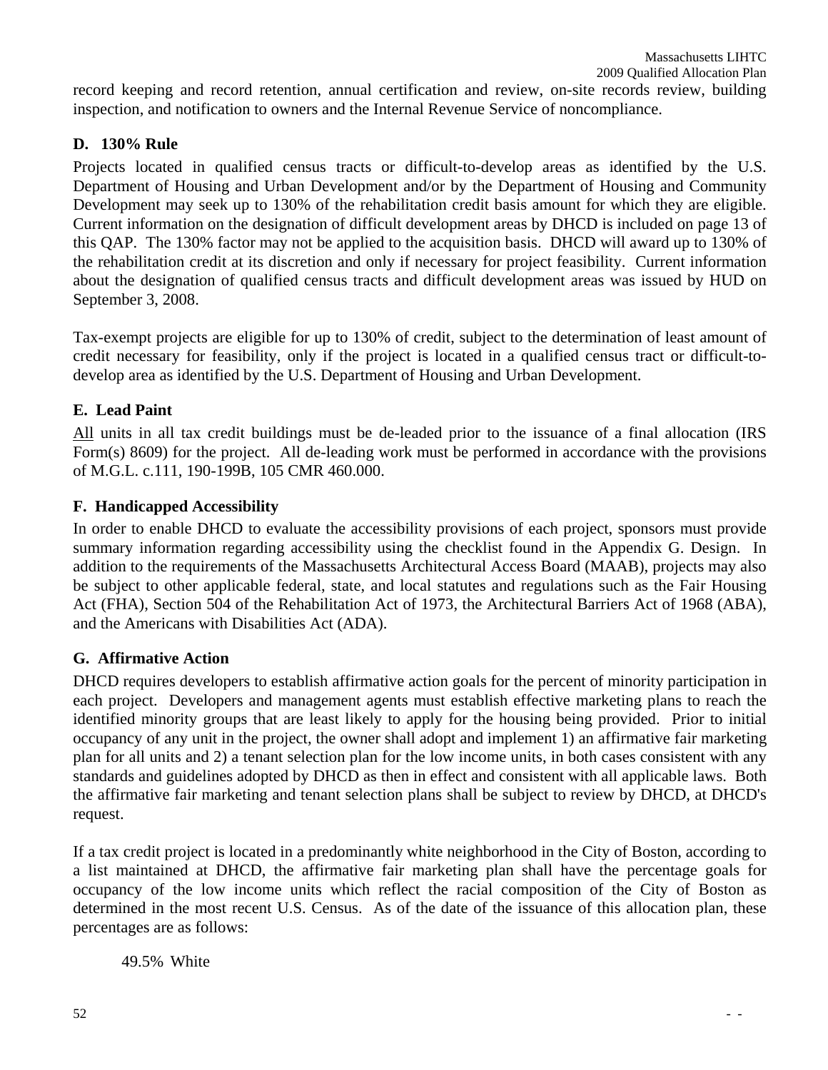record keeping and record retention, annual certification and review, on-site records review, building inspection, and notification to owners and the Internal Revenue Service of noncompliance.

### D. 130% Rule

Projects located in qualified census tracts or difficult-to-develop areas as identified by the U.S. Department of Housing and Urban Development and/or by the Department of Housing and Community Development may seek up to 130% of the rehabilitation credit basis amount for which they are eligible. Current information on the designation of difficult development areas by DHCD is included on page 13 of this QAP. The 130% factor may not be applied to the acquisition basis. DHCD will award up to 130% of the rehabilitation credit at its discretion and only if necessary for project feasibility. Current information about the designation of qualified census tracts and difficult development areas was issued by HUD on September 3, 2008.

Tax-exempt projects are eligible for up to 130% of credit, subject to the determination of least amount of credit necessary for feasibility, only if the project is located in a qualified census tract or difficult-to-develop area as identified by the U.S. Department of Housing and Urban Development.

### E. Lead Paint

All units in all tax credit buildings must be de-leaded prior to the issuance of a final allocation (IRS Form(s) 8609) for the project. All de-leading work must be performed in accordance with the provisions of M.G.L. c.111, 190-199B, 105 CMR 460.000.

### F. Handicapped Accessibility

In order to enable DHCD to evaluate the accessibility provisions of each project, sponsors must provide summary information regarding accessibility using the checklist found in the Appendix G. Design. In addition to the requirements of the Massachusetts Architectural Access Board (MAAB), projects may also be subject to other applicable federal, state, and local statutes and regulations such as the Fair Housing Act (FHA), Section 504 of the Rehabilitation Act of 1973, the Architectural Barriers Act of 1968 (ABA), and the Americans with Disabilities Act (ADA).

### G. Affirmative Action

DHCD requires developers to establish affirmative action goals for the percent of minority participation in each project. Developers and management agents must establish effective marketing plans to reach the identified minority groups that are least likely to apply for the housing being provided. Prior to initial occupancy of any unit in the project, the owner shall adopt and implement 1) an affirmative fair marketing plan for all units and 2) a tenant selection plan for the low income units, in both cases consistent with any standards and guidelines adopted by DHCD as then in effect and consistent with all applicable laws. Both the affirmative fair marketing and tenant selection plans shall be subject to review by DHCD, at DHCD's request.

If a tax credit project is located in a predominantly white neighborhood in the City of Boston, according to a list maintained at DHCD, the affirmative fair marketing plan shall have the percentage goals for occupancy of the low income units which reflect the racial composition of the City of Boston as determined in the most recent U.S. Census. As of the date of the issuance of this allocation plan, these percentages are as follows:

49.5% White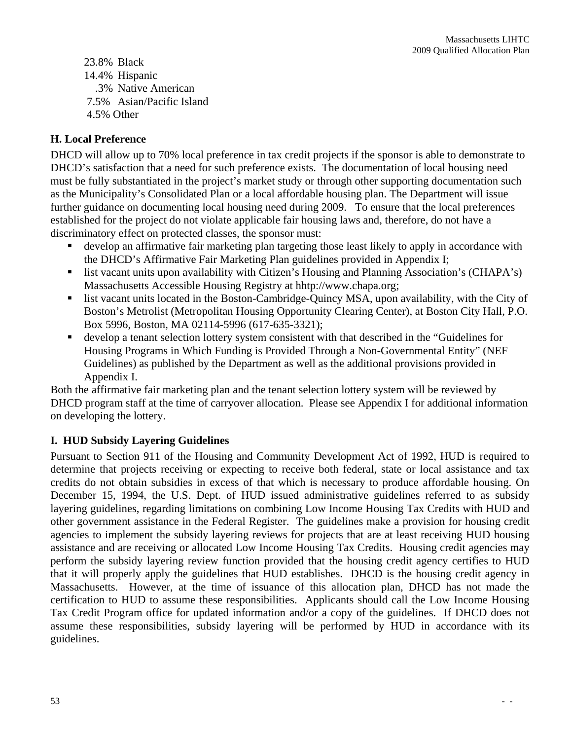23.8% Black
14.4% Hispanic
.3% Native American
7.5% Asian/Pacific Island
4.5% Other

### H. Local Preference

DHCD will allow up to 70% local preference in tax credit projects if the sponsor is able to demonstrate to DHCD's satisfaction that a need for such preference exists. The documentation of local housing need must be fully substantiated in the project's market study or through other supporting documentation such as the Municipality's Consolidated Plan or a local affordable housing plan. The Department will issue further guidance on documenting local housing need during 2009. To ensure that the local preferences established for the project do not violate applicable fair housing laws and, therefore, do not have a discriminatory effect on protected classes, the sponsor must:

- develop an affirmative fair marketing plan targeting those least likely to apply in accordance with the DHCD's Affirmative Fair Marketing Plan guidelines provided in Appendix I;
- list vacant units upon availability with Citizen's Housing and Planning Association's (CHAPA's) Massachusetts Accessible Housing Registry at hhtp://www.chapa.org;
- list vacant units located in the Boston-Cambridge-Quincy MSA, upon availability, with the City of Boston's Metrolist (Metropolitan Housing Opportunity Clearing Center), at Boston City Hall, P.O. Box 5996, Boston, MA 02114-5996 (617-635-3321);
- develop a tenant selection lottery system consistent with that described in the "Guidelines for Housing Programs in Which Funding is Provided Through a Non-Governmental Entity" (NEF Guidelines) as published by the Department as well as the additional provisions provided in Appendix I.

Both the affirmative fair marketing plan and the tenant selection lottery system will be reviewed by DHCD program staff at the time of carryover allocation. Please see Appendix I for additional information on developing the lottery.

### I. HUD Subsidy Layering Guidelines

Pursuant to Section 911 of the Housing and Community Development Act of 1992, HUD is required to determine that projects receiving or expecting to receive both federal, state or local assistance and tax credits do not obtain subsidies in excess of that which is necessary to produce affordable housing. On December 15, 1994, the U.S. Dept. of HUD issued administrative guidelines referred to as subsidy layering guidelines, regarding limitations on combining Low Income Housing Tax Credits with HUD and other government assistance in the Federal Register. The guidelines make a provision for housing credit agencies to implement the subsidy layering reviews for projects that are at least receiving HUD housing assistance and are receiving or allocated Low Income Housing Tax Credits. Housing credit agencies may perform the subsidy layering review function provided that the housing credit agency certifies to HUD that it will properly apply the guidelines that HUD establishes. DHCD is the housing credit agency in Massachusetts. However, at the time of issuance of this allocation plan, DHCD has not made the certification to HUD to assume these responsibilities. Applicants should call the Low Income Housing Tax Credit Program office for updated information and/or a copy of the guidelines. If DHCD does not assume these responsibilities, subsidy layering will be performed by HUD in accordance with its guidelines.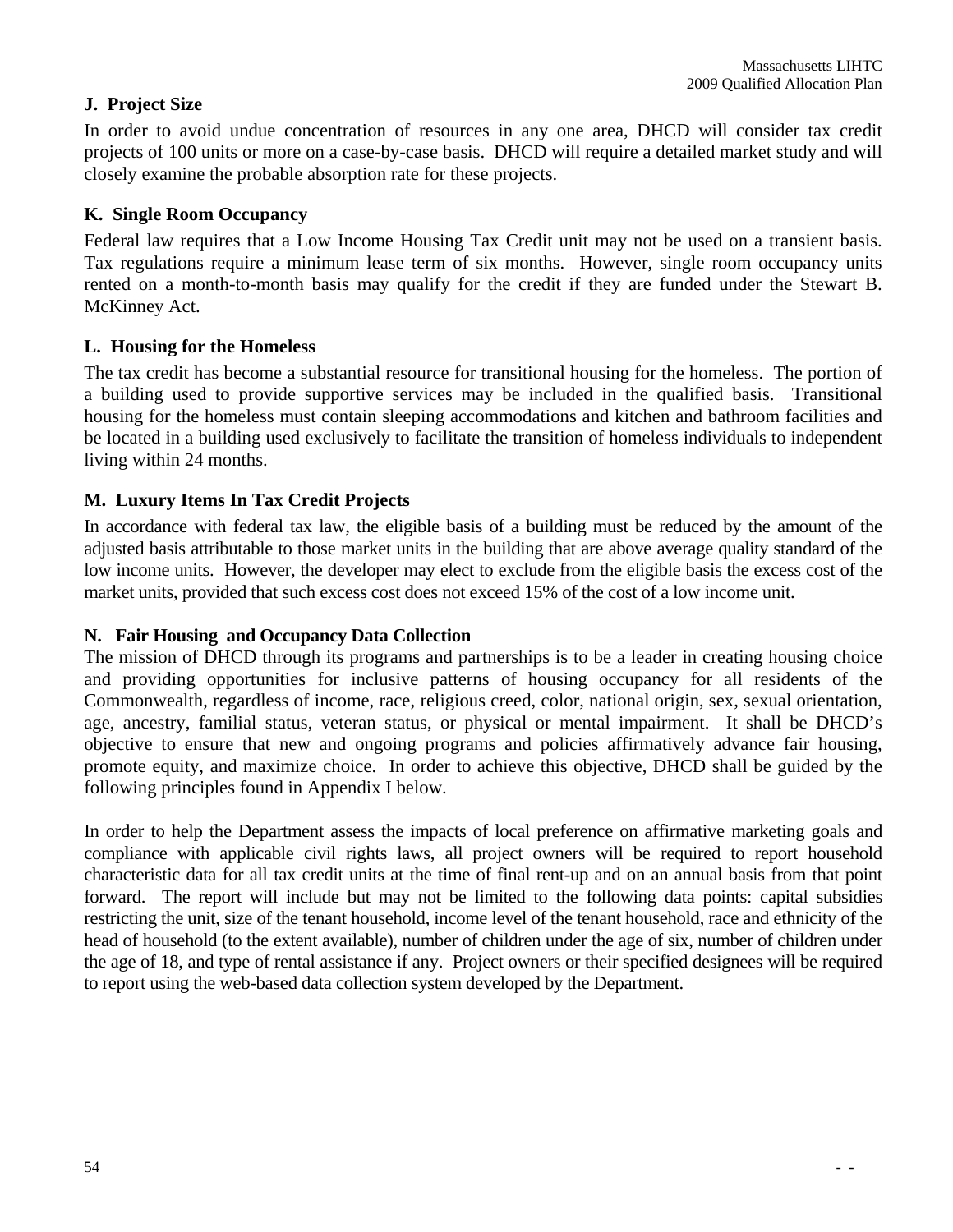### J. Project Size

In order to avoid undue concentration of resources in any one area, DHCD will consider tax credit projects of 100 units or more on a case-by-case basis. DHCD will require a detailed market study and will closely examine the probable absorption rate for these projects.

### K. Single Room Occupancy

Federal law requires that a Low Income Housing Tax Credit unit may not be used on a transient basis. Tax regulations require a minimum lease term of six months. However, single room occupancy units rented on a month-to-month basis may qualify for the credit if they are funded under the Stewart B. McKinney Act.

### L. Housing for the Homeless

The tax credit has become a substantial resource for transitional housing for the homeless. The portion of a building used to provide supportive services may be included in the qualified basis. Transitional housing for the homeless must contain sleeping accommodations and kitchen and bathroom facilities and be located in a building used exclusively to facilitate the transition of homeless individuals to independent living within 24 months.

### M. Luxury Items In Tax Credit Projects

In accordance with federal tax law, the eligible basis of a building must be reduced by the amount of the adjusted basis attributable to those market units in the building that are above average quality standard of the low income units. However, the developer may elect to exclude from the eligible basis the excess cost of the market units, provided that such excess cost does not exceed 15% of the cost of a low income unit.

### N. Fair Housing and Occupancy Data Collection

The mission of DHCD through its programs and partnerships is to be a leader in creating housing choice and providing opportunities for inclusive patterns of housing occupancy for all residents of the Commonwealth, regardless of income, race, religious creed, color, national origin, sex, sexual orientation, age, ancestry, familial status, veteran status, or physical or mental impairment. It shall be DHCD's objective to ensure that new and ongoing programs and policies affirmatively advance fair housing, promote equity, and maximize choice. In order to achieve this objective, DHCD shall be guided by the following principles found in Appendix I below.

In order to help the Department assess the impacts of local preference on affirmative marketing goals and compliance with applicable civil rights laws, all project owners will be required to report household characteristic data for all tax credit units at the time of final rent-up and on an annual basis from that point forward. The report will include but may not be limited to the following data points: capital subsidies restricting the unit, size of the tenant household, income level of the tenant household, race and ethnicity of the head of household (to the extent available), number of children under the age of six, number of children under the age of 18, and type of rental assistance if any. Project owners or their specified designees will be required to report using the web-based data collection system developed by the Department.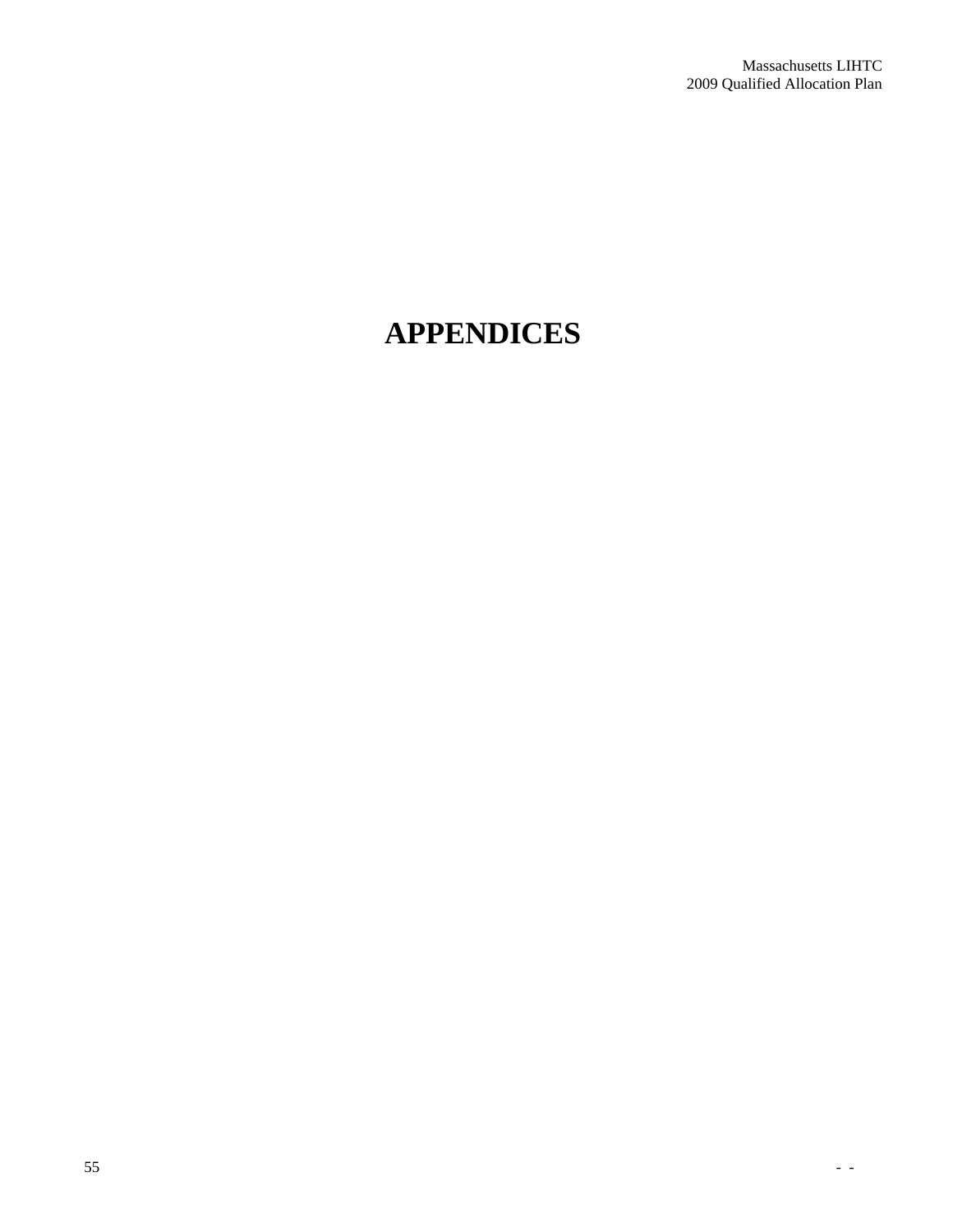# APPENDICES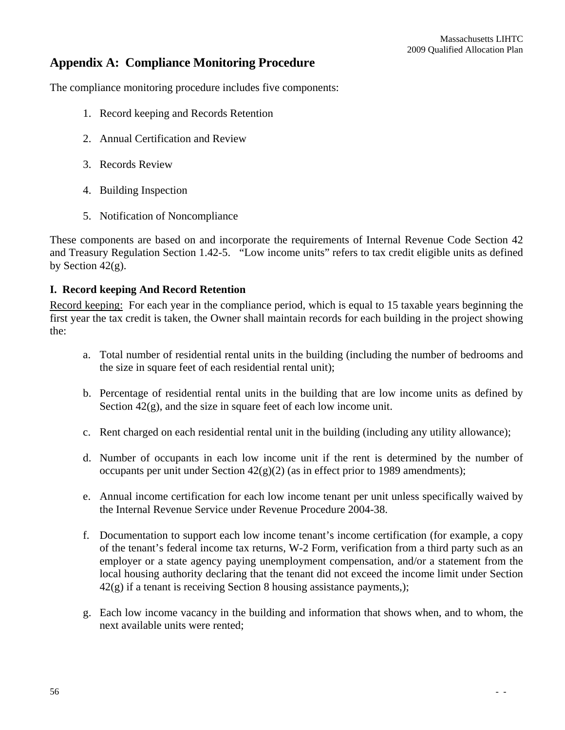## Appendix A: Compliance Monitoring Procedure

The compliance monitoring procedure includes five components:

1. Record keeping and Records Retention
2. Annual Certification and Review
3. Records Review
4. Building Inspection
5. Notification of Noncompliance

These components are based on and incorporate the requirements of Internal Revenue Code Section 42 and Treasury Regulation Section 1.42-5. "Low income units" refers to tax credit eligible units as defined by Section 42(g).

### I. Record keeping And Record Retention

Record keeping: For each year in the compliance period, which is equal to 15 taxable years beginning the first year the tax credit is taken, the Owner shall maintain records for each building in the project showing the:

a. Total number of residential rental units in the building (including the number of bedrooms and the size in square feet of each residential rental unit);

b. Percentage of residential rental units in the building that are low income units as defined by Section 42(g), and the size in square feet of each low income unit.

c. Rent charged on each residential rental unit in the building (including any utility allowance);

d. Number of occupants in each low income unit if the rent is determined by the number of occupants per unit under Section 42(g)(2) (as in effect prior to 1989 amendments);

e. Annual income certification for each low income tenant per unit unless specifically waived by the Internal Revenue Service under Revenue Procedure 2004-38.

f. Documentation to support each low income tenant's income certification (for example, a copy of the tenant's federal income tax returns, W-2 Form, verification from a third party such as an employer or a state agency paying unemployment compensation, and/or a statement from the local housing authority declaring that the tenant did not exceed the income limit under Section 42(g) if a tenant is receiving Section 8 housing assistance payments,);

g. Each low income vacancy in the building and information that shows when, and to whom, the next available units were rented;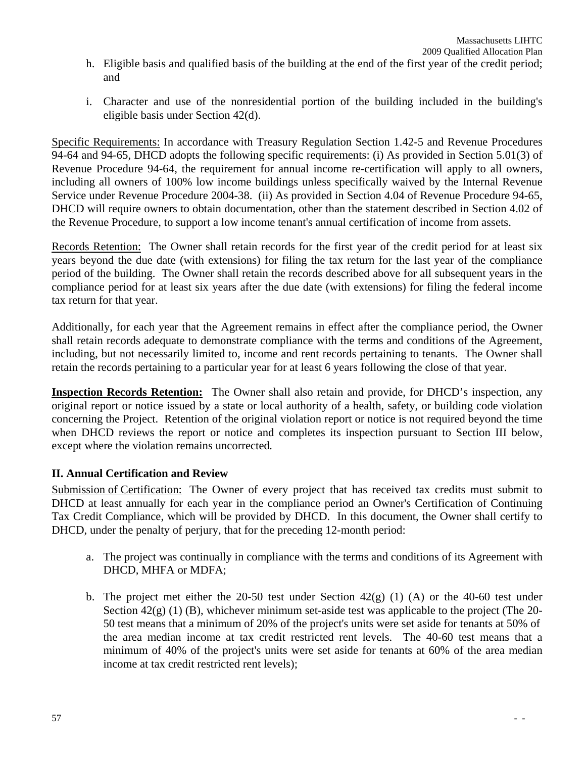h. Eligible basis and qualified basis of the building at the end of the first year of the credit period; and

i. Character and use of the nonresidential portion of the building included in the building's eligible basis under Section 42(d).

Specific Requirements: In accordance with Treasury Regulation Section 1.42-5 and Revenue Procedures 94-64 and 94-65, DHCD adopts the following specific requirements: (i) As provided in Section 5.01(3) of Revenue Procedure 94-64, the requirement for annual income re-certification will apply to all owners, including all owners of 100% low income buildings unless specifically waived by the Internal Revenue Service under Revenue Procedure 2004-38. (ii) As provided in Section 4.04 of Revenue Procedure 94-65, DHCD will require owners to obtain documentation, other than the statement described in Section 4.02 of the Revenue Procedure, to support a low income tenant's annual certification of income from assets.

Records Retention: The Owner shall retain records for the first year of the credit period for at least six years beyond the due date (with extensions) for filing the tax return for the last year of the compliance period of the building. The Owner shall retain the records described above for all subsequent years in the compliance period for at least six years after the due date (with extensions) for filing the federal income tax return for that year.

Additionally, for each year that the Agreement remains in effect after the compliance period, the Owner shall retain records adequate to demonstrate compliance with the terms and conditions of the Agreement, including, but not necessarily limited to, income and rent records pertaining to tenants. The Owner shall retain the records pertaining to a particular year for at least 6 years following the close of that year.

**Inspection Records Retention:** The Owner shall also retain and provide, for DHCD's inspection, any original report or notice issued by a state or local authority of a health, safety, or building code violation concerning the Project. Retention of the original violation report or notice is not required beyond the time when DHCD reviews the report or notice and completes its inspection pursuant to Section III below, except where the violation remains uncorrected.

## II. Annual Certification and Review

Submission of Certification: The Owner of every project that has received tax credits must submit to DHCD at least annually for each year in the compliance period an Owner's Certification of Continuing Tax Credit Compliance, which will be provided by DHCD. In this document, the Owner shall certify to DHCD, under the penalty of perjury, that for the preceding 12-month period:

a. The project was continually in compliance with the terms and conditions of its Agreement with DHCD, MHFA or MDFA;

b. The project met either the 20-50 test under Section 42(g) (1) (A) or the 40-60 test under Section 42(g) (1) (B), whichever minimum set-aside test was applicable to the project (The 20-50 test means that a minimum of 20% of the project's units were set aside for tenants at 50% of the area median income at tax credit restricted rent levels. The 40-60 test means that a minimum of 40% of the project's units were set aside for tenants at 60% of the area median income at tax credit restricted rent levels);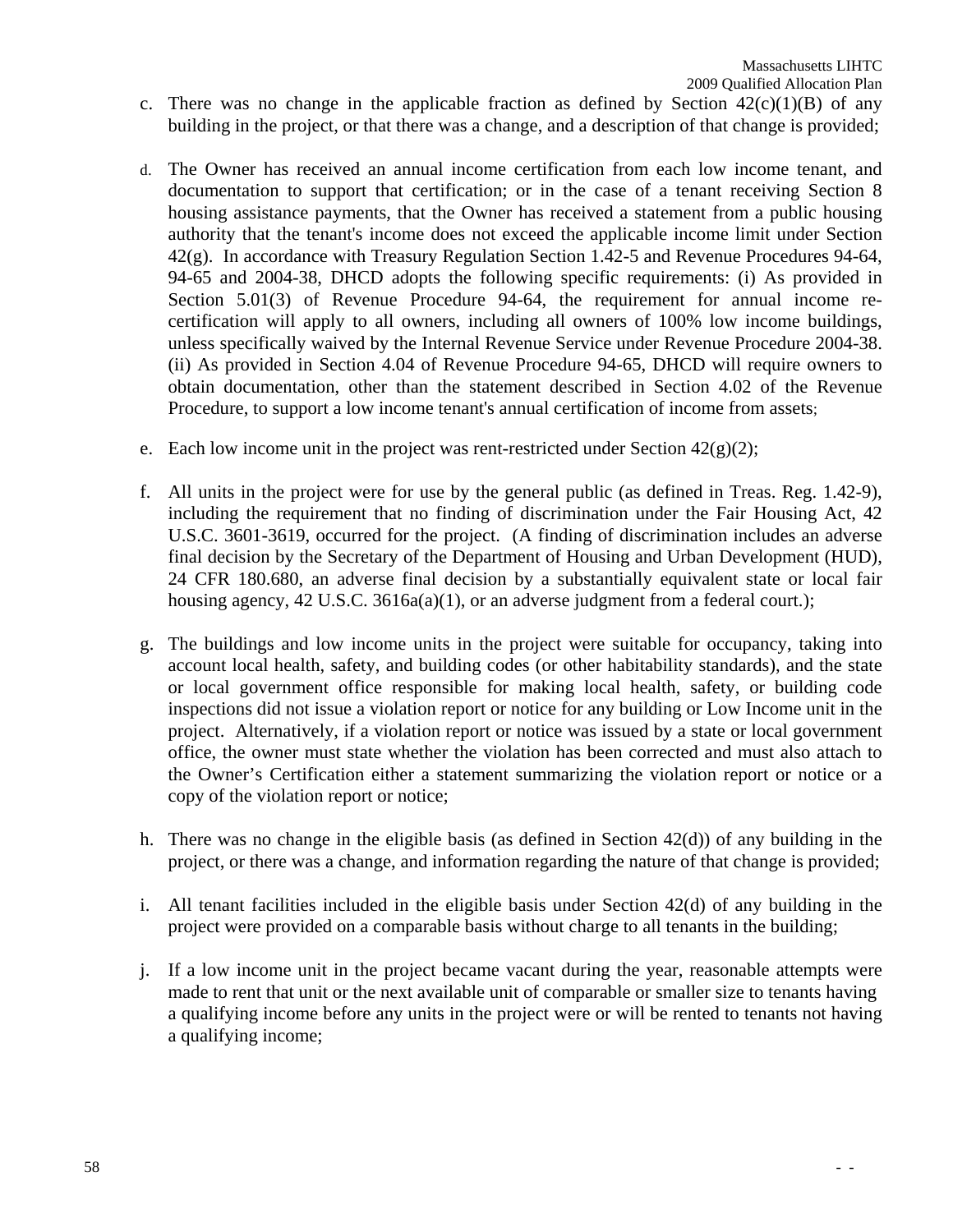c. There was no change in the applicable fraction as defined by Section 42(c)(1)(B) of any building in the project, or that there was a change, and a description of that change is provided;

d. The Owner has received an annual income certification from each low income tenant, and documentation to support that certification; or in the case of a tenant receiving Section 8 housing assistance payments, that the Owner has received a statement from a public housing authority that the tenant's income does not exceed the applicable income limit under Section 42(g). In accordance with Treasury Regulation Section 1.42-5 and Revenue Procedures 94-64, 94-65 and 2004-38, DHCD adopts the following specific requirements: (i) As provided in Section 5.01(3) of Revenue Procedure 94-64, the requirement for annual income re-certification will apply to all owners, including all owners of 100% low income buildings, unless specifically waived by the Internal Revenue Service under Revenue Procedure 2004-38. (ii) As provided in Section 4.04 of Revenue Procedure 94-65, DHCD will require owners to obtain documentation, other than the statement described in Section 4.02 of the Revenue Procedure, to support a low income tenant's annual certification of income from assets;

e. Each low income unit in the project was rent-restricted under Section 42(g)(2);

f. All units in the project were for use by the general public (as defined in Treas. Reg. 1.42-9), including the requirement that no finding of discrimination under the Fair Housing Act, 42 U.S.C. 3601-3619, occurred for the project. (A finding of discrimination includes an adverse final decision by the Secretary of the Department of Housing and Urban Development (HUD), 24 CFR 180.680, an adverse final decision by a substantially equivalent state or local fair housing agency, 42 U.S.C. 3616a(a)(1), or an adverse judgment from a federal court.);

g. The buildings and low income units in the project were suitable for occupancy, taking into account local health, safety, and building codes (or other habitability standards), and the state or local government office responsible for making local health, safety, or building code inspections did not issue a violation report or notice for any building or Low Income unit in the project. Alternatively, if a violation report or notice was issued by a state or local government office, the owner must state whether the violation has been corrected and must also attach to the Owner's Certification either a statement summarizing the violation report or notice or a copy of the violation report or notice;

h. There was no change in the eligible basis (as defined in Section 42(d)) of any building in the project, or there was a change, and information regarding the nature of that change is provided;

i. All tenant facilities included in the eligible basis under Section 42(d) of any building in the project were provided on a comparable basis without charge to all tenants in the building;

j. If a low income unit in the project became vacant during the year, reasonable attempts were made to rent that unit or the next available unit of comparable or smaller size to tenants having a qualifying income before any units in the project were or will be rented to tenants not having a qualifying income;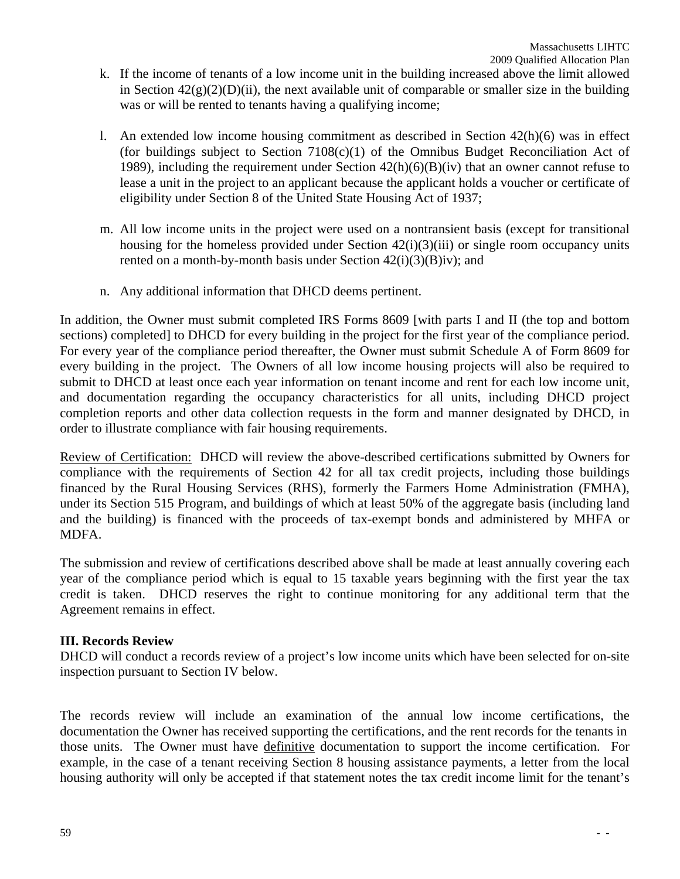k. If the income of tenants of a low income unit in the building increased above the limit allowed in Section 42(g)(2)(D)(ii), the next available unit of comparable or smaller size in the building was or will be rented to tenants having a qualifying income;

l. An extended low income housing commitment as described in Section 42(h)(6) was in effect (for buildings subject to Section 7108(c)(1) of the Omnibus Budget Reconciliation Act of 1989), including the requirement under Section 42(h)(6)(B)(iv) that an owner cannot refuse to lease a unit in the project to an applicant because the applicant holds a voucher or certificate of eligibility under Section 8 of the United State Housing Act of 1937;

m. All low income units in the project were used on a nontransient basis (except for transitional housing for the homeless provided under Section 42(i)(3)(iii) or single room occupancy units rented on a month-by-month basis under Section 42(i)(3)(B)iv); and

n. Any additional information that DHCD deems pertinent.

In addition, the Owner must submit completed IRS Forms 8609 [with parts I and II (the top and bottom sections) completed] to DHCD for every building in the project for the first year of the compliance period. For every year of the compliance period thereafter, the Owner must submit Schedule A of Form 8609 for every building in the project. The Owners of all low income housing projects will also be required to submit to DHCD at least once each year information on tenant income and rent for each low income unit, and documentation regarding the occupancy characteristics for all units, including DHCD project completion reports and other data collection requests in the form and manner designated by DHCD, in order to illustrate compliance with fair housing requirements.

Review of Certification: DHCD will review the above-described certifications submitted by Owners for compliance with the requirements of Section 42 for all tax credit projects, including those buildings financed by the Rural Housing Services (RHS), formerly the Farmers Home Administration (FMHA), under its Section 515 Program, and buildings of which at least 50% of the aggregate basis (including land and the building) is financed with the proceeds of tax-exempt bonds and administered by MHFA or MDFA.

The submission and review of certifications described above shall be made at least annually covering each year of the compliance period which is equal to 15 taxable years beginning with the first year the tax credit is taken. DHCD reserves the right to continue monitoring for any additional term that the Agreement remains in effect.

### III. Records Review

DHCD will conduct a records review of a project's low income units which have been selected for on-site inspection pursuant to Section IV below.

The records review will include an examination of the annual low income certifications, the documentation the Owner has received supporting the certifications, and the rent records for the tenants in those units. The Owner must have definitive documentation to support the income certification. For example, in the case of a tenant receiving Section 8 housing assistance payments, a letter from the local housing authority will only be accepted if that statement notes the tax credit income limit for the tenant's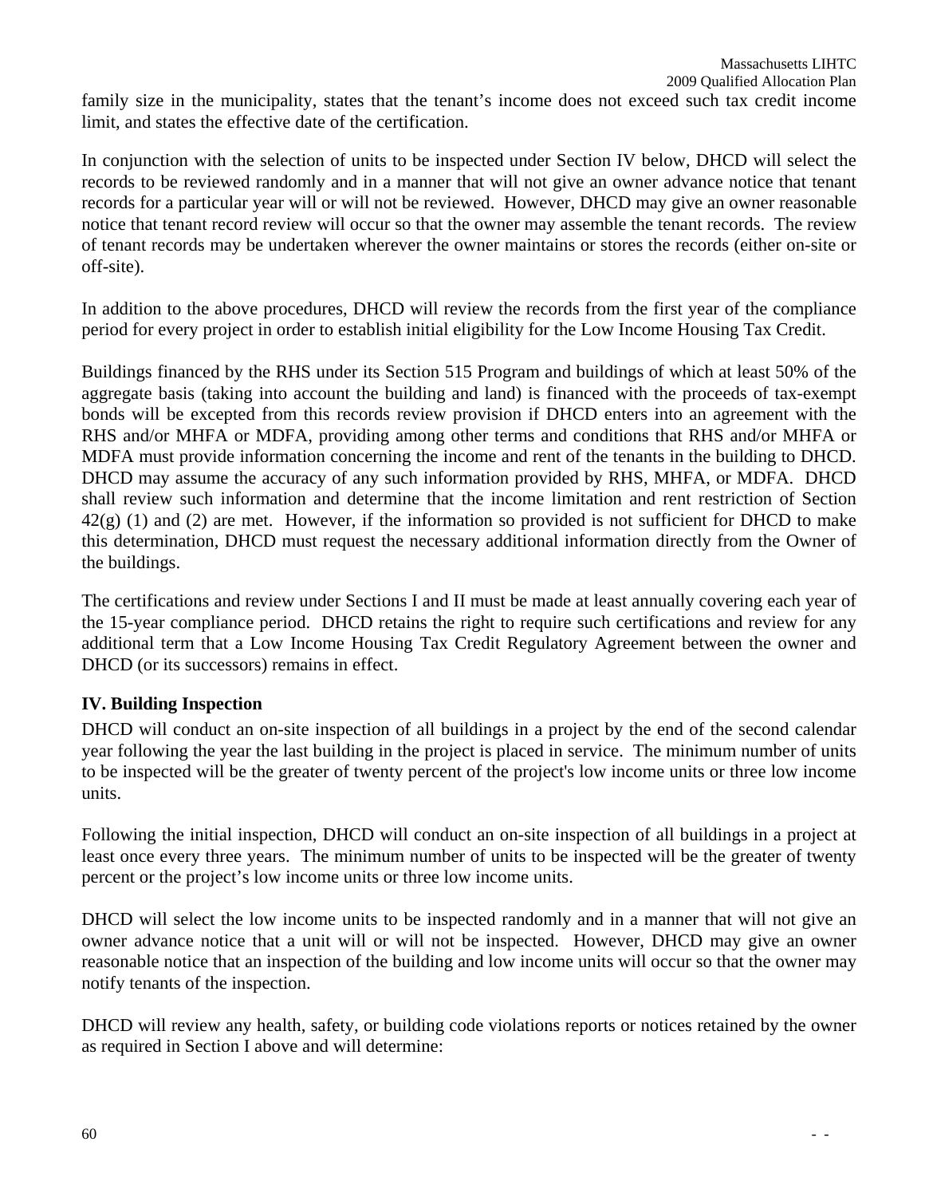family size in the municipality, states that the tenant's income does not exceed such tax credit income limit, and states the effective date of the certification.

In conjunction with the selection of units to be inspected under Section IV below, DHCD will select the records to be reviewed randomly and in a manner that will not give an owner advance notice that tenant records for a particular year will or will not be reviewed. However, DHCD may give an owner reasonable notice that tenant record review will occur so that the owner may assemble the tenant records. The review of tenant records may be undertaken wherever the owner maintains or stores the records (either on-site or off-site).

In addition to the above procedures, DHCD will review the records from the first year of the compliance period for every project in order to establish initial eligibility for the Low Income Housing Tax Credit.

Buildings financed by the RHS under its Section 515 Program and buildings of which at least 50% of the aggregate basis (taking into account the building and land) is financed with the proceeds of tax-exempt bonds will be excepted from this records review provision if DHCD enters into an agreement with the RHS and/or MHFA or MDFA, providing among other terms and conditions that RHS and/or MHFA or MDFA must provide information concerning the income and rent of the tenants in the building to DHCD. DHCD may assume the accuracy of any such information provided by RHS, MHFA, or MDFA. DHCD shall review such information and determine that the income limitation and rent restriction of Section 42(g) (1) and (2) are met. However, if the information so provided is not sufficient for DHCD to make this determination, DHCD must request the necessary additional information directly from the Owner of the buildings.

The certifications and review under Sections I and II must be made at least annually covering each year of the 15-year compliance period. DHCD retains the right to require such certifications and review for any additional term that a Low Income Housing Tax Credit Regulatory Agreement between the owner and DHCD (or its successors) remains in effect.

## IV. Building Inspection

DHCD will conduct an on-site inspection of all buildings in a project by the end of the second calendar year following the year the last building in the project is placed in service. The minimum number of units to be inspected will be the greater of twenty percent of the project's low income units or three low income units.

Following the initial inspection, DHCD will conduct an on-site inspection of all buildings in a project at least once every three years. The minimum number of units to be inspected will be the greater of twenty percent or the project's low income units or three low income units.

DHCD will select the low income units to be inspected randomly and in a manner that will not give an owner advance notice that a unit will or will not be inspected. However, DHCD may give an owner reasonable notice that an inspection of the building and low income units will occur so that the owner may notify tenants of the inspection.

DHCD will review any health, safety, or building code violations reports or notices retained by the owner as required in Section I above and will determine: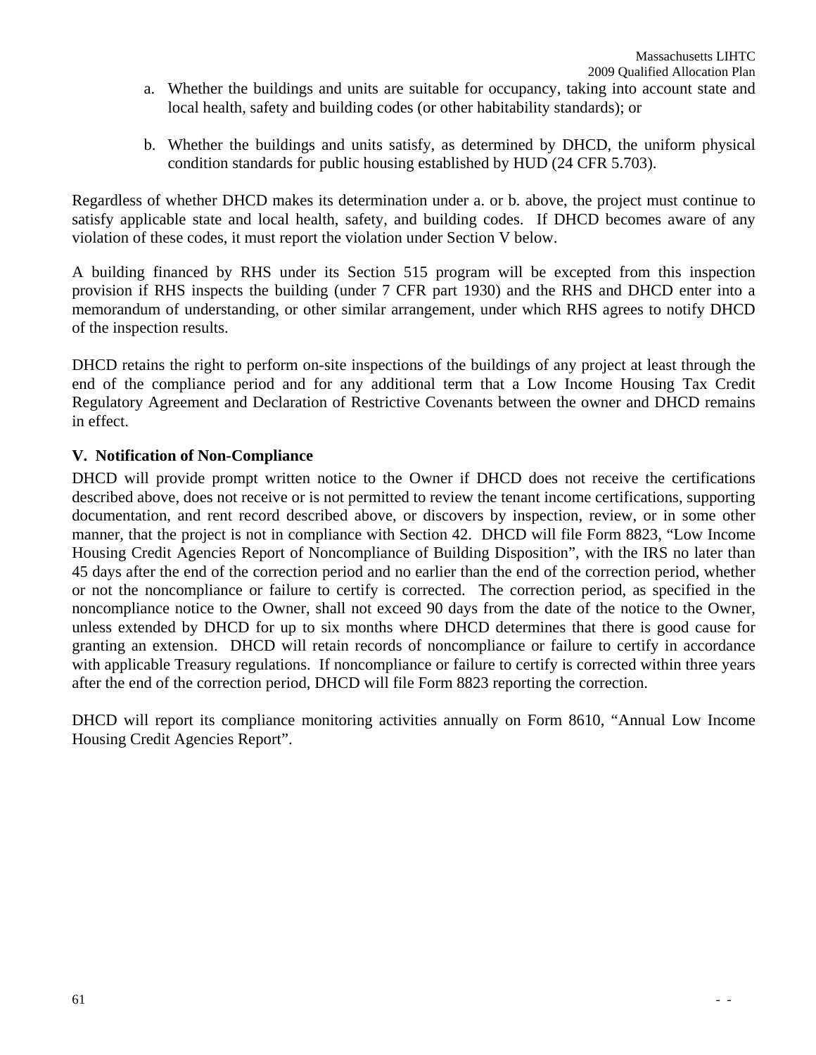a. Whether the buildings and units are suitable for occupancy, taking into account state and local health, safety and building codes (or other habitability standards); or

b. Whether the buildings and units satisfy, as determined by DHCD, the uniform physical condition standards for public housing established by HUD (24 CFR 5.703).

Regardless of whether DHCD makes its determination under a. or b. above, the project must continue to satisfy applicable state and local health, safety, and building codes. If DHCD becomes aware of any violation of these codes, it must report the violation under Section V below.

A building financed by RHS under its Section 515 program will be excepted from this inspection provision if RHS inspects the building (under 7 CFR part 1930) and the RHS and DHCD enter into a memorandum of understanding, or other similar arrangement, under which RHS agrees to notify DHCD of the inspection results.

DHCD retains the right to perform on-site inspections of the buildings of any project at least through the end of the compliance period and for any additional term that a Low Income Housing Tax Credit Regulatory Agreement and Declaration of Restrictive Covenants between the owner and DHCD remains in effect.

### V. Notification of Non-Compliance

DHCD will provide prompt written notice to the Owner if DHCD does not receive the certifications described above, does not receive or is not permitted to review the tenant income certifications, supporting documentation, and rent record described above, or discovers by inspection, review, or in some other manner, that the project is not in compliance with Section 42. DHCD will file Form 8823, "Low Income Housing Credit Agencies Report of Noncompliance of Building Disposition", with the IRS no later than 45 days after the end of the correction period and no earlier than the end of the correction period, whether or not the noncompliance or failure to certify is corrected. The correction period, as specified in the noncompliance notice to the Owner, shall not exceed 90 days from the date of the notice to the Owner, unless extended by DHCD for up to six months where DHCD determines that there is good cause for granting an extension. DHCD will retain records of noncompliance or failure to certify in accordance with applicable Treasury regulations. If noncompliance or failure to certify is corrected within three years after the end of the correction period, DHCD will file Form 8823 reporting the correction.

DHCD will report its compliance monitoring activities annually on Form 8610, "Annual Low Income Housing Credit Agencies Report".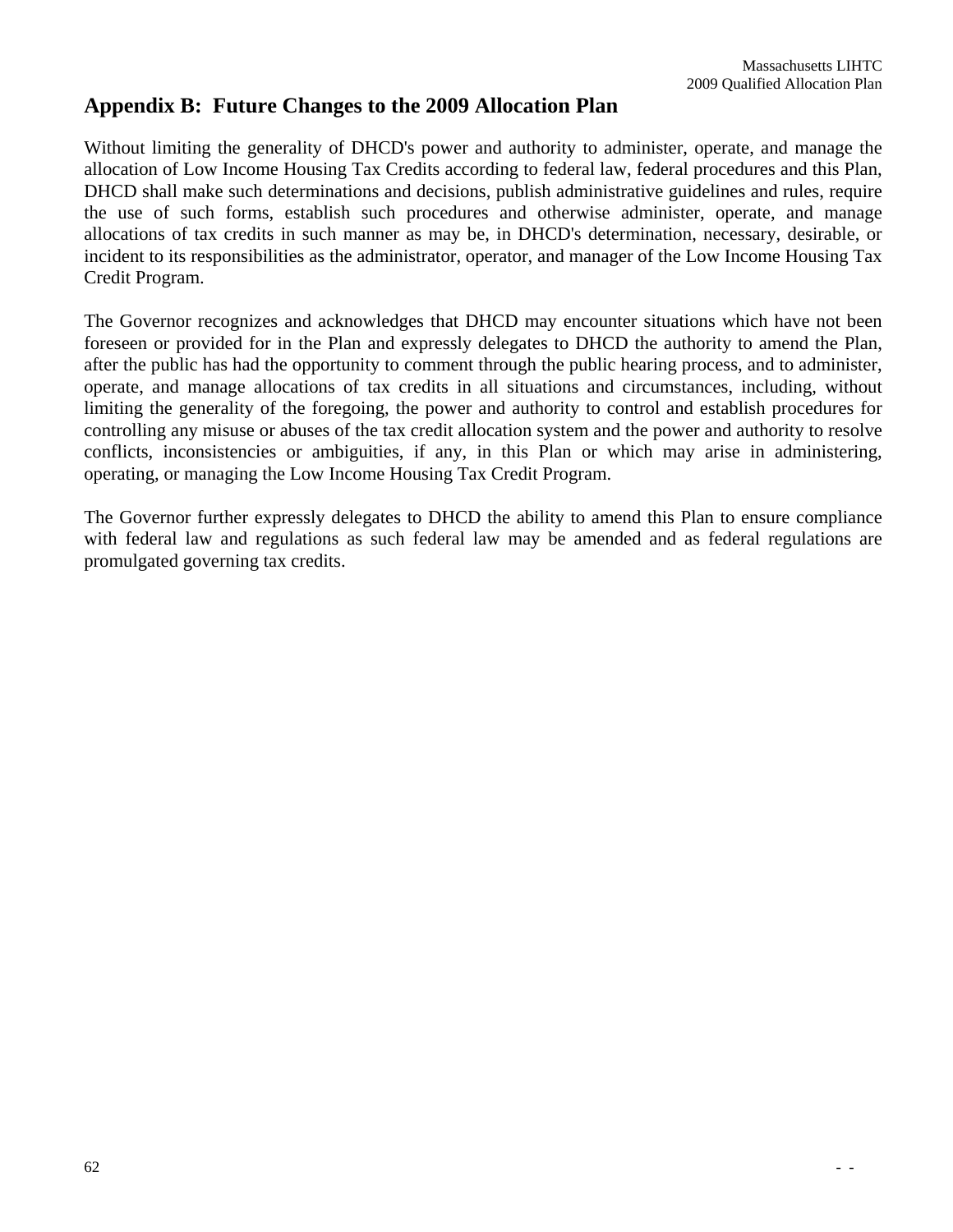## Appendix B: Future Changes to the 2009 Allocation Plan

Without limiting the generality of DHCD's power and authority to administer, operate, and manage the allocation of Low Income Housing Tax Credits according to federal law, federal procedures and this Plan, DHCD shall make such determinations and decisions, publish administrative guidelines and rules, require the use of such forms, establish such procedures and otherwise administer, operate, and manage allocations of tax credits in such manner as may be, in DHCD's determination, necessary, desirable, or incident to its responsibilities as the administrator, operator, and manager of the Low Income Housing Tax Credit Program.

The Governor recognizes and acknowledges that DHCD may encounter situations which have not been foreseen or provided for in the Plan and expressly delegates to DHCD the authority to amend the Plan, after the public has had the opportunity to comment through the public hearing process, and to administer, operate, and manage allocations of tax credits in all situations and circumstances, including, without limiting the generality of the foregoing, the power and authority to control and establish procedures for controlling any misuse or abuses of the tax credit allocation system and the power and authority to resolve conflicts, inconsistencies or ambiguities, if any, in this Plan or which may arise in administering, operating, or managing the Low Income Housing Tax Credit Program.

The Governor further expressly delegates to DHCD the ability to amend this Plan to ensure compliance with federal law and regulations as such federal law may be amended and as federal regulations are promulgated governing tax credits.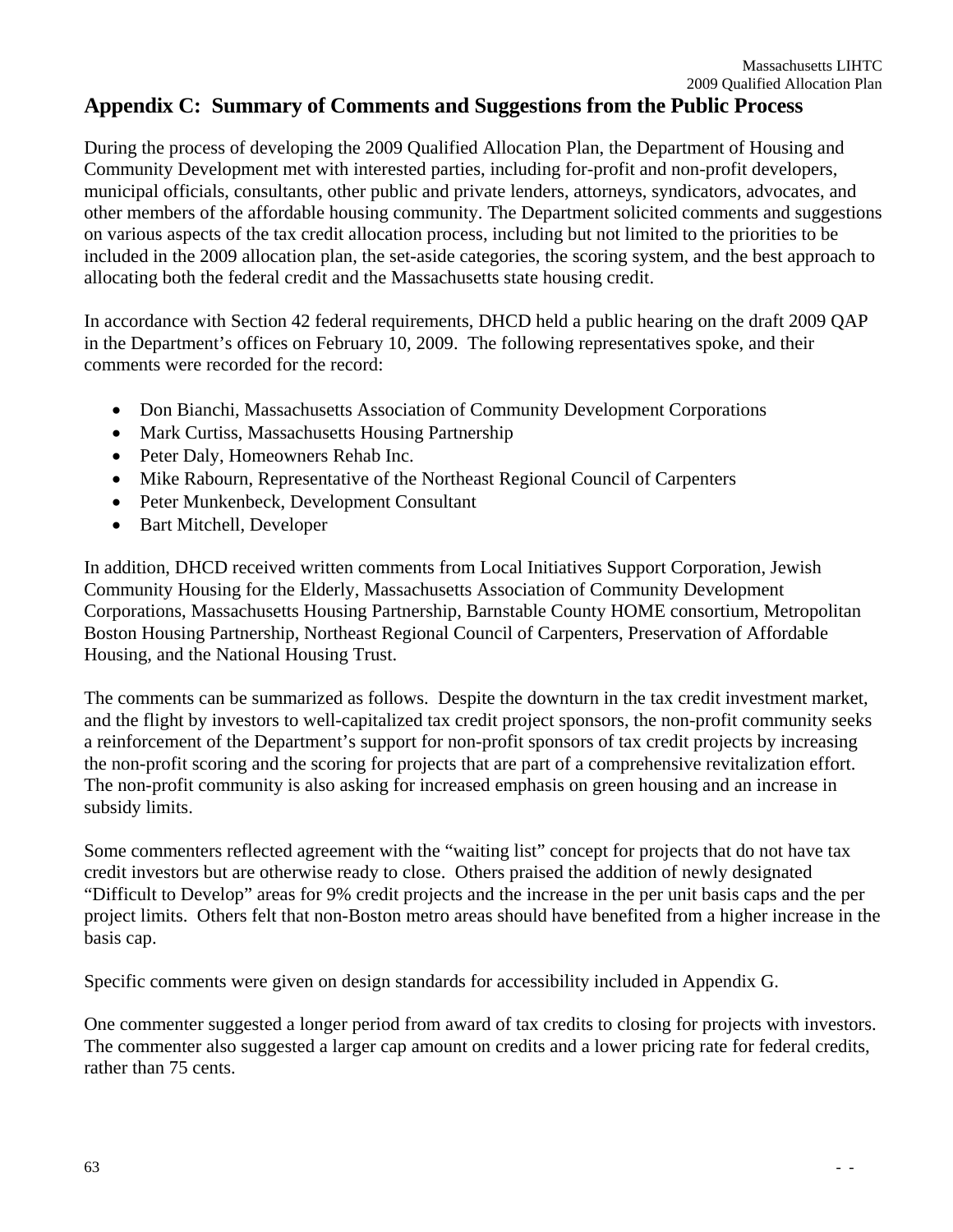## Appendix C: Summary of Comments and Suggestions from the Public Process

During the process of developing the 2009 Qualified Allocation Plan, the Department of Housing and Community Development met with interested parties, including for-profit and non-profit developers, municipal officials, consultants, other public and private lenders, attorneys, syndicators, advocates, and other members of the affordable housing community. The Department solicited comments and suggestions on various aspects of the tax credit allocation process, including but not limited to the priorities to be included in the 2009 allocation plan, the set-aside categories, the scoring system, and the best approach to allocating both the federal credit and the Massachusetts state housing credit.

In accordance with Section 42 federal requirements, DHCD held a public hearing on the draft 2009 QAP in the Department's offices on February 10, 2009. The following representatives spoke, and their comments were recorded for the record:

- Don Bianchi, Massachusetts Association of Community Development Corporations
- Mark Curtiss, Massachusetts Housing Partnership
- Peter Daly, Homeowners Rehab Inc.
- Mike Rabourn, Representative of the Northeast Regional Council of Carpenters
- Peter Munkenbeck, Development Consultant
- Bart Mitchell, Developer

In addition, DHCD received written comments from Local Initiatives Support Corporation, Jewish Community Housing for the Elderly, Massachusetts Association of Community Development Corporations, Massachusetts Housing Partnership, Barnstable County HOME consortium, Metropolitan Boston Housing Partnership, Northeast Regional Council of Carpenters, Preservation of Affordable Housing, and the National Housing Trust.

The comments can be summarized as follows. Despite the downturn in the tax credit investment market, and the flight by investors to well-capitalized tax credit project sponsors, the non-profit community seeks a reinforcement of the Department's support for non-profit sponsors of tax credit projects by increasing the non-profit scoring and the scoring for projects that are part of a comprehensive revitalization effort. The non-profit community is also asking for increased emphasis on green housing and an increase in subsidy limits.

Some commenters reflected agreement with the "waiting list" concept for projects that do not have tax credit investors but are otherwise ready to close. Others praised the addition of newly designated "Difficult to Develop" areas for 9% credit projects and the increase in the per unit basis caps and the per project limits. Others felt that non-Boston metro areas should have benefited from a higher increase in the basis cap.

Specific comments were given on design standards for accessibility included in Appendix G.

One commenter suggested a longer period from award of tax credits to closing for projects with investors. The commenter also suggested a larger cap amount on credits and a lower pricing rate for federal credits, rather than 75 cents.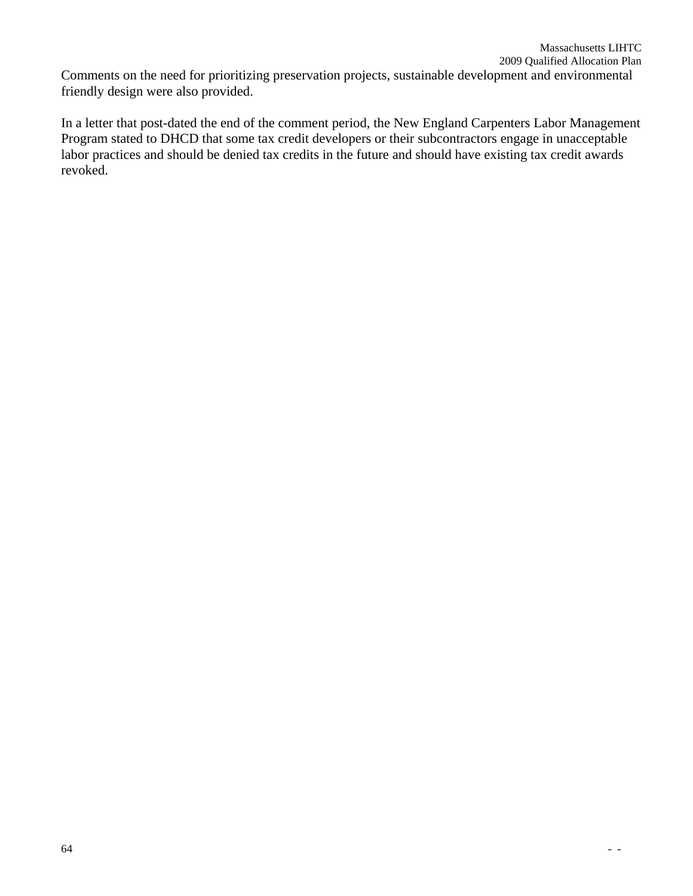Comments on the need for prioritizing preservation projects, sustainable development and environmental friendly design were also provided.

In a letter that post-dated the end of the comment period, the New England Carpenters Labor Management Program stated to DHCD that some tax credit developers or their subcontractors engage in unacceptable labor practices and should be denied tax credits in the future and should have existing tax credit awards revoked.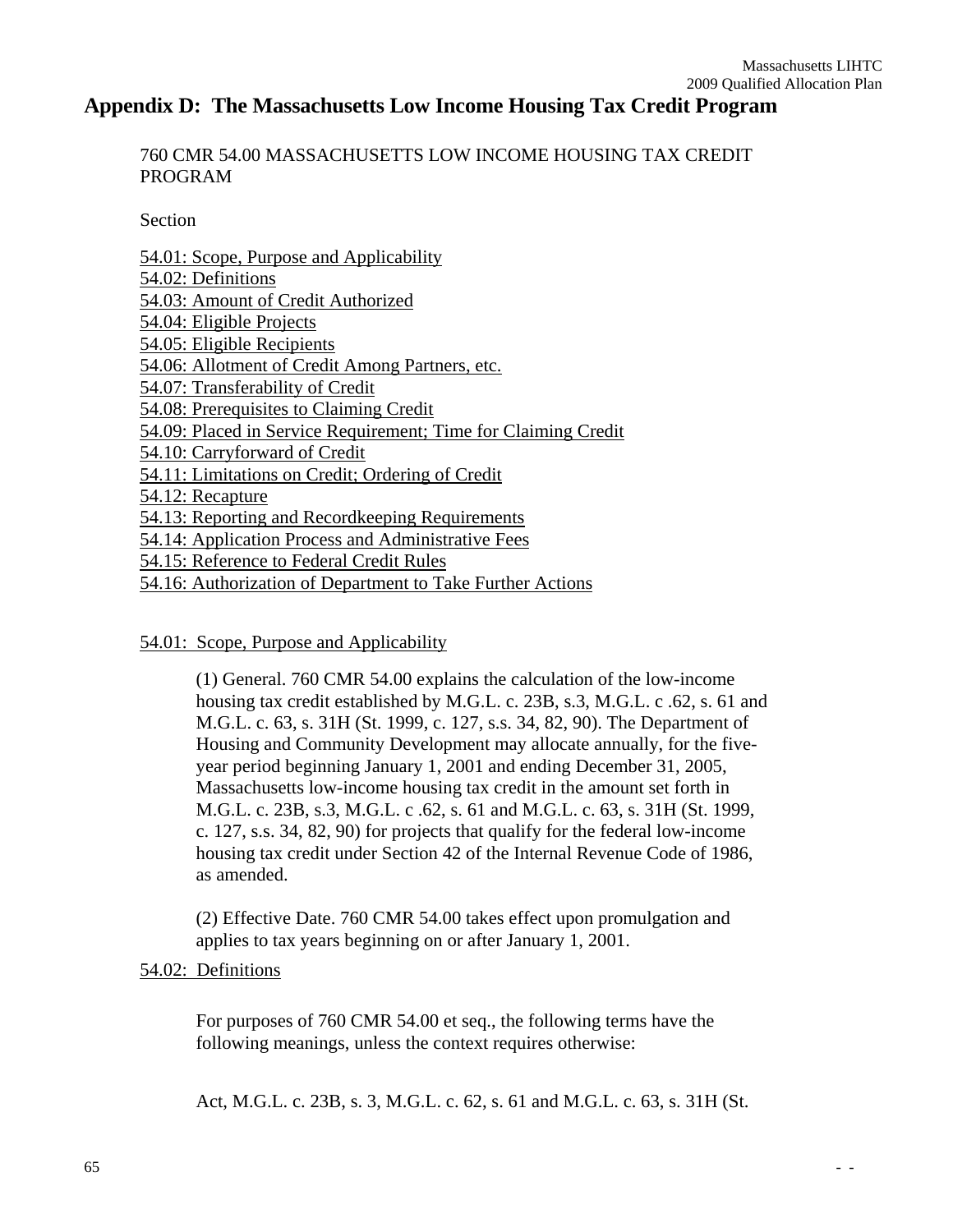## Appendix D: The Massachusetts Low Income Housing Tax Credit Program

760 CMR 54.00 MASSACHUSETTS LOW INCOME HOUSING TAX CREDIT PROGRAM

Section

54.01: Scope, Purpose and Applicability
54.02: Definitions
54.03: Amount of Credit Authorized
54.04: Eligible Projects
54.05: Eligible Recipients
54.06: Allotment of Credit Among Partners, etc.
54.07: Transferability of Credit
54.08: Prerequisites to Claiming Credit
54.09: Placed in Service Requirement; Time for Claiming Credit
54.10: Carryforward of Credit
54.11: Limitations on Credit; Ordering of Credit
54.12: Recapture
54.13: Reporting and Recordkeeping Requirements
54.14: Application Process and Administrative Fees
54.15: Reference to Federal Credit Rules
54.16: Authorization of Department to Take Further Actions

54.01: Scope, Purpose and Applicability

(1) General. 760 CMR 54.00 explains the calculation of the low-income housing tax credit established by M.G.L. c. 23B, s.3, M.G.L. c .62, s. 61 and M.G.L. c. 63, s. 31H (St. 1999, c. 127, s.s. 34, 82, 90). The Department of Housing and Community Development may allocate annually, for the five-year period beginning January 1, 2001 and ending December 31, 2005, Massachusetts low-income housing tax credit in the amount set forth in M.G.L. c. 23B, s.3, M.G.L. c .62, s. 61 and M.G.L. c. 63, s. 31H (St. 1999, c. 127, s.s. 34, 82, 90) for projects that qualify for the federal low-income housing tax credit under Section 42 of the Internal Revenue Code of 1986, as amended.

(2) Effective Date. 760 CMR 54.00 takes effect upon promulgation and applies to tax years beginning on or after January 1, 2001.

54.02: Definitions

For purposes of 760 CMR 54.00 et seq., the following terms have the following meanings, unless the context requires otherwise:

Act, M.G.L. c. 23B, s. 3, M.G.L. c. 62, s. 61 and M.G.L. c. 63, s. 31H (St.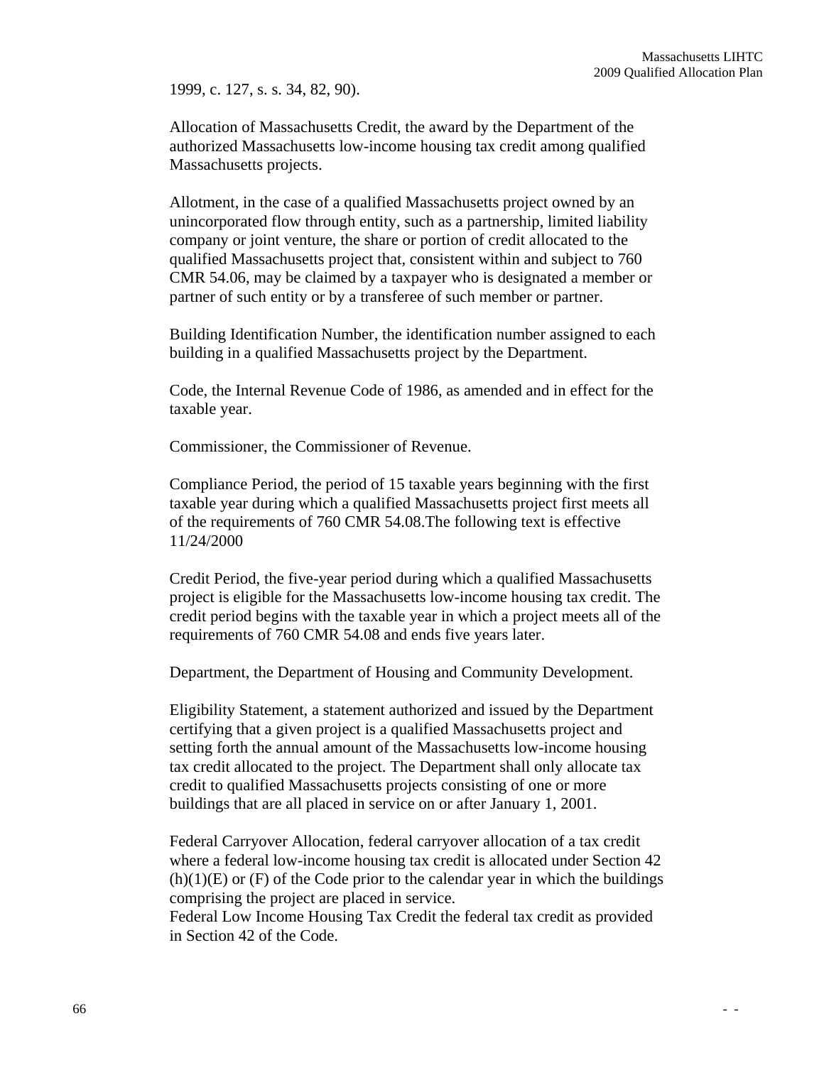1999, c. 127, s. s. 34, 82, 90).

Allocation of Massachusetts Credit, the award by the Department of the authorized Massachusetts low-income housing tax credit among qualified Massachusetts projects.

Allotment, in the case of a qualified Massachusetts project owned by an unincorporated flow through entity, such as a partnership, limited liability company or joint venture, the share or portion of credit allocated to the qualified Massachusetts project that, consistent within and subject to 760 CMR 54.06, may be claimed by a taxpayer who is designated a member or partner of such entity or by a transferee of such member or partner.

Building Identification Number, the identification number assigned to each building in a qualified Massachusetts project by the Department.

Code, the Internal Revenue Code of 1986, as amended and in effect for the taxable year.

Commissioner, the Commissioner of Revenue.

Compliance Period, the period of 15 taxable years beginning with the first taxable year during which a qualified Massachusetts project first meets all of the requirements of 760 CMR 54.08.The following text is effective 11/24/2000

Credit Period, the five-year period during which a qualified Massachusetts project is eligible for the Massachusetts low-income housing tax credit. The credit period begins with the taxable year in which a project meets all of the requirements of 760 CMR 54.08 and ends five years later.

Department, the Department of Housing and Community Development.

Eligibility Statement, a statement authorized and issued by the Department certifying that a given project is a qualified Massachusetts project and setting forth the annual amount of the Massachusetts low-income housing tax credit allocated to the project. The Department shall only allocate tax credit to qualified Massachusetts projects consisting of one or more buildings that are all placed in service on or after January 1, 2001.

Federal Carryover Allocation, federal carryover allocation of a tax credit where a federal low-income housing tax credit is allocated under Section 42 (h)(1)(E) or (F) of the Code prior to the calendar year in which the buildings comprising the project are placed in service.
Federal Low Income Housing Tax Credit the federal tax credit as provided in Section 42 of the Code.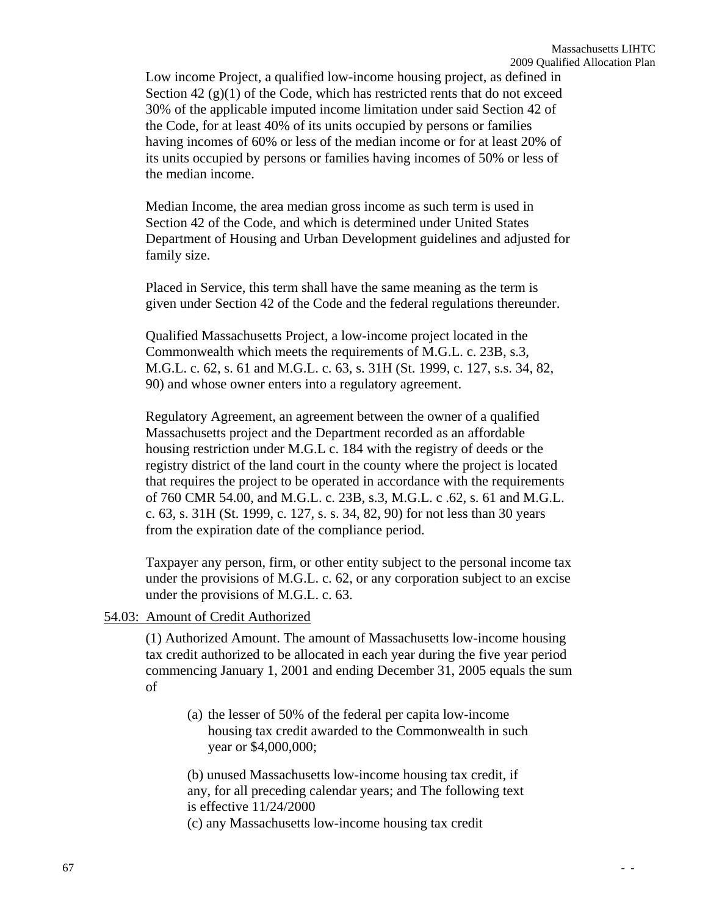Low income Project, a qualified low-income housing project, as defined in Section 42 (g)(1) of the Code, which has restricted rents that do not exceed 30% of the applicable imputed income limitation under said Section 42 of the Code, for at least 40% of its units occupied by persons or families having incomes of 60% or less of the median income or for at least 20% of its units occupied by persons or families having incomes of 50% or less of the median income.

Median Income, the area median gross income as such term is used in Section 42 of the Code, and which is determined under United States Department of Housing and Urban Development guidelines and adjusted for family size.

Placed in Service, this term shall have the same meaning as the term is given under Section 42 of the Code and the federal regulations thereunder.

Qualified Massachusetts Project, a low-income project located in the Commonwealth which meets the requirements of M.G.L. c. 23B, s.3, M.G.L. c. 62, s. 61 and M.G.L. c. 63, s. 31H (St. 1999, c. 127, s.s. 34, 82, 90) and whose owner enters into a regulatory agreement.

Regulatory Agreement, an agreement between the owner of a qualified Massachusetts project and the Department recorded as an affordable housing restriction under M.G.L c. 184 with the registry of deeds or the registry district of the land court in the county where the project is located that requires the project to be operated in accordance with the requirements of 760 CMR 54.00, and M.G.L. c. 23B, s.3, M.G.L. c .62, s. 61 and M.G.L. c. 63, s. 31H (St. 1999, c. 127, s. s. 34, 82, 90) for not less than 30 years from the expiration date of the compliance period.

Taxpayer any person, firm, or other entity subject to the personal income tax under the provisions of M.G.L. c. 62, or any corporation subject to an excise under the provisions of M.G.L. c. 63.

54.03: Amount of Credit Authorized

(1) Authorized Amount. The amount of Massachusetts low-income housing tax credit authorized to be allocated in each year during the five year period commencing January 1, 2001 and ending December 31, 2005 equals the sum of

(a) the lesser of 50% of the federal per capita low-income housing tax credit awarded to the Commonwealth in such year or $4,000,000;

(b) unused Massachusetts low-income housing tax credit, if any, for all preceding calendar years; and The following text is effective 11/24/2000

(c) any Massachusetts low-income housing tax credit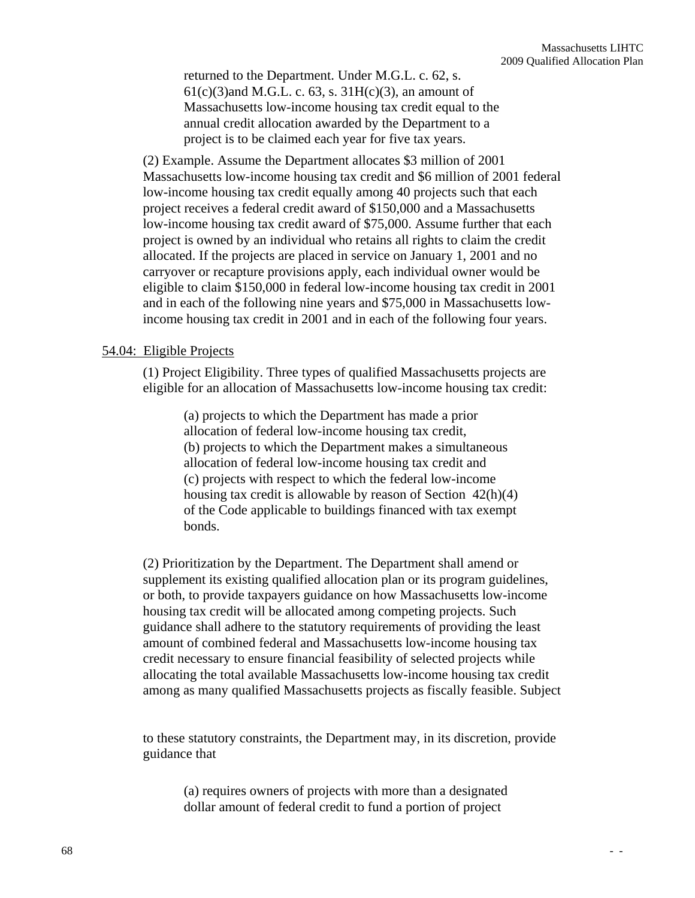returned to the Department. Under M.G.L. c. 62, s. 61(c)(3)and M.G.L. c. 63, s. 31H(c)(3), an amount of Massachusetts low-income housing tax credit equal to the annual credit allocation awarded by the Department to a project is to be claimed each year for five tax years.

(2) Example. Assume the Department allocates $3 million of 2001 Massachusetts low-income housing tax credit and $6 million of 2001 federal low-income housing tax credit equally among 40 projects such that each project receives a federal credit award of $150,000 and a Massachusetts low-income housing tax credit award of $75,000. Assume further that each project is owned by an individual who retains all rights to claim the credit allocated. If the projects are placed in service on January 1, 2001 and no carryover or recapture provisions apply, each individual owner would be eligible to claim $150,000 in federal low-income housing tax credit in 2001 and in each of the following nine years and $75,000 in Massachusetts low-income housing tax credit in 2001 and in each of the following four years.

54.04: Eligible Projects

(1) Project Eligibility. Three types of qualified Massachusetts projects are eligible for an allocation of Massachusetts low-income housing tax credit:

(a) projects to which the Department has made a prior allocation of federal low-income housing tax credit,
(b) projects to which the Department makes a simultaneous allocation of federal low-income housing tax credit and
(c) projects with respect to which the federal low-income housing tax credit is allowable by reason of Section 42(h)(4) of the Code applicable to buildings financed with tax exempt bonds.

(2) Prioritization by the Department. The Department shall amend or supplement its existing qualified allocation plan or its program guidelines, or both, to provide taxpayers guidance on how Massachusetts low-income housing tax credit will be allocated among competing projects. Such guidance shall adhere to the statutory requirements of providing the least amount of combined federal and Massachusetts low-income housing tax credit necessary to ensure financial feasibility of selected projects while allocating the total available Massachusetts low-income housing tax credit among as many qualified Massachusetts projects as fiscally feasible. Subject to these statutory constraints, the Department may, in its discretion, provide guidance that

(a) requires owners of projects with more than a designated dollar amount of federal credit to fund a portion of project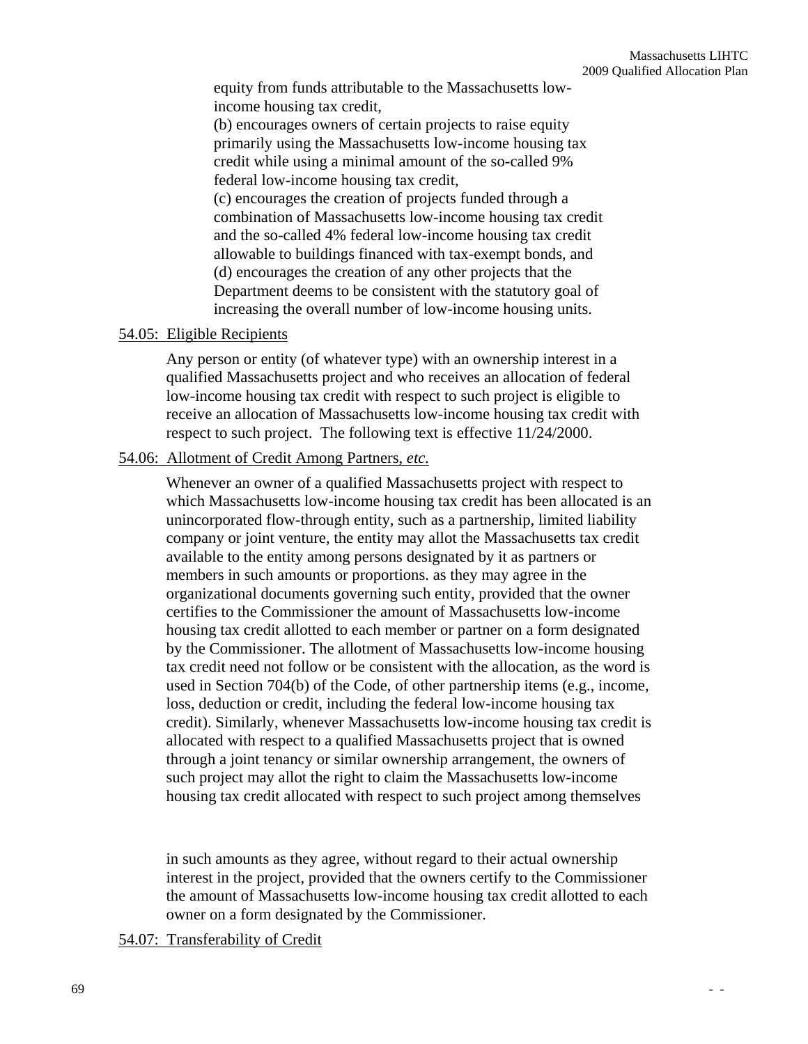equity from funds attributable to the Massachusetts low-income housing tax credit,

(b) encourages owners of certain projects to raise equity primarily using the Massachusetts low-income housing tax credit while using a minimal amount of the so-called 9% federal low-income housing tax credit,

(c) encourages the creation of projects funded through a combination of Massachusetts low-income housing tax credit and the so-called 4% federal low-income housing tax credit allowable to buildings financed with tax-exempt bonds, and

(d) encourages the creation of any other projects that the Department deems to be consistent with the statutory goal of increasing the overall number of low-income housing units.

<u>54.05: Eligible Recipients</u>

Any person or entity (of whatever type) with an ownership interest in a qualified Massachusetts project and who receives an allocation of federal low-income housing tax credit with respect to such project is eligible to receive an allocation of Massachusetts low-income housing tax credit with respect to such project. The following text is effective 11/24/2000.

<u>54.06: Allotment of Credit Among Partners, *etc.*</u>

Whenever an owner of a qualified Massachusetts project with respect to which Massachusetts low-income housing tax credit has been allocated is an unincorporated flow-through entity, such as a partnership, limited liability company or joint venture, the entity may allot the Massachusetts tax credit available to the entity among persons designated by it as partners or members in such amounts or proportions. as they may agree in the organizational documents governing such entity, provided that the owner certifies to the Commissioner the amount of Massachusetts low-income housing tax credit allotted to each member or partner on a form designated by the Commissioner. The allotment of Massachusetts low-income housing tax credit need not follow or be consistent with the allocation, as the word is used in Section 704(b) of the Code, of other partnership items (e.g., income, loss, deduction or credit, including the federal low-income housing tax credit). Similarly, whenever Massachusetts low-income housing tax credit is allocated with respect to a qualified Massachusetts project that is owned through a joint tenancy or similar ownership arrangement, the owners of such project may allot the right to claim the Massachusetts low-income housing tax credit allocated with respect to such project among themselves in such amounts as they agree, without regard to their actual ownership interest in the project, provided that the owners certify to the Commissioner the amount of Massachusetts low-income housing tax credit allotted to each owner on a form designated by the Commissioner.

<u>54.07: Transferability of Credit</u>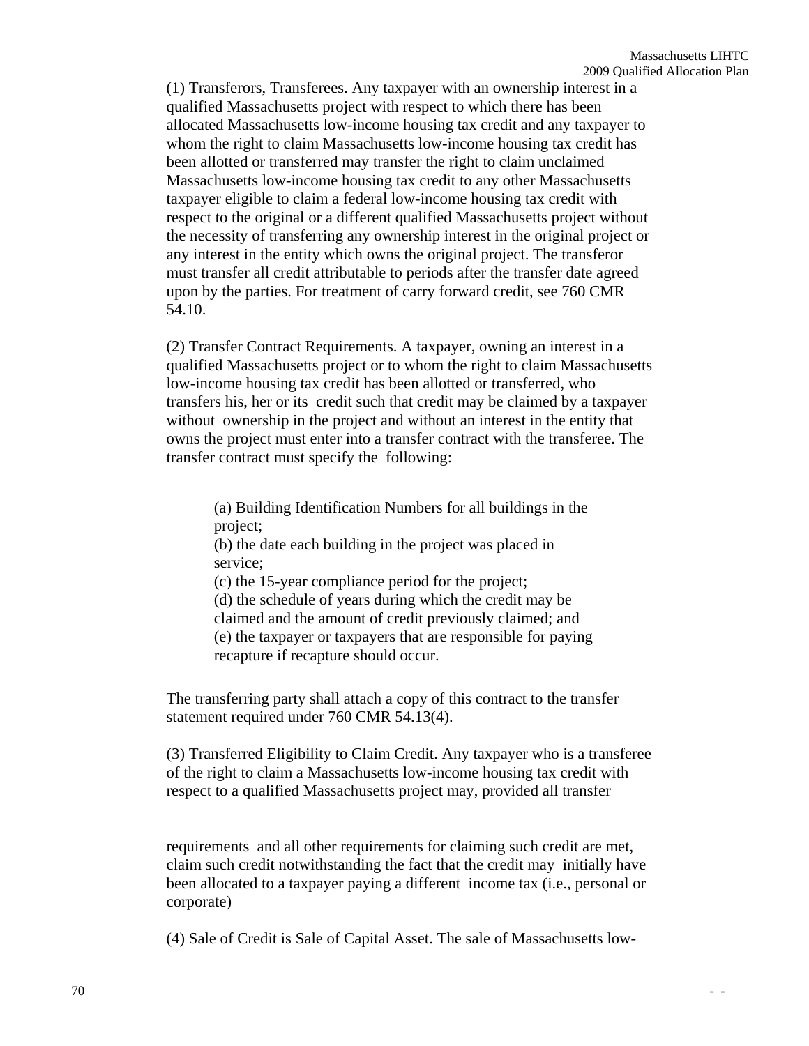(1) Transferors, Transferees. Any taxpayer with an ownership interest in a qualified Massachusetts project with respect to which there has been allocated Massachusetts low-income housing tax credit and any taxpayer to whom the right to claim Massachusetts low-income housing tax credit has been allotted or transferred may transfer the right to claim unclaimed Massachusetts low-income housing tax credit to any other Massachusetts taxpayer eligible to claim a federal low-income housing tax credit with respect to the original or a different qualified Massachusetts project without the necessity of transferring any ownership interest in the original project or any interest in the entity which owns the original project. The transferor must transfer all credit attributable to periods after the transfer date agreed upon by the parties. For treatment of carry forward credit, see 760 CMR 54.10.

(2) Transfer Contract Requirements. A taxpayer, owning an interest in a qualified Massachusetts project or to whom the right to claim Massachusetts low-income housing tax credit has been allotted or transferred, who transfers his, her or its credit such that credit may be claimed by a taxpayer without ownership in the project and without an interest in the entity that owns the project must enter into a transfer contract with the transferee. The transfer contract must specify the following:

> (a) Building Identification Numbers for all buildings in the project;
> (b) the date each building in the project was placed in service;
> (c) the 15-year compliance period for the project;
> (d) the schedule of years during which the credit may be claimed and the amount of credit previously claimed; and
> (e) the taxpayer or taxpayers that are responsible for paying recapture if recapture should occur.

The transferring party shall attach a copy of this contract to the transfer statement required under 760 CMR 54.13(4).

(3) Transferred Eligibility to Claim Credit. Any taxpayer who is a transferee of the right to claim a Massachusetts low-income housing tax credit with respect to a qualified Massachusetts project may, provided all transfer requirements and all other requirements for claiming such credit are met, claim such credit notwithstanding the fact that the credit may initially have been allocated to a taxpayer paying a different income tax (i.e., personal or corporate)

(4) Sale of Credit is Sale of Capital Asset. The sale of Massachusetts low-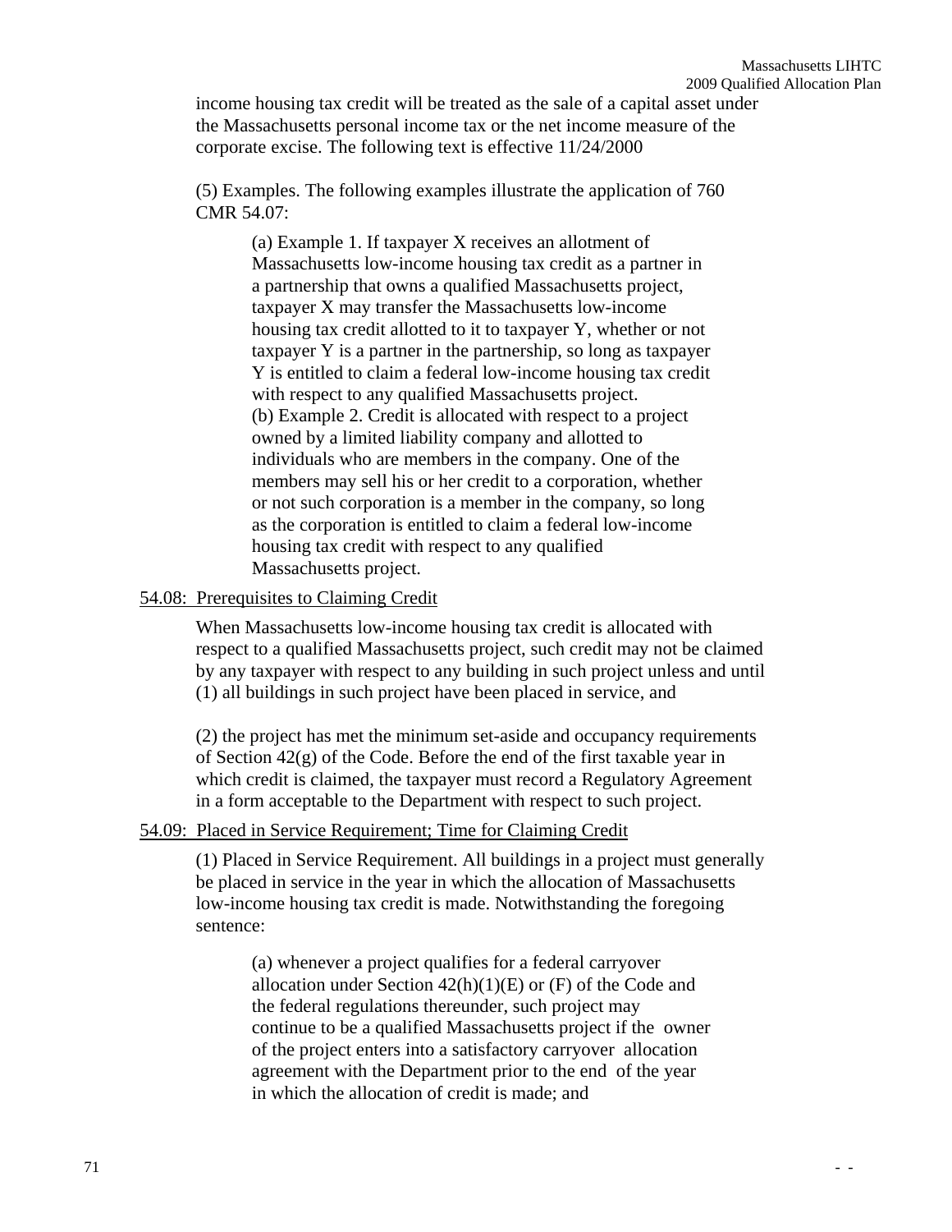income housing tax credit will be treated as the sale of a capital asset under the Massachusetts personal income tax or the net income measure of the corporate excise. The following text is effective 11/24/2000

(5) Examples. The following examples illustrate the application of 760 CMR 54.07:

(a) Example 1. If taxpayer X receives an allotment of Massachusetts low-income housing tax credit as a partner in a partnership that owns a qualified Massachusetts project, taxpayer X may transfer the Massachusetts low-income housing tax credit allotted to it to taxpayer Y, whether or not taxpayer Y is a partner in the partnership, so long as taxpayer Y is entitled to claim a federal low-income housing tax credit with respect to any qualified Massachusetts project.
(b) Example 2. Credit is allocated with respect to a project owned by a limited liability company and allotted to individuals who are members in the company. One of the members may sell his or her credit to a corporation, whether or not such corporation is a member in the company, so long as the corporation is entitled to claim a federal low-income housing tax credit with respect to any qualified Massachusetts project.

<u>54.08: Prerequisites to Claiming Credit</u>

When Massachusetts low-income housing tax credit is allocated with respect to a qualified Massachusetts project, such credit may not be claimed by any taxpayer with respect to any building in such project unless and until (1) all buildings in such project have been placed in service, and

(2) the project has met the minimum set-aside and occupancy requirements of Section 42(g) of the Code. Before the end of the first taxable year in which credit is claimed, the taxpayer must record a Regulatory Agreement in a form acceptable to the Department with respect to such project.

<u>54.09: Placed in Service Requirement; Time for Claiming Credit</u>

(1) Placed in Service Requirement. All buildings in a project must generally be placed in service in the year in which the allocation of Massachusetts low-income housing tax credit is made. Notwithstanding the foregoing sentence:

(a) whenever a project qualifies for a federal carryover allocation under Section 42(h)(1)(E) or (F) of the Code and the federal regulations thereunder, such project may continue to be a qualified Massachusetts project if the owner of the project enters into a satisfactory carryover allocation agreement with the Department prior to the end of the year in which the allocation of credit is made; and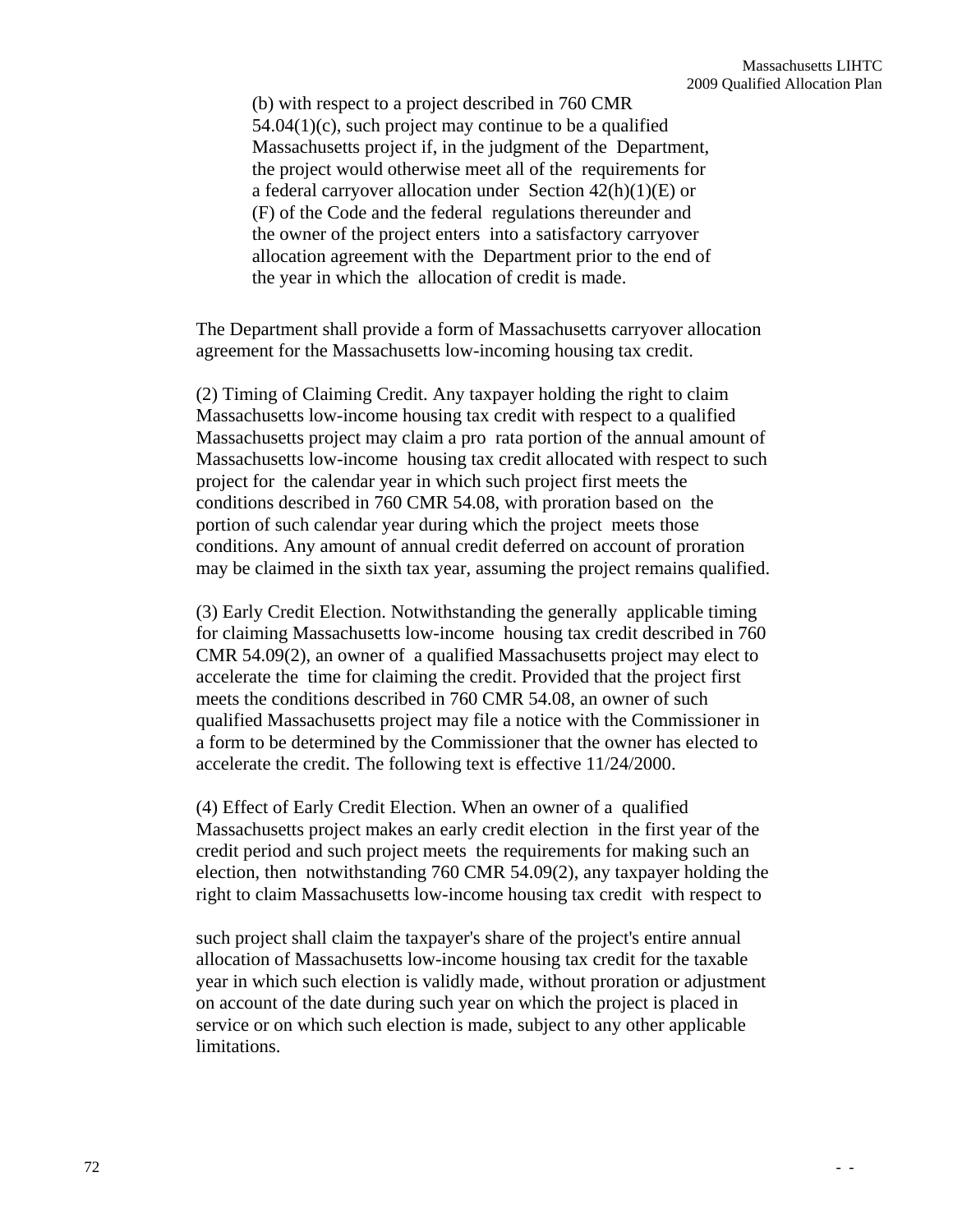(b) with respect to a project described in 760 CMR 54.04(1)(c), such project may continue to be a qualified Massachusetts project if, in the judgment of the Department, the project would otherwise meet all of the requirements for a federal carryover allocation under Section 42(h)(1)(E) or (F) of the Code and the federal regulations thereunder and the owner of the project enters into a satisfactory carryover allocation agreement with the Department prior to the end of the year in which the allocation of credit is made.

The Department shall provide a form of Massachusetts carryover allocation agreement for the Massachusetts low-incoming housing tax credit.

(2) Timing of Claiming Credit. Any taxpayer holding the right to claim Massachusetts low-income housing tax credit with respect to a qualified Massachusetts project may claim a pro rata portion of the annual amount of Massachusetts low-income housing tax credit allocated with respect to such project for the calendar year in which such project first meets the conditions described in 760 CMR 54.08, with proration based on the portion of such calendar year during which the project meets those conditions. Any amount of annual credit deferred on account of proration may be claimed in the sixth tax year, assuming the project remains qualified.

(3) Early Credit Election. Notwithstanding the generally applicable timing for claiming Massachusetts low-income housing tax credit described in 760 CMR 54.09(2), an owner of a qualified Massachusetts project may elect to accelerate the time for claiming the credit. Provided that the project first meets the conditions described in 760 CMR 54.08, an owner of such qualified Massachusetts project may file a notice with the Commissioner in a form to be determined by the Commissioner that the owner has elected to accelerate the credit. The following text is effective 11/24/2000.

(4) Effect of Early Credit Election. When an owner of a qualified Massachusetts project makes an early credit election in the first year of the credit period and such project meets the requirements for making such an election, then notwithstanding 760 CMR 54.09(2), any taxpayer holding the right to claim Massachusetts low-income housing tax credit with respect to such project shall claim the taxpayer's share of the project's entire annual allocation of Massachusetts low-income housing tax credit for the taxable year in which such election is validly made, without proration or adjustment on account of the date during such year on which the project is placed in service or on which such election is made, subject to any other applicable limitations.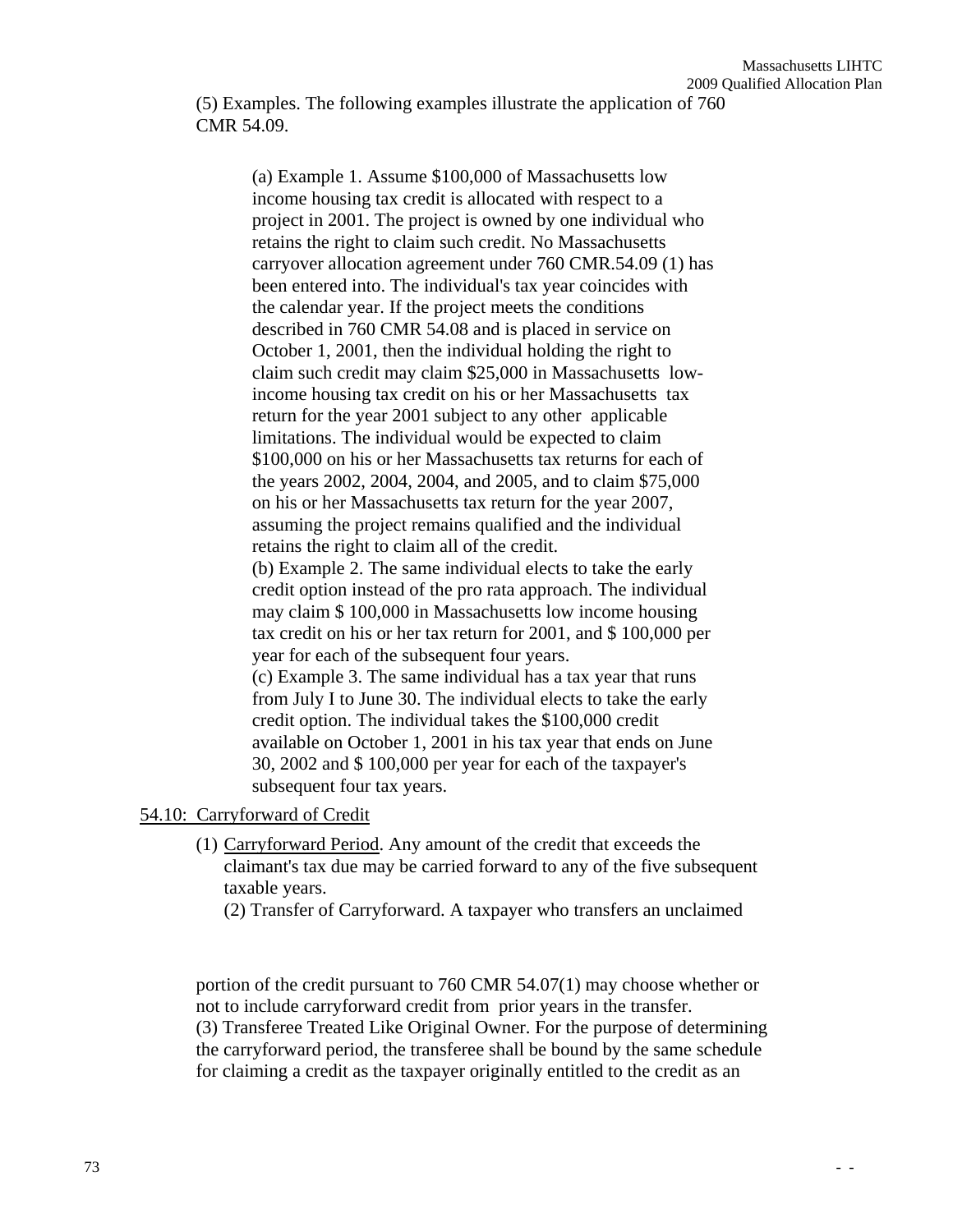(5) Examples. The following examples illustrate the application of 760 CMR 54.09.

(a) Example 1. Assume $100,000 of Massachusetts low income housing tax credit is allocated with respect to a project in 2001. The project is owned by one individual who retains the right to claim such credit. No Massachusetts carryover allocation agreement under 760 CMR.54.09 (1) has been entered into. The individual's tax year coincides with the calendar year. If the project meets the conditions described in 760 CMR 54.08 and is placed in service on October 1, 2001, then the individual holding the right to claim such credit may claim $25,000 in Massachusetts low-income housing tax credit on his or her Massachusetts tax return for the year 2001 subject to any other applicable limitations. The individual would be expected to claim $100,000 on his or her Massachusetts tax returns for each of the years 2002, 2004, 2004, and 2005, and to claim $75,000 on his or her Massachusetts tax return for the year 2007, assuming the project remains qualified and the individual retains the right to claim all of the credit.

(b) Example 2. The same individual elects to take the early credit option instead of the pro rata approach. The individual may claim $ 100,000 in Massachusetts low income housing tax credit on his or her tax return for 2001, and $ 100,000 per year for each of the subsequent four years.

(c) Example 3. The same individual has a tax year that runs from July I to June 30. The individual elects to take the early credit option. The individual takes the $100,000 credit available on October 1, 2001 in his tax year that ends on June 30, 2002 and $ 100,000 per year for each of the taxpayer's subsequent four tax years.

## 54.10: Carryforward of Credit

(1) Carryforward Period. Any amount of the credit that exceeds the claimant's tax due may be carried forward to any of the five subsequent taxable years.

(2) Transfer of Carryforward. A taxpayer who transfers an unclaimed portion of the credit pursuant to 760 CMR 54.07(1) may choose whether or not to include carryforward credit from prior years in the transfer.

(3) Transferee Treated Like Original Owner. For the purpose of determining the carryforward period, the transferee shall be bound by the same schedule for claiming a credit as the taxpayer originally entitled to the credit as an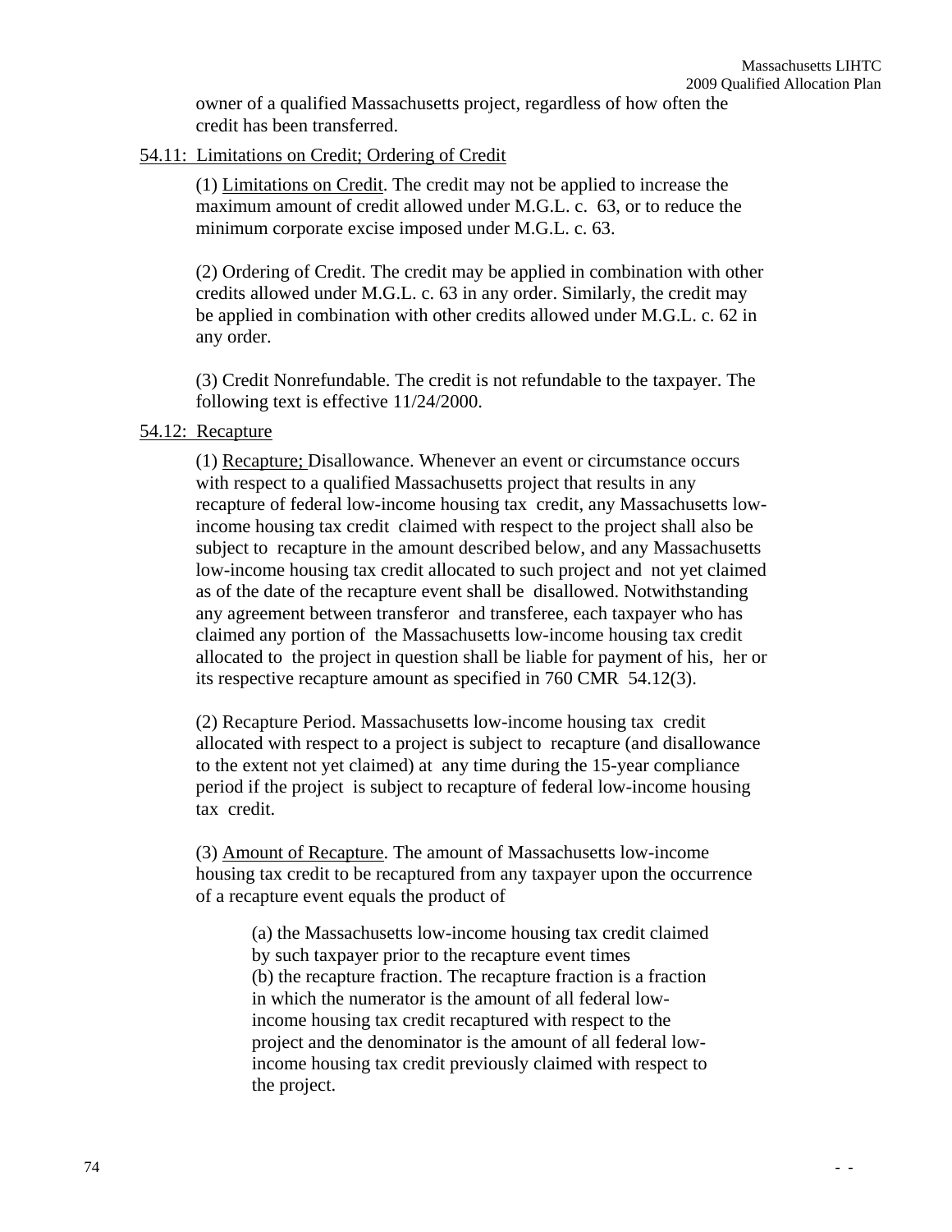owner of a qualified Massachusetts project, regardless of how often the credit has been transferred.

54.11: Limitations on Credit; Ordering of Credit

(1) Limitations on Credit. The credit may not be applied to increase the maximum amount of credit allowed under M.G.L. c. 63, or to reduce the minimum corporate excise imposed under M.G.L. c. 63.

(2) Ordering of Credit. The credit may be applied in combination with other credits allowed under M.G.L. c. 63 in any order. Similarly, the credit may be applied in combination with other credits allowed under M.G.L. c. 62 in any order.

(3) Credit Nonrefundable. The credit is not refundable to the taxpayer. The following text is effective 11/24/2000.

54.12: Recapture

(1) Recapture; Disallowance. Whenever an event or circumstance occurs with respect to a qualified Massachusetts project that results in any recapture of federal low-income housing tax credit, any Massachusetts low-income housing tax credit claimed with respect to the project shall also be subject to recapture in the amount described below, and any Massachusetts low-income housing tax credit allocated to such project and not yet claimed as of the date of the recapture event shall be disallowed. Notwithstanding any agreement between transferor and transferee, each taxpayer who has claimed any portion of the Massachusetts low-income housing tax credit allocated to the project in question shall be liable for payment of his, her or its respective recapture amount as specified in 760 CMR 54.12(3).

(2) Recapture Period. Massachusetts low-income housing tax credit allocated with respect to a project is subject to recapture (and disallowance to the extent not yet claimed) at any time during the 15-year compliance period if the project is subject to recapture of federal low-income housing tax credit.

(3) Amount of Recapture. The amount of Massachusetts low-income housing tax credit to be recaptured from any taxpayer upon the occurrence of a recapture event equals the product of

(a) the Massachusetts low-income housing tax credit claimed by such taxpayer prior to the recapture event times
(b) the recapture fraction. The recapture fraction is a fraction in which the numerator is the amount of all federal low-income housing tax credit recaptured with respect to the project and the denominator is the amount of all federal low-income housing tax credit previously claimed with respect to the project.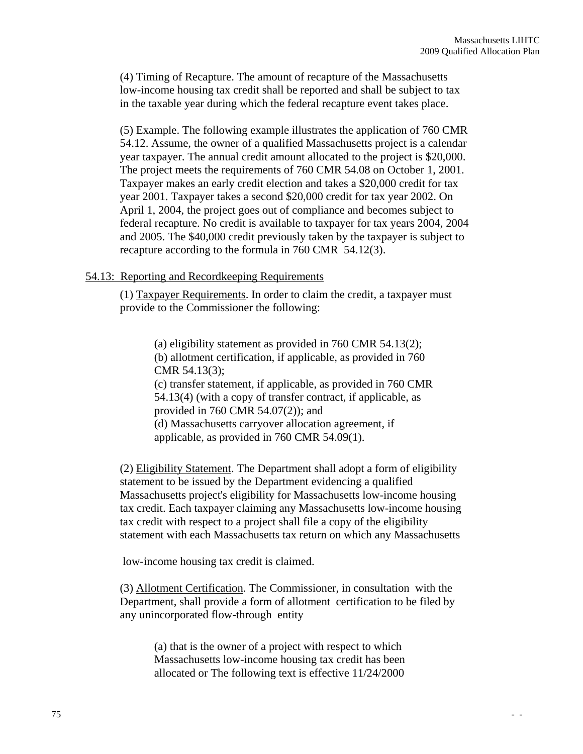(4) Timing of Recapture. The amount of recapture of the Massachusetts low-income housing tax credit shall be reported and shall be subject to tax in the taxable year during which the federal recapture event takes place.

(5) Example. The following example illustrates the application of 760 CMR 54.12. Assume, the owner of a qualified Massachusetts project is a calendar year taxpayer. The annual credit amount allocated to the project is $20,000. The project meets the requirements of 760 CMR 54.08 on October 1, 2001. Taxpayer makes an early credit election and takes a $20,000 credit for tax year 2001. Taxpayer takes a second $20,000 credit for tax year 2002. On April 1, 2004, the project goes out of compliance and becomes subject to federal recapture. No credit is available to taxpayer for tax years 2004, 2004 and 2005. The $40,000 credit previously taken by the taxpayer is subject to recapture according to the formula in 760 CMR 54.12(3).

54.13: Reporting and Recordkeeping Requirements

(1) Taxpayer Requirements. In order to claim the credit, a taxpayer must provide to the Commissioner the following:

(a) eligibility statement as provided in 760 CMR 54.13(2);
(b) allotment certification, if applicable, as provided in 760 CMR 54.13(3);
(c) transfer statement, if applicable, as provided in 760 CMR 54.13(4) (with a copy of transfer contract, if applicable, as provided in 760 CMR 54.07(2)); and
(d) Massachusetts carryover allocation agreement, if applicable, as provided in 760 CMR 54.09(1).

(2) Eligibility Statement. The Department shall adopt a form of eligibility statement to be issued by the Department evidencing a qualified Massachusetts project's eligibility for Massachusetts low-income housing tax credit. Each taxpayer claiming any Massachusetts low-income housing tax credit with respect to a project shall file a copy of the eligibility statement with each Massachusetts tax return on which any Massachusetts low-income housing tax credit is claimed.

(3) Allotment Certification. The Commissioner, in consultation with the Department, shall provide a form of allotment certification to be filed by any unincorporated flow-through entity

(a) that is the owner of a project with respect to which Massachusetts low-income housing tax credit has been allocated or The following text is effective 11/24/2000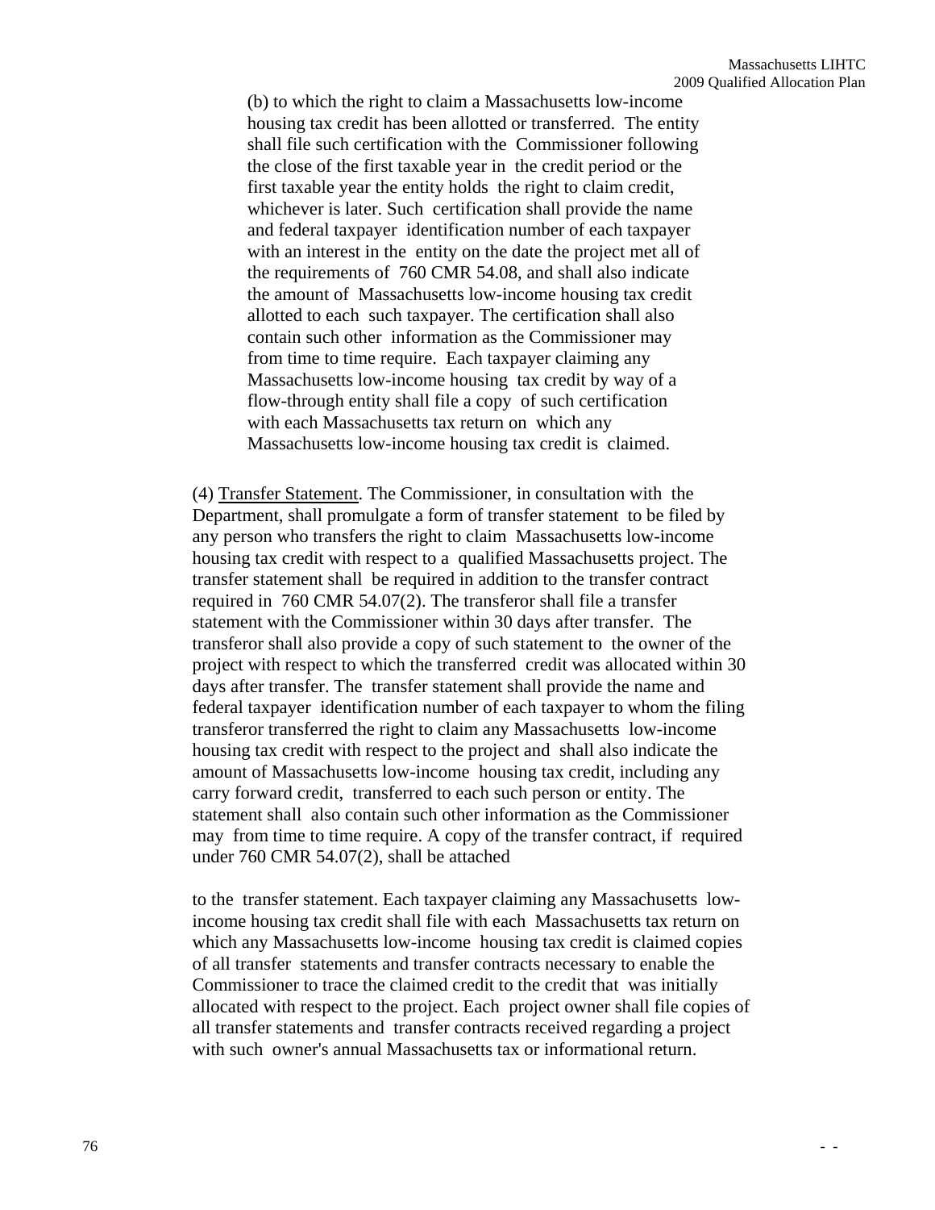(b) to which the right to claim a Massachusetts low-income housing tax credit has been allotted or transferred. The entity shall file such certification with the Commissioner following the close of the first taxable year in the credit period or the first taxable year the entity holds the right to claim credit, whichever is later. Such certification shall provide the name and federal taxpayer identification number of each taxpayer with an interest in the entity on the date the project met all of the requirements of 760 CMR 54.08, and shall also indicate the amount of Massachusetts low-income housing tax credit allotted to each such taxpayer. The certification shall also contain such other information as the Commissioner may from time to time require. Each taxpayer claiming any Massachusetts low-income housing tax credit by way of a flow-through entity shall file a copy of such certification with each Massachusetts tax return on which any Massachusetts low-income housing tax credit is claimed.

(4) <u>Transfer Statement</u>. The Commissioner, in consultation with the Department, shall promulgate a form of transfer statement to be filed by any person who transfers the right to claim Massachusetts low-income housing tax credit with respect to a qualified Massachusetts project. The transfer statement shall be required in addition to the transfer contract required in 760 CMR 54.07(2). The transferor shall file a transfer statement with the Commissioner within 30 days after transfer. The transferor shall also provide a copy of such statement to the owner of the project with respect to which the transferred credit was allocated within 30 days after transfer. The transfer statement shall provide the name and federal taxpayer identification number of each taxpayer to whom the filing transferor transferred the right to claim any Massachusetts low-income housing tax credit with respect to the project and shall also indicate the amount of Massachusetts low-income housing tax credit, including any carry forward credit, transferred to each such person or entity. The statement shall also contain such other information as the Commissioner may from time to time require. A copy of the transfer contract, if required under 760 CMR 54.07(2), shall be attached to the transfer statement. Each taxpayer claiming any Massachusetts low-income housing tax credit shall file with each Massachusetts tax return on which any Massachusetts low-income housing tax credit is claimed copies of all transfer statements and transfer contracts necessary to enable the Commissioner to trace the claimed credit to the credit that was initially allocated with respect to the project. Each project owner shall file copies of all transfer statements and transfer contracts received regarding a project with such owner's annual Massachusetts tax or informational return.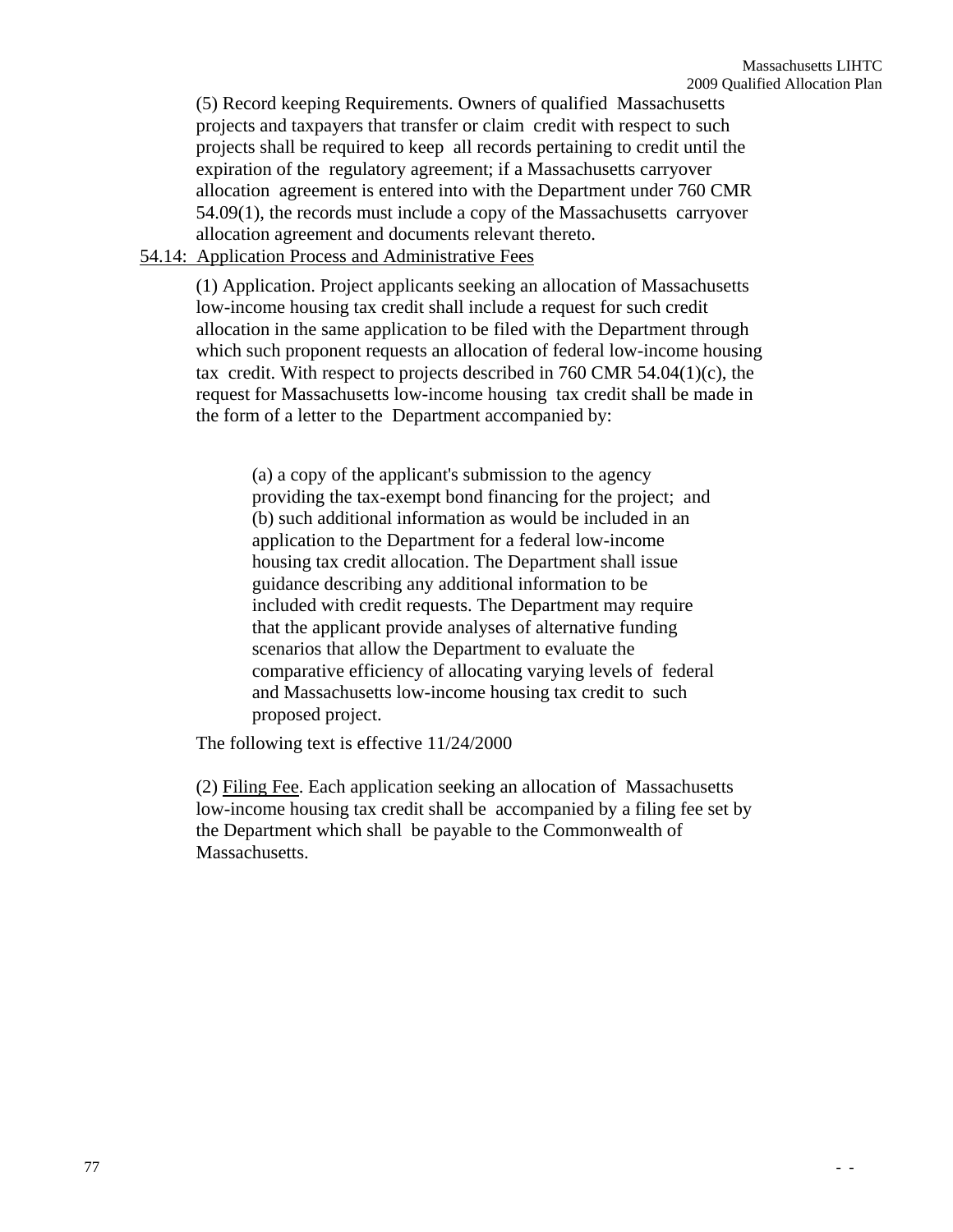(5) Record keeping Requirements. Owners of qualified Massachusetts projects and taxpayers that transfer or claim credit with respect to such projects shall be required to keep all records pertaining to credit until the expiration of the regulatory agreement; if a Massachusetts carryover allocation agreement is entered into with the Department under 760 CMR 54.09(1), the records must include a copy of the Massachusetts carryover allocation agreement and documents relevant thereto.

## 54.14: Application Process and Administrative Fees

(1) Application. Project applicants seeking an allocation of Massachusetts low-income housing tax credit shall include a request for such credit allocation in the same application to be filed with the Department through which such proponent requests an allocation of federal low-income housing tax credit. With respect to projects described in 760 CMR 54.04(1)(c), the request for Massachusetts low-income housing tax credit shall be made in the form of a letter to the Department accompanied by:

(a) a copy of the applicant's submission to the agency providing the tax-exempt bond financing for the project; and
(b) such additional information as would be included in an application to the Department for a federal low-income housing tax credit allocation. The Department shall issue guidance describing any additional information to be included with credit requests. The Department may require that the applicant provide analyses of alternative funding scenarios that allow the Department to evaluate the comparative efficiency of allocating varying levels of federal and Massachusetts low-income housing tax credit to such proposed project.

The following text is effective 11/24/2000

(2) Filing Fee. Each application seeking an allocation of Massachusetts low-income housing tax credit shall be accompanied by a filing fee set by the Department which shall be payable to the Commonwealth of Massachusetts.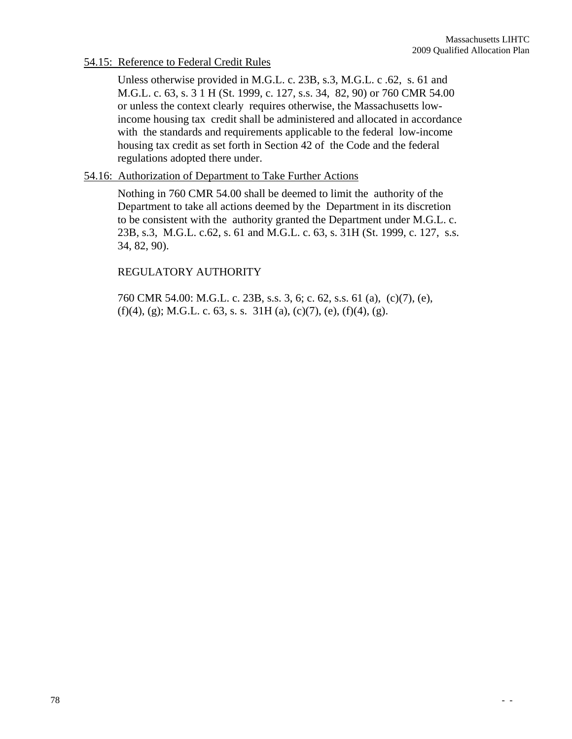54.15: Reference to Federal Credit Rules

Unless otherwise provided in M.G.L. c. 23B, s.3, M.G.L. c .62, s. 61 and M.G.L. c. 63, s. 3 1 H (St. 1999, c. 127, s.s. 34, 82, 90) or 760 CMR 54.00 or unless the context clearly requires otherwise, the Massachusetts low-income housing tax credit shall be administered and allocated in accordance with the standards and requirements applicable to the federal low-income housing tax credit as set forth in Section 42 of the Code and the federal regulations adopted there under.

54.16: Authorization of Department to Take Further Actions

Nothing in 760 CMR 54.00 shall be deemed to limit the authority of the Department to take all actions deemed by the Department in its discretion to be consistent with the authority granted the Department under M.G.L. c. 23B, s.3, M.G.L. c.62, s. 61 and M.G.L. c. 63, s. 31H (St. 1999, c. 127, s.s. 34, 82, 90).

REGULATORY AUTHORITY

760 CMR 54.00: M.G.L. c. 23B, s.s. 3, 6; c. 62, s.s. 61 (a), (c)(7), (e), (f)(4), (g); M.G.L. c. 63, s. s. 31H (a), (c)(7), (e), (f)(4), (g).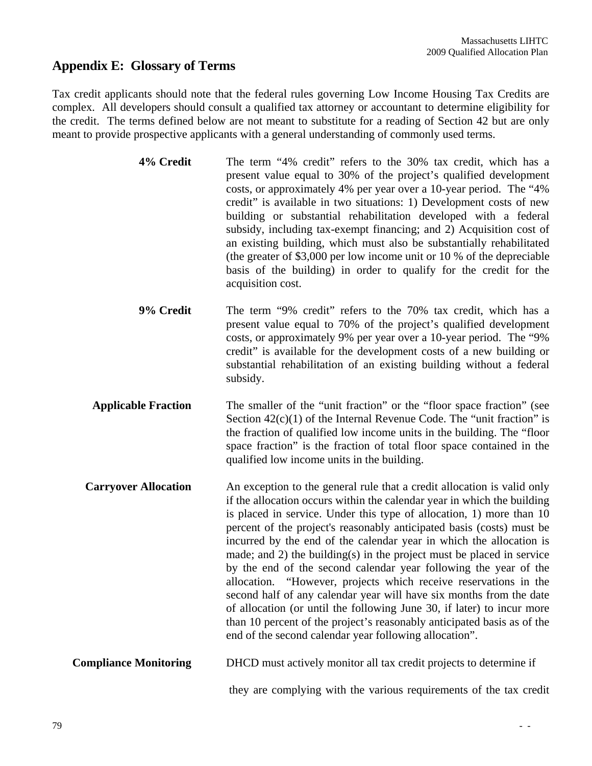## Appendix E: Glossary of Terms

Tax credit applicants should note that the federal rules governing Low Income Housing Tax Credits are complex. All developers should consult a qualified tax attorney or accountant to determine eligibility for the credit. The terms defined below are not meant to substitute for a reading of Section 42 but are only meant to provide prospective applicants with a general understanding of commonly used terms.

**4% Credit**

The term "4% credit" refers to the 30% tax credit, which has a present value equal to 30% of the project's qualified development costs, or approximately 4% per year over a 10-year period. The "4% credit" is available in two situations: 1) Development costs of new building or substantial rehabilitation developed with a federal subsidy, including tax-exempt financing; and 2) Acquisition cost of an existing building, which must also be substantially rehabilitated (the greater of $3,000 per low income unit or 10 % of the depreciable basis of the building) in order to qualify for the credit for the acquisition cost.

**9% Credit**

The term "9% credit" refers to the 70% tax credit, which has a present value equal to 70% of the project's qualified development costs, or approximately 9% per year over a 10-year period. The "9% credit" is available for the development costs of a new building or substantial rehabilitation of an existing building without a federal subsidy.

**Applicable Fraction**

The smaller of the "unit fraction" or the "floor space fraction" (see Section 42(c)(1) of the Internal Revenue Code. The "unit fraction" is the fraction of qualified low income units in the building. The "floor space fraction" is the fraction of total floor space contained in the qualified low income units in the building.

**Carryover Allocation**

An exception to the general rule that a credit allocation is valid only if the allocation occurs within the calendar year in which the building is placed in service. Under this type of allocation, 1) more than 10 percent of the project's reasonably anticipated basis (costs) must be incurred by the end of the calendar year in which the allocation is made; and 2) the building(s) in the project must be placed in service by the end of the second calendar year following the year of the allocation. "However, projects which receive reservations in the second half of any calendar year will have six months from the date of allocation (or until the following June 30, if later) to incur more than 10 percent of the project's reasonably anticipated basis as of the end of the second calendar year following allocation".

**Compliance Monitoring**

DHCD must actively monitor all tax credit projects to determine if they are complying with the various requirements of the tax credit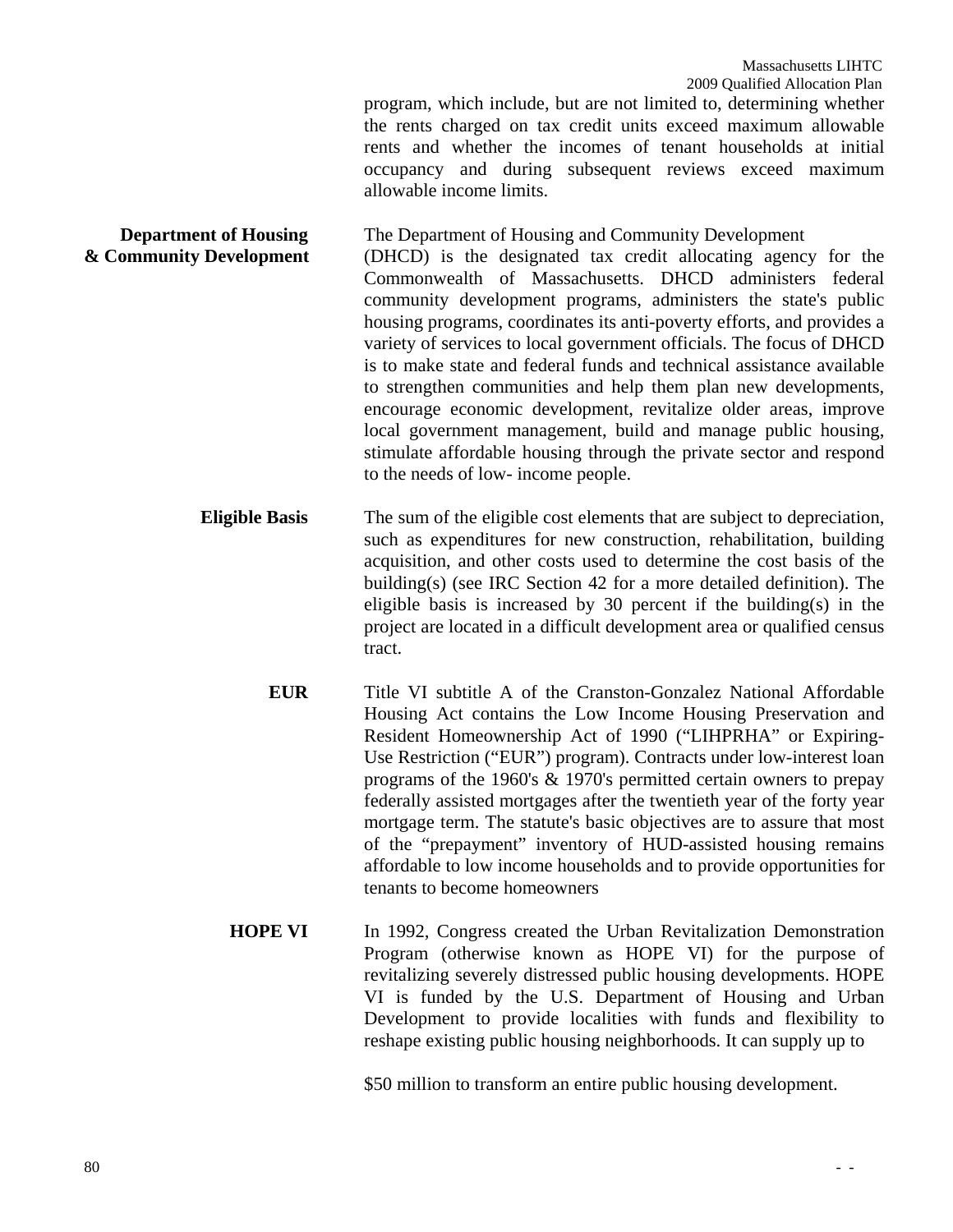program, which include, but are not limited to, determining whether the rents charged on tax credit units exceed maximum allowable rents and whether the incomes of tenant households at initial occupancy and during subsequent reviews exceed maximum allowable income limits.

**Department of Housing & Community Development**

The Department of Housing and Community Development (DHCD) is the designated tax credit allocating agency for the Commonwealth of Massachusetts. DHCD administers federal community development programs, administers the state's public housing programs, coordinates its anti-poverty efforts, and provides a variety of services to local government officials. The focus of DHCD is to make state and federal funds and technical assistance available to strengthen communities and help them plan new developments, encourage economic development, revitalize older areas, improve local government management, build and manage public housing, stimulate affordable housing through the private sector and respond to the needs of low- income people.

**Eligible Basis**

The sum of the eligible cost elements that are subject to depreciation, such as expenditures for new construction, rehabilitation, building acquisition, and other costs used to determine the cost basis of the building(s) (see IRC Section 42 for a more detailed definition). The eligible basis is increased by 30 percent if the building(s) in the project are located in a difficult development area or qualified census tract.

**EUR**

Title VI subtitle A of the Cranston-Gonzalez National Affordable Housing Act contains the Low Income Housing Preservation and Resident Homeownership Act of 1990 ("LIHPRHA" or Expiring-Use Restriction ("EUR") program). Contracts under low-interest loan programs of the 1960's & 1970's permitted certain owners to prepay federally assisted mortgages after the twentieth year of the forty year mortgage term. The statute's basic objectives are to assure that most of the "prepayment" inventory of HUD-assisted housing remains affordable to low income households and to provide opportunities for tenants to become homeowners

**HOPE VI**

In 1992, Congress created the Urban Revitalization Demonstration Program (otherwise known as HOPE VI) for the purpose of revitalizing severely distressed public housing developments. HOPE VI is funded by the U.S. Department of Housing and Urban Development to provide localities with funds and flexibility to reshape existing public housing neighborhoods. It can supply up to

$50 million to transform an entire public housing development.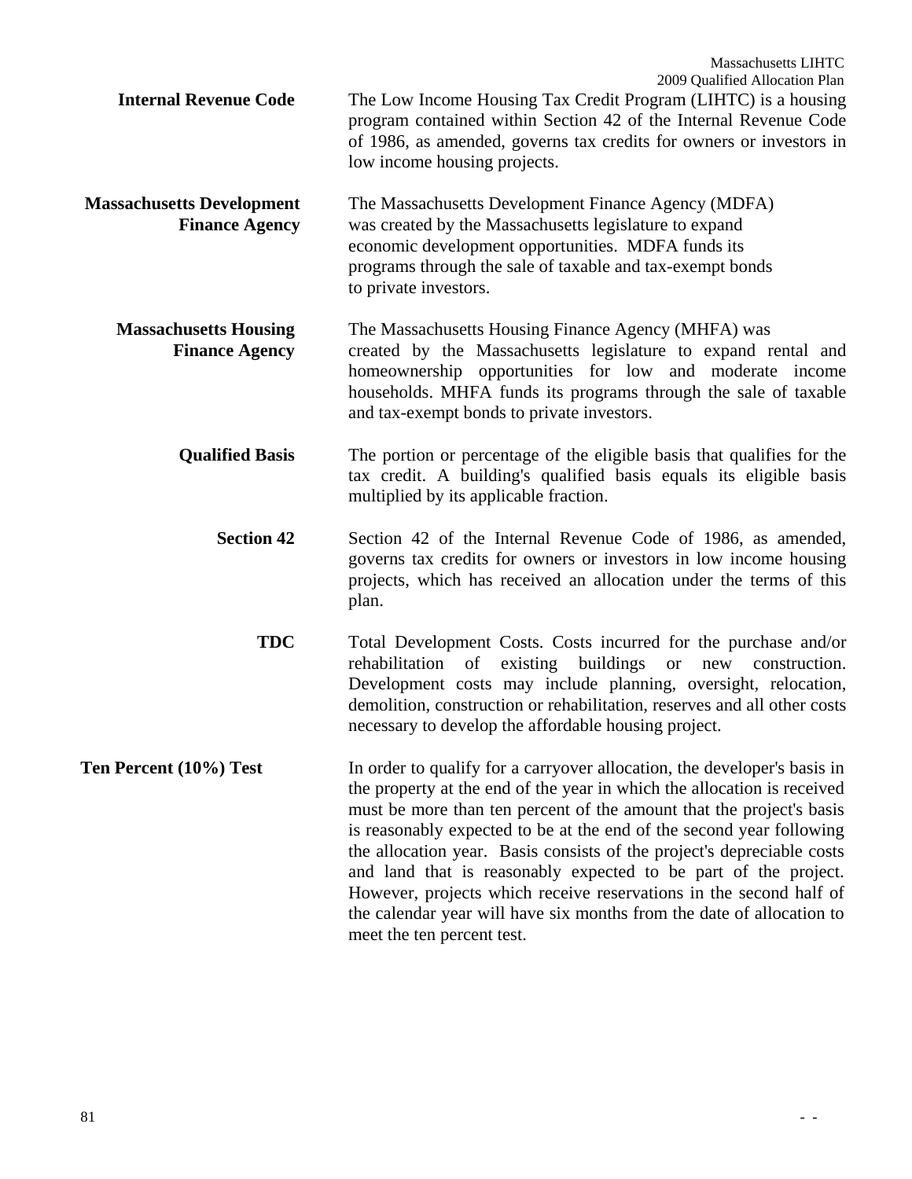**Internal Revenue Code** The Low Income Housing Tax Credit Program (LIHTC) is a housing program contained within Section 42 of the Internal Revenue Code of 1986, as amended, governs tax credits for owners or investors in low income housing projects.

**Massachusetts Development Finance Agency** The Massachusetts Development Finance Agency (MDFA) was created by the Massachusetts legislature to expand economic development opportunities. MDFA funds its programs through the sale of taxable and tax-exempt bonds to private investors.

**Massachusetts Housing Finance Agency** The Massachusetts Housing Finance Agency (MHFA) was created by the Massachusetts legislature to expand rental and homeownership opportunities for low and moderate income households. MHFA funds its programs through the sale of taxable and tax-exempt bonds to private investors.

**Qualified Basis** The portion or percentage of the eligible basis that qualifies for the tax credit. A building's qualified basis equals its eligible basis multiplied by its applicable fraction.

**Section 42** Section 42 of the Internal Revenue Code of 1986, as amended, governs tax credits for owners or investors in low income housing projects, which has received an allocation under the terms of this plan.

**TDC** Total Development Costs. Costs incurred for the purchase and/or rehabilitation of existing buildings or new construction. Development costs may include planning, oversight, relocation, demolition, construction or rehabilitation, reserves and all other costs necessary to develop the affordable housing project.

**Ten Percent (10%) Test** In order to qualify for a carryover allocation, the developer's basis in the property at the end of the year in which the allocation is received must be more than ten percent of the amount that the project's basis is reasonably expected to be at the end of the second year following the allocation year. Basis consists of the project's depreciable costs and land that is reasonably expected to be part of the project. However, projects which receive reservations in the second half of the calendar year will have six months from the date of allocation to meet the ten percent test.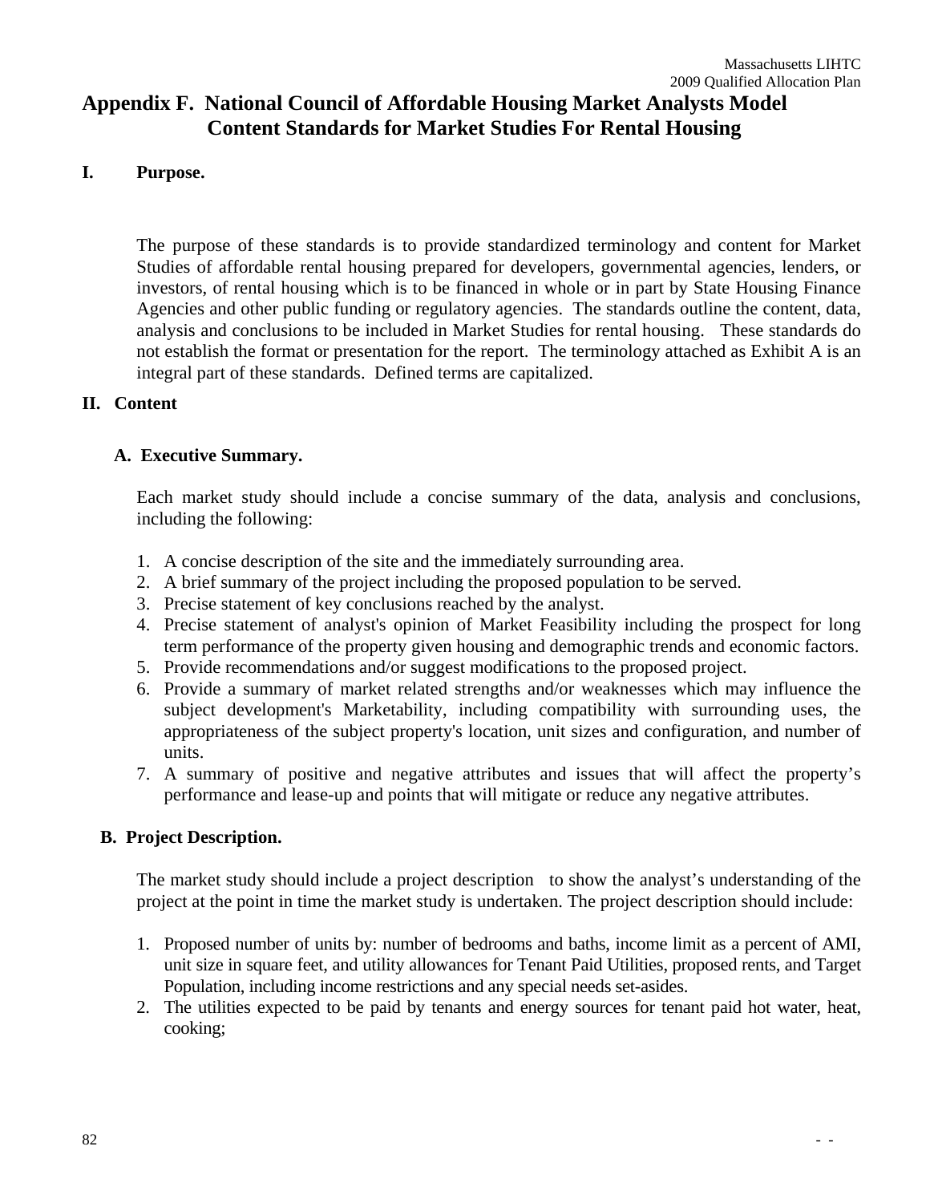# Appendix F. National Council of Affordable Housing Market Analysts Model Content Standards for Market Studies For Rental Housing

## I. Purpose.

The purpose of these standards is to provide standardized terminology and content for Market Studies of affordable rental housing prepared for developers, governmental agencies, lenders, or investors, of rental housing which is to be financed in whole or in part by State Housing Finance Agencies and other public funding or regulatory agencies. The standards outline the content, data, analysis and conclusions to be included in Market Studies for rental housing. These standards do not establish the format or presentation for the report. The terminology attached as Exhibit A is an integral part of these standards. Defined terms are capitalized.

## II. Content

### A. Executive Summary.

Each market study should include a concise summary of the data, analysis and conclusions, including the following:

1. A concise description of the site and the immediately surrounding area.
2. A brief summary of the project including the proposed population to be served.
3. Precise statement of key conclusions reached by the analyst.
4. Precise statement of analyst's opinion of Market Feasibility including the prospect for long term performance of the property given housing and demographic trends and economic factors.
5. Provide recommendations and/or suggest modifications to the proposed project.
6. Provide a summary of market related strengths and/or weaknesses which may influence the subject development's Marketability, including compatibility with surrounding uses, the appropriateness of the subject property's location, unit sizes and configuration, and number of units.
7. A summary of positive and negative attributes and issues that will affect the property's performance and lease-up and points that will mitigate or reduce any negative attributes.

### B. Project Description.

The market study should include a project description to show the analyst's understanding of the project at the point in time the market study is undertaken. The project description should include:

1. Proposed number of units by: number of bedrooms and baths, income limit as a percent of AMI, unit size in square feet, and utility allowances for Tenant Paid Utilities, proposed rents, and Target Population, including income restrictions and any special needs set-asides.
2. The utilities expected to be paid by tenants and energy sources for tenant paid hot water, heat, cooking;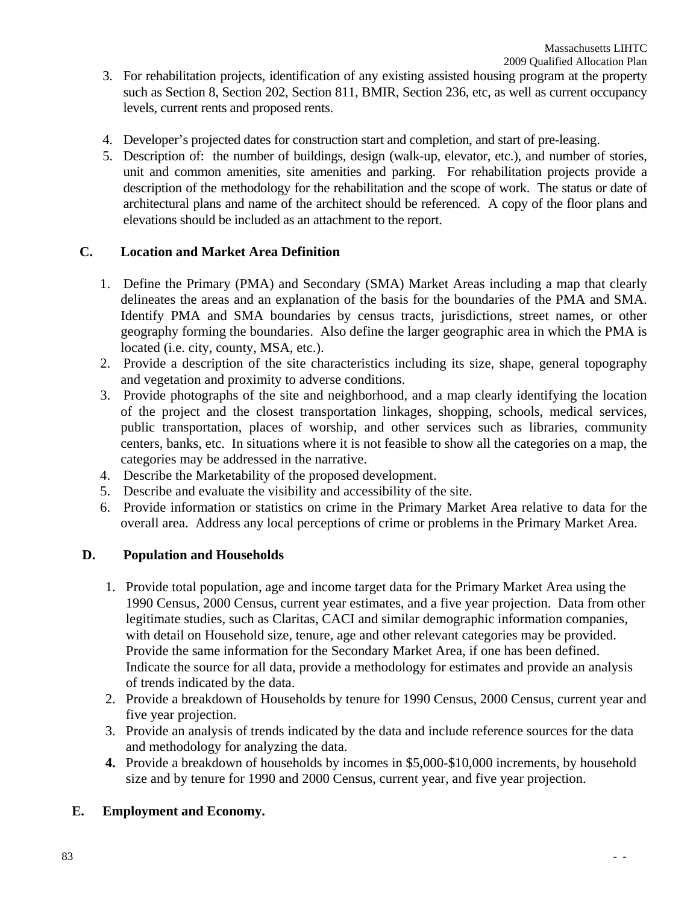3. For rehabilitation projects, identification of any existing assisted housing program at the property such as Section 8, Section 202, Section 811, BMIR, Section 236, etc, as well as current occupancy levels, current rents and proposed rents.
4. Developer's projected dates for construction start and completion, and start of pre-leasing.
5. Description of: the number of buildings, design (walk-up, elevator, etc.), and number of stories, unit and common amenities, site amenities and parking. For rehabilitation projects provide a description of the methodology for the rehabilitation and the scope of work. The status or date of architectural plans and name of the architect should be referenced. A copy of the floor plans and elevations should be included as an attachment to the report.

### C. Location and Market Area Definition

1. Define the Primary (PMA) and Secondary (SMA) Market Areas including a map that clearly delineates the areas and an explanation of the basis for the boundaries of the PMA and SMA. Identify PMA and SMA boundaries by census tracts, jurisdictions, street names, or other geography forming the boundaries. Also define the larger geographic area in which the PMA is located (i.e. city, county, MSA, etc.).
2. Provide a description of the site characteristics including its size, shape, general topography and vegetation and proximity to adverse conditions.
3. Provide photographs of the site and neighborhood, and a map clearly identifying the location of the project and the closest transportation linkages, shopping, schools, medical services, public transportation, places of worship, and other services such as libraries, community centers, banks, etc. In situations where it is not feasible to show all the categories on a map, the categories may be addressed in the narrative.
4. Describe the Marketability of the proposed development.
5. Describe and evaluate the visibility and accessibility of the site.
6. Provide information or statistics on crime in the Primary Market Area relative to data for the overall area. Address any local perceptions of crime or problems in the Primary Market Area.

### D. Population and Households

1. Provide total population, age and income target data for the Primary Market Area using the 1990 Census, 2000 Census, current year estimates, and a five year projection. Data from other legitimate studies, such as Claritas, CACI and similar demographic information companies, with detail on Household size, tenure, age and other relevant categories may be provided. Provide the same information for the Secondary Market Area, if one has been defined. Indicate the source for all data, provide a methodology for estimates and provide an analysis of trends indicated by the data.
2. Provide a breakdown of Households by tenure for 1990 Census, 2000 Census, current year and five year projection.
3. Provide an analysis of trends indicated by the data and include reference sources for the data and methodology for analyzing the data.
4. Provide a breakdown of households by incomes in $5,000-$10,000 increments, by household size and by tenure for 1990 and 2000 Census, current year, and five year projection.

### E. Employment and Economy.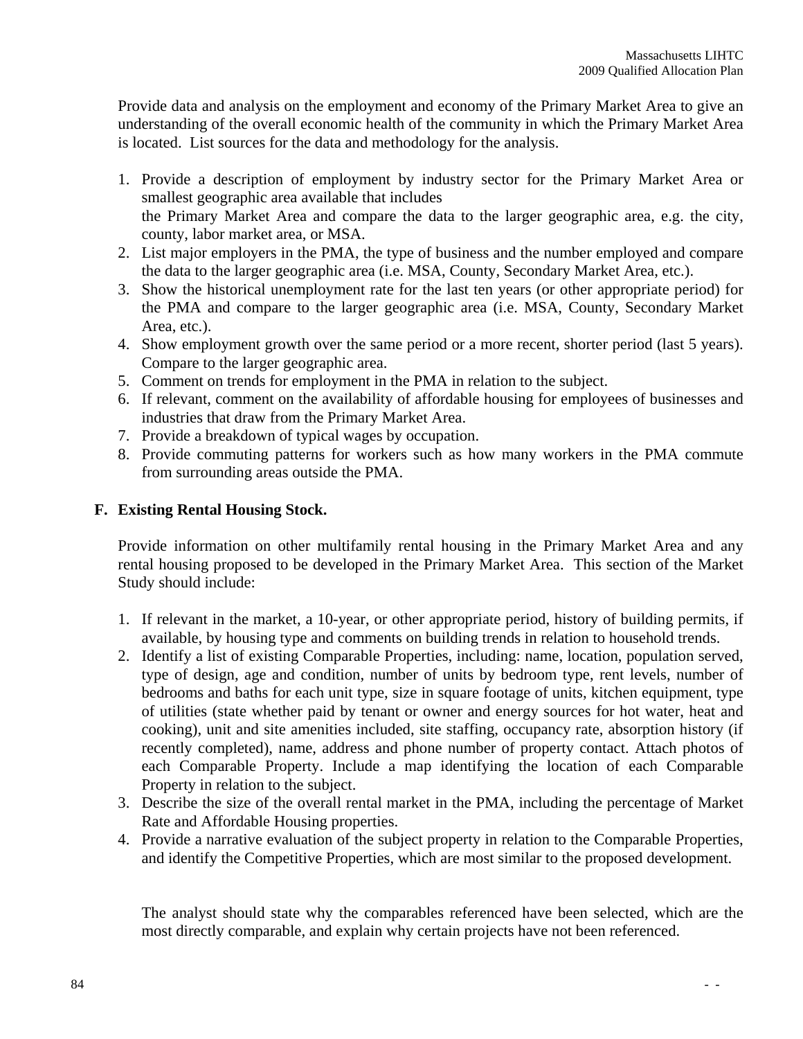Provide data and analysis on the employment and economy of the Primary Market Area to give an understanding of the overall economic health of the community in which the Primary Market Area is located. List sources for the data and methodology for the analysis.

1. Provide a description of employment by industry sector for the Primary Market Area or smallest geographic area available that includes
   the Primary Market Area and compare the data to the larger geographic area, e.g. the city, county, labor market area, or MSA.
2. List major employers in the PMA, the type of business and the number employed and compare the data to the larger geographic area (i.e. MSA, County, Secondary Market Area, etc.).
3. Show the historical unemployment rate for the last ten years (or other appropriate period) for the PMA and compare to the larger geographic area (i.e. MSA, County, Secondary Market Area, etc.).
4. Show employment growth over the same period or a more recent, shorter period (last 5 years). Compare to the larger geographic area.
5. Comment on trends for employment in the PMA in relation to the subject.
6. If relevant, comment on the availability of affordable housing for employees of businesses and industries that draw from the Primary Market Area.
7. Provide a breakdown of typical wages by occupation.
8. Provide commuting patterns for workers such as how many workers in the PMA commute from surrounding areas outside the PMA.

### F. Existing Rental Housing Stock.

Provide information on other multifamily rental housing in the Primary Market Area and any rental housing proposed to be developed in the Primary Market Area. This section of the Market Study should include:

1. If relevant in the market, a 10-year, or other appropriate period, history of building permits, if available, by housing type and comments on building trends in relation to household trends.
2. Identify a list of existing Comparable Properties, including: name, location, population served, type of design, age and condition, number of units by bedroom type, rent levels, number of bedrooms and baths for each unit type, size in square footage of units, kitchen equipment, type of utilities (state whether paid by tenant or owner and energy sources for hot water, heat and cooking), unit and site amenities included, site staffing, occupancy rate, absorption history (if recently completed), name, address and phone number of property contact. Attach photos of each Comparable Property. Include a map identifying the location of each Comparable Property in relation to the subject.
3. Describe the size of the overall rental market in the PMA, including the percentage of Market Rate and Affordable Housing properties.
4. Provide a narrative evaluation of the subject property in relation to the Comparable Properties, and identify the Competitive Properties, which are most similar to the proposed development.

   The analyst should state why the comparables referenced have been selected, which are the most directly comparable, and explain why certain projects have not been referenced.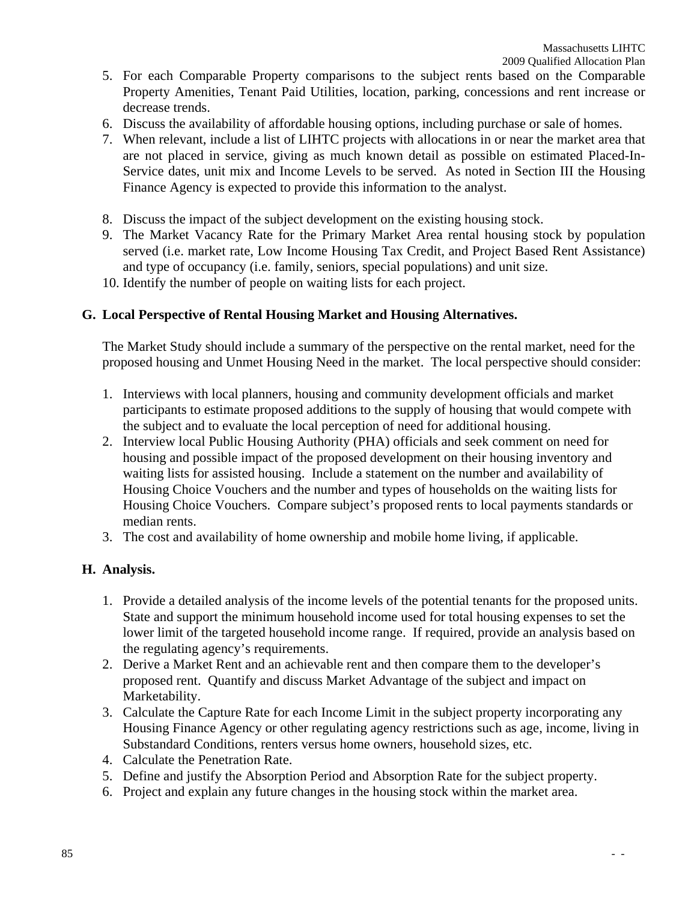5. For each Comparable Property comparisons to the subject rents based on the Comparable Property Amenities, Tenant Paid Utilities, location, parking, concessions and rent increase or decrease trends.
6. Discuss the availability of affordable housing options, including purchase or sale of homes.
7. When relevant, include a list of LIHTC projects with allocations in or near the market area that are not placed in service, giving as much known detail as possible on estimated Placed-In-Service dates, unit mix and Income Levels to be served. As noted in Section III the Housing Finance Agency is expected to provide this information to the analyst.

8. Discuss the impact of the subject development on the existing housing stock.
9. The Market Vacancy Rate for the Primary Market Area rental housing stock by population served (i.e. market rate, Low Income Housing Tax Credit, and Project Based Rent Assistance) and type of occupancy (i.e. family, seniors, special populations) and unit size.
10. Identify the number of people on waiting lists for each project.

## G. Local Perspective of Rental Housing Market and Housing Alternatives.

The Market Study should include a summary of the perspective on the rental market, need for the proposed housing and Unmet Housing Need in the market. The local perspective should consider:

1. Interviews with local planners, housing and community development officials and market participants to estimate proposed additions to the supply of housing that would compete with the subject and to evaluate the local perception of need for additional housing.
2. Interview local Public Housing Authority (PHA) officials and seek comment on need for housing and possible impact of the proposed development on their housing inventory and waiting lists for assisted housing. Include a statement on the number and availability of Housing Choice Vouchers and the number and types of households on the waiting lists for Housing Choice Vouchers. Compare subject's proposed rents to local payments standards or median rents.
3. The cost and availability of home ownership and mobile home living, if applicable.

## H. Analysis.

1. Provide a detailed analysis of the income levels of the potential tenants for the proposed units. State and support the minimum household income used for total housing expenses to set the lower limit of the targeted household income range. If required, provide an analysis based on the regulating agency's requirements.
2. Derive a Market Rent and an achievable rent and then compare them to the developer's proposed rent. Quantify and discuss Market Advantage of the subject and impact on Marketability.
3. Calculate the Capture Rate for each Income Limit in the subject property incorporating any Housing Finance Agency or other regulating agency restrictions such as age, income, living in Substandard Conditions, renters versus home owners, household sizes, etc.
4. Calculate the Penetration Rate.
5. Define and justify the Absorption Period and Absorption Rate for the subject property.
6. Project and explain any future changes in the housing stock within the market area.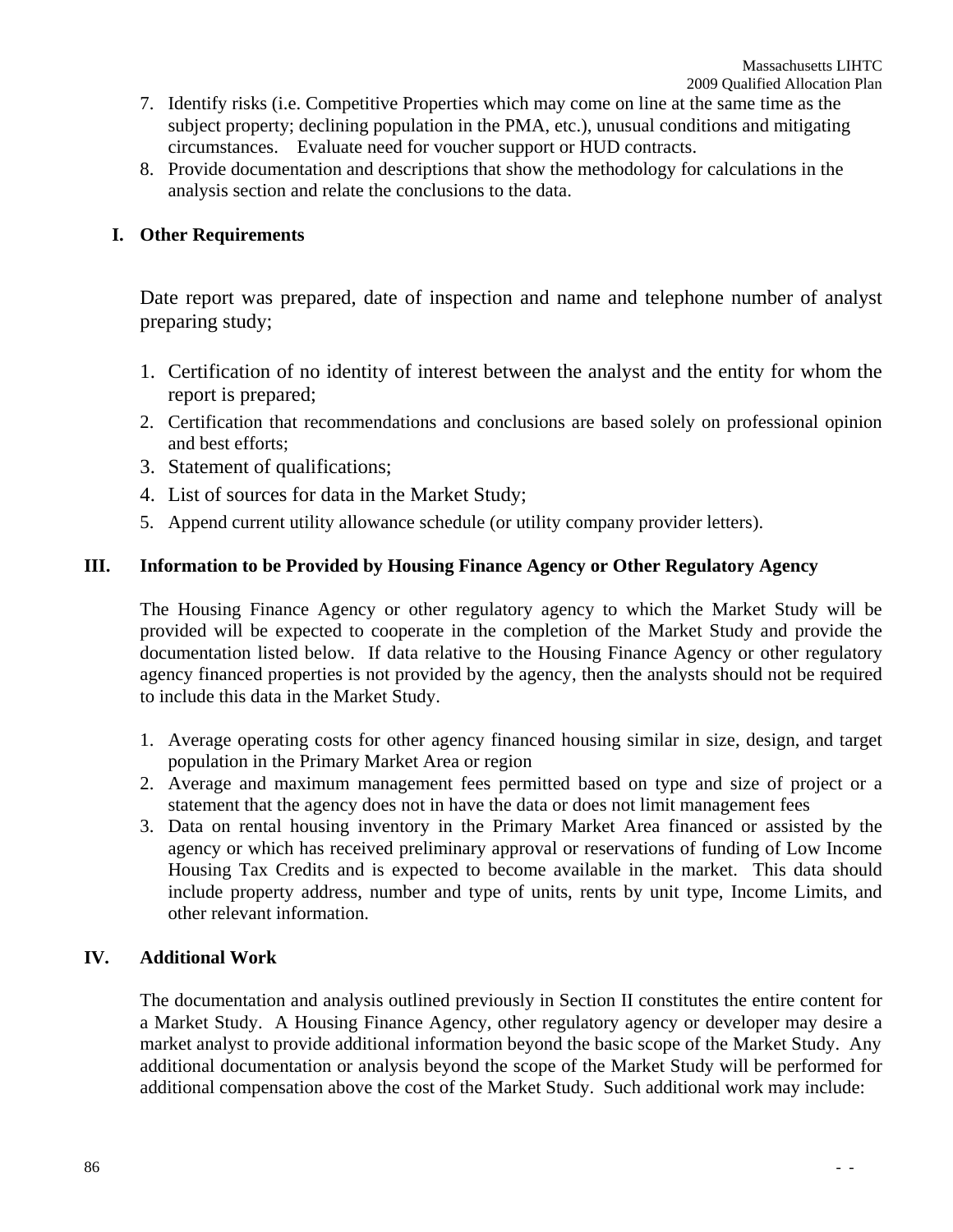7. Identify risks (i.e. Competitive Properties which may come on line at the same time as the subject property; declining population in the PMA, etc.), unusual conditions and mitigating circumstances. Evaluate need for voucher support or HUD contracts.
8. Provide documentation and descriptions that show the methodology for calculations in the analysis section and relate the conclusions to the data.

**I. Other Requirements**

Date report was prepared, date of inspection and name and telephone number of analyst preparing study;

1. Certification of no identity of interest between the analyst and the entity for whom the report is prepared;
2. Certification that recommendations and conclusions are based solely on professional opinion and best efforts;
3. Statement of qualifications;
4. List of sources for data in the Market Study;
5. Append current utility allowance schedule (or utility company provider letters).

## III. Information to be Provided by Housing Finance Agency or Other Regulatory Agency

The Housing Finance Agency or other regulatory agency to which the Market Study will be provided will be expected to cooperate in the completion of the Market Study and provide the documentation listed below. If data relative to the Housing Finance Agency or other regulatory agency financed properties is not provided by the agency, then the analysts should not be required to include this data in the Market Study.

1. Average operating costs for other agency financed housing similar in size, design, and target population in the Primary Market Area or region
2. Average and maximum management fees permitted based on type and size of project or a statement that the agency does not in have the data or does not limit management fees
3. Data on rental housing inventory in the Primary Market Area financed or assisted by the agency or which has received preliminary approval or reservations of funding of Low Income Housing Tax Credits and is expected to become available in the market. This data should include property address, number and type of units, rents by unit type, Income Limits, and other relevant information.

## IV. Additional Work

The documentation and analysis outlined previously in Section II constitutes the entire content for a Market Study. A Housing Finance Agency, other regulatory agency or developer may desire a market analyst to provide additional information beyond the basic scope of the Market Study. Any additional documentation or analysis beyond the scope of the Market Study will be performed for additional compensation above the cost of the Market Study. Such additional work may include: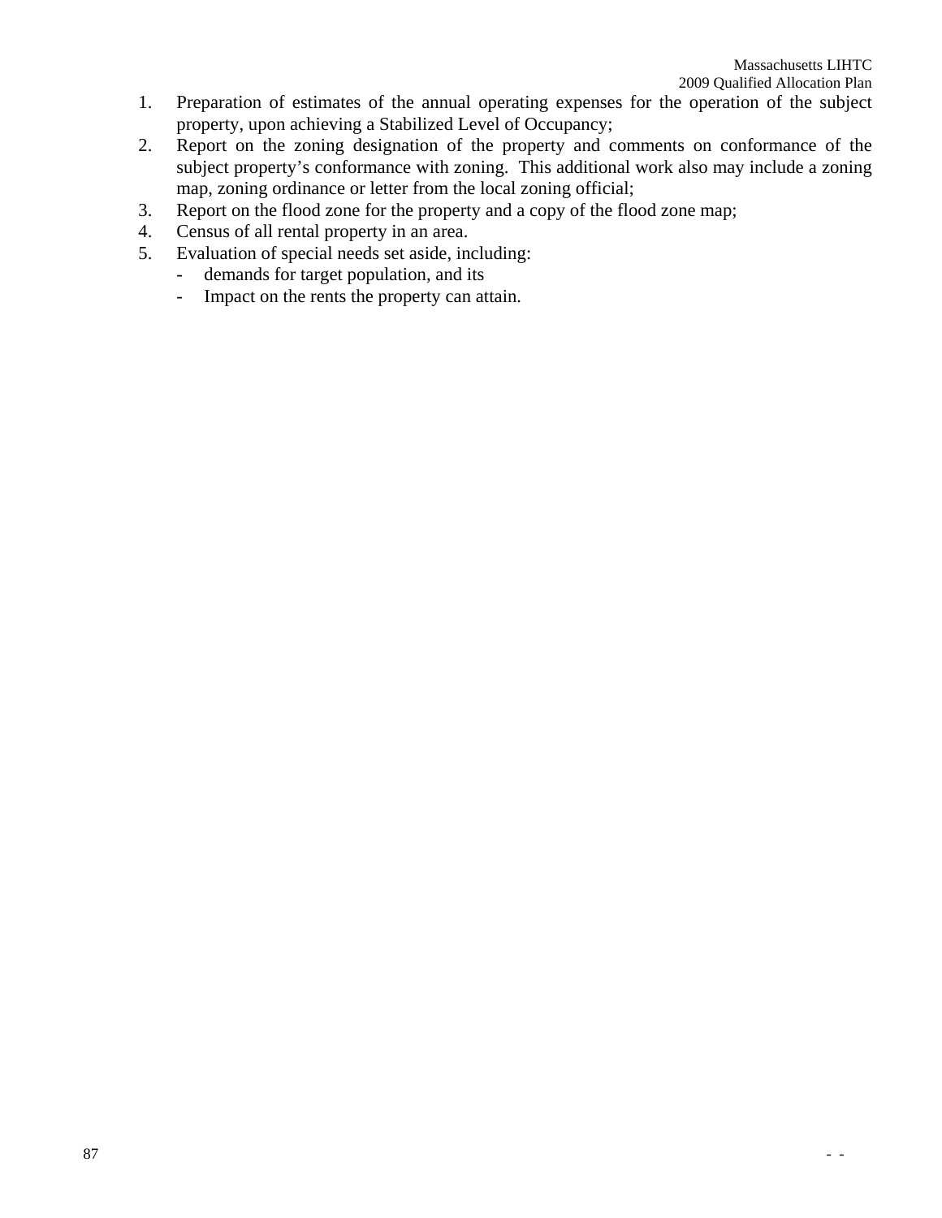1. Preparation of estimates of the annual operating expenses for the operation of the subject property, upon achieving a Stabilized Level of Occupancy;
2. Report on the zoning designation of the property and comments on conformance of the subject property's conformance with zoning. This additional work also may include a zoning map, zoning ordinance or letter from the local zoning official;
3. Report on the flood zone for the property and a copy of the flood zone map;
4. Census of all rental property in an area.
5. Evaluation of special needs set aside, including:
   - demands for target population, and its
   - Impact on the rents the property can attain.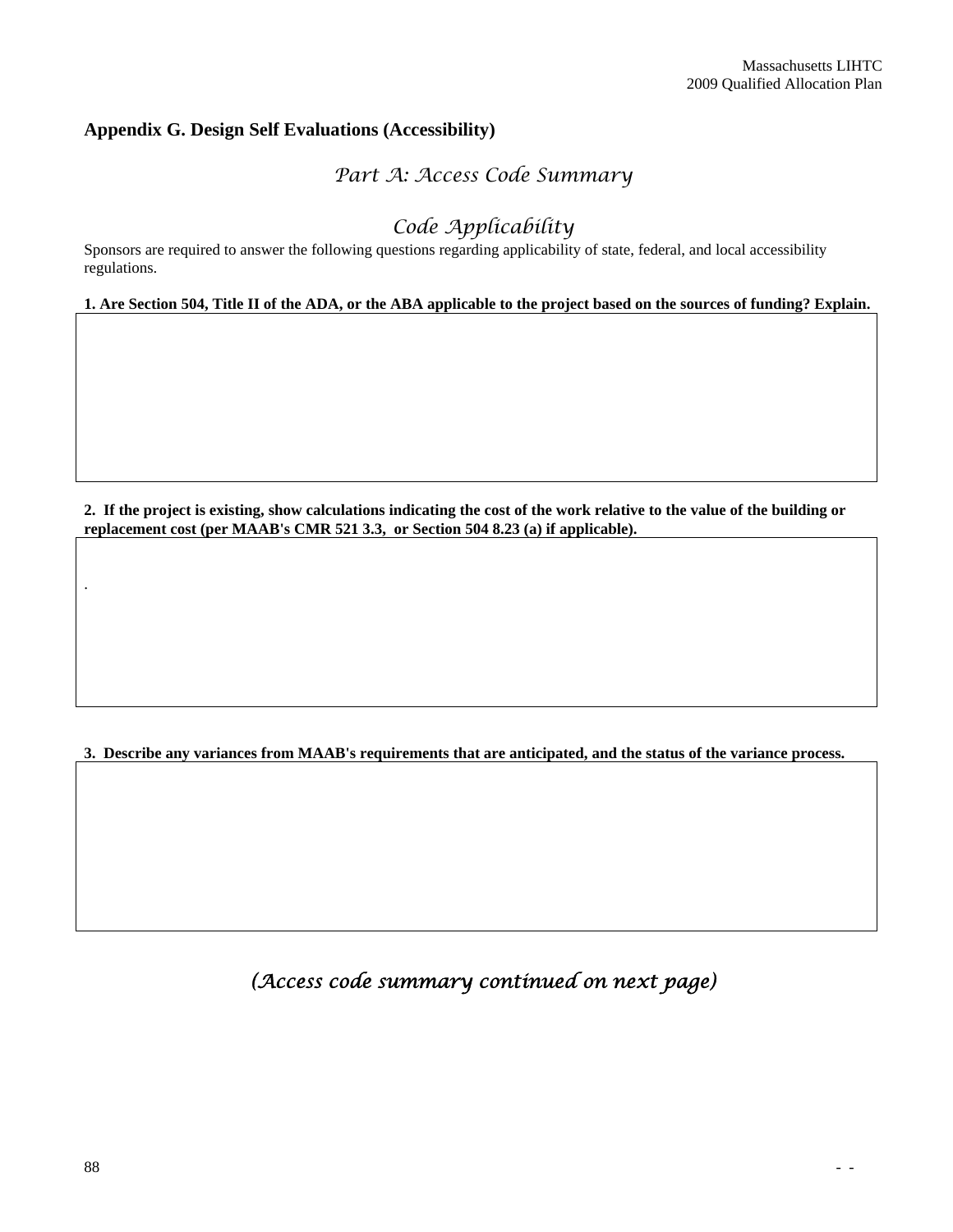## Appendix G. Design Self Evaluations (Accessibility)

### *Part A: Access Code Summary*

### *Code Applicability*

Sponsors are required to answer the following questions regarding applicability of state, federal, and local accessibility regulations.

**1. Are Section 504, Title II of the ADA, or the ABA applicable to the project based on the sources of funding? Explain.**

**2. If the project is existing, show calculations indicating the cost of the work relative to the value of the building or replacement cost (per MAAB's CMR 521 3.3, or Section 504 8.23 (a) if applicable).**

.

**3. Describe any variances from MAAB's requirements that are anticipated, and the status of the variance process.**

*(Access code summary continued on next page)*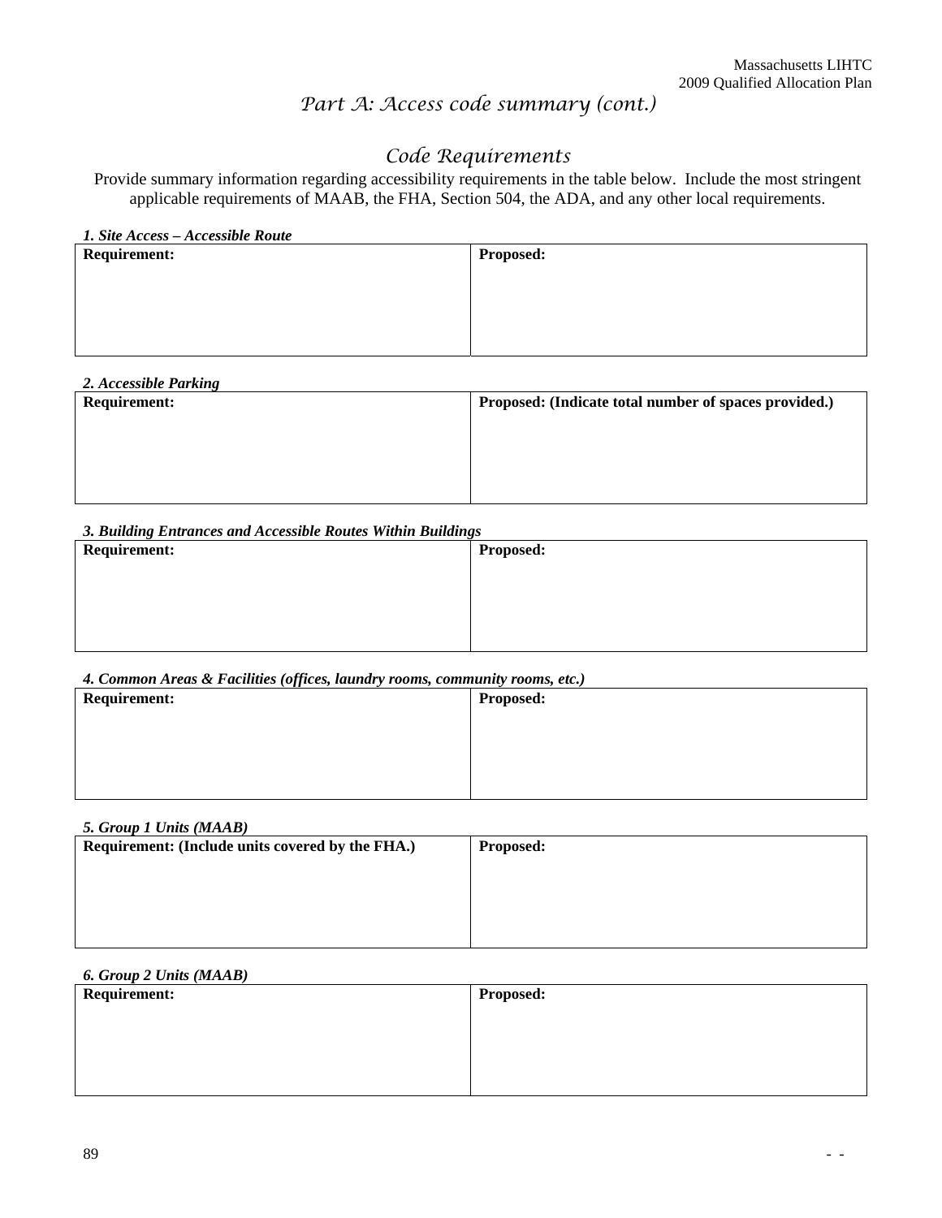## Part A: Access code summary (cont.)

### Code Requirements

Provide summary information regarding accessibility requirements in the table below. Include the most stringent applicable requirements of MAAB, the FHA, Section 504, the ADA, and any other local requirements.

***1. Site Access – Accessible Route***

| **Requirement:** | **Proposed:** |
|---|---|
| | |

***2. Accessible Parking***

| **Requirement:** | **Proposed: (Indicate total number of spaces provided.)** |
|---|---|
| | |

***3. Building Entrances and Accessible Routes Within Buildings***

| **Requirement:** | **Proposed:** |
|---|---|
| | |

***4. Common Areas & Facilities (offices, laundry rooms, community rooms, etc.)***

| **Requirement:** | **Proposed:** |
|---|---|
| | |

***5. Group 1 Units (MAAB)***

| **Requirement: (Include units covered by the FHA.)** | **Proposed:** |
|---|---|
| | |

***6. Group 2 Units (MAAB)***

| **Requirement:** | **Proposed:** |
|---|---|
| | |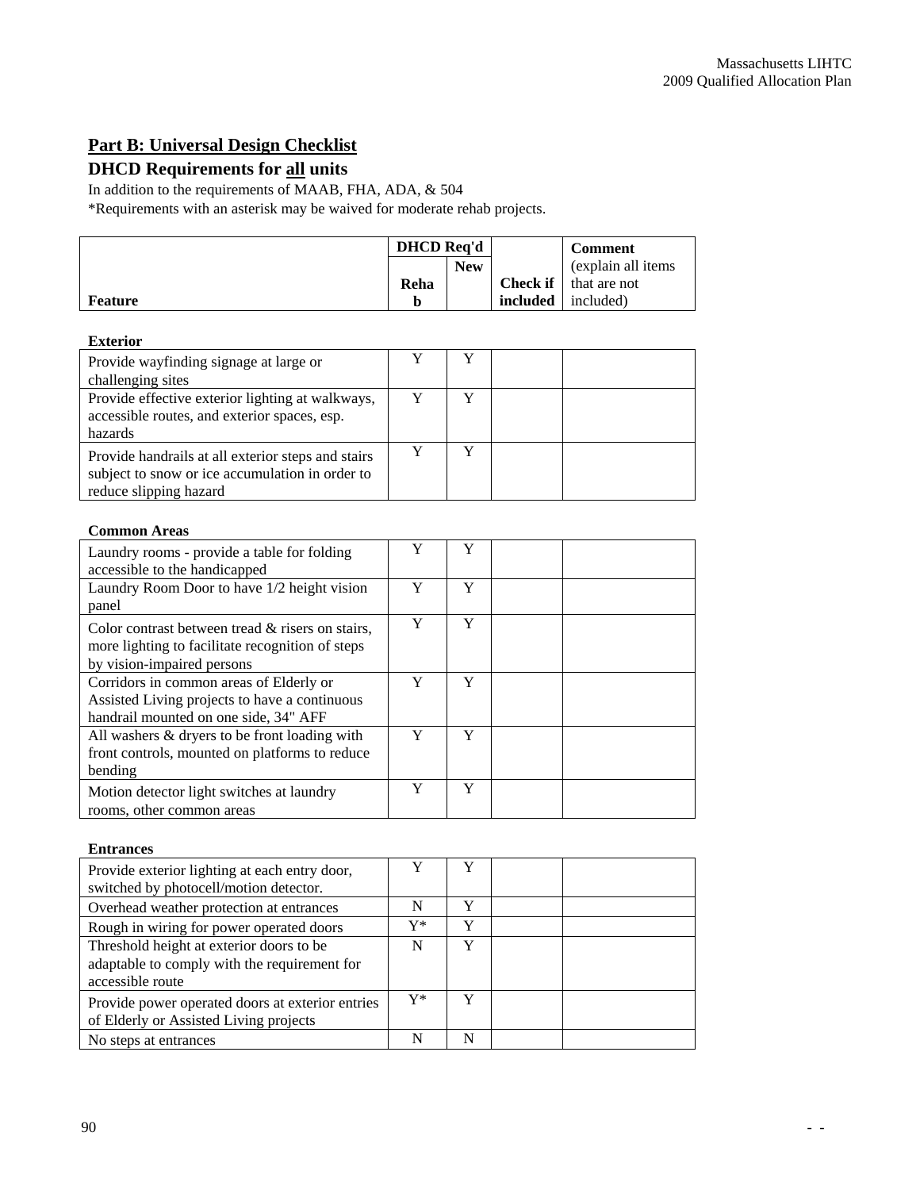## Part B: Universal Design Checklist

### DHCD Requirements for all units

In addition to the requirements of MAAB, FHA, ADA, & 504

*Requirements with an asterisk may be waived for moderate rehab projects.

| Feature | DHCD Req'd | | Check if included | Comment (explain all items that are not included) |
|---|---|---|---|---|
| | Rehab | New | | |
| **Exterior** | | | | |
| Provide wayfinding signage at large or challenging sites | Y | Y | | |
| Provide effective exterior lighting at walkways, accessible routes, and exterior spaces, esp. hazards | Y | Y | | |
| Provide handrails at all exterior steps and stairs subject to snow or ice accumulation in order to reduce slipping hazard | Y | Y | | |
| **Common Areas** | | | | |
| Laundry rooms - provide a table for folding accessible to the handicapped | Y | Y | | |
| Laundry Room Door to have 1/2 height vision panel | Y | Y | | |
| Color contrast between tread & risers on stairs, more lighting to facilitate recognition of steps by vision-impaired persons | Y | Y | | |
| Corridors in common areas of Elderly or Assisted Living projects to have a continuous handrail mounted on one side, 34" AFF | Y | Y | | |
| All washers & dryers to be front loading with front controls, mounted on platforms to reduce bending | Y | Y | | |
| Motion detector light switches at laundry rooms, other common areas | Y | Y | | |
| **Entrances** | | | | |
| Provide exterior lighting at each entry door, switched by photocell/motion detector. | Y | Y | | |
| Overhead weather protection at entrances | N | Y | | |
| Rough in wiring for power operated doors | Y* | Y | | |
| Threshold height at exterior doors to be adaptable to comply with the requirement for accessible route | N | Y | | |
| Provide power operated doors at exterior entries of Elderly or Assisted Living projects | Y* | Y | | |
| No steps at entrances | N | N | | |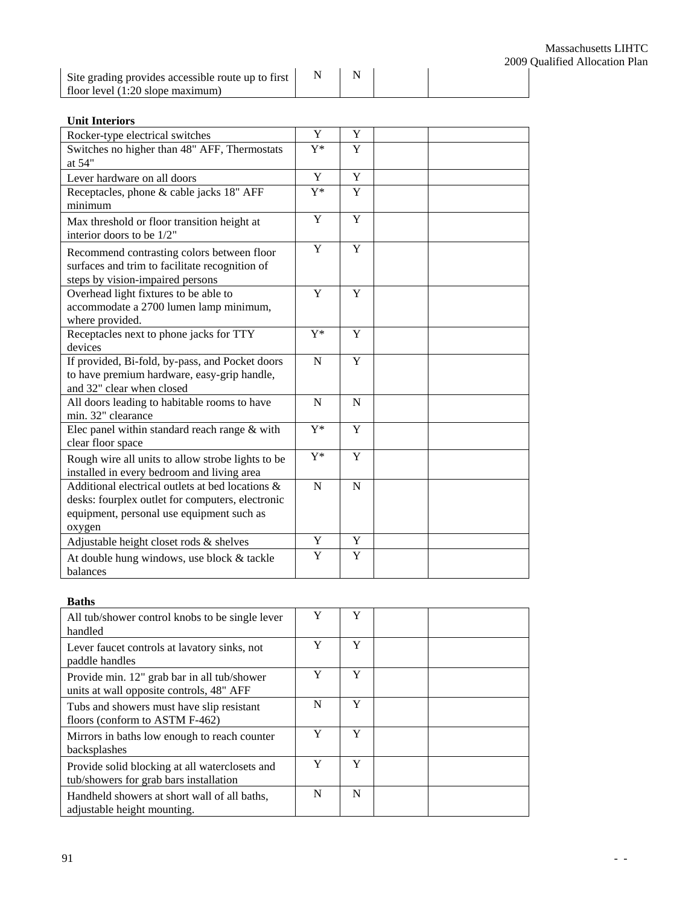| | | | | |
|---|---|---|---|---|
| Site grading provides accessible route up to first floor level (1:20 slope maximum) | N | N | | |

**Unit Interiors**

| | | | | |
|---|---|---|---|---|
| Rocker-type electrical switches | Y | Y | | |
| Switches no higher than 48" AFF, Thermostats at 54" | Y* | Y | | |
| Lever hardware on all doors | Y | Y | | |
| Receptacles, phone & cable jacks 18" AFF minimum | Y* | Y | | |
| Max threshold or floor transition height at interior doors to be 1/2" | Y | Y | | |
| Recommend contrasting colors between floor surfaces and trim to facilitate recognition of steps by vision-impaired persons | Y | Y | | |
| Overhead light fixtures to be able to accommodate a 2700 lumen lamp minimum, where provided. | Y | Y | | |
| Receptacles next to phone jacks for TTY devices | Y* | Y | | |
| If provided, Bi-fold, by-pass, and Pocket doors to have premium hardware, easy-grip handle, and 32" clear when closed | N | Y | | |
| All doors leading to habitable rooms to have min. 32" clearance | N | N | | |
| Elec panel within standard reach range & with clear floor space | Y* | Y | | |
| Rough wire all units to allow strobe lights to be installed in every bedroom and living area | Y* | Y | | |
| Additional electrical outlets at bed locations & desks: fourplex outlet for computers, electronic equipment, personal use equipment such as oxygen | N | N | | |
| Adjustable height closet rods & shelves | Y | Y | | |
| At double hung windows, use block & tackle balances | Y | Y | | |

**Baths**

| | | | | |
|---|---|---|---|---|
| All tub/shower control knobs to be single lever handled | Y | Y | | |
| Lever faucet controls at lavatory sinks, not paddle handles | Y | Y | | |
| Provide min. 12" grab bar in all tub/shower units at wall opposite controls, 48" AFF | Y | Y | | |
| Tubs and showers must have slip resistant floors (conform to ASTM F-462) | N | Y | | |
| Mirrors in baths low enough to reach counter backsplashes | Y | Y | | |
| Provide solid blocking at all waterclosets and tub/showers for grab bars installation | Y | Y | | |
| Handheld showers at short wall of all baths, adjustable height mounting. | N | N | | |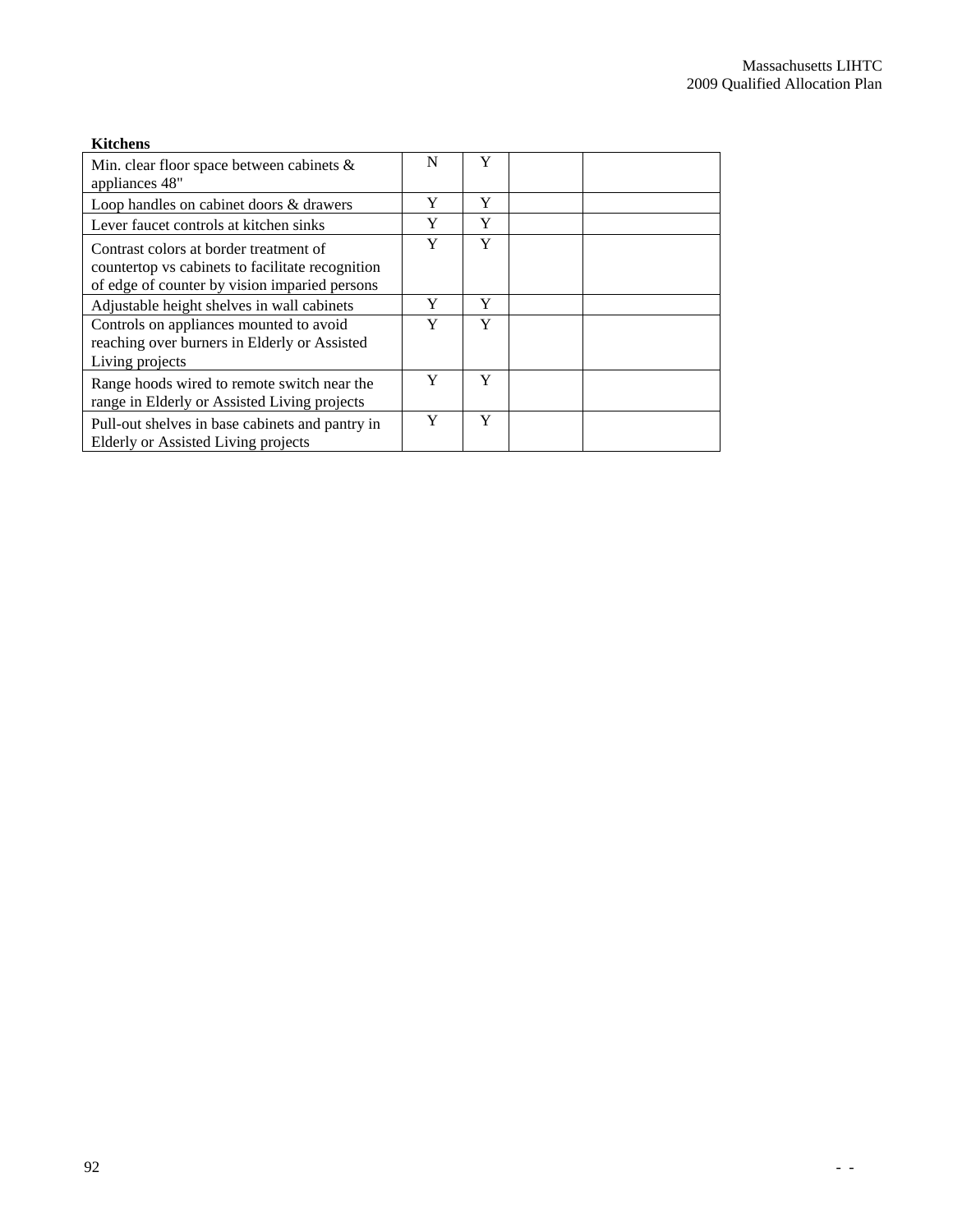**Kitchens**

| | | | | |
|---|---|---|---|---|
| Min. clear floor space between cabinets & appliances 48" | N | Y | | |
| Loop handles on cabinet doors & drawers | Y | Y | | |
| Lever faucet controls at kitchen sinks | Y | Y | | |
| Contrast colors at border treatment of countertop vs cabinets to facilitate recognition of edge of counter by vision imparied persons | Y | Y | | |
| Adjustable height shelves in wall cabinets | Y | Y | | |
| Controls on appliances mounted to avoid reaching over burners in Elderly or Assisted Living projects | Y | Y | | |
| Range hoods wired to remote switch near the range in Elderly or Assisted Living projects | Y | Y | | |
| Pull-out shelves in base cabinets and pantry in Elderly or Assisted Living projects | Y | Y | | |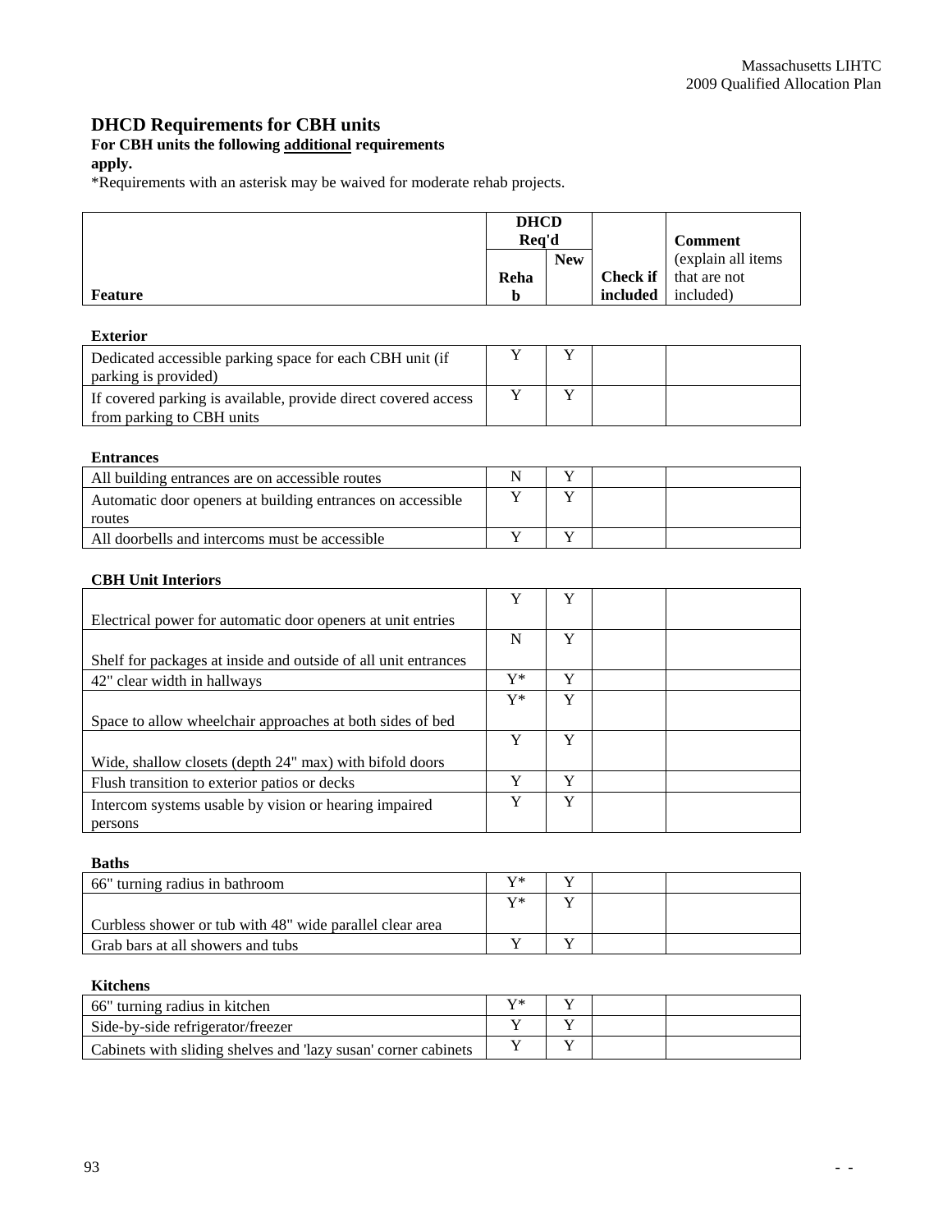## DHCD Requirements for CBH units

**For CBH units the following additional requirements apply.**

*Requirements with an asterisk may be waived for moderate rehab projects.

| Feature | DHCD Req'd Rehab | DHCD Req'd New | Check if included | Comment (explain all items that are not included) |
|---|---|---|---|---|
| **Exterior** | | | | |
| Dedicated accessible parking space for each CBH unit (if parking is provided) | Y | Y | | |
| If covered parking is available, provide direct covered access from parking to CBH units | Y | Y | | |
| **Entrances** | | | | |
| All building entrances are on accessible routes | N | Y | | |
| Automatic door openers at building entrances on accessible routes | Y | Y | | |
| All doorbells and intercoms must be accessible | Y | Y | | |
| **CBH Unit Interiors** | | | | |
| Electrical power for automatic door openers at unit entries | Y | Y | | |
| Shelf for packages at inside and outside of all unit entrances | N | Y | | |
| 42" clear width in hallways | Y* | Y | | |
| Space to allow wheelchair approaches at both sides of bed | Y* | Y | | |
| Wide, shallow closets (depth 24" max) with bifold doors | Y | Y | | |
| Flush transition to exterior patios or decks | Y | Y | | |
| Intercom systems usable by vision or hearing impaired persons | Y | Y | | |
| **Baths** | | | | |
| 66" turning radius in bathroom | Y* | Y | | |
| Curbless shower or tub with 48" wide parallel clear area | Y* | Y | | |
| Grab bars at all showers and tubs | Y | Y | | |
| **Kitchens** | | | | |
| 66" turning radius in kitchen | Y* | Y | | |
| Side-by-side refrigerator/freezer | Y | Y | | |
| Cabinets with sliding shelves and 'lazy susan' corner cabinets | Y | Y | | |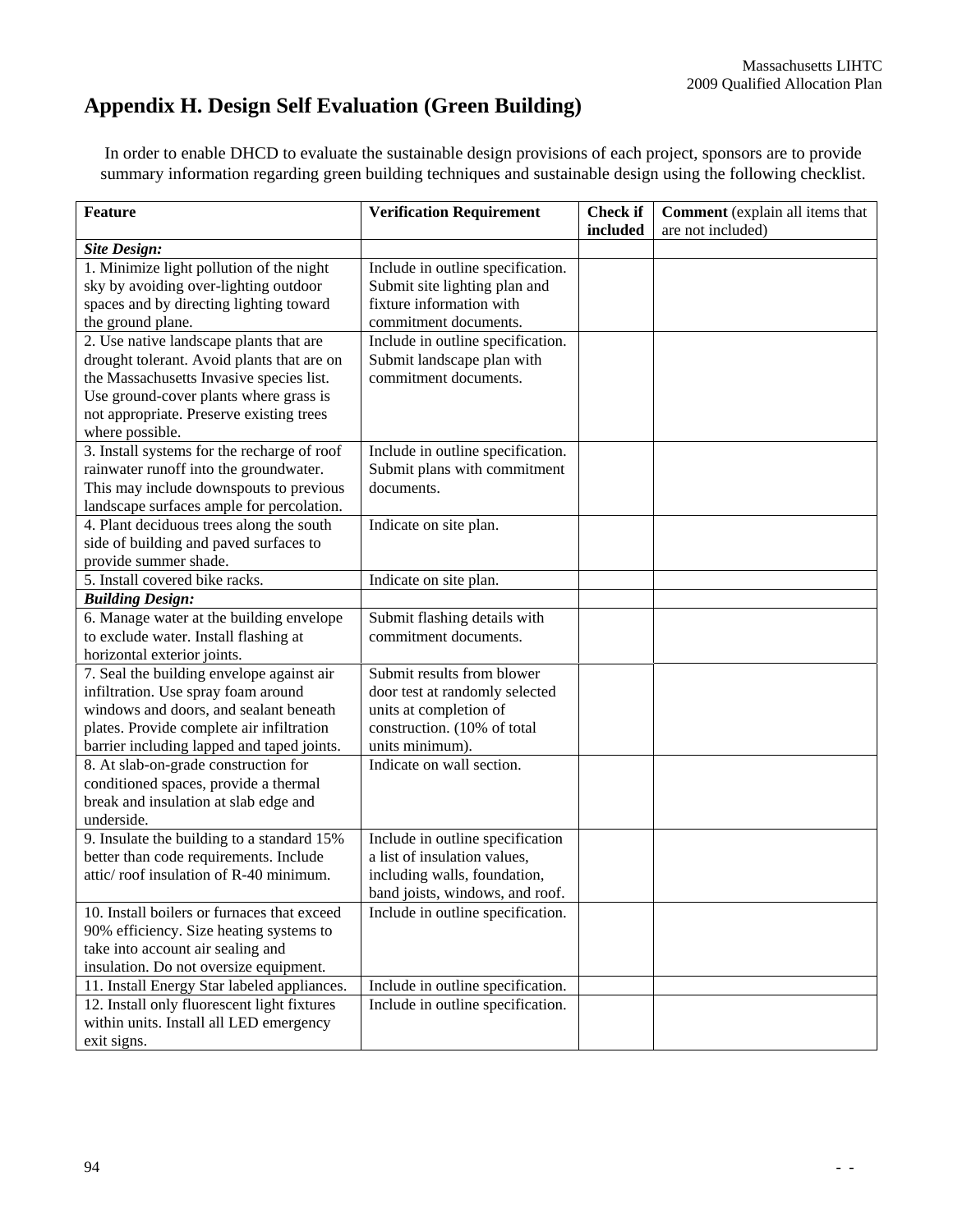# Appendix H. Design Self Evaluation (Green Building)

In order to enable DHCD to evaluate the sustainable design provisions of each project, sponsors are to provide summary information regarding green building techniques and sustainable design using the following checklist.

| **Feature** | **Verification Requirement** | **Check if included** | **Comment** (explain all items that are not included) |
|---|---|---|---|
| ***Site Design:*** | | | |
| 1. Minimize light pollution of the night sky by avoiding over-lighting outdoor spaces and by directing lighting toward the ground plane. | Include in outline specification. Submit site lighting plan and fixture information with commitment documents. | | |
| 2. Use native landscape plants that are drought tolerant. Avoid plants that are on the Massachusetts Invasive species list. Use ground-cover plants where grass is not appropriate. Preserve existing trees where possible. | Include in outline specification. Submit landscape plan with commitment documents. | | |
| 3. Install systems for the recharge of roof rainwater runoff into the groundwater. This may include downspouts to previous landscape surfaces ample for percolation. | Include in outline specification. Submit plans with commitment documents. | | |
| 4. Plant deciduous trees along the south side of building and paved surfaces to provide summer shade. | Indicate on site plan. | | |
| 5. Install covered bike racks. | Indicate on site plan. | | |
| ***Building Design:*** | | | |
| 6. Manage water at the building envelope to exclude water. Install flashing at horizontal exterior joints. | Submit flashing details with commitment documents. | | |
| 7. Seal the building envelope against air infiltration. Use spray foam around windows and doors, and sealant beneath plates. Provide complete air infiltration barrier including lapped and taped joints. | Submit results from blower door test at randomly selected units at completion of construction. (10% of total units minimum). | | |
| 8. At slab-on-grade construction for conditioned spaces, provide a thermal break and insulation at slab edge and underside. | Indicate on wall section. | | |
| 9. Insulate the building to a standard 15% better than code requirements. Include attic/ roof insulation of R-40 minimum. | Include in outline specification a list of insulation values, including walls, foundation, band joists, windows, and roof. | | |
| 10. Install boilers or furnaces that exceed 90% efficiency. Size heating systems to take into account air sealing and insulation. Do not oversize equipment. | Include in outline specification. | | |
| 11. Install Energy Star labeled appliances. | Include in outline specification. | | |
| 12. Install only fluorescent light fixtures within units. Install all LED emergency exit signs. | Include in outline specification. | | |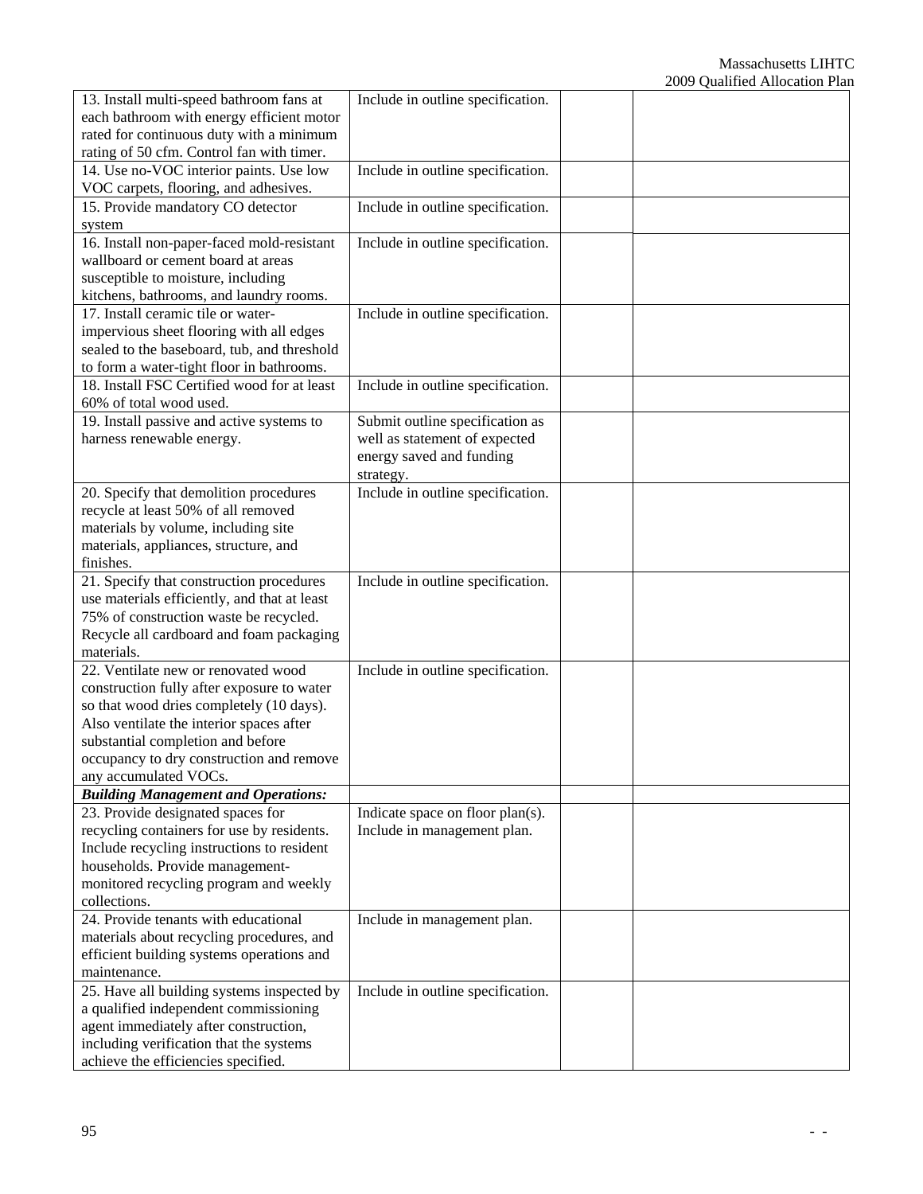| | | | |
|---|---|---|---|
| 13. Install multi-speed bathroom fans at each bathroom with energy efficient motor rated for continuous duty with a minimum rating of 50 cfm. Control fan with timer. | Include in outline specification. | | |
| 14. Use no-VOC interior paints. Use low VOC carpets, flooring, and adhesives. | Include in outline specification. | | |
| 15. Provide mandatory CO detector system | Include in outline specification. | | |
| 16. Install non-paper-faced mold-resistant wallboard or cement board at areas susceptible to moisture, including kitchens, bathrooms, and laundry rooms. | Include in outline specification. | | |
| 17. Install ceramic tile or water-impervious sheet flooring with all edges sealed to the baseboard, tub, and threshold to form a water-tight floor in bathrooms. | Include in outline specification. | | |
| 18. Install FSC Certified wood for at least 60% of total wood used. | Include in outline specification. | | |
| 19. Install passive and active systems to harness renewable energy. | Submit outline specification as well as statement of expected energy saved and funding strategy. | | |
| 20. Specify that demolition procedures recycle at least 50% of all removed materials by volume, including site materials, appliances, structure, and finishes. | Include in outline specification. | | |
| 21. Specify that construction procedures use materials efficiently, and that at least 75% of construction waste be recycled. Recycle all cardboard and foam packaging materials. | Include in outline specification. | | |
| 22. Ventilate new or renovated wood construction fully after exposure to water so that wood dries completely (10 days). Also ventilate the interior spaces after substantial completion and before occupancy to dry construction and remove any accumulated VOCs. | Include in outline specification. | | |
| ***Building Management and Operations:*** | | | |
| 23. Provide designated spaces for recycling containers for use by residents. Include recycling instructions to resident households. Provide management-monitored recycling program and weekly collections. | Indicate space on floor plan(s). Include in management plan. | | |
| 24. Provide tenants with educational materials about recycling procedures, and efficient building systems operations and maintenance. | Include in management plan. | | |
| 25. Have all building systems inspected by a qualified independent commissioning agent immediately after construction, including verification that the systems achieve the efficiencies specified. | Include in outline specification. | | |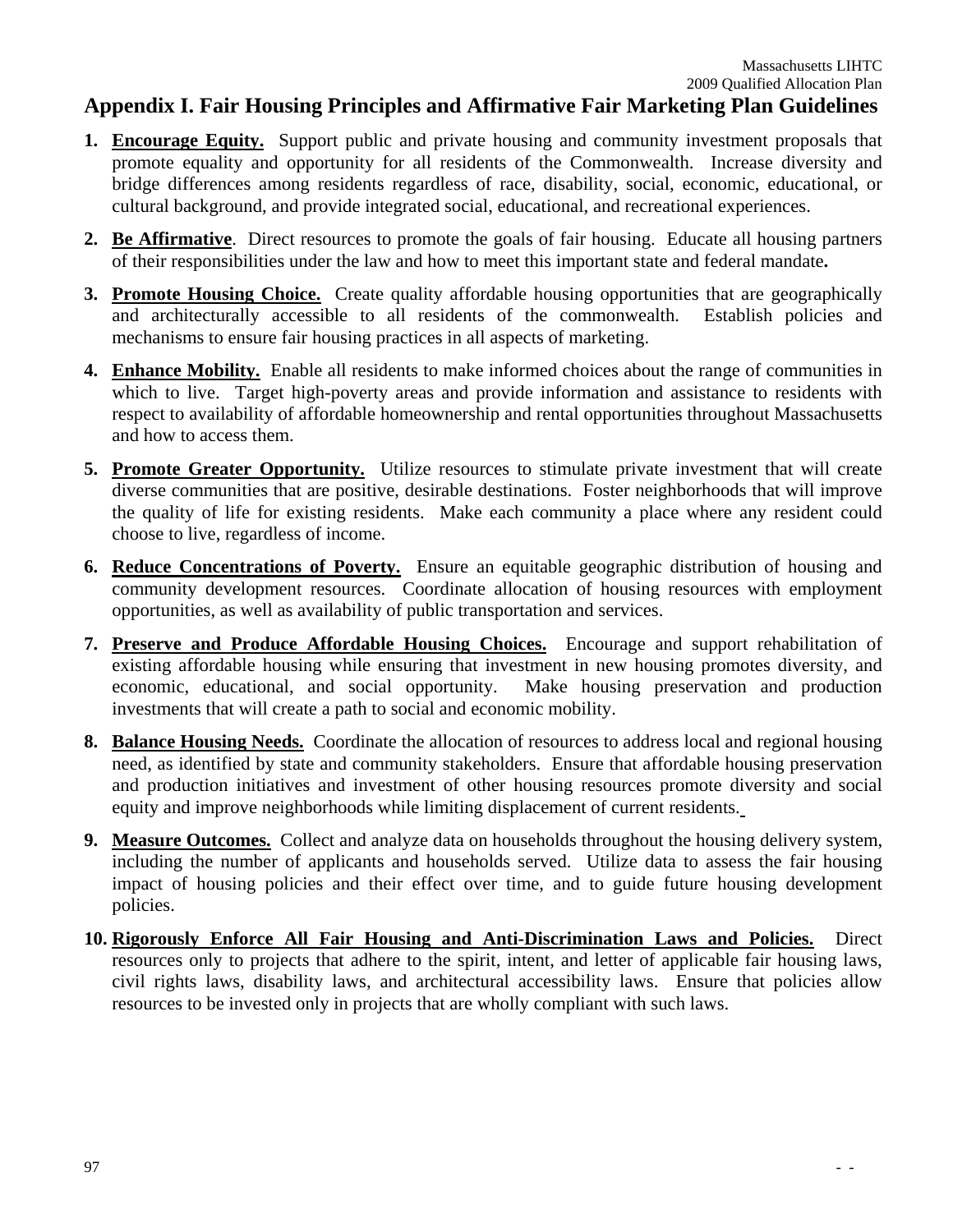## Appendix I. Fair Housing Principles and Affirmative Fair Marketing Plan Guidelines

1. **Encourage Equity.** Support public and private housing and community investment proposals that promote equality and opportunity for all residents of the Commonwealth. Increase diversity and bridge differences among residents regardless of race, disability, social, economic, educational, or cultural background, and provide integrated social, educational, and recreational experiences.

2. **Be Affirmative**. Direct resources to promote the goals of fair housing. Educate all housing partners of their responsibilities under the law and how to meet this important state and federal mandate**.**

3. **Promote Housing Choice.** Create quality affordable housing opportunities that are geographically and architecturally accessible to all residents of the commonwealth. Establish policies and mechanisms to ensure fair housing practices in all aspects of marketing.

4. **Enhance Mobility.** Enable all residents to make informed choices about the range of communities in which to live. Target high-poverty areas and provide information and assistance to residents with respect to availability of affordable homeownership and rental opportunities throughout Massachusetts and how to access them.

5. **Promote Greater Opportunity.** Utilize resources to stimulate private investment that will create diverse communities that are positive, desirable destinations. Foster neighborhoods that will improve the quality of life for existing residents. Make each community a place where any resident could choose to live, regardless of income.

6. **Reduce Concentrations of Poverty.** Ensure an equitable geographic distribution of housing and community development resources. Coordinate allocation of housing resources with employment opportunities, as well as availability of public transportation and services.

7. **Preserve and Produce Affordable Housing Choices.** Encourage and support rehabilitation of existing affordable housing while ensuring that investment in new housing promotes diversity, and economic, educational, and social opportunity. Make housing preservation and production investments that will create a path to social and economic mobility.

8. **Balance Housing Needs.** Coordinate the allocation of resources to address local and regional housing need, as identified by state and community stakeholders. Ensure that affordable housing preservation and production initiatives and investment of other housing resources promote diversity and social equity and improve neighborhoods while limiting displacement of current residents.

9. **Measure Outcomes.** Collect and analyze data on households throughout the housing delivery system, including the number of applicants and households served. Utilize data to assess the fair housing impact of housing policies and their effect over time, and to guide future housing development policies.

10. **Rigorously Enforce All Fair Housing and Anti-Discrimination Laws and Policies.** Direct resources only to projects that adhere to the spirit, intent, and letter of applicable fair housing laws, civil rights laws, disability laws, and architectural accessibility laws. Ensure that policies allow resources to be invested only in projects that are wholly compliant with such laws.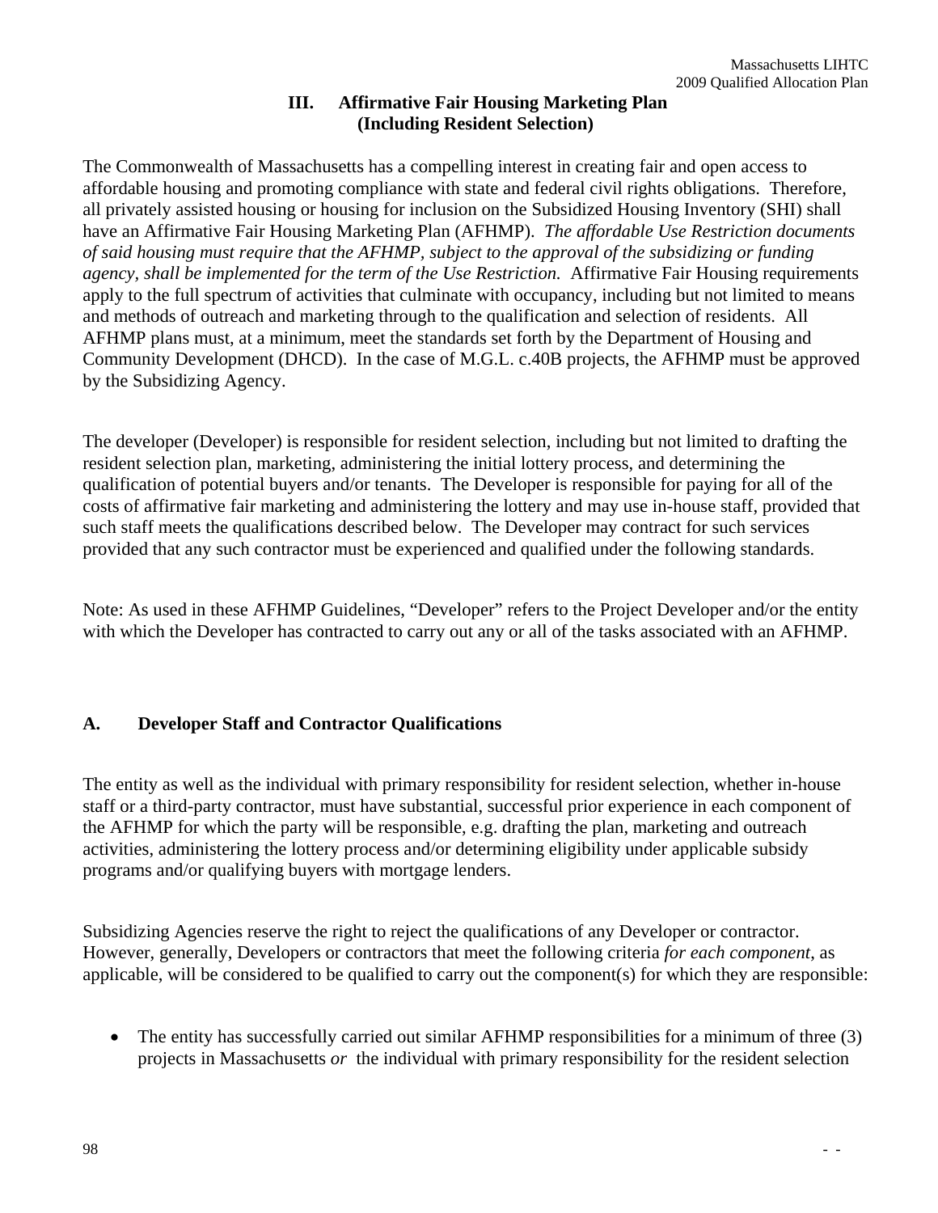## III. Affirmative Fair Housing Marketing Plan (Including Resident Selection)

The Commonwealth of Massachusetts has a compelling interest in creating fair and open access to affordable housing and promoting compliance with state and federal civil rights obligations. Therefore, all privately assisted housing or housing for inclusion on the Subsidized Housing Inventory (SHI) shall have an Affirmative Fair Housing Marketing Plan (AFHMP). *The affordable Use Restriction documents of said housing must require that the AFHMP, subject to the approval of the subsidizing or funding agency, shall be implemented for the term of the Use Restriction.* Affirmative Fair Housing requirements apply to the full spectrum of activities that culminate with occupancy, including but not limited to means and methods of outreach and marketing through to the qualification and selection of residents. All AFHMP plans must, at a minimum, meet the standards set forth by the Department of Housing and Community Development (DHCD). In the case of M.G.L. c.40B projects, the AFHMP must be approved by the Subsidizing Agency.

The developer (Developer) is responsible for resident selection, including but not limited to drafting the resident selection plan, marketing, administering the initial lottery process, and determining the qualification of potential buyers and/or tenants. The Developer is responsible for paying for all of the costs of affirmative fair marketing and administering the lottery and may use in-house staff, provided that such staff meets the qualifications described below. The Developer may contract for such services provided that any such contractor must be experienced and qualified under the following standards.

Note: As used in these AFHMP Guidelines, "Developer" refers to the Project Developer and/or the entity with which the Developer has contracted to carry out any or all of the tasks associated with an AFHMP.

### A. Developer Staff and Contractor Qualifications

The entity as well as the individual with primary responsibility for resident selection, whether in-house staff or a third-party contractor, must have substantial, successful prior experience in each component of the AFHMP for which the party will be responsible, e.g. drafting the plan, marketing and outreach activities, administering the lottery process and/or determining eligibility under applicable subsidy programs and/or qualifying buyers with mortgage lenders.

Subsidizing Agencies reserve the right to reject the qualifications of any Developer or contractor. However, generally, Developers or contractors that meet the following criteria *for each component*, as applicable, will be considered to be qualified to carry out the component(s) for which they are responsible:

- The entity has successfully carried out similar AFHMP responsibilities for a minimum of three (3) projects in Massachusetts *or* the individual with primary responsibility for the resident selection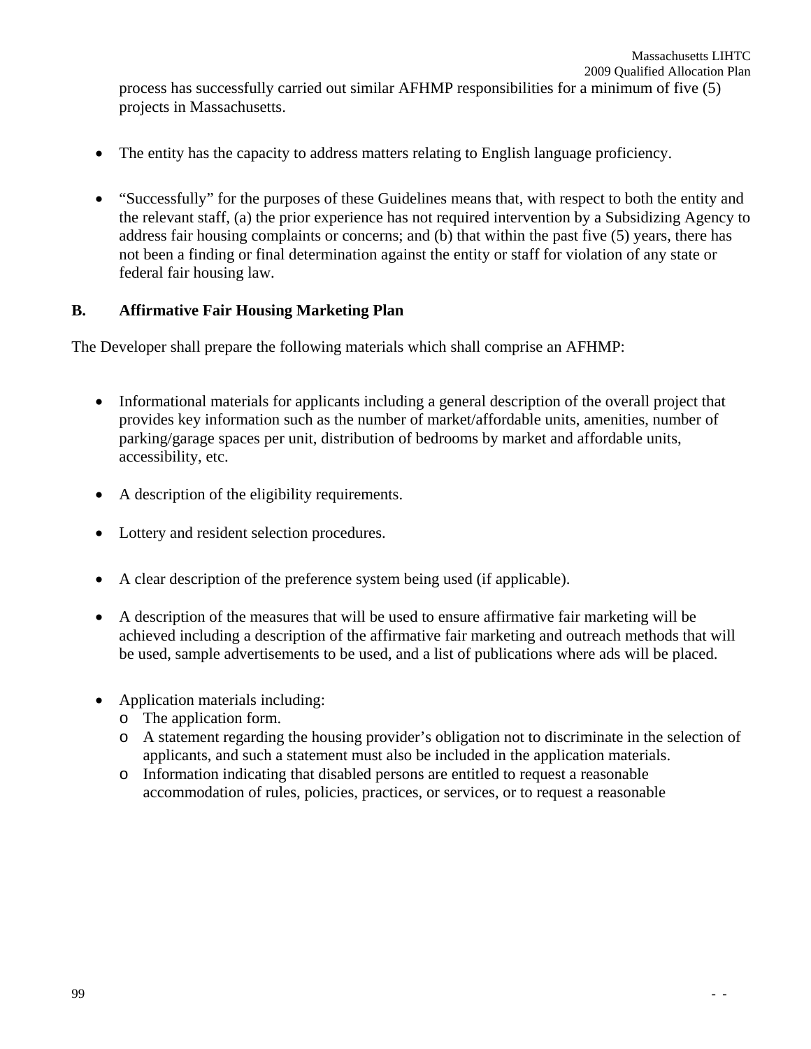process has successfully carried out similar AFHMP responsibilities for a minimum of five (5) projects in Massachusetts.

- The entity has the capacity to address matters relating to English language proficiency.

- "Successfully" for the purposes of these Guidelines means that, with respect to both the entity and the relevant staff, (a) the prior experience has not required intervention by a Subsidizing Agency to address fair housing complaints or concerns; and (b) that within the past five (5) years, there has not been a finding or final determination against the entity or staff for violation of any state or federal fair housing law.

**B. Affirmative Fair Housing Marketing Plan**

The Developer shall prepare the following materials which shall comprise an AFHMP:

- Informational materials for applicants including a general description of the overall project that provides key information such as the number of market/affordable units, amenities, number of parking/garage spaces per unit, distribution of bedrooms by market and affordable units, accessibility, etc.

- A description of the eligibility requirements.

- Lottery and resident selection procedures.

- A clear description of the preference system being used (if applicable).

- A description of the measures that will be used to ensure affirmative fair marketing will be achieved including a description of the affirmative fair marketing and outreach methods that will be used, sample advertisements to be used, and a list of publications where ads will be placed.

- Application materials including:
  - The application form.
  - A statement regarding the housing provider's obligation not to discriminate in the selection of applicants, and such a statement must also be included in the application materials.
  - Information indicating that disabled persons are entitled to request a reasonable accommodation of rules, policies, practices, or services, or to request a reasonable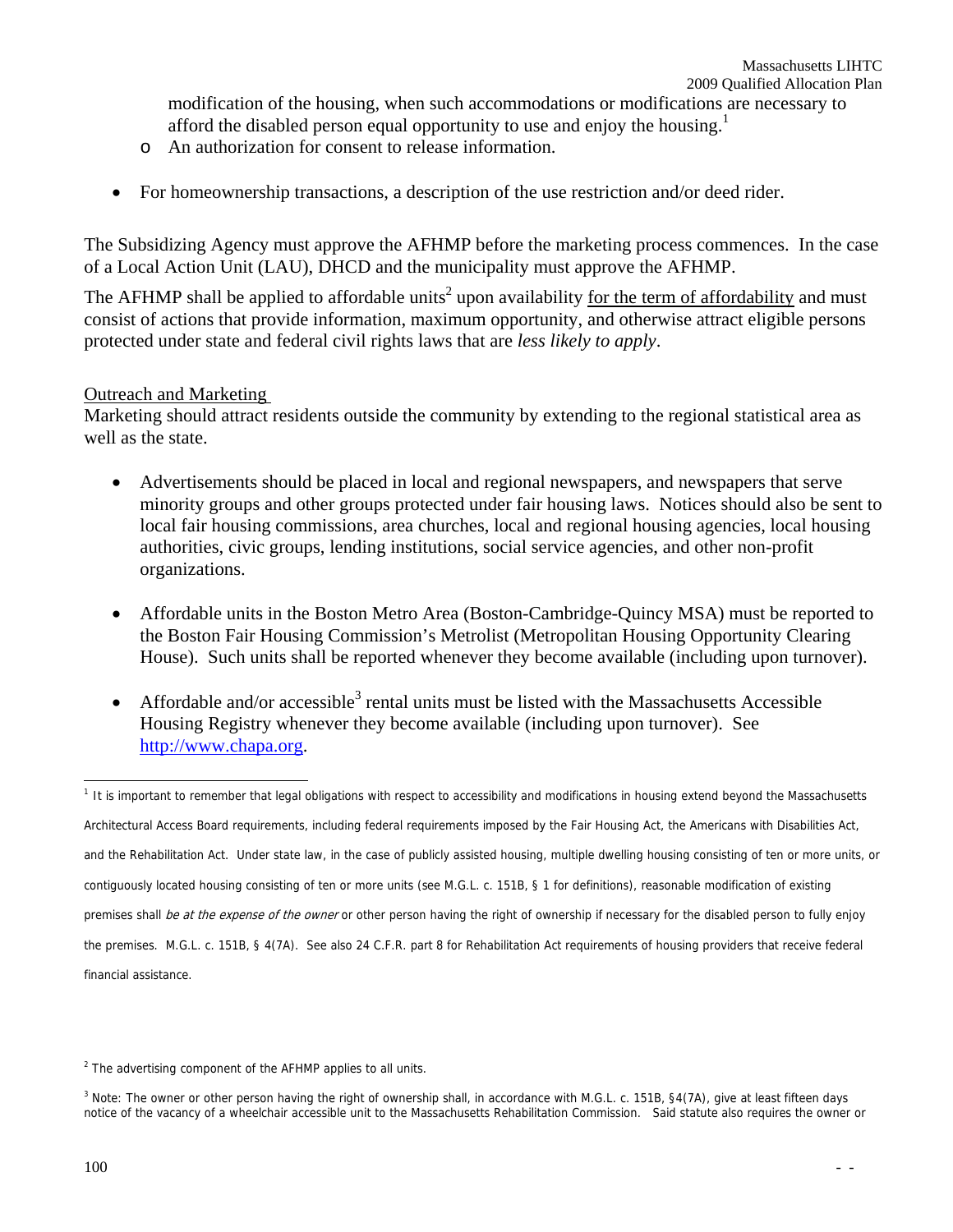modification of the housing, when such accommodations or modifications are necessary to afford the disabled person equal opportunity to use and enjoy the housing.[1]
  - An authorization for consent to release information.

- For homeownership transactions, a description of the use restriction and/or deed rider.

The Subsidizing Agency must approve the AFHMP before the marketing process commences. In the case of a Local Action Unit (LAU), DHCD and the municipality must approve the AFHMP.

The AFHMP shall be applied to affordable units[2] upon availability <u>for the term of affordability</u> and must consist of actions that provide information, maximum opportunity, and otherwise attract eligible persons protected under state and federal civil rights laws that are *less likely to apply*.

<u>Outreach and Marketing</u>
Marketing should attract residents outside the community by extending to the regional statistical area as well as the state.

- Advertisements should be placed in local and regional newspapers, and newspapers that serve minority groups and other groups protected under fair housing laws. Notices should also be sent to local fair housing commissions, area churches, local and regional housing agencies, local housing authorities, civic groups, lending institutions, social service agencies, and other non-profit organizations.

- Affordable units in the Boston Metro Area (Boston-Cambridge-Quincy MSA) must be reported to the Boston Fair Housing Commission's Metrolist (Metropolitan Housing Opportunity Clearing House). Such units shall be reported whenever they become available (including upon turnover).

- Affordable and/or accessible[3] rental units must be listed with the Massachusetts Accessible Housing Registry whenever they become available (including upon turnover). See http://www.chapa.org.

---

[1] It is important to remember that legal obligations with respect to accessibility and modifications in housing extend beyond the Massachusetts Architectural Access Board requirements, including federal requirements imposed by the Fair Housing Act, the Americans with Disabilities Act, and the Rehabilitation Act. Under state law, in the case of publicly assisted housing, multiple dwelling housing consisting of ten or more units, or contiguously located housing consisting of ten or more units (see M.G.L. c. 151B, § 1 for definitions), reasonable modification of existing premises shall *be at the expense of the owner* or other person having the right of ownership if necessary for the disabled person to fully enjoy the premises. M.G.L. c. 151B, § 4(7A). See also 24 C.F.R. part 8 for Rehabilitation Act requirements of housing providers that receive federal financial assistance.

[2] The advertising component of the AFHMP applies to all units.

[3] Note: The owner or other person having the right of ownership shall, in accordance with M.G.L. c. 151B, §4(7A), give at least fifteen days notice of the vacancy of a wheelchair accessible unit to the Massachusetts Rehabilitation Commission. Said statute also requires the owner or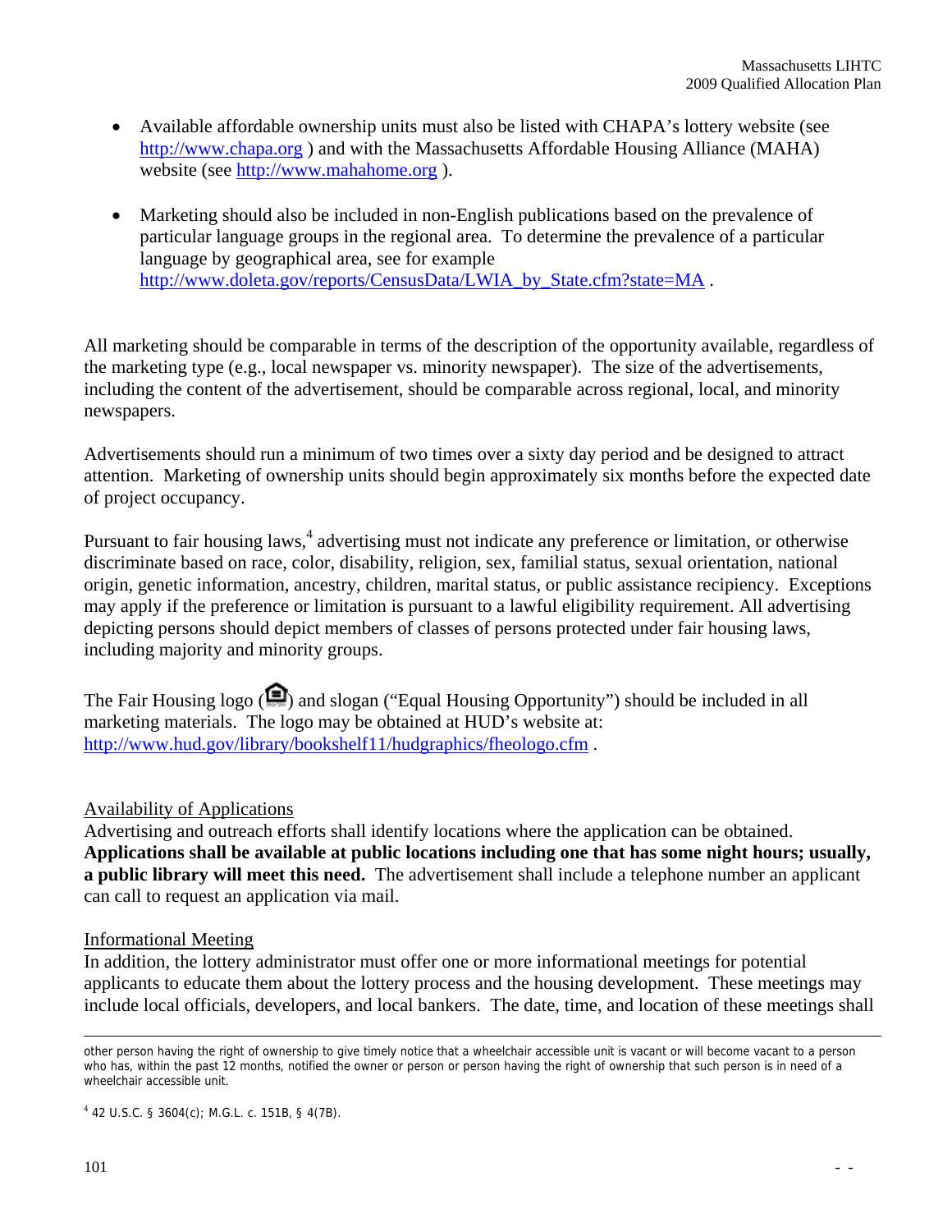- Available affordable ownership units must also be listed with CHAPA's lottery website (see http://www.chapa.org ) and with the Massachusetts Affordable Housing Alliance (MAHA) website (see http://www.mahahome.org ).

- Marketing should also be included in non-English publications based on the prevalence of particular language groups in the regional area. To determine the prevalence of a particular language by geographical area, see for example http://www.doleta.gov/reports/CensusData/LWIA_by_State.cfm?state=MA .

All marketing should be comparable in terms of the description of the opportunity available, regardless of the marketing type (e.g., local newspaper vs. minority newspaper). The size of the advertisements, including the content of the advertisement, should be comparable across regional, local, and minority newspapers.

Advertisements should run a minimum of two times over a sixty day period and be designed to attract attention. Marketing of ownership units should begin approximately six months before the expected date of project occupancy.

Pursuant to fair housing laws,[4] advertising must not indicate any preference or limitation, or otherwise discriminate based on race, color, disability, religion, sex, familial status, sexual orientation, national origin, genetic information, ancestry, children, marital status, or public assistance recipiency. Exceptions may apply if the preference or limitation is pursuant to a lawful eligibility requirement. All advertising depicting persons should depict members of classes of persons protected under fair housing laws, including majority and minority groups.

The Fair Housing logo ( ) and slogan ("Equal Housing Opportunity") should be included in all marketing materials. The logo may be obtained at HUD's website at: http://www.hud.gov/library/bookshelf11/hudgraphics/fheologo.cfm .

Availability of Applications

Advertising and outreach efforts shall identify locations where the application can be obtained. **Applications shall be available at public locations including one that has some night hours; usually, a public library will meet this need.** The advertisement shall include a telephone number an applicant can call to request an application via mail.

Informational Meeting

In addition, the lottery administrator must offer one or more informational meetings for potential applicants to educate them about the lottery process and the housing development. These meetings may include local officials, developers, and local bankers. The date, time, and location of these meetings shall

---

other person having the right of ownership to give timely notice that a wheelchair accessible unit is vacant or will become vacant to a person who has, within the past 12 months, notified the owner or person or person having the right of ownership that such person is in need of a wheelchair accessible unit.

[4] 42 U.S.C. § 3604(c); M.G.L. c. 151B, § 4(7B).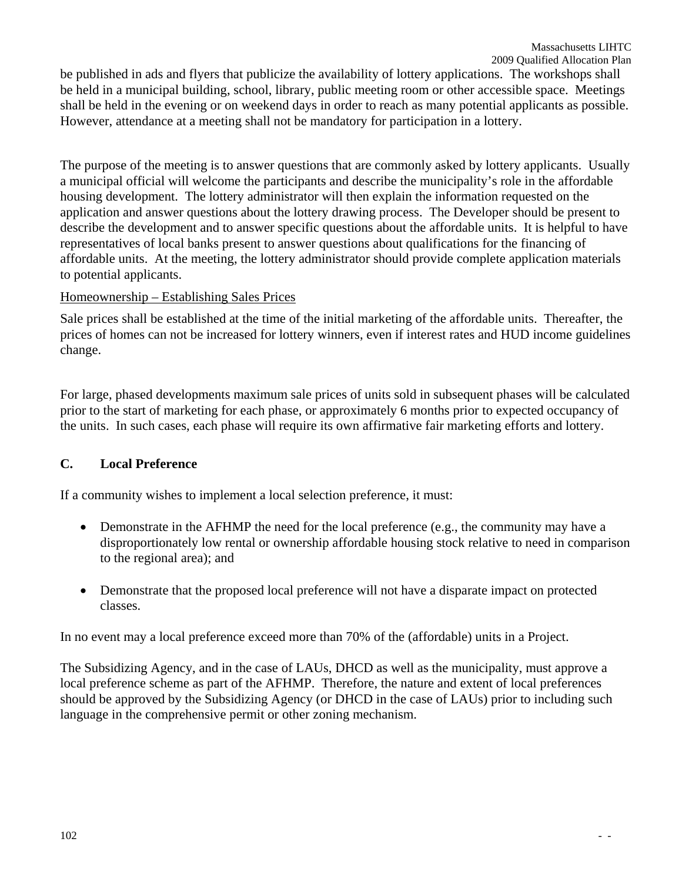be published in ads and flyers that publicize the availability of lottery applications. The workshops shall be held in a municipal building, school, library, public meeting room or other accessible space. Meetings shall be held in the evening or on weekend days in order to reach as many potential applicants as possible. However, attendance at a meeting shall not be mandatory for participation in a lottery.

The purpose of the meeting is to answer questions that are commonly asked by lottery applicants. Usually a municipal official will welcome the participants and describe the municipality's role in the affordable housing development. The lottery administrator will then explain the information requested on the application and answer questions about the lottery drawing process. The Developer should be present to describe the development and to answer specific questions about the affordable units. It is helpful to have representatives of local banks present to answer questions about qualifications for the financing of affordable units. At the meeting, the lottery administrator should provide complete application materials to potential applicants.

Homeownership – Establishing Sales Prices

Sale prices shall be established at the time of the initial marketing of the affordable units. Thereafter, the prices of homes can not be increased for lottery winners, even if interest rates and HUD income guidelines change.

For large, phased developments maximum sale prices of units sold in subsequent phases will be calculated prior to the start of marketing for each phase, or approximately 6 months prior to expected occupancy of the units. In such cases, each phase will require its own affirmative fair marketing efforts and lottery.

### C. Local Preference

If a community wishes to implement a local selection preference, it must:

- Demonstrate in the AFHMP the need for the local preference (e.g., the community may have a disproportionately low rental or ownership affordable housing stock relative to need in comparison to the regional area); and
- Demonstrate that the proposed local preference will not have a disparate impact on protected classes.

In no event may a local preference exceed more than 70% of the (affordable) units in a Project.

The Subsidizing Agency, and in the case of LAUs, DHCD as well as the municipality, must approve a local preference scheme as part of the AFHMP. Therefore, the nature and extent of local preferences should be approved by the Subsidizing Agency (or DHCD in the case of LAUs) prior to including such language in the comprehensive permit or other zoning mechanism.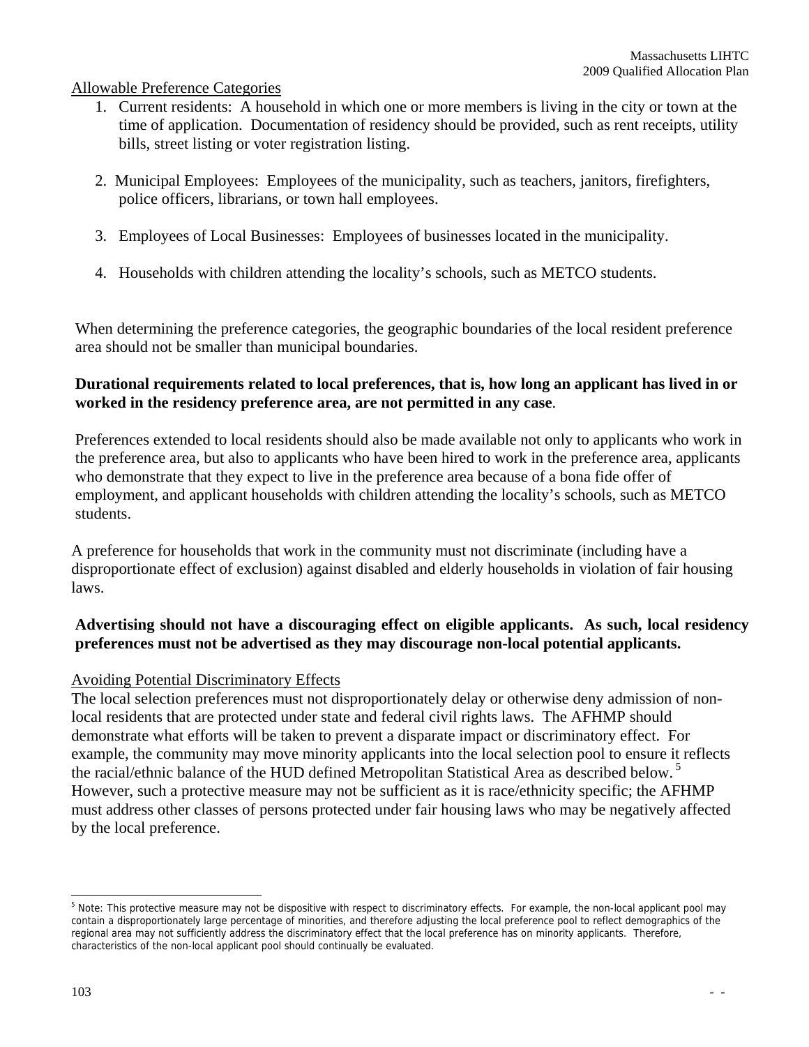Allowable Preference Categories

1. Current residents: A household in which one or more members is living in the city or town at the time of application. Documentation of residency should be provided, such as rent receipts, utility bills, street listing or voter registration listing.
2. Municipal Employees: Employees of the municipality, such as teachers, janitors, firefighters, police officers, librarians, or town hall employees.
3. Employees of Local Businesses: Employees of businesses located in the municipality.
4. Households with children attending the locality's schools, such as METCO students.

When determining the preference categories, the geographic boundaries of the local resident preference area should not be smaller than municipal boundaries.

**Durational requirements related to local preferences, that is, how long an applicant has lived in or worked in the residency preference area, are not permitted in any case**.

Preferences extended to local residents should also be made available not only to applicants who work in the preference area, but also to applicants who have been hired to work in the preference area, applicants who demonstrate that they expect to live in the preference area because of a bona fide offer of employment, and applicant households with children attending the locality's schools, such as METCO students.

A preference for households that work in the community must not discriminate (including have a disproportionate effect of exclusion) against disabled and elderly households in violation of fair housing laws.

**Advertising should not have a discouraging effect on eligible applicants. As such, local residency preferences must not be advertised as they may discourage non-local potential applicants.**

Avoiding Potential Discriminatory Effects

The local selection preferences must not disproportionately delay or otherwise deny admission of non-local residents that are protected under state and federal civil rights laws. The AFHMP should demonstrate what efforts will be taken to prevent a disparate impact or discriminatory effect. For example, the community may move minority applicants into the local selection pool to ensure it reflects the racial/ethnic balance of the HUD defined Metropolitan Statistical Area as described below.[5] However, such a protective measure may not be sufficient as it is race/ethnicity specific; the AFHMP must address other classes of persons protected under fair housing laws who may be negatively affected by the local preference.

[5] Note: This protective measure may not be dispositive with respect to discriminatory effects. For example, the non-local applicant pool may contain a disproportionately large percentage of minorities, and therefore adjusting the local preference pool to reflect demographics of the regional area may not sufficiently address the discriminatory effect that the local preference has on minority applicants. Therefore, characteristics of the non-local applicant pool should continually be evaluated.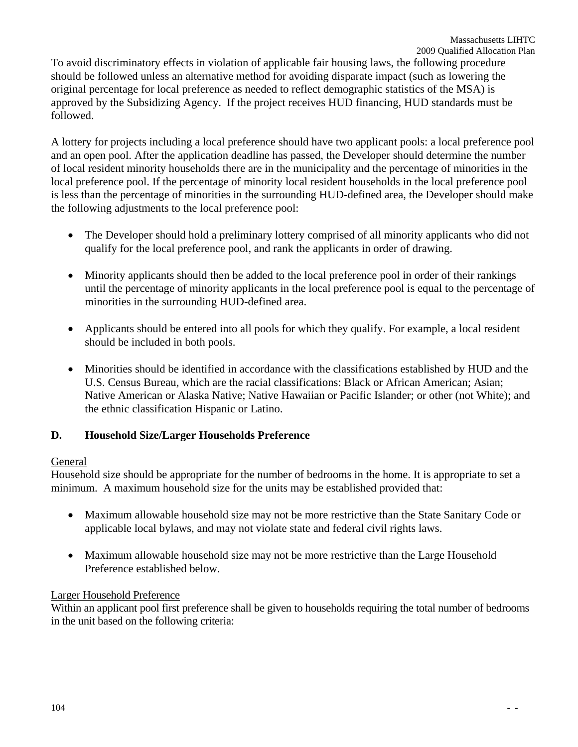To avoid discriminatory effects in violation of applicable fair housing laws, the following procedure should be followed unless an alternative method for avoiding disparate impact (such as lowering the original percentage for local preference as needed to reflect demographic statistics of the MSA) is approved by the Subsidizing Agency. If the project receives HUD financing, HUD standards must be followed.

A lottery for projects including a local preference should have two applicant pools: a local preference pool and an open pool. After the application deadline has passed, the Developer should determine the number of local resident minority households there are in the municipality and the percentage of minorities in the local preference pool. If the percentage of minority local resident households in the local preference pool is less than the percentage of minorities in the surrounding HUD-defined area, the Developer should make the following adjustments to the local preference pool:

- The Developer should hold a preliminary lottery comprised of all minority applicants who did not qualify for the local preference pool, and rank the applicants in order of drawing.
- Minority applicants should then be added to the local preference pool in order of their rankings until the percentage of minority applicants in the local preference pool is equal to the percentage of minorities in the surrounding HUD-defined area.
- Applicants should be entered into all pools for which they qualify. For example, a local resident should be included in both pools.
- Minorities should be identified in accordance with the classifications established by HUD and the U.S. Census Bureau, which are the racial classifications: Black or African American; Asian; Native American or Alaska Native; Native Hawaiian or Pacific Islander; or other (not White); and the ethnic classification Hispanic or Latino.

## D. Household Size/Larger Households Preference

General

Household size should be appropriate for the number of bedrooms in the home. It is appropriate to set a minimum. A maximum household size for the units may be established provided that:

- Maximum allowable household size may not be more restrictive than the State Sanitary Code or applicable local bylaws, and may not violate state and federal civil rights laws.
- Maximum allowable household size may not be more restrictive than the Large Household Preference established below.

Larger Household Preference

Within an applicant pool first preference shall be given to households requiring the total number of bedrooms in the unit based on the following criteria: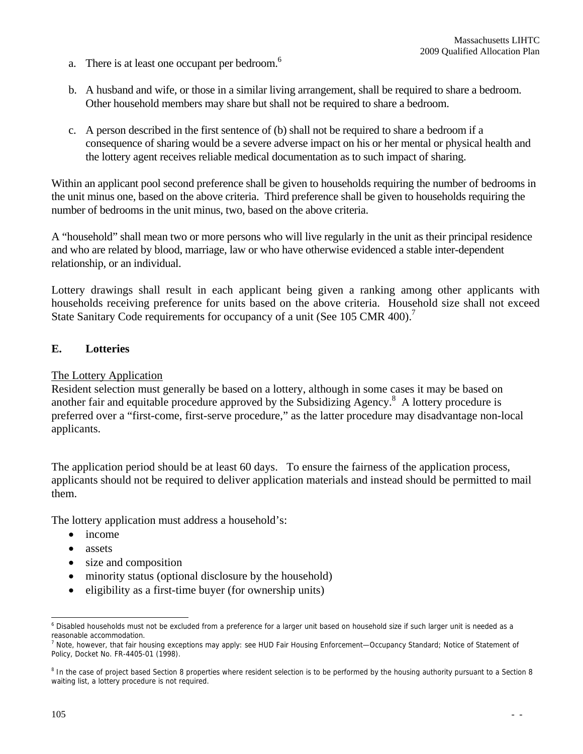a. There is at least one occupant per bedroom.[6]

b. A husband and wife, or those in a similar living arrangement, shall be required to share a bedroom. Other household members may share but shall not be required to share a bedroom.

c. A person described in the first sentence of (b) shall not be required to share a bedroom if a consequence of sharing would be a severe adverse impact on his or her mental or physical health and the lottery agent receives reliable medical documentation as to such impact of sharing.

Within an applicant pool second preference shall be given to households requiring the number of bedrooms in the unit minus one, based on the above criteria. Third preference shall be given to households requiring the number of bedrooms in the unit minus, two, based on the above criteria.

A "household" shall mean two or more persons who will live regularly in the unit as their principal residence and who are related by blood, marriage, law or who have otherwise evidenced a stable inter-dependent relationship, or an individual.

Lottery drawings shall result in each applicant being given a ranking among other applicants with households receiving preference for units based on the above criteria. Household size shall not exceed State Sanitary Code requirements for occupancy of a unit (See 105 CMR 400).[7]

## E. Lotteries

The Lottery Application

Resident selection must generally be based on a lottery, although in some cases it may be based on another fair and equitable procedure approved by the Subsidizing Agency.[8] A lottery procedure is preferred over a "first-come, first-serve procedure," as the latter procedure may disadvantage non-local applicants.

The application period should be at least 60 days. To ensure the fairness of the application process, applicants should not be required to deliver application materials and instead should be permitted to mail them.

The lottery application must address a household's:

- income
- assets
- size and composition
- minority status (optional disclosure by the household)
- eligibility as a first-time buyer (for ownership units)

[6] Disabled households must not be excluded from a preference for a larger unit based on household size if such larger unit is needed as a reasonable accommodation.

[7] Note, however, that fair housing exceptions may apply: see HUD Fair Housing Enforcement—Occupancy Standard; Notice of Statement of Policy, Docket No. FR-4405-01 (1998).

[8] In the case of project based Section 8 properties where resident selection is to be performed by the housing authority pursuant to a Section 8 waiting list, a lottery procedure is not required.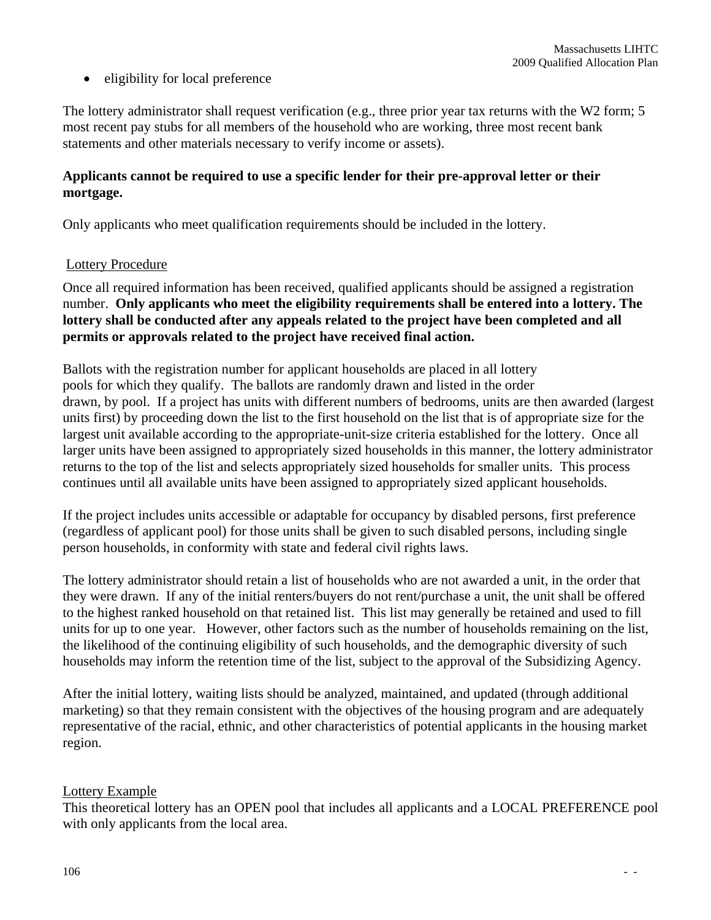- eligibility for local preference

The lottery administrator shall request verification (e.g., three prior year tax returns with the W2 form; 5 most recent pay stubs for all members of the household who are working, three most recent bank statements and other materials necessary to verify income or assets).

**Applicants cannot be required to use a specific lender for their pre-approval letter or their mortgage.**

Only applicants who meet qualification requirements should be included in the lottery.

Lottery Procedure

Once all required information has been received, qualified applicants should be assigned a registration number. **Only applicants who meet the eligibility requirements shall be entered into a lottery. The lottery shall be conducted after any appeals related to the project have been completed and all permits or approvals related to the project have received final action.**

Ballots with the registration number for applicant households are placed in all lottery pools for which they qualify. The ballots are randomly drawn and listed in the order drawn, by pool. If a project has units with different numbers of bedrooms, units are then awarded (largest units first) by proceeding down the list to the first household on the list that is of appropriate size for the largest unit available according to the appropriate-unit-size criteria established for the lottery. Once all larger units have been assigned to appropriately sized households in this manner, the lottery administrator returns to the top of the list and selects appropriately sized households for smaller units. This process continues until all available units have been assigned to appropriately sized applicant households.

If the project includes units accessible or adaptable for occupancy by disabled persons, first preference (regardless of applicant pool) for those units shall be given to such disabled persons, including single person households, in conformity with state and federal civil rights laws.

The lottery administrator should retain a list of households who are not awarded a unit, in the order that they were drawn. If any of the initial renters/buyers do not rent/purchase a unit, the unit shall be offered to the highest ranked household on that retained list. This list may generally be retained and used to fill units for up to one year. However, other factors such as the number of households remaining on the list, the likelihood of the continuing eligibility of such households, and the demographic diversity of such households may inform the retention time of the list, subject to the approval of the Subsidizing Agency.

After the initial lottery, waiting lists should be analyzed, maintained, and updated (through additional marketing) so that they remain consistent with the objectives of the housing program and are adequately representative of the racial, ethnic, and other characteristics of potential applicants in the housing market region.

Lottery Example

This theoretical lottery has an OPEN pool that includes all applicants and a LOCAL PREFERENCE pool with only applicants from the local area.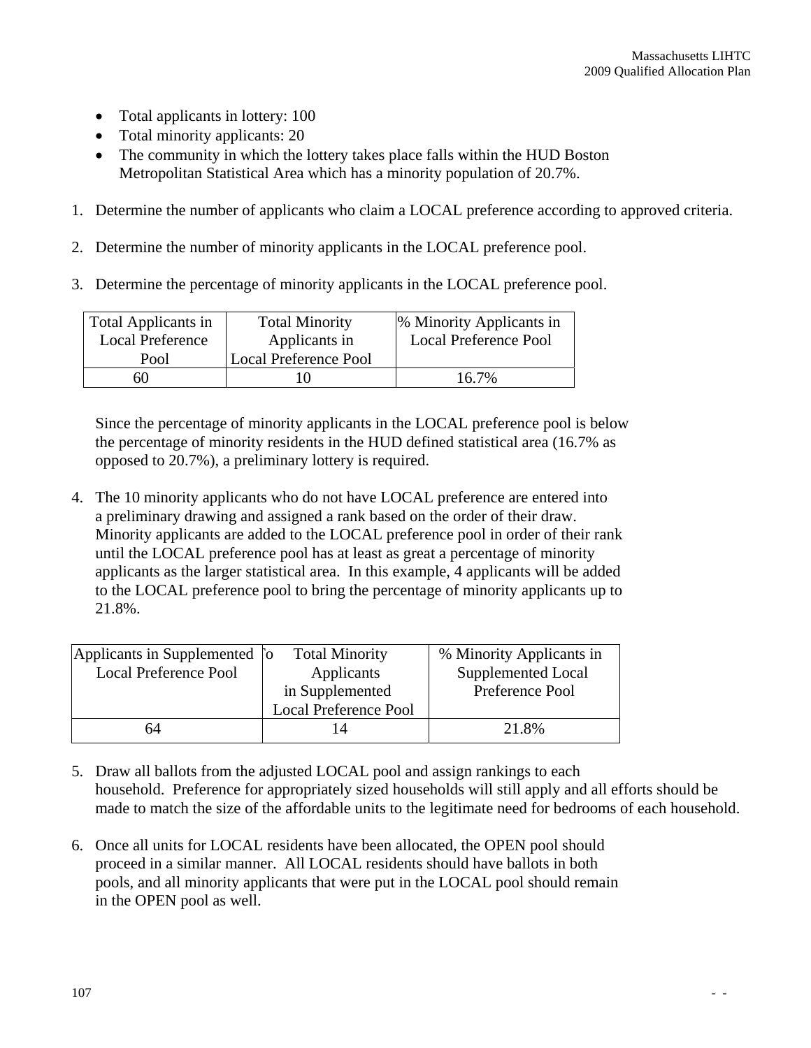- Total applicants in lottery: 100
- Total minority applicants: 20
- The community in which the lottery takes place falls within the HUD Boston Metropolitan Statistical Area which has a minority population of 20.7%.

1. Determine the number of applicants who claim a LOCAL preference according to approved criteria.

2. Determine the number of minority applicants in the LOCAL preference pool.

3. Determine the percentage of minority applicants in the LOCAL preference pool.

| Total Applicants in Local Preference Pool | Total Minority Applicants in Local Preference Pool | % Minority Applicants in Local Preference Pool |
|---|---|---|
| 60 | 10 | 16.7% |

Since the percentage of minority applicants in the LOCAL preference pool is below the percentage of minority residents in the HUD defined statistical area (16.7% as opposed to 20.7%), a preliminary lottery is required.

4. The 10 minority applicants who do not have LOCAL preference are entered into a preliminary drawing and assigned a rank based on the order of their draw. Minority applicants are added to the LOCAL preference pool in order of their rank until the LOCAL preference pool has at least as great a percentage of minority applicants as the larger statistical area. In this example, 4 applicants will be added to the LOCAL preference pool to bring the percentage of minority applicants up to 21.8%.

| Applicants in Supplemented Local Preference Pool | Total Minority Applicants in Supplemented Local Preference Pool | % Minority Applicants in Supplemented Local Preference Pool |
|---|---|---|
| 64 | 14 | 21.8% |

5. Draw all ballots from the adjusted LOCAL pool and assign rankings to each household. Preference for appropriately sized households will still apply and all efforts should be made to match the size of the affordable units to the legitimate need for bedrooms of each household.

6. Once all units for LOCAL residents have been allocated, the OPEN pool should proceed in a similar manner. All LOCAL residents should have ballots in both pools, and all minority applicants that were put in the LOCAL pool should remain in the OPEN pool as well.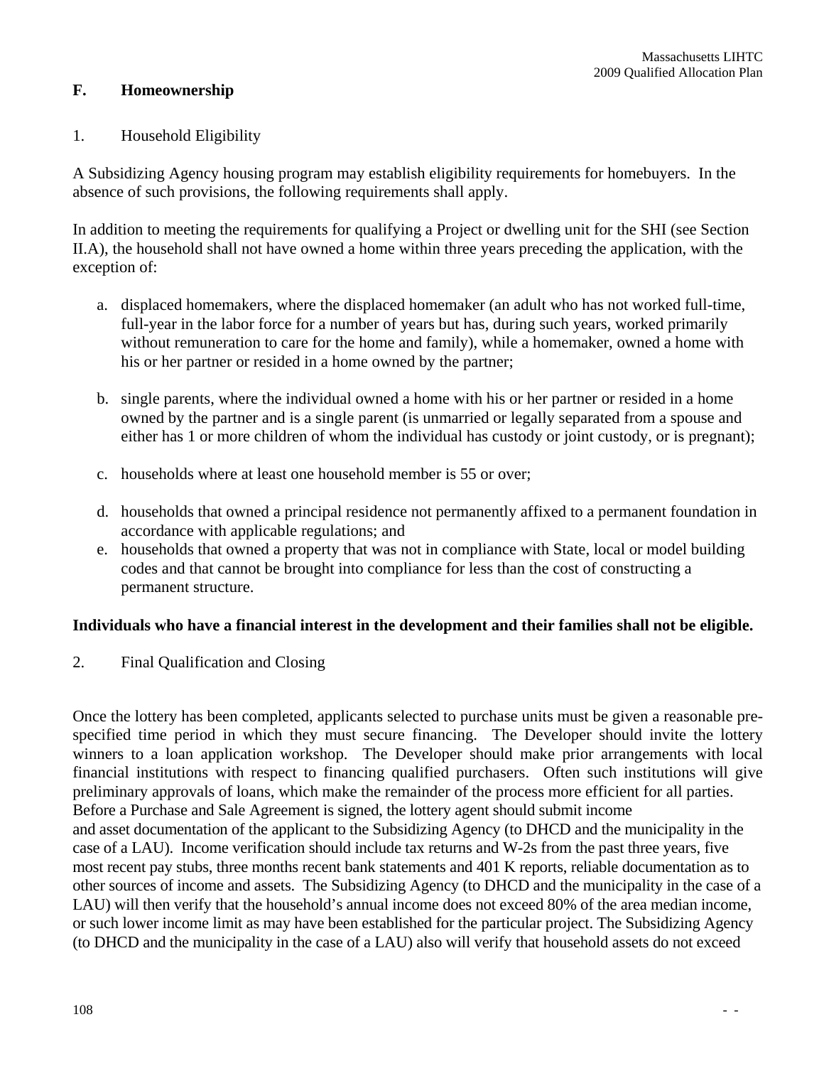## F. Homeownership

1. Household Eligibility

A Subsidizing Agency housing program may establish eligibility requirements for homebuyers. In the absence of such provisions, the following requirements shall apply.

In addition to meeting the requirements for qualifying a Project or dwelling unit for the SHI (see Section II.A), the household shall not have owned a home within three years preceding the application, with the exception of:

a. displaced homemakers, where the displaced homemaker (an adult who has not worked full-time, full-year in the labor force for a number of years but has, during such years, worked primarily without remuneration to care for the home and family), while a homemaker, owned a home with his or her partner or resided in a home owned by the partner;

b. single parents, where the individual owned a home with his or her partner or resided in a home owned by the partner and is a single parent (is unmarried or legally separated from a spouse and either has 1 or more children of whom the individual has custody or joint custody, or is pregnant);

c. households where at least one household member is 55 or over;

d. households that owned a principal residence not permanently affixed to a permanent foundation in accordance with applicable regulations; and
e. households that owned a property that was not in compliance with State, local or model building codes and that cannot be brought into compliance for less than the cost of constructing a permanent structure.

**Individuals who have a financial interest in the development and their families shall not be eligible.**

2. Final Qualification and Closing

Once the lottery has been completed, applicants selected to purchase units must be given a reasonable pre-specified time period in which they must secure financing. The Developer should invite the lottery winners to a loan application workshop. The Developer should make prior arrangements with local financial institutions with respect to financing qualified purchasers. Often such institutions will give preliminary approvals of loans, which make the remainder of the process more efficient for all parties. Before a Purchase and Sale Agreement is signed, the lottery agent should submit income and asset documentation of the applicant to the Subsidizing Agency (to DHCD and the municipality in the case of a LAU). Income verification should include tax returns and W-2s from the past three years, five most recent pay stubs, three months recent bank statements and 401 K reports, reliable documentation as to other sources of income and assets. The Subsidizing Agency (to DHCD and the municipality in the case of a LAU) will then verify that the household's annual income does not exceed 80% of the area median income, or such lower income limit as may have been established for the particular project. The Subsidizing Agency (to DHCD and the municipality in the case of a LAU) also will verify that household assets do not exceed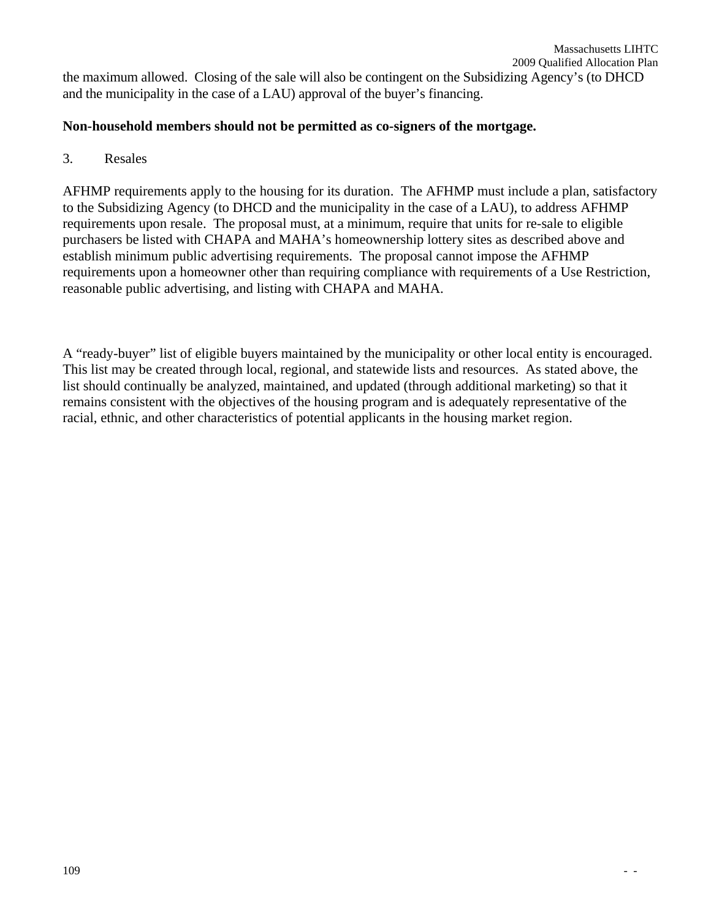the maximum allowed. Closing of the sale will also be contingent on the Subsidizing Agency's (to DHCD and the municipality in the case of a LAU) approval of the buyer's financing.

**Non-household members should not be permitted as co-signers of the mortgage.**

3. Resales

AFHMP requirements apply to the housing for its duration. The AFHMP must include a plan, satisfactory to the Subsidizing Agency (to DHCD and the municipality in the case of a LAU), to address AFHMP requirements upon resale. The proposal must, at a minimum, require that units for re-sale to eligible purchasers be listed with CHAPA and MAHA's homeownership lottery sites as described above and establish minimum public advertising requirements. The proposal cannot impose the AFHMP requirements upon a homeowner other than requiring compliance with requirements of a Use Restriction, reasonable public advertising, and listing with CHAPA and MAHA.

A "ready-buyer" list of eligible buyers maintained by the municipality or other local entity is encouraged. This list may be created through local, regional, and statewide lists and resources. As stated above, the list should continually be analyzed, maintained, and updated (through additional marketing) so that it remains consistent with the objectives of the housing program and is adequately representative of the racial, ethnic, and other characteristics of potential applicants in the housing market region.